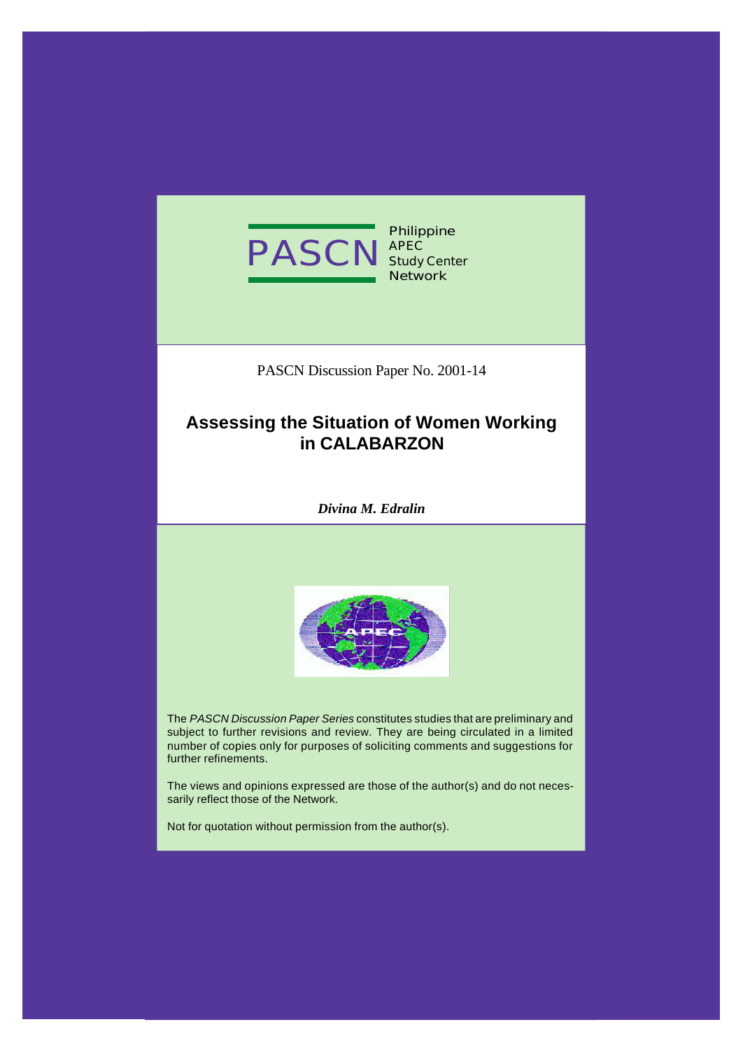PASCN Philippine APEC Study Center Network

PASCN Discussion Paper No. 2001-14

# Assessing the Situation of Women Working in CALABARZON

***Divina M. Edralin***

The *PASCN Discussion Paper Series* constitutes studies that are preliminary and subject to further revisions and review. They are being circulated in a limited number of copies only for purposes of soliciting comments and suggestions for further refinements.

The views and opinions expressed are those of the author(s) and do not necessarily reflect those of the Network.

Not for quotation without permission from the author(s).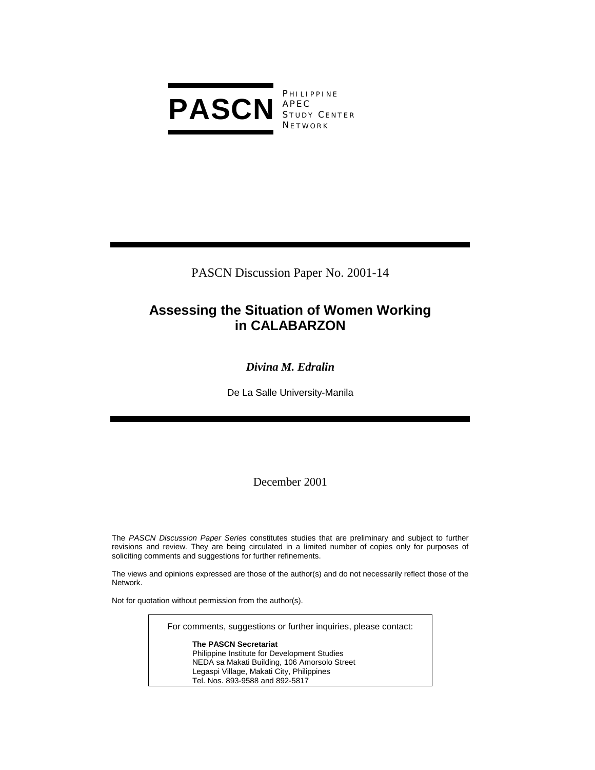**PASCN** PHILIPPINE APEC STUDY CENTER NETWORK

PASCN Discussion Paper No. 2001-14

# Assessing the Situation of Women Working in CALABARZON

***Divina M. Edralin***

De La Salle University-Manila

December 2001

The *PASCN Discussion Paper Series* constitutes studies that are preliminary and subject to further revisions and review. They are being circulated in a limited number of copies only for purposes of soliciting comments and suggestions for further refinements.

The views and opinions expressed are those of the author(s) and do not necessarily reflect those of the Network.

Not for quotation without permission from the author(s).

For comments, suggestions or further inquiries, please contact:

**The PASCN Secretariat**
Philippine Institute for Development Studies
NEDA sa Makati Building, 106 Amorsolo Street
Legaspi Village, Makati City, Philippines
Tel. Nos. 893-9588 and 892-5817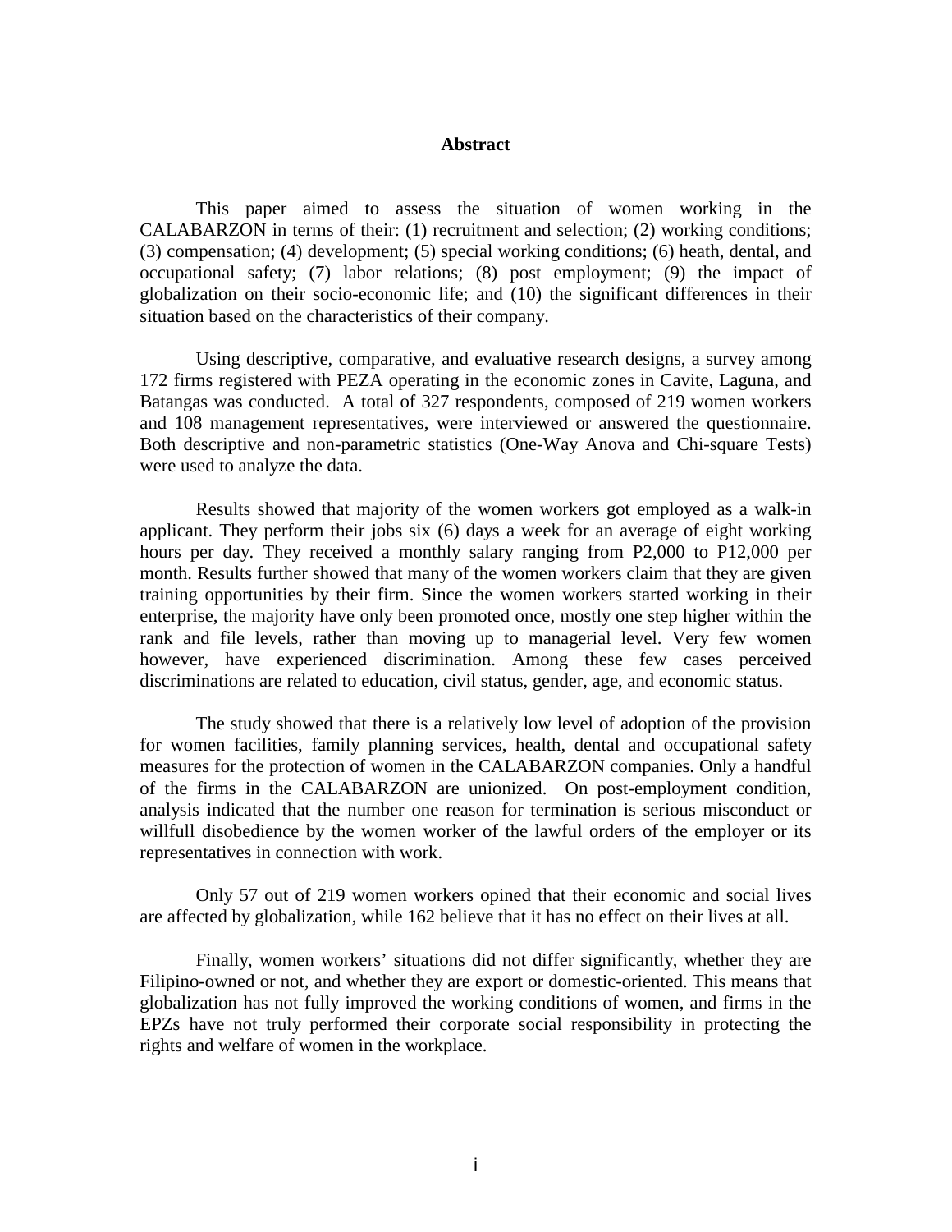## Abstract

This paper aimed to assess the situation of women working in the CALABARZON in terms of their: (1) recruitment and selection; (2) working conditions; (3) compensation; (4) development; (5) special working conditions; (6) heath, dental, and occupational safety; (7) labor relations; (8) post employment; (9) the impact of globalization on their socio-economic life; and (10) the significant differences in their situation based on the characteristics of their company.

Using descriptive, comparative, and evaluative research designs, a survey among 172 firms registered with PEZA operating in the economic zones in Cavite, Laguna, and Batangas was conducted. A total of 327 respondents, composed of 219 women workers and 108 management representatives, were interviewed or answered the questionnaire. Both descriptive and non-parametric statistics (One-Way Anova and Chi-square Tests) were used to analyze the data.

Results showed that majority of the women workers got employed as a walk-in applicant. They perform their jobs six (6) days a week for an average of eight working hours per day. They received a monthly salary ranging from P2,000 to P12,000 per month. Results further showed that many of the women workers claim that they are given training opportunities by their firm. Since the women workers started working in their enterprise, the majority have only been promoted once, mostly one step higher within the rank and file levels, rather than moving up to managerial level. Very few women however, have experienced discrimination. Among these few cases perceived discriminations are related to education, civil status, gender, age, and economic status.

The study showed that there is a relatively low level of adoption of the provision for women facilities, family planning services, health, dental and occupational safety measures for the protection of women in the CALABARZON companies. Only a handful of the firms in the CALABARZON are unionized. On post-employment condition, analysis indicated that the number one reason for termination is serious misconduct or willfull disobedience by the women worker of the lawful orders of the employer or its representatives in connection with work.

Only 57 out of 219 women workers opined that their economic and social lives are affected by globalization, while 162 believe that it has no effect on their lives at all.

Finally, women workers' situations did not differ significantly, whether they are Filipino-owned or not, and whether they are export or domestic-oriented. This means that globalization has not fully improved the working conditions of women, and firms in the EPZs have not truly performed their corporate social responsibility in protecting the rights and welfare of women in the workplace.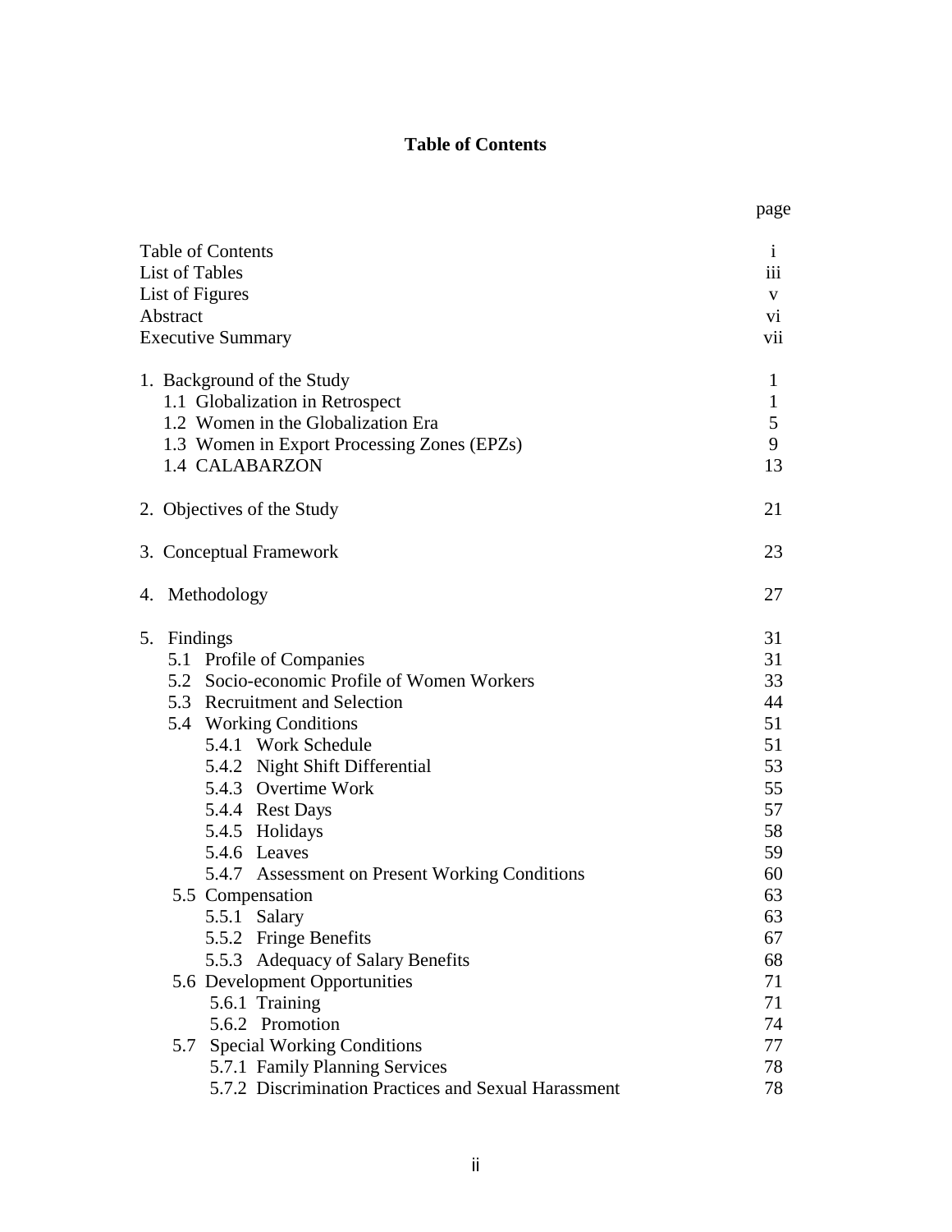# Table of Contents

| | page |
|---|---|
| Table of Contents | i |
| List of Tables | iii |
| List of Figures | v |
| Abstract | vi |
| Executive Summary | vii |
| | |
| 1. Background of the Study | 1 |
| 1.1 Globalization in Retrospect | 1 |
| 1.2 Women in the Globalization Era | 5 |
| 1.3 Women in Export Processing Zones (EPZs) | 9 |
| 1.4 CALABARZON | 13 |
| | |
| 2. Objectives of the Study | 21 |
| | |
| 3. Conceptual Framework | 23 |
| | |
| 4. Methodology | 27 |
| | |
| 5. Findings | 31 |
| 5.1 Profile of Companies | 31 |
| 5.2 Socio-economic Profile of Women Workers | 33 |
| 5.3 Recruitment and Selection | 44 |
| 5.4 Working Conditions | 51 |
| 5.4.1 Work Schedule | 51 |
| 5.4.2 Night Shift Differential | 53 |
| 5.4.3 Overtime Work | 55 |
| 5.4.4 Rest Days | 57 |
| 5.4.5 Holidays | 58 |
| 5.4.6 Leaves | 59 |
| 5.4.7 Assessment on Present Working Conditions | 60 |
| 5.5 Compensation | 63 |
| 5.5.1 Salary | 63 |
| 5.5.2 Fringe Benefits | 67 |
| 5.5.3 Adequacy of Salary Benefits | 68 |
| 5.6 Development Opportunities | 71 |
| 5.6.1 Training | 71 |
| 5.6.2 Promotion | 74 |
| 5.7 Special Working Conditions | 77 |
| 5.7.1 Family Planning Services | 78 |
| 5.7.2 Discrimination Practices and Sexual Harassment | 78 |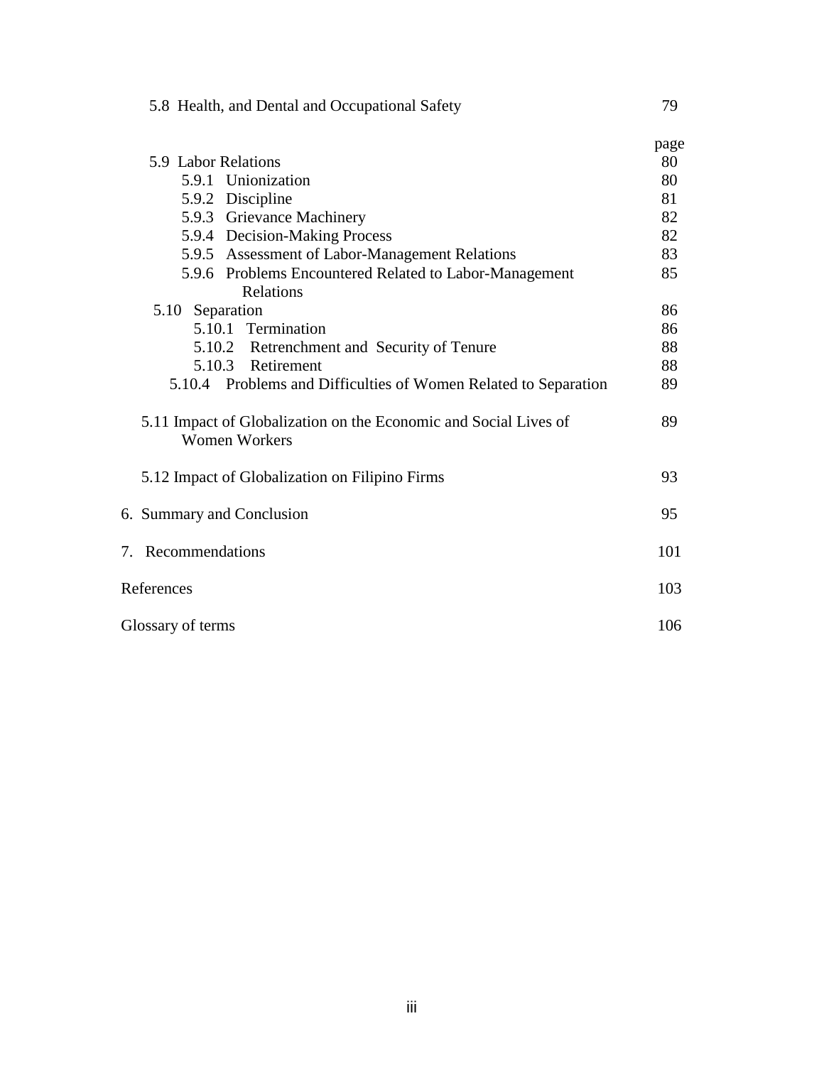| | page |
|---|---|
| 5.8 Health, and Dental and Occupational Safety | 79 |
| 5.9 Labor Relations | 80 |
| 5.9.1 Unionization | 80 |
| 5.9.2 Discipline | 81 |
| 5.9.3 Grievance Machinery | 82 |
| 5.9.4 Decision-Making Process | 82 |
| 5.9.5 Assessment of Labor-Management Relations | 83 |
| 5.9.6 Problems Encountered Related to Labor-Management Relations | 85 |
| 5.10 Separation | 86 |
| 5.10.1 Termination | 86 |
| 5.10.2 Retrenchment and Security of Tenure | 88 |
| 5.10.3 Retirement | 88 |
| 5.10.4 Problems and Difficulties of Women Related to Separation | 89 |
| 5.11 Impact of Globalization on the Economic and Social Lives of Women Workers | 89 |
| 5.12 Impact of Globalization on Filipino Firms | 93 |
| 6. Summary and Conclusion | 95 |
| 7. Recommendations | 101 |
| References | 103 |
| Glossary of terms | 106 |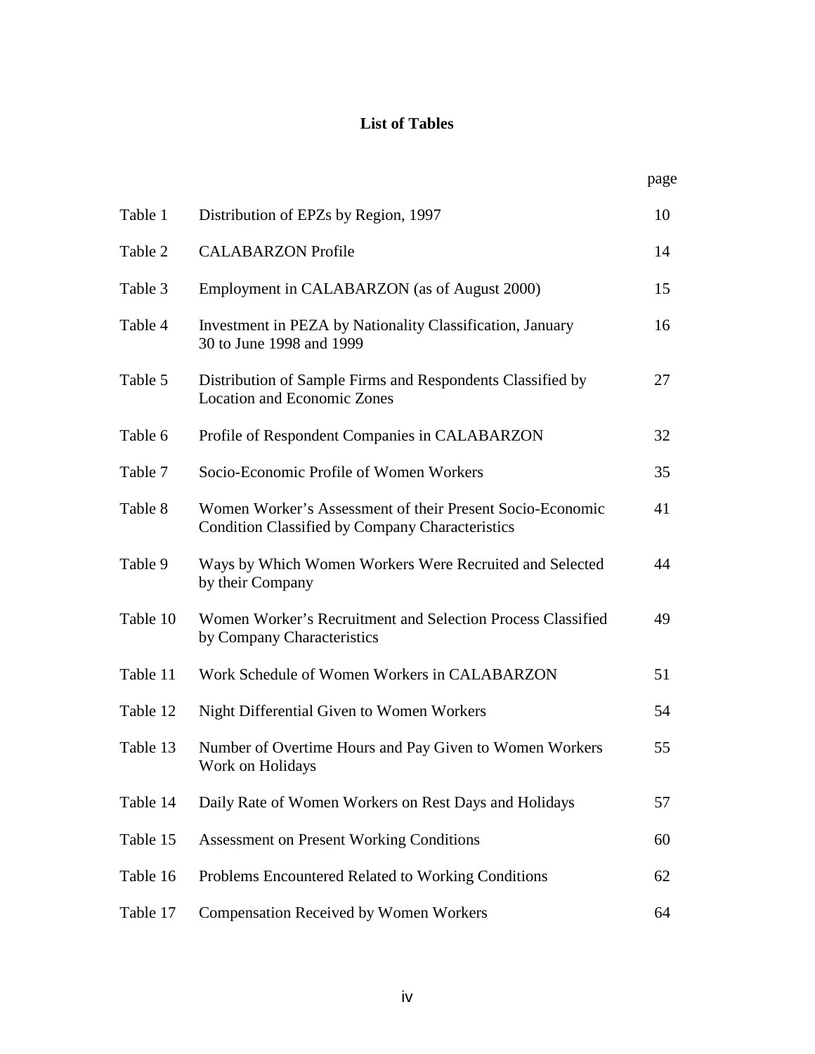# List of Tables

| | | page |
|---|---|---|
| Table 1 | Distribution of EPZs by Region, 1997 | 10 |
| Table 2 | CALABARZON Profile | 14 |
| Table 3 | Employment in CALABARZON (as of August 2000) | 15 |
| Table 4 | Investment in PEZA by Nationality Classification, January 30 to June 1998 and 1999 | 16 |
| Table 5 | Distribution of Sample Firms and Respondents Classified by Location and Economic Zones | 27 |
| Table 6 | Profile of Respondent Companies in CALABARZON | 32 |
| Table 7 | Socio-Economic Profile of Women Workers | 35 |
| Table 8 | Women Worker's Assessment of their Present Socio-Economic Condition Classified by Company Characteristics | 41 |
| Table 9 | Ways by Which Women Workers Were Recruited and Selected by their Company | 44 |
| Table 10 | Women Worker's Recruitment and Selection Process Classified by Company Characteristics | 49 |
| Table 11 | Work Schedule of Women Workers in CALABARZON | 51 |
| Table 12 | Night Differential Given to Women Workers | 54 |
| Table 13 | Number of Overtime Hours and Pay Given to Women Workers Work on Holidays | 55 |
| Table 14 | Daily Rate of Women Workers on Rest Days and Holidays | 57 |
| Table 15 | Assessment on Present Working Conditions | 60 |
| Table 16 | Problems Encountered Related to Working Conditions | 62 |
| Table 17 | Compensation Received by Women Workers | 64 |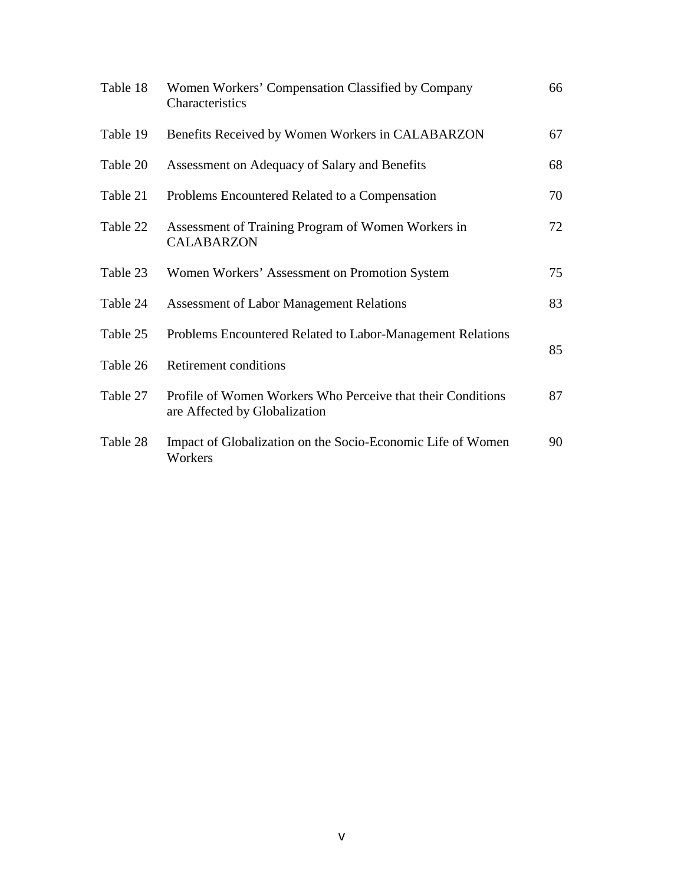| | | |
|---|---|---|
| Table 18 | Women Workers' Compensation Classified by Company Characteristics | 66 |
| Table 19 | Benefits Received by Women Workers in CALABARZON | 67 |
| Table 20 | Assessment on Adequacy of Salary and Benefits | 68 |
| Table 21 | Problems Encountered Related to a Compensation | 70 |
| Table 22 | Assessment of Training Program of Women Workers in CALABARZON | 72 |
| Table 23 | Women Workers' Assessment on Promotion System | 75 |
| Table 24 | Assessment of Labor Management Relations | 83 |
| Table 25 | Problems Encountered Related to Labor-Management Relations | 85 |
| Table 26 | Retirement conditions | |
| Table 27 | Profile of Women Workers Who Perceive that their Conditions are Affected by Globalization | 87 |
| Table 28 | Impact of Globalization on the Socio-Economic Life of Women Workers | 90 |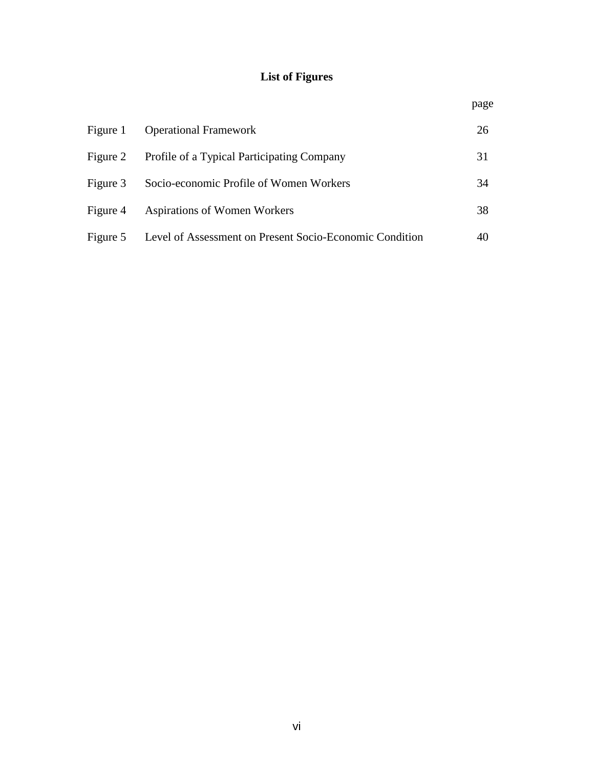# List of Figures

| | | page |
|---|---|---|
| Figure 1 | Operational Framework | 26 |
| Figure 2 | Profile of a Typical Participating Company | 31 |
| Figure 3 | Socio-economic Profile of Women Workers | 34 |
| Figure 4 | Aspirations of Women Workers | 38 |
| Figure 5 | Level of Assessment on Present Socio-Economic Condition | 40 |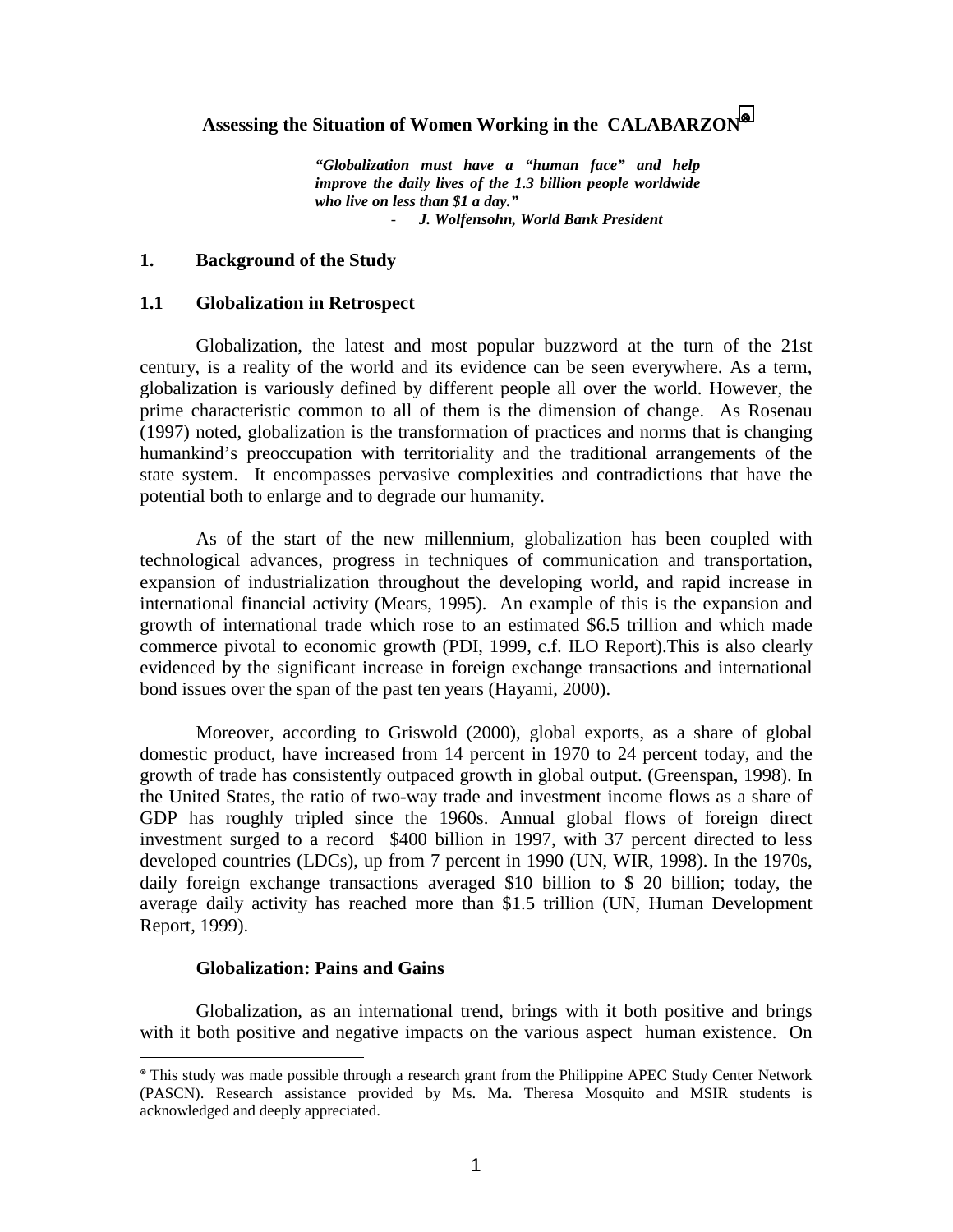# Assessing the Situation of Women Working in the CALABARZON[⊗]

> ***"Globalization must have a "human face" and help improve the daily lives of the 1.3 billion people worldwide who live on less than $1 a day."***
>
> - ***J. Wolfensohn, World Bank President***

## 1. Background of the Study

### 1.1 Globalization in Retrospect

Globalization, the latest and most popular buzzword at the turn of the 21st century, is a reality of the world and its evidence can be seen everywhere. As a term, globalization is variously defined by different people all over the world. However, the prime characteristic common to all of them is the dimension of change. As Rosenau (1997) noted, globalization is the transformation of practices and norms that is changing humankind's preoccupation with territoriality and the traditional arrangements of the state system. It encompasses pervasive complexities and contradictions that have the potential both to enlarge and to degrade our humanity.

As of the start of the new millennium, globalization has been coupled with technological advances, progress in techniques of communication and transportation, expansion of industrialization throughout the developing world, and rapid increase in international financial activity (Mears, 1995). An example of this is the expansion and growth of international trade which rose to an estimated $6.5 trillion and which made commerce pivotal to economic growth (PDI, 1999, c.f. ILO Report).This is also clearly evidenced by the significant increase in foreign exchange transactions and international bond issues over the span of the past ten years (Hayami, 2000).

Moreover, according to Griswold (2000), global exports, as a share of global domestic product, have increased from 14 percent in 1970 to 24 percent today, and the growth of trade has consistently outpaced growth in global output. (Greenspan, 1998). In the United States, the ratio of two-way trade and investment income flows as a share of GDP has roughly tripled since the 1960s. Annual global flows of foreign direct investment surged to a record $400 billion in 1997, with 37 percent directed to less developed countries (LDCs), up from 7 percent in 1990 (UN, WIR, 1998). In the 1970s, daily foreign exchange transactions averaged $10 billion to $ 20 billion; today, the average daily activity has reached more than $1.5 trillion (UN, Human Development Report, 1999).

**Globalization: Pains and Gains**

Globalization, as an international trend, brings with it both positive and brings with it both positive and negative impacts on the various aspect human existence. On

---

[⊗] This study was made possible through a research grant from the Philippine APEC Study Center Network (PASCN). Research assistance provided by Ms. Ma. Theresa Mosquito and MSIR students is acknowledged and deeply appreciated.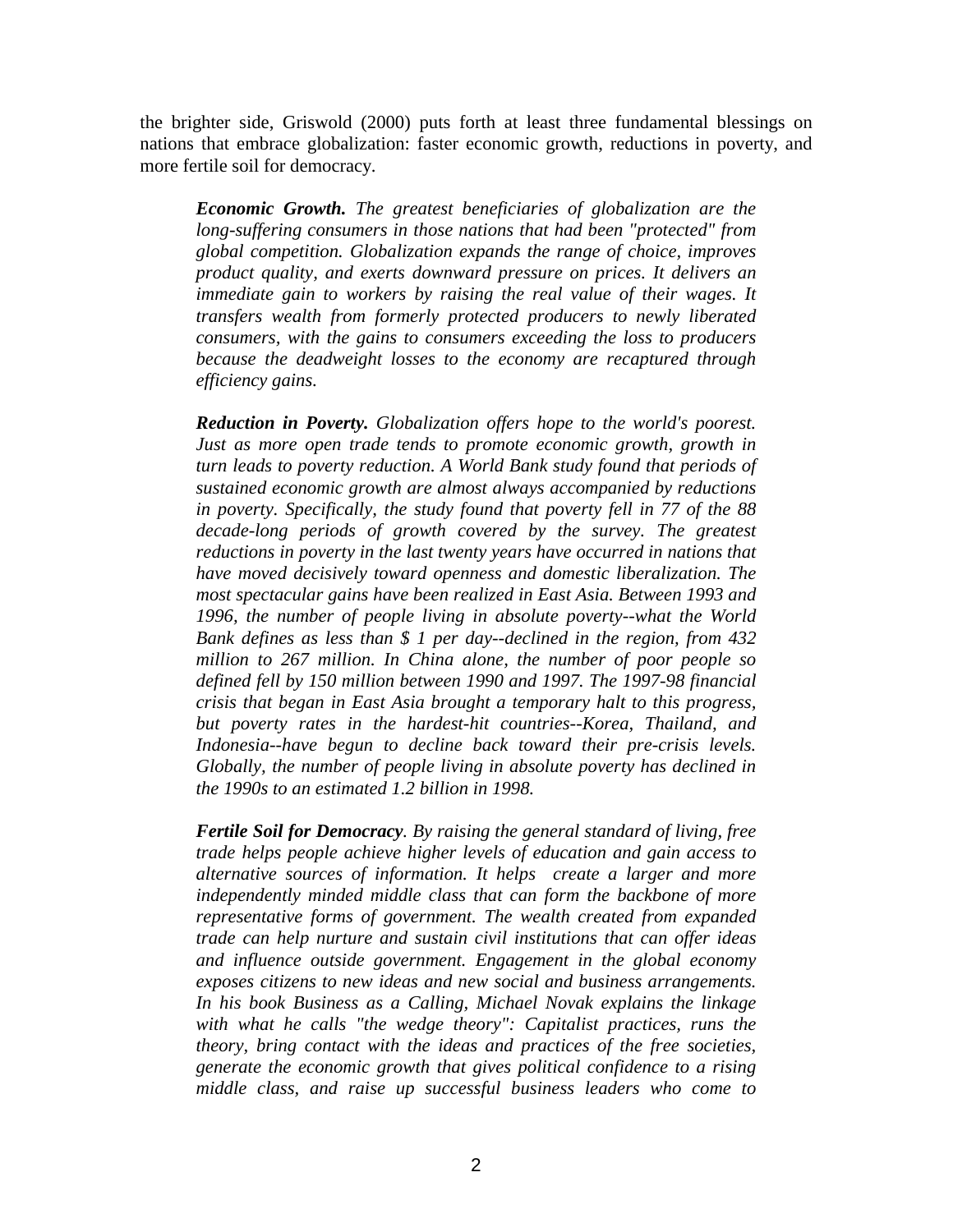the brighter side, Griswold (2000) puts forth at least three fundamental blessings on nations that embrace globalization: faster economic growth, reductions in poverty, and more fertile soil for democracy.

> ***Economic Growth.*** *The greatest beneficiaries of globalization are the long-suffering consumers in those nations that had been "protected" from global competition. Globalization expands the range of choice, improves product quality, and exerts downward pressure on prices. It delivers an immediate gain to workers by raising the real value of their wages. It transfers wealth from formerly protected producers to newly liberated consumers, with the gains to consumers exceeding the loss to producers because the deadweight losses to the economy are recaptured through efficiency gains.*
>
> ***Reduction in Poverty.*** *Globalization offers hope to the world's poorest. Just as more open trade tends to promote economic growth, growth in turn leads to poverty reduction. A World Bank study found that periods of sustained economic growth are almost always accompanied by reductions in poverty. Specifically, the study found that poverty fell in 77 of the 88 decade-long periods of growth covered by the survey. The greatest reductions in poverty in the last twenty years have occurred in nations that have moved decisively toward openness and domestic liberalization. The most spectacular gains have been realized in East Asia. Between 1993 and 1996, the number of people living in absolute poverty--what the World Bank defines as less than $ 1 per day--declined in the region, from 432 million to 267 million. In China alone, the number of poor people so defined fell by 150 million between 1990 and 1997. The 1997-98 financial crisis that began in East Asia brought a temporary halt to this progress, but poverty rates in the hardest-hit countries--Korea, Thailand, and Indonesia--have begun to decline back toward their pre-crisis levels. Globally, the number of people living in absolute poverty has declined in the 1990s to an estimated 1.2 billion in 1998.*
>
> ***Fertile Soil for Democracy****. By raising the general standard of living, free trade helps people achieve higher levels of education and gain access to alternative sources of information. It helps create a larger and more independently minded middle class that can form the backbone of more representative forms of government. The wealth created from expanded trade can help nurture and sustain civil institutions that can offer ideas and influence outside government. Engagement in the global economy exposes citizens to new ideas and new social and business arrangements. In his book Business as a Calling, Michael Novak explains the linkage with what he calls "the wedge theory": Capitalist practices, runs the theory, bring contact with the ideas and practices of the free societies, generate the economic growth that gives political confidence to a rising middle class, and raise up successful business leaders who come to*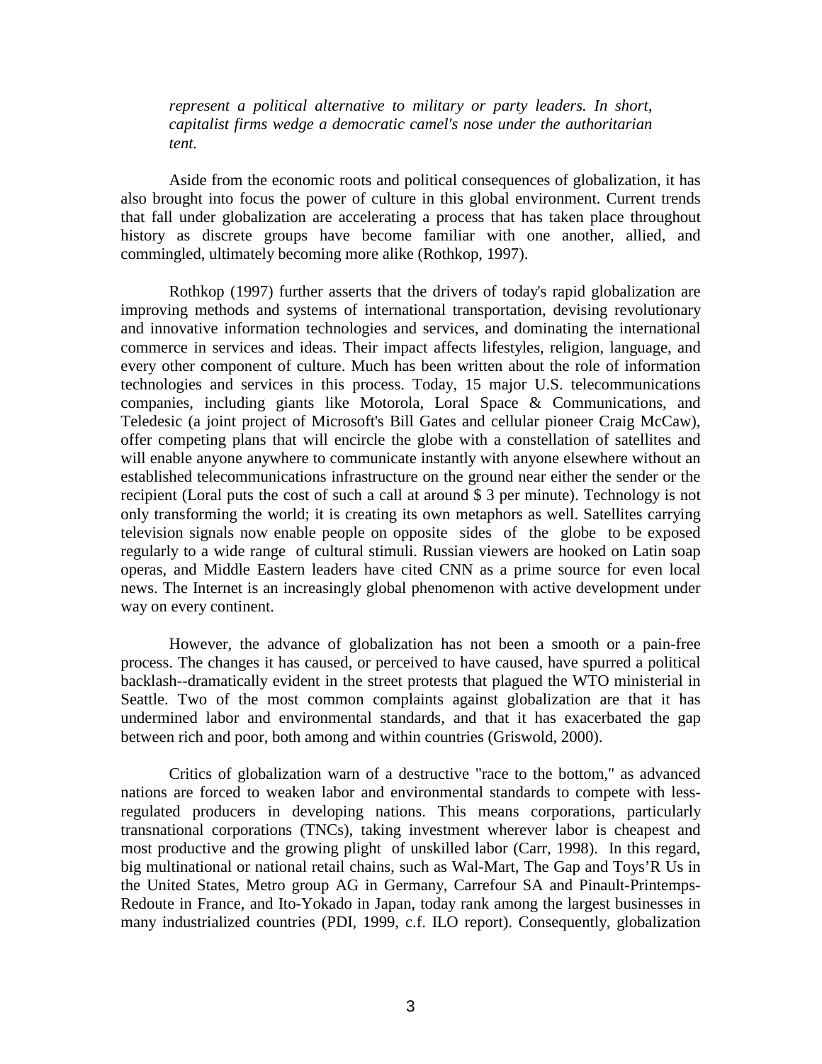*represent a political alternative to military or party leaders. In short, capitalist firms wedge a democratic camel's nose under the authoritarian tent.*

Aside from the economic roots and political consequences of globalization, it has also brought into focus the power of culture in this global environment. Current trends that fall under globalization are accelerating a process that has taken place throughout history as discrete groups have become familiar with one another, allied, and commingled, ultimately becoming more alike (Rothkop, 1997).

Rothkop (1997) further asserts that the drivers of today's rapid globalization are improving methods and systems of international transportation, devising revolutionary and innovative information technologies and services, and dominating the international commerce in services and ideas. Their impact affects lifestyles, religion, language, and every other component of culture. Much has been written about the role of information technologies and services in this process. Today, 15 major U.S. telecommunications companies, including giants like Motorola, Loral Space & Communications, and Teledesic (a joint project of Microsoft's Bill Gates and cellular pioneer Craig McCaw), offer competing plans that will encircle the globe with a constellation of satellites and will enable anyone anywhere to communicate instantly with anyone elsewhere without an established telecommunications infrastructure on the ground near either the sender or the recipient (Loral puts the cost of such a call at around $ 3 per minute). Technology is not only transforming the world; it is creating its own metaphors as well. Satellites carrying television signals now enable people on opposite sides of the globe to be exposed regularly to a wide range of cultural stimuli. Russian viewers are hooked on Latin soap operas, and Middle Eastern leaders have cited CNN as a prime source for even local news. The Internet is an increasingly global phenomenon with active development under way on every continent.

However, the advance of globalization has not been a smooth or a pain-free process. The changes it has caused, or perceived to have caused, have spurred a political backlash--dramatically evident in the street protests that plagued the WTO ministerial in Seattle. Two of the most common complaints against globalization are that it has undermined labor and environmental standards, and that it has exacerbated the gap between rich and poor, both among and within countries (Griswold, 2000).

Critics of globalization warn of a destructive "race to the bottom," as advanced nations are forced to weaken labor and environmental standards to compete with less-regulated producers in developing nations. This means corporations, particularly transnational corporations (TNCs), taking investment wherever labor is cheapest and most productive and the growing plight of unskilled labor (Carr, 1998). In this regard, big multinational or national retail chains, such as Wal-Mart, The Gap and Toys'R Us in the United States, Metro group AG in Germany, Carrefour SA and Pinault-Printemps-Redoute in France, and Ito-Yokado in Japan, today rank among the largest businesses in many industrialized countries (PDI, 1999, c.f. ILO report). Consequently, globalization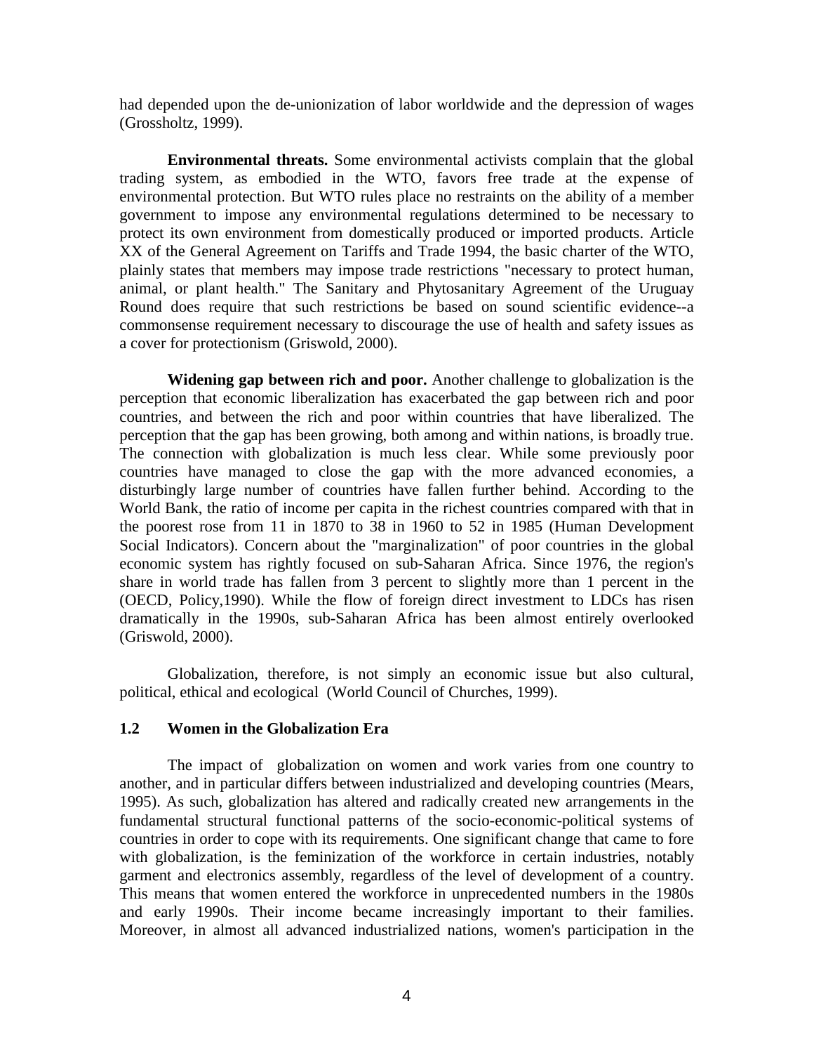had depended upon the de-unionization of labor worldwide and the depression of wages (Grossholtz, 1999).

**Environmental threats.** Some environmental activists complain that the global trading system, as embodied in the WTO, favors free trade at the expense of environmental protection. But WTO rules place no restraints on the ability of a member government to impose any environmental regulations determined to be necessary to protect its own environment from domestically produced or imported products. Article XX of the General Agreement on Tariffs and Trade 1994, the basic charter of the WTO, plainly states that members may impose trade restrictions "necessary to protect human, animal, or plant health." The Sanitary and Phytosanitary Agreement of the Uruguay Round does require that such restrictions be based on sound scientific evidence--a commonsense requirement necessary to discourage the use of health and safety issues as a cover for protectionism (Griswold, 2000).

**Widening gap between rich and poor.** Another challenge to globalization is the perception that economic liberalization has exacerbated the gap between rich and poor countries, and between the rich and poor within countries that have liberalized. The perception that the gap has been growing, both among and within nations, is broadly true. The connection with globalization is much less clear. While some previously poor countries have managed to close the gap with the more advanced economies, a disturbingly large number of countries have fallen further behind. According to the World Bank, the ratio of income per capita in the richest countries compared with that in the poorest rose from 11 in 1870 to 38 in 1960 to 52 in 1985 (Human Development Social Indicators). Concern about the "marginalization" of poor countries in the global economic system has rightly focused on sub-Saharan Africa. Since 1976, the region's share in world trade has fallen from 3 percent to slightly more than 1 percent in the (OECD, Policy,1990). While the flow of foreign direct investment to LDCs has risen dramatically in the 1990s, sub-Saharan Africa has been almost entirely overlooked (Griswold, 2000).

Globalization, therefore, is not simply an economic issue but also cultural, political, ethical and ecological (World Council of Churches, 1999).

### 1.2 Women in the Globalization Era

The impact of globalization on women and work varies from one country to another, and in particular differs between industrialized and developing countries (Mears, 1995). As such, globalization has altered and radically created new arrangements in the fundamental structural functional patterns of the socio-economic-political systems of countries in order to cope with its requirements. One significant change that came to fore with globalization, is the feminization of the workforce in certain industries, notably garment and electronics assembly, regardless of the level of development of a country. This means that women entered the workforce in unprecedented numbers in the 1980s and early 1990s. Their income became increasingly important to their families. Moreover, in almost all advanced industrialized nations, women's participation in the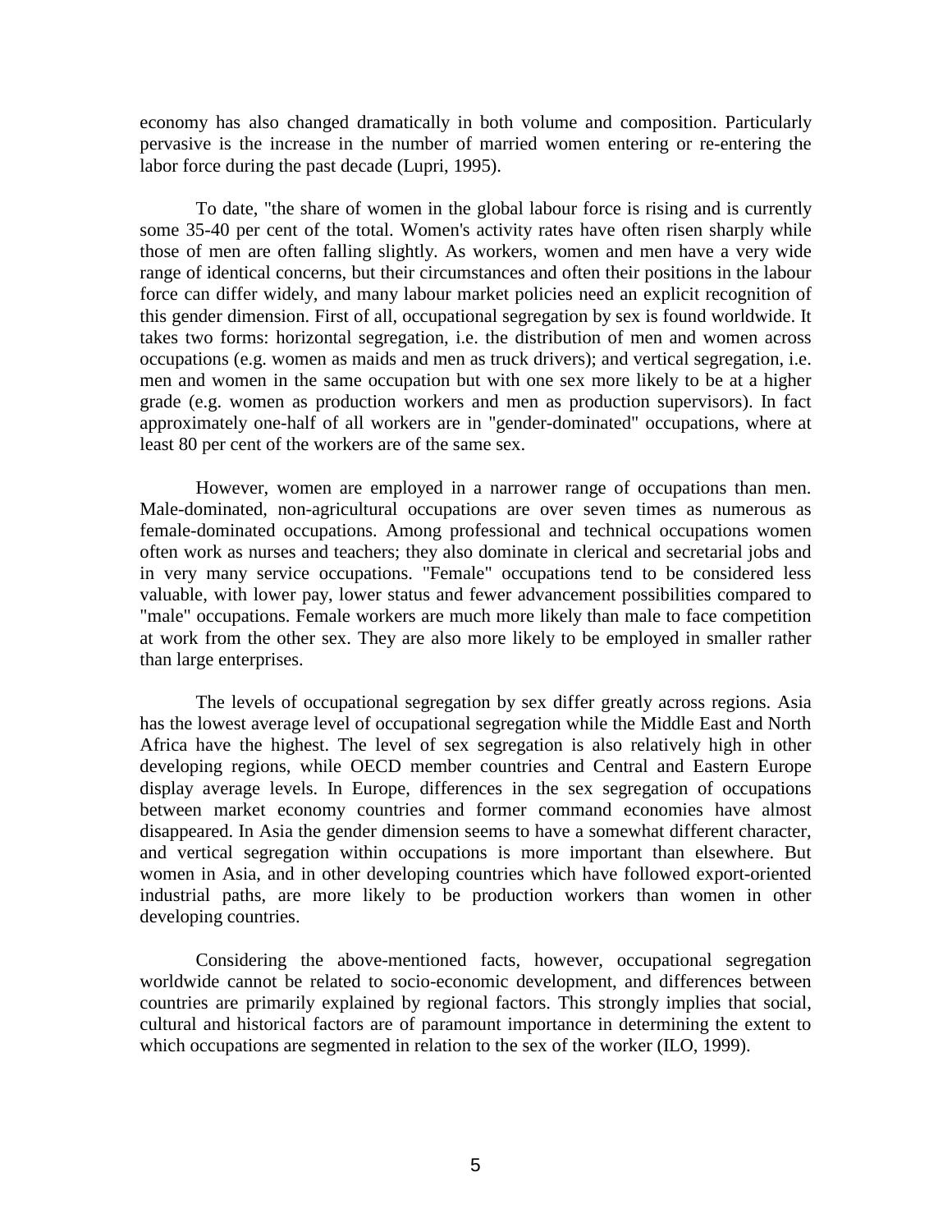economy has also changed dramatically in both volume and composition. Particularly pervasive is the increase in the number of married women entering or re-entering the labor force during the past decade (Lupri, 1995).

To date, "the share of women in the global labour force is rising and is currently some 35-40 per cent of the total. Women's activity rates have often risen sharply while those of men are often falling slightly. As workers, women and men have a very wide range of identical concerns, but their circumstances and often their positions in the labour force can differ widely, and many labour market policies need an explicit recognition of this gender dimension. First of all, occupational segregation by sex is found worldwide. It takes two forms: horizontal segregation, i.e. the distribution of men and women across occupations (e.g. women as maids and men as truck drivers); and vertical segregation, i.e. men and women in the same occupation but with one sex more likely to be at a higher grade (e.g. women as production workers and men as production supervisors). In fact approximately one-half of all workers are in "gender-dominated" occupations, where at least 80 per cent of the workers are of the same sex.

However, women are employed in a narrower range of occupations than men. Male-dominated, non-agricultural occupations are over seven times as numerous as female-dominated occupations. Among professional and technical occupations women often work as nurses and teachers; they also dominate in clerical and secretarial jobs and in very many service occupations. "Female" occupations tend to be considered less valuable, with lower pay, lower status and fewer advancement possibilities compared to "male" occupations. Female workers are much more likely than male to face competition at work from the other sex. They are also more likely to be employed in smaller rather than large enterprises.

The levels of occupational segregation by sex differ greatly across regions. Asia has the lowest average level of occupational segregation while the Middle East and North Africa have the highest. The level of sex segregation is also relatively high in other developing regions, while OECD member countries and Central and Eastern Europe display average levels. In Europe, differences in the sex segregation of occupations between market economy countries and former command economies have almost disappeared. In Asia the gender dimension seems to have a somewhat different character, and vertical segregation within occupations is more important than elsewhere. But women in Asia, and in other developing countries which have followed export-oriented industrial paths, are more likely to be production workers than women in other developing countries.

Considering the above-mentioned facts, however, occupational segregation worldwide cannot be related to socio-economic development, and differences between countries are primarily explained by regional factors. This strongly implies that social, cultural and historical factors are of paramount importance in determining the extent to which occupations are segmented in relation to the sex of the worker (ILO, 1999).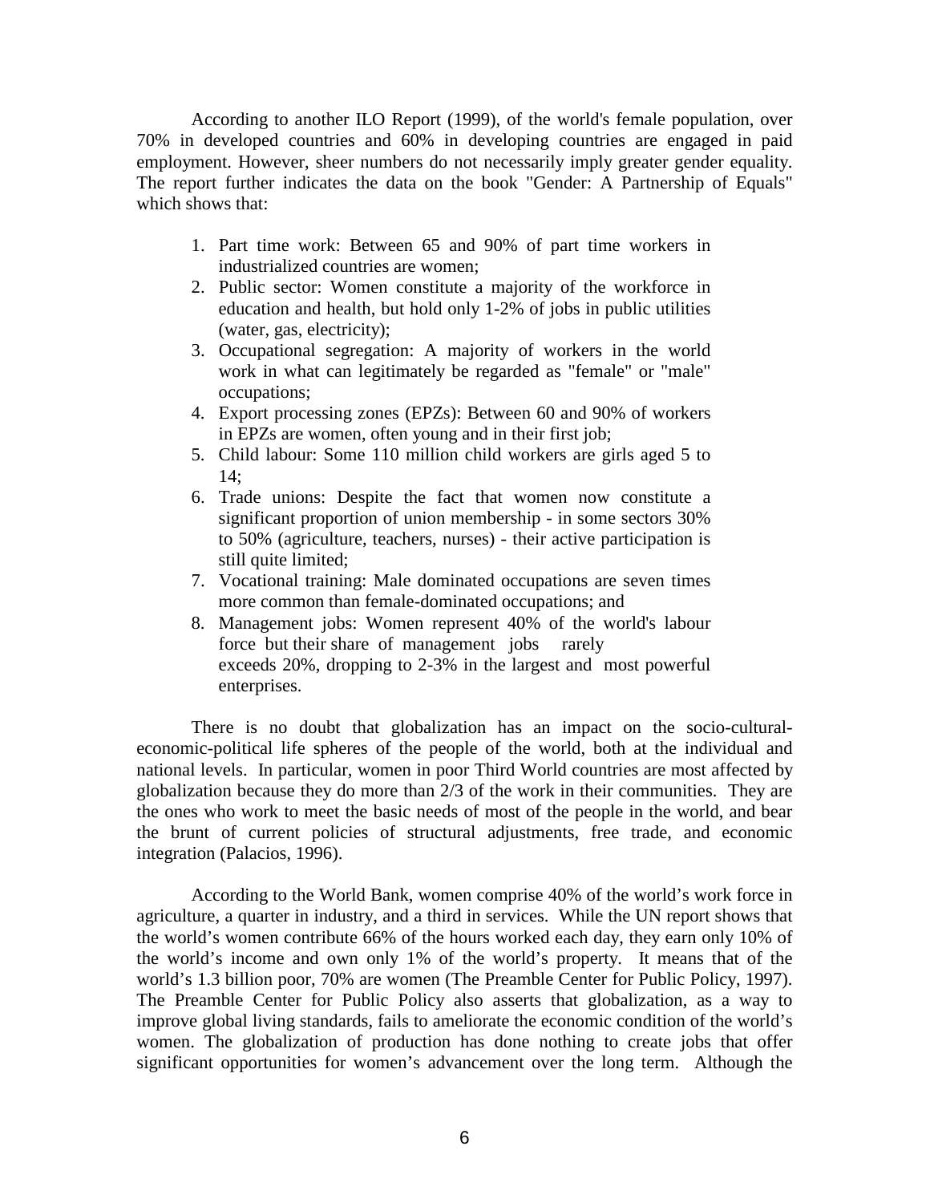According to another ILO Report (1999), of the world's female population, over 70% in developed countries and 60% in developing countries are engaged in paid employment. However, sheer numbers do not necessarily imply greater gender equality. The report further indicates the data on the book "Gender: A Partnership of Equals" which shows that:

1. Part time work: Between 65 and 90% of part time workers in industrialized countries are women;
2. Public sector: Women constitute a majority of the workforce in education and health, but hold only 1-2% of jobs in public utilities (water, gas, electricity);
3. Occupational segregation: A majority of workers in the world work in what can legitimately be regarded as "female" or "male" occupations;
4. Export processing zones (EPZs): Between 60 and 90% of workers in EPZs are women, often young and in their first job;
5. Child labour: Some 110 million child workers are girls aged 5 to 14;
6. Trade unions: Despite the fact that women now constitute a significant proportion of union membership - in some sectors 30% to 50% (agriculture, teachers, nurses) - their active participation is still quite limited;
7. Vocational training: Male dominated occupations are seven times more common than female-dominated occupations; and
8. Management jobs: Women represent 40% of the world's labour force but their share of management jobs rarely exceeds 20%, dropping to 2-3% in the largest and most powerful enterprises.

There is no doubt that globalization has an impact on the socio-cultural-economic-political life spheres of the people of the world, both at the individual and national levels. In particular, women in poor Third World countries are most affected by globalization because they do more than 2/3 of the work in their communities. They are the ones who work to meet the basic needs of most of the people in the world, and bear the brunt of current policies of structural adjustments, free trade, and economic integration (Palacios, 1996).

According to the World Bank, women comprise 40% of the world's work force in agriculture, a quarter in industry, and a third in services. While the UN report shows that the world's women contribute 66% of the hours worked each day, they earn only 10% of the world's income and own only 1% of the world's property. It means that of the world's 1.3 billion poor, 70% are women (The Preamble Center for Public Policy, 1997). The Preamble Center for Public Policy also asserts that globalization, as a way to improve global living standards, fails to ameliorate the economic condition of the world's women. The globalization of production has done nothing to create jobs that offer significant opportunities for women's advancement over the long term. Although the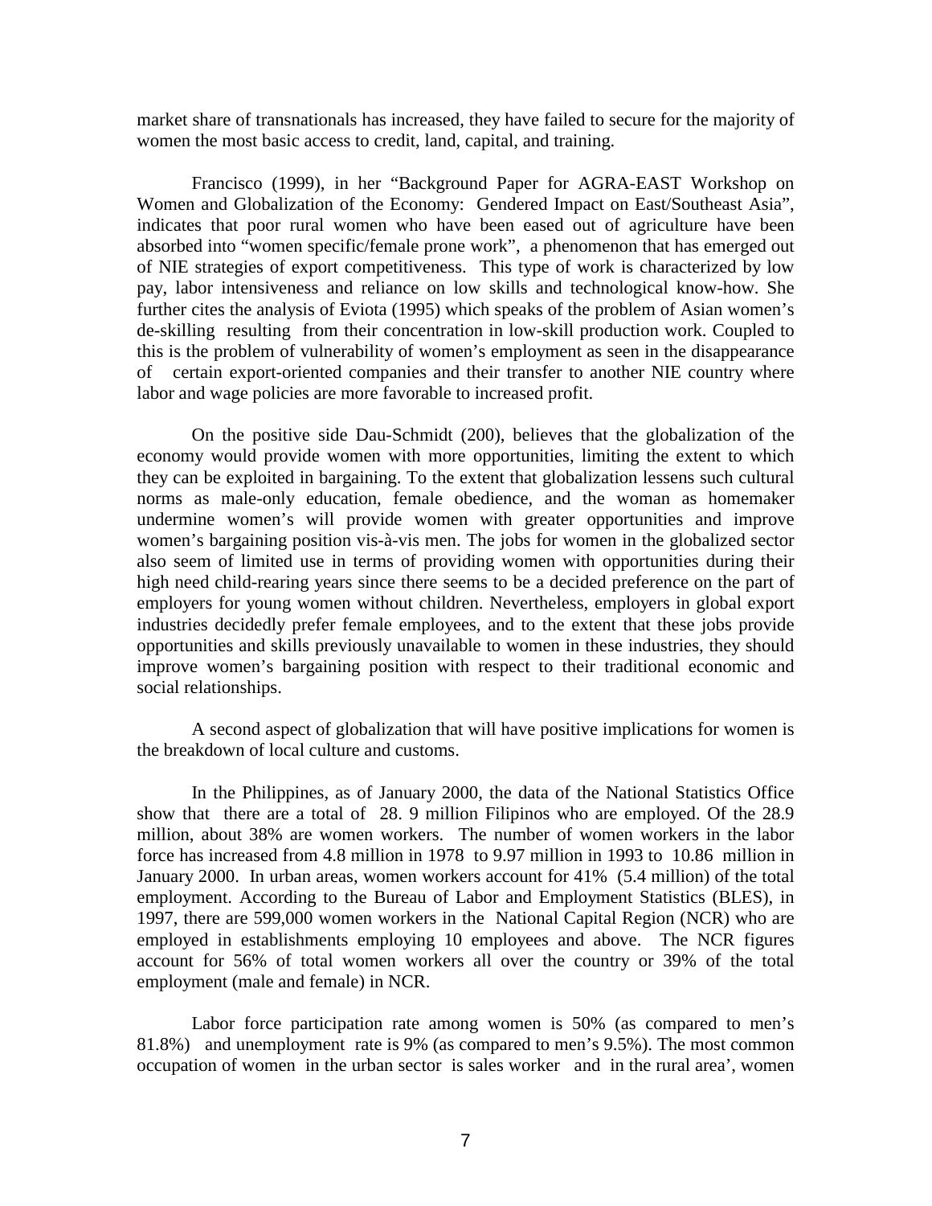market share of transnationals has increased, they have failed to secure for the majority of women the most basic access to credit, land, capital, and training.

Francisco (1999), in her "Background Paper for AGRA-EAST Workshop on Women and Globalization of the Economy: Gendered Impact on East/Southeast Asia", indicates that poor rural women who have been eased out of agriculture have been absorbed into "women specific/female prone work", a phenomenon that has emerged out of NIE strategies of export competitiveness. This type of work is characterized by low pay, labor intensiveness and reliance on low skills and technological know-how. She further cites the analysis of Eviota (1995) which speaks of the problem of Asian women's de-skilling resulting from their concentration in low-skill production work. Coupled to this is the problem of vulnerability of women's employment as seen in the disappearance of certain export-oriented companies and their transfer to another NIE country where labor and wage policies are more favorable to increased profit.

On the positive side Dau-Schmidt (200), believes that the globalization of the economy would provide women with more opportunities, limiting the extent to which they can be exploited in bargaining. To the extent that globalization lessens such cultural norms as male-only education, female obedience, and the woman as homemaker undermine women's will provide women with greater opportunities and improve women's bargaining position vis-à-vis men. The jobs for women in the globalized sector also seem of limited use in terms of providing women with opportunities during their high need child-rearing years since there seems to be a decided preference on the part of employers for young women without children. Nevertheless, employers in global export industries decidedly prefer female employees, and to the extent that these jobs provide opportunities and skills previously unavailable to women in these industries, they should improve women's bargaining position with respect to their traditional economic and social relationships.

A second aspect of globalization that will have positive implications for women is the breakdown of local culture and customs.

In the Philippines, as of January 2000, the data of the National Statistics Office show that there are a total of 28. 9 million Filipinos who are employed. Of the 28.9 million, about 38% are women workers. The number of women workers in the labor force has increased from 4.8 million in 1978 to 9.97 million in 1993 to 10.86 million in January 2000. In urban areas, women workers account for 41% (5.4 million) of the total employment. According to the Bureau of Labor and Employment Statistics (BLES), in 1997, there are 599,000 women workers in the National Capital Region (NCR) who are employed in establishments employing 10 employees and above. The NCR figures account for 56% of total women workers all over the country or 39% of the total employment (male and female) in NCR.

Labor force participation rate among women is 50% (as compared to men's 81.8%) and unemployment rate is 9% (as compared to men's 9.5%). The most common occupation of women in the urban sector is sales worker and in the rural area', women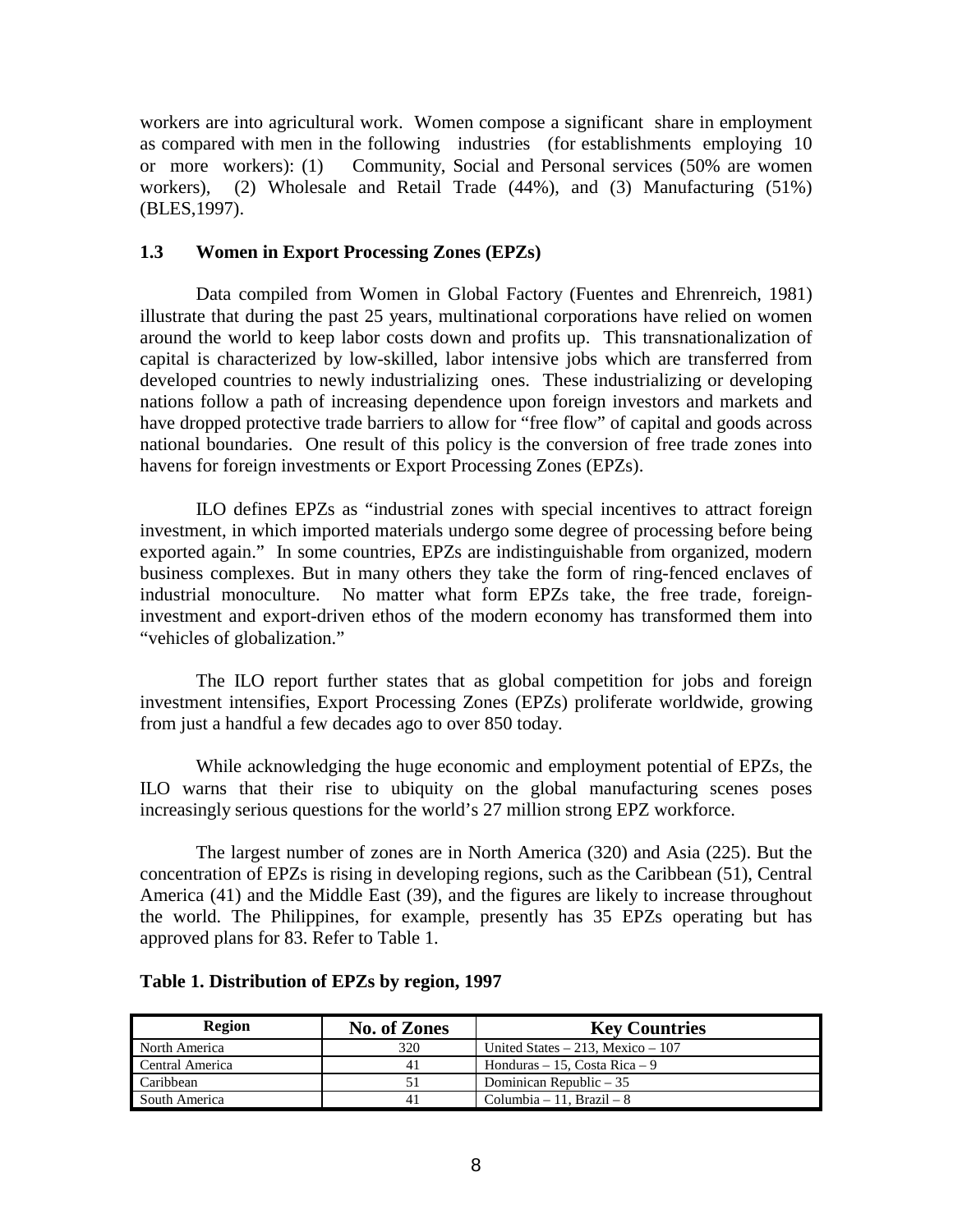workers are into agricultural work. Women compose a significant share in employment as compared with men in the following industries (for establishments employing 10 or more workers): (1) Community, Social and Personal services (50% are women workers), (2) Wholesale and Retail Trade (44%), and (3) Manufacturing (51%) (BLES,1997).

### 1.3 Women in Export Processing Zones (EPZs)

Data compiled from Women in Global Factory (Fuentes and Ehrenreich, 1981) illustrate that during the past 25 years, multinational corporations have relied on women around the world to keep labor costs down and profits up. This transnationalization of capital is characterized by low-skilled, labor intensive jobs which are transferred from developed countries to newly industrializing ones. These industrializing or developing nations follow a path of increasing dependence upon foreign investors and markets and have dropped protective trade barriers to allow for "free flow" of capital and goods across national boundaries. One result of this policy is the conversion of free trade zones into havens for foreign investments or Export Processing Zones (EPZs).

ILO defines EPZs as "industrial zones with special incentives to attract foreign investment, in which imported materials undergo some degree of processing before being exported again." In some countries, EPZs are indistinguishable from organized, modern business complexes. But in many others they take the form of ring-fenced enclaves of industrial monoculture. No matter what form EPZs take, the free trade, foreign-investment and export-driven ethos of the modern economy has transformed them into "vehicles of globalization."

The ILO report further states that as global competition for jobs and foreign investment intensifies, Export Processing Zones (EPZs) proliferate worldwide, growing from just a handful a few decades ago to over 850 today.

While acknowledging the huge economic and employment potential of EPZs, the ILO warns that their rise to ubiquity on the global manufacturing scenes poses increasingly serious questions for the world's 27 million strong EPZ workforce.

The largest number of zones are in North America (320) and Asia (225). But the concentration of EPZs is rising in developing regions, such as the Caribbean (51), Central America (41) and the Middle East (39), and the figures are likely to increase throughout the world. The Philippines, for example, presently has 35 EPZs operating but has approved plans for 83. Refer to Table 1.

**Table 1. Distribution of EPZs by region, 1997**

| Region | No. of Zones | Key Countries |
|---|---|---|
| North America | 320 | United States – 213, Mexico – 107 |
| Central America | 41 | Honduras – 15, Costa Rica – 9 |
| Caribbean | 51 | Dominican Republic – 35 |
| South America | 41 | Columbia – 11, Brazil – 8 |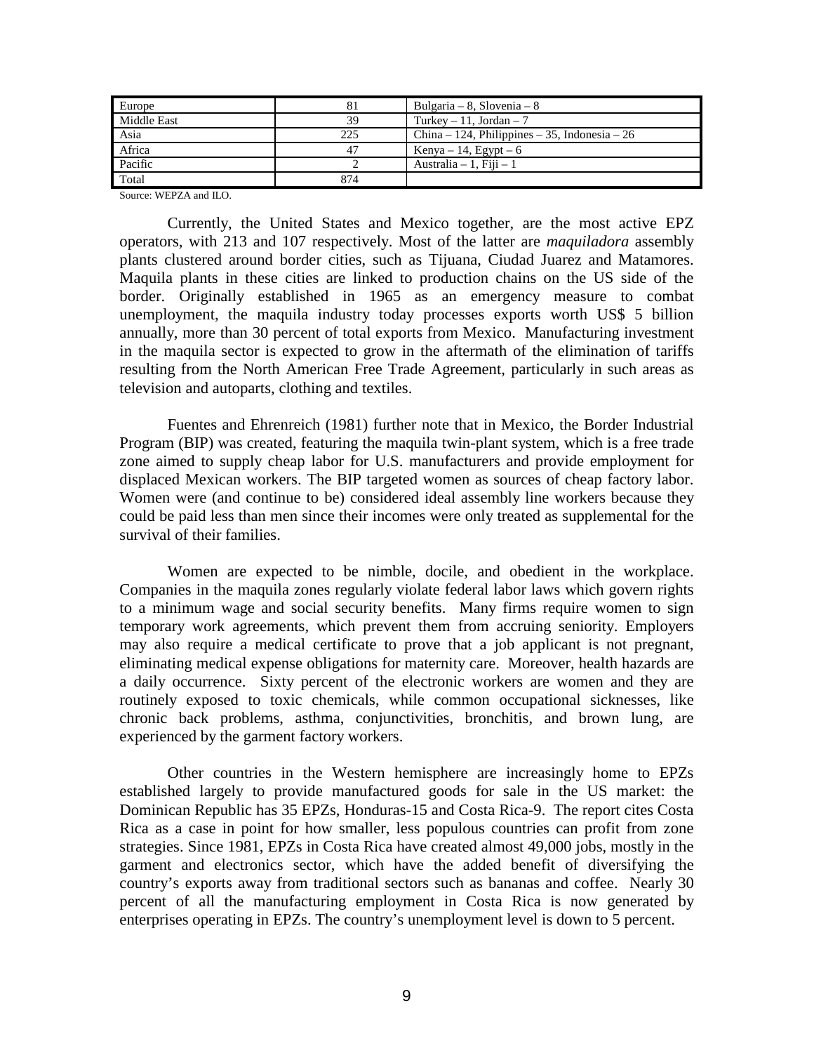| Europe | 81 | Bulgaria – 8, Slovenia – 8 |
|---|---|---|
| Middle East | 39 | Turkey – 11, Jordan – 7 |
| Asia | 225 | China – 124, Philippines – 35, Indonesia – 26 |
| Africa | 47 | Kenya – 14, Egypt – 6 |
| Pacific | 2 | Australia – 1, Fiji – 1 |
| Total | 874 | |

Source: WEPZA and ILO.

Currently, the United States and Mexico together, are the most active EPZ operators, with 213 and 107 respectively. Most of the latter are *maquiladora* assembly plants clustered around border cities, such as Tijuana, Ciudad Juarez and Matamores. Maquila plants in these cities are linked to production chains on the US side of the border. Originally established in 1965 as an emergency measure to combat unemployment, the maquila industry today processes exports worth US$ 5 billion annually, more than 30 percent of total exports from Mexico. Manufacturing investment in the maquila sector is expected to grow in the aftermath of the elimination of tariffs resulting from the North American Free Trade Agreement, particularly in such areas as television and autoparts, clothing and textiles.

Fuentes and Ehrenreich (1981) further note that in Mexico, the Border Industrial Program (BIP) was created, featuring the maquila twin-plant system, which is a free trade zone aimed to supply cheap labor for U.S. manufacturers and provide employment for displaced Mexican workers. The BIP targeted women as sources of cheap factory labor. Women were (and continue to be) considered ideal assembly line workers because they could be paid less than men since their incomes were only treated as supplemental for the survival of their families.

Women are expected to be nimble, docile, and obedient in the workplace. Companies in the maquila zones regularly violate federal labor laws which govern rights to a minimum wage and social security benefits. Many firms require women to sign temporary work agreements, which prevent them from accruing seniority. Employers may also require a medical certificate to prove that a job applicant is not pregnant, eliminating medical expense obligations for maternity care. Moreover, health hazards are a daily occurrence. Sixty percent of the electronic workers are women and they are routinely exposed to toxic chemicals, while common occupational sicknesses, like chronic back problems, asthma, conjunctivities, bronchitis, and brown lung, are experienced by the garment factory workers.

Other countries in the Western hemisphere are increasingly home to EPZs established largely to provide manufactured goods for sale in the US market: the Dominican Republic has 35 EPZs, Honduras-15 and Costa Rica-9. The report cites Costa Rica as a case in point for how smaller, less populous countries can profit from zone strategies. Since 1981, EPZs in Costa Rica have created almost 49,000 jobs, mostly in the garment and electronics sector, which have the added benefit of diversifying the country's exports away from traditional sectors such as bananas and coffee. Nearly 30 percent of all the manufacturing employment in Costa Rica is now generated by enterprises operating in EPZs. The country's unemployment level is down to 5 percent.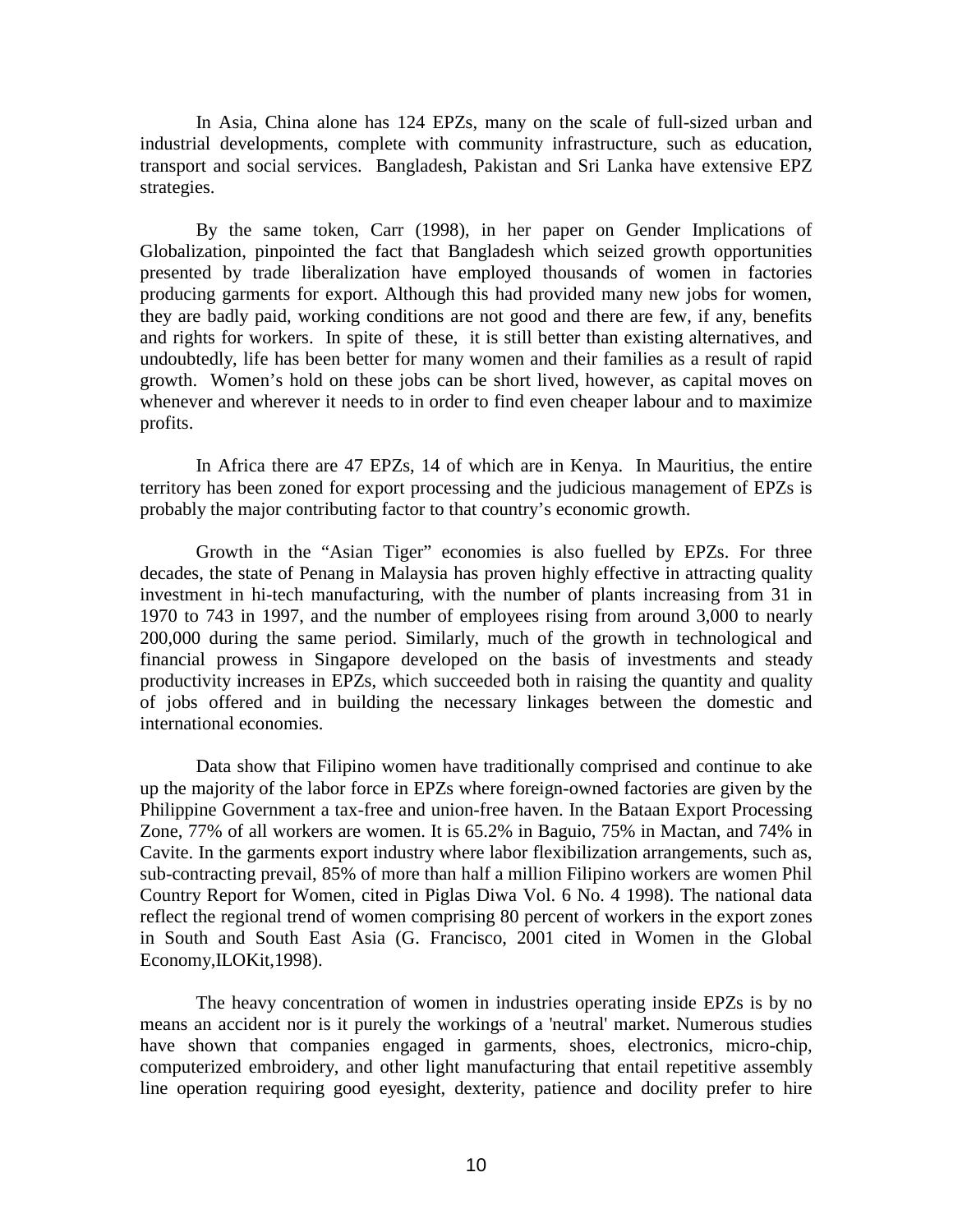In Asia, China alone has 124 EPZs, many on the scale of full-sized urban and industrial developments, complete with community infrastructure, such as education, transport and social services. Bangladesh, Pakistan and Sri Lanka have extensive EPZ strategies.

By the same token, Carr (1998), in her paper on Gender Implications of Globalization, pinpointed the fact that Bangladesh which seized growth opportunities presented by trade liberalization have employed thousands of women in factories producing garments for export. Although this had provided many new jobs for women, they are badly paid, working conditions are not good and there are few, if any, benefits and rights for workers. In spite of these, it is still better than existing alternatives, and undoubtedly, life has been better for many women and their families as a result of rapid growth. Women's hold on these jobs can be short lived, however, as capital moves on whenever and wherever it needs to in order to find even cheaper labour and to maximize profits.

In Africa there are 47 EPZs, 14 of which are in Kenya. In Mauritius, the entire territory has been zoned for export processing and the judicious management of EPZs is probably the major contributing factor to that country's economic growth.

Growth in the "Asian Tiger" economies is also fuelled by EPZs. For three decades, the state of Penang in Malaysia has proven highly effective in attracting quality investment in hi-tech manufacturing, with the number of plants increasing from 31 in 1970 to 743 in 1997, and the number of employees rising from around 3,000 to nearly 200,000 during the same period. Similarly, much of the growth in technological and financial prowess in Singapore developed on the basis of investments and steady productivity increases in EPZs, which succeeded both in raising the quantity and quality of jobs offered and in building the necessary linkages between the domestic and international economies.

Data show that Filipino women have traditionally comprised and continue to ake up the majority of the labor force in EPZs where foreign-owned factories are given by the Philippine Government a tax-free and union-free haven. In the Bataan Export Processing Zone, 77% of all workers are women. It is 65.2% in Baguio, 75% in Mactan, and 74% in Cavite. In the garments export industry where labor flexibilization arrangements, such as, sub-contracting prevail, 85% of more than half a million Filipino workers are women Phil Country Report for Women, cited in Piglas Diwa Vol. 6 No. 4 1998). The national data reflect the regional trend of women comprising 80 percent of workers in the export zones in South and South East Asia (G. Francisco, 2001 cited in Women in the Global Economy,ILOKit,1998).

The heavy concentration of women in industries operating inside EPZs is by no means an accident nor is it purely the workings of a 'neutral' market. Numerous studies have shown that companies engaged in garments, shoes, electronics, micro-chip, computerized embroidery, and other light manufacturing that entail repetitive assembly line operation requiring good eyesight, dexterity, patience and docility prefer to hire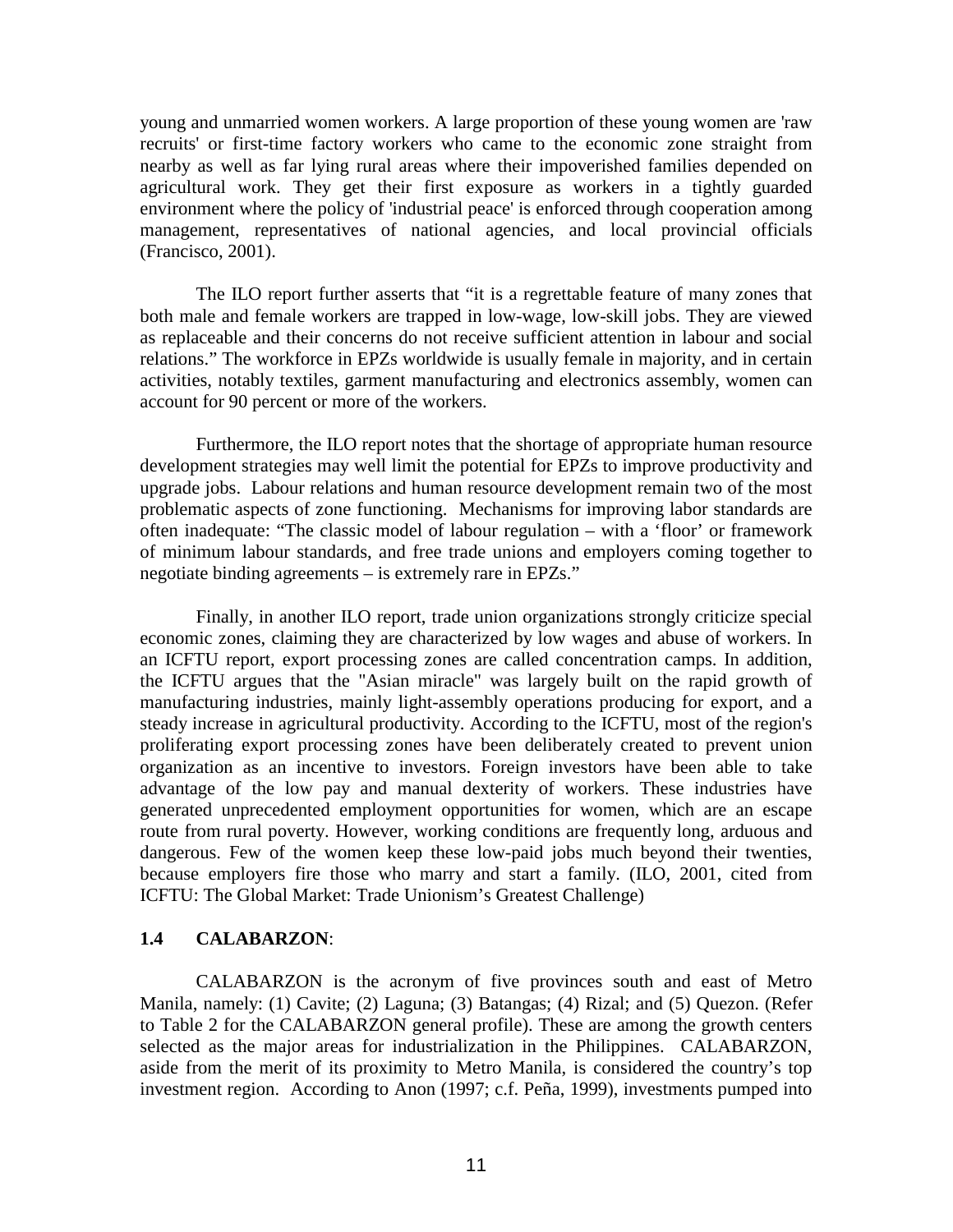young and unmarried women workers. A large proportion of these young women are 'raw recruits' or first-time factory workers who came to the economic zone straight from nearby as well as far lying rural areas where their impoverished families depended on agricultural work. They get their first exposure as workers in a tightly guarded environment where the policy of 'industrial peace' is enforced through cooperation among management, representatives of national agencies, and local provincial officials (Francisco, 2001).

The ILO report further asserts that “it is a regrettable feature of many zones that both male and female workers are trapped in low-wage, low-skill jobs. They are viewed as replaceable and their concerns do not receive sufficient attention in labour and social relations.” The workforce in EPZs worldwide is usually female in majority, and in certain activities, notably textiles, garment manufacturing and electronics assembly, women can account for 90 percent or more of the workers.

Furthermore, the ILO report notes that the shortage of appropriate human resource development strategies may well limit the potential for EPZs to improve productivity and upgrade jobs. Labour relations and human resource development remain two of the most problematic aspects of zone functioning. Mechanisms for improving labor standards are often inadequate: “The classic model of labour regulation – with a ‘floor’ or framework of minimum labour standards, and free trade unions and employers coming together to negotiate binding agreements – is extremely rare in EPZs.”

Finally, in another ILO report, trade union organizations strongly criticize special economic zones, claiming they are characterized by low wages and abuse of workers. In an ICFTU report, export processing zones are called concentration camps. In addition, the ICFTU argues that the "Asian miracle" was largely built on the rapid growth of manufacturing industries, mainly light-assembly operations producing for export, and a steady increase in agricultural productivity. According to the ICFTU, most of the region's proliferating export processing zones have been deliberately created to prevent union organization as an incentive to investors. Foreign investors have been able to take advantage of the low pay and manual dexterity of workers. These industries have generated unprecedented employment opportunities for women, which are an escape route from rural poverty. However, working conditions are frequently long, arduous and dangerous. Few of the women keep these low-paid jobs much beyond their twenties, because employers fire those who marry and start a family. (ILO, 2001, cited from ICFTU: The Global Market: Trade Unionism’s Greatest Challenge)

### 1.4 CALABARZON:

CALABARZON is the acronym of five provinces south and east of Metro Manila, namely: (1) Cavite; (2) Laguna; (3) Batangas; (4) Rizal; and (5) Quezon. (Refer to Table 2 for the CALABARZON general profile). These are among the growth centers selected as the major areas for industrialization in the Philippines. CALABARZON, aside from the merit of its proximity to Metro Manila, is considered the country’s top investment region. According to Anon (1997; c.f. Peña, 1999), investments pumped into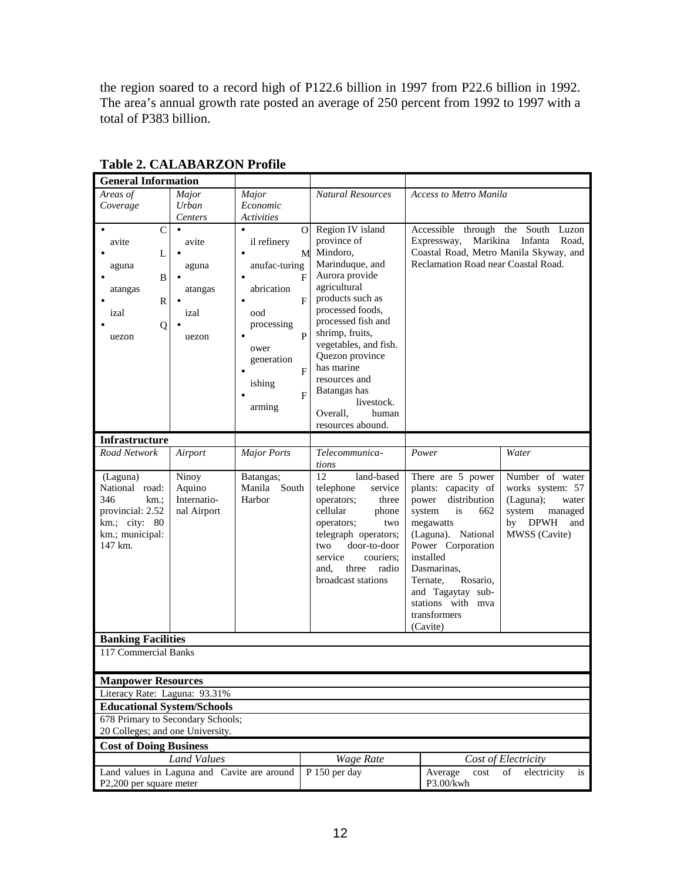the region soared to a record high of P122.6 billion in 1997 from P22.6 billion in 1992. The area's annual growth rate posted an average of 250 percent from 1992 to 1997 with a total of P383 billion.

**Table 2. CALABARZON Profile**

| **General Information** | | | | | |
|---|---|---|---|---|---|
| *Areas of Coverage* | *Major Urban Centers* | *Major Economic Activities* | *Natural Resources* | *Access to Metro Manila* | |
| • Cavite<br>• Laguna<br>• Batangas<br>• Rizal<br>• Quezon | • Cavite<br>• Laguna<br>• Batangas<br>• Rizal<br>• Quezon | • Oil refinery<br>• Manufac-turing<br>• Fabrication<br>• Food processing<br>• Power generation<br>• Fishing<br>• Farming | Region IV island province of Mindoro, Marinduque, and Aurora provide agricultural products such as processed foods, processed fish and shrimp, fruits, vegetables, and fish. Quezon province has marine resources and Batangas has livestock. Overall, human resources abound. | Accessible through the South Luzon Expressway, Marikina Infanta Road, Coastal Road, Metro Manila Skyway, and Reclamation Road near Coastal Road. | |
| **Infrastructure** | | | | | |
| *Road Network* | *Airport* | *Major Ports* | *Telecommunica-tions* | *Power* | *Water* |
| (Laguna) National road: 346 km.; provincial: 2.52 km.; city: 80 km.; municipal: 147 km. | Ninoy Aquino Internatio-nal Airport | Batangas; Manila South Harbor | 12 land-based telephone service operators; three cellular phone operators; two telegraph operators; two door-to-door service couriers; and, three radio broadcast stations | There are 5 power plants: capacity of power distribution system is 662 megawatts (Laguna). National Power Corporation installed Dasmarinas, Ternate, Rosario, and Tagaytay sub-stations with mva transformers (Cavite) | Number of water works system: 57 (Laguna); water system managed by DPWH and MWSS (Cavite) |
| **Banking Facilities** | | | | | |
| 117 Commercial Banks | | | | | |
| **Manpower Resources** | | | | | |
| Literacy Rate: Laguna: 93.31% | | | | | |
| **Educational System/Schools** | | | | | |
| 678 Primary to Secondary Schools;<br>20 Colleges; and one University. | | | | | |
| **Cost of Doing Business** | | | | | |
| *Land Values* | | | *Wage Rate* | *Cost of Electricity* | |
| Land values in Laguna and Cavite are around P2,200 per square meter | | | P 150 per day | Average cost of electricity is P3.00/kwh | |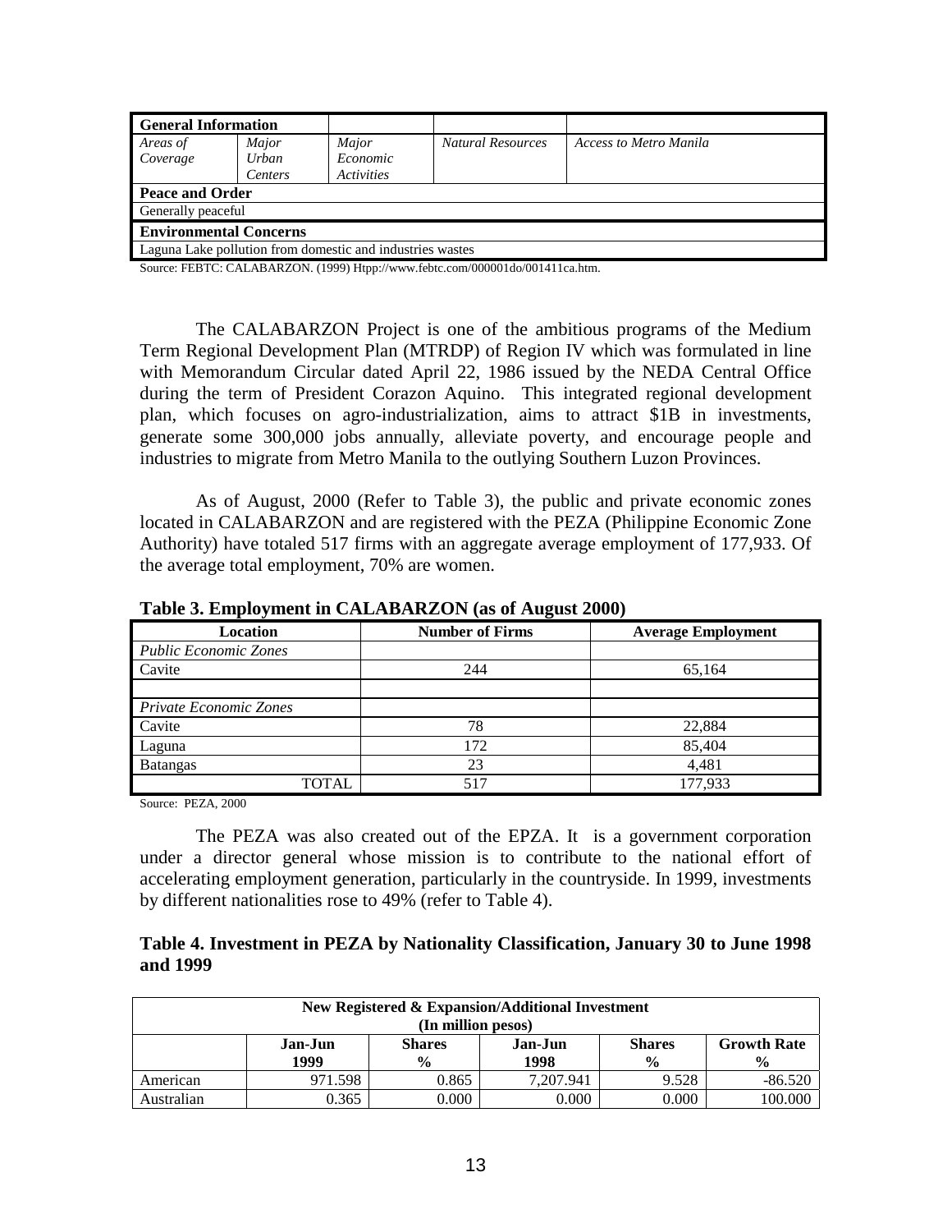| General Information | | | | |
|---|---|---|---|---|
| *Areas of Coverage* | *Major Urban Centers* | *Major Economic Activities* | *Natural Resources* | *Access to Metro Manila* |
| **Peace and Order** | | | | |
| Generally peaceful | | | | |
| **Environmental Concerns** | | | | |
| Laguna Lake pollution from domestic and industries wastes | | | | |

Source: FEBTC: CALABARZON. (1999) Htpp://www.febtc.com/000001do/001411ca.htm.

The CALABARZON Project is one of the ambitious programs of the Medium Term Regional Development Plan (MTRDP) of Region IV which was formulated in line with Memorandum Circular dated April 22, 1986 issued by the NEDA Central Office during the term of President Corazon Aquino. This integrated regional development plan, which focuses on agro-industrialization, aims to attract \$1B in investments, generate some 300,000 jobs annually, alleviate poverty, and encourage people and industries to migrate from Metro Manila to the outlying Southern Luzon Provinces.

As of August, 2000 (Refer to Table 3), the public and private economic zones located in CALABARZON and are registered with the PEZA (Philippine Economic Zone Authority) have totaled 517 firms with an aggregate average employment of 177,933. Of the average total employment, 70% are women.

**Table 3. Employment in CALABARZON (as of August 2000)**

| Location | Number of Firms | Average Employment |
|---|---|---|
| *Public Economic Zones* | | |
| Cavite | 244 | 65,164 |
| | | |
| *Private Economic Zones* | | |
| Cavite | 78 | 22,884 |
| Laguna | 172 | 85,404 |
| Batangas | 23 | 4,481 |
| TOTAL | 517 | 177,933 |

Source: PEZA, 2000

The PEZA was also created out of the EPZA. It is a government corporation under a director general whose mission is to contribute to the national effort of accelerating employment generation, particularly in the countryside. In 1999, investments by different nationalities rose to 49% (refer to Table 4).

**Table 4. Investment in PEZA by Nationality Classification, January 30 to June 1998 and 1999**

| New Registered & Expansion/Additional Investment (In million pesos) | | | | | |
|---|---|---|---|---|---|
| | Jan-Jun 1999 | Shares % | Jan-Jun 1998 | Shares % | Growth Rate % |
| American | 971.598 | 0.865 | 7,207.941 | 9.528 | -86.520 |
| Australian | 0.365 | 0.000 | 0.000 | 0.000 | 100.000 |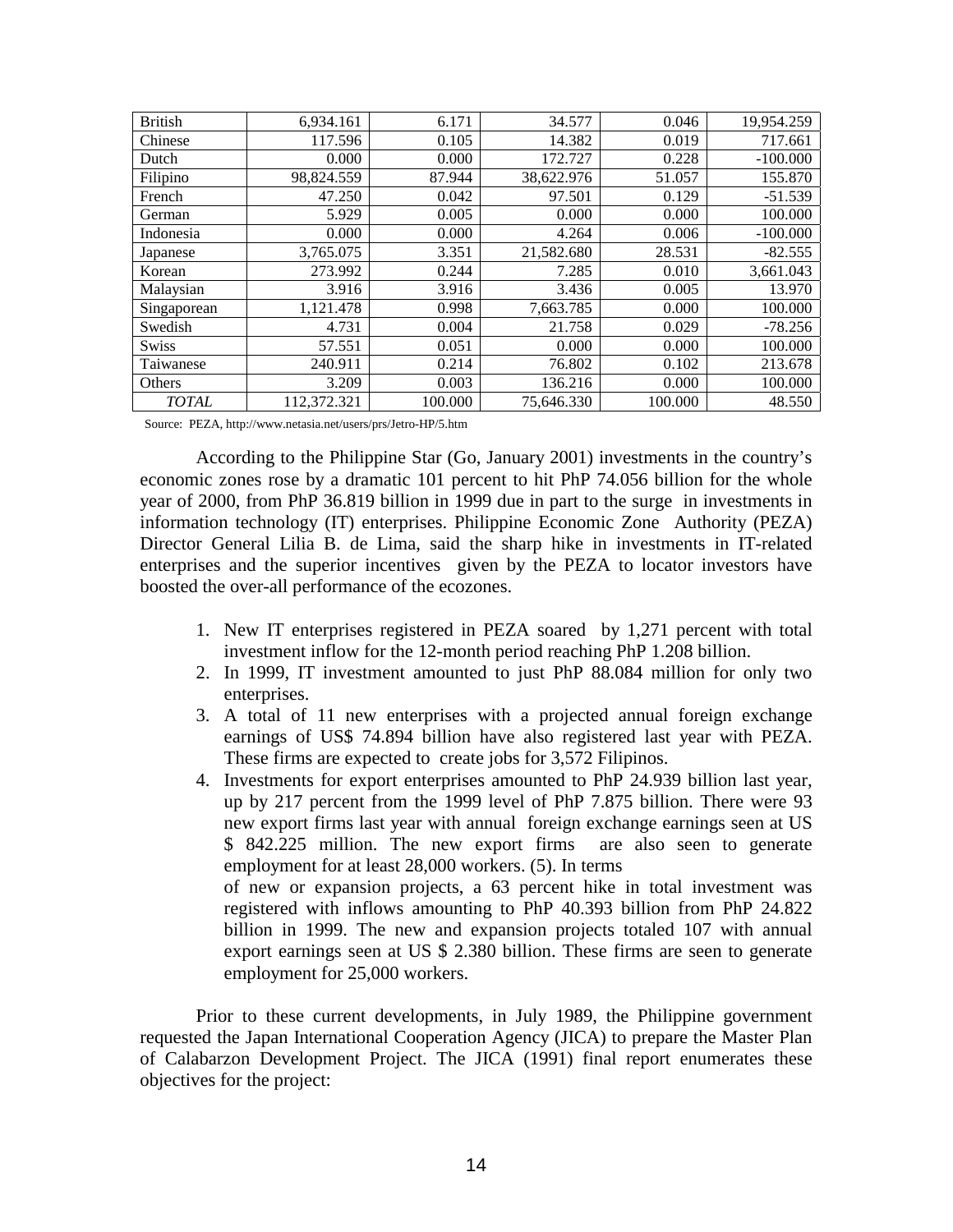| British | 6,934.161 | 6.171 | 34.577 | 0.046 | 19,954.259 |
|---|---|---|---|---|---|
| Chinese | 117.596 | 0.105 | 14.382 | 0.019 | 717.661 |
| Dutch | 0.000 | 0.000 | 172.727 | 0.228 | -100.000 |
| Filipino | 98,824.559 | 87.944 | 38,622.976 | 51.057 | 155.870 |
| French | 47.250 | 0.042 | 97.501 | 0.129 | -51.539 |
| German | 5.929 | 0.005 | 0.000 | 0.000 | 100.000 |
| Indonesia | 0.000 | 0.000 | 4.264 | 0.006 | -100.000 |
| Japanese | 3,765.075 | 3.351 | 21,582.680 | 28.531 | -82.555 |
| Korean | 273.992 | 0.244 | 7.285 | 0.010 | 3,661.043 |
| Malaysian | 3.916 | 3.916 | 3.436 | 0.005 | 13.970 |
| Singaporean | 1,121.478 | 0.998 | 7,663.785 | 0.000 | 100.000 |
| Swedish | 4.731 | 0.004 | 21.758 | 0.029 | -78.256 |
| Swiss | 57.551 | 0.051 | 0.000 | 0.000 | 100.000 |
| Taiwanese | 240.911 | 0.214 | 76.802 | 0.102 | 213.678 |
| Others | 3.209 | 0.003 | 136.216 | 0.000 | 100.000 |
| *TOTAL* | 112,372.321 | 100.000 | 75,646.330 | 100.000 | 48.550 |

Source: PEZA, http://www.netasia.net/users/prs/Jetro-HP/5.htm

According to the Philippine Star (Go, January 2001) investments in the country's economic zones rose by a dramatic 101 percent to hit PhP 74.056 billion for the whole year of 2000, from PhP 36.819 billion in 1999 due in part to the surge in investments in information technology (IT) enterprises. Philippine Economic Zone Authority (PEZA) Director General Lilia B. de Lima, said the sharp hike in investments in IT-related enterprises and the superior incentives given by the PEZA to locator investors have boosted the over-all performance of the ecozones.

1. New IT enterprises registered in PEZA soared by 1,271 percent with total investment inflow for the 12-month period reaching PhP 1.208 billion.
2. In 1999, IT investment amounted to just PhP 88.084 million for only two enterprises.
3. A total of 11 new enterprises with a projected annual foreign exchange earnings of US$ 74.894 billion have also registered last year with PEZA. These firms are expected to create jobs for 3,572 Filipinos.
4. Investments for export enterprises amounted to PhP 24.939 billion last year, up by 217 percent from the 1999 level of PhP 7.875 billion. There were 93 new export firms last year with annual foreign exchange earnings seen at US $ 842.225 million. The new export firms are also seen to generate employment for at least 28,000 workers. (5). In terms
   of new or expansion projects, a 63 percent hike in total investment was registered with inflows amounting to PhP 40.393 billion from PhP 24.822 billion in 1999. The new and expansion projects totaled 107 with annual export earnings seen at US $ 2.380 billion. These firms are seen to generate employment for 25,000 workers.

Prior to these current developments, in July 1989, the Philippine government requested the Japan International Cooperation Agency (JICA) to prepare the Master Plan of Calabarzon Development Project. The JICA (1991) final report enumerates these objectives for the project: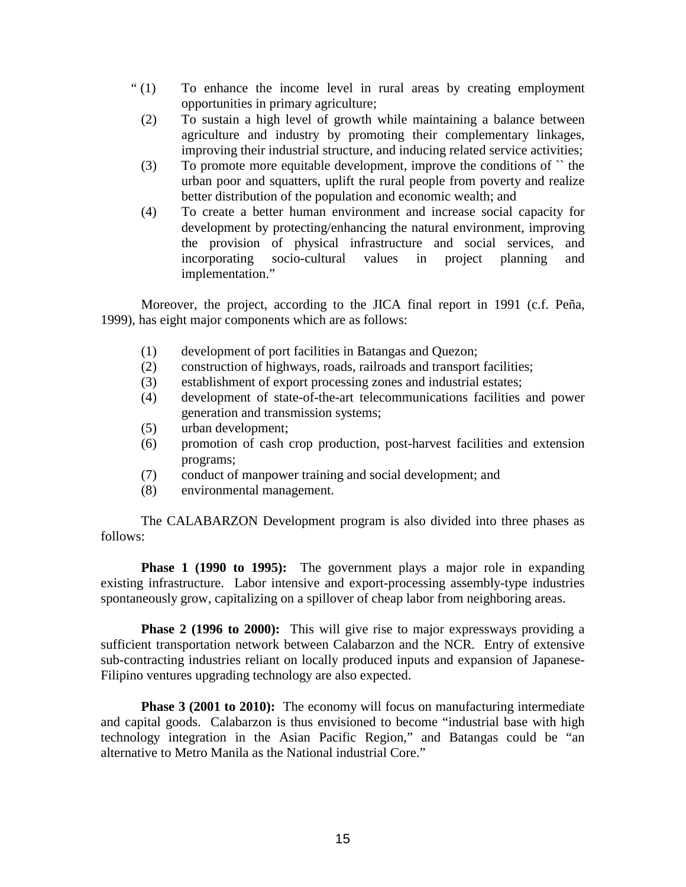" (1) To enhance the income level in rural areas by creating employment opportunities in primary agriculture;

(2) To sustain a high level of growth while maintaining a balance between agriculture and industry by promoting their complementary linkages, improving their industrial structure, and inducing related service activities;

(3) To promote more equitable development, improve the conditions of `` the urban poor and squatters, uplift the rural people from poverty and realize better distribution of the population and economic wealth; and

(4) To create a better human environment and increase social capacity for development by protecting/enhancing the natural environment, improving the provision of physical infrastructure and social services, and incorporating socio-cultural values in project planning and implementation."

Moreover, the project, according to the JICA final report in 1991 (c.f. Peña, 1999), has eight major components which are as follows:

(1) development of port facilities in Batangas and Quezon;
(2) construction of highways, roads, railroads and transport facilities;
(3) establishment of export processing zones and industrial estates;
(4) development of state-of-the-art telecommunications facilities and power generation and transmission systems;
(5) urban development;
(6) promotion of cash crop production, post-harvest facilities and extension programs;
(7) conduct of manpower training and social development; and
(8) environmental management.

The CALABARZON Development program is also divided into three phases as follows:

**Phase 1 (1990 to 1995):** The government plays a major role in expanding existing infrastructure. Labor intensive and export-processing assembly-type industries spontaneously grow, capitalizing on a spillover of cheap labor from neighboring areas.

**Phase 2 (1996 to 2000):** This will give rise to major expressways providing a sufficient transportation network between Calabarzon and the NCR. Entry of extensive sub-contracting industries reliant on locally produced inputs and expansion of Japanese-Filipino ventures upgrading technology are also expected.

**Phase 3 (2001 to 2010):** The economy will focus on manufacturing intermediate and capital goods. Calabarzon is thus envisioned to become "industrial base with high technology integration in the Asian Pacific Region," and Batangas could be "an alternative to Metro Manila as the National industrial Core."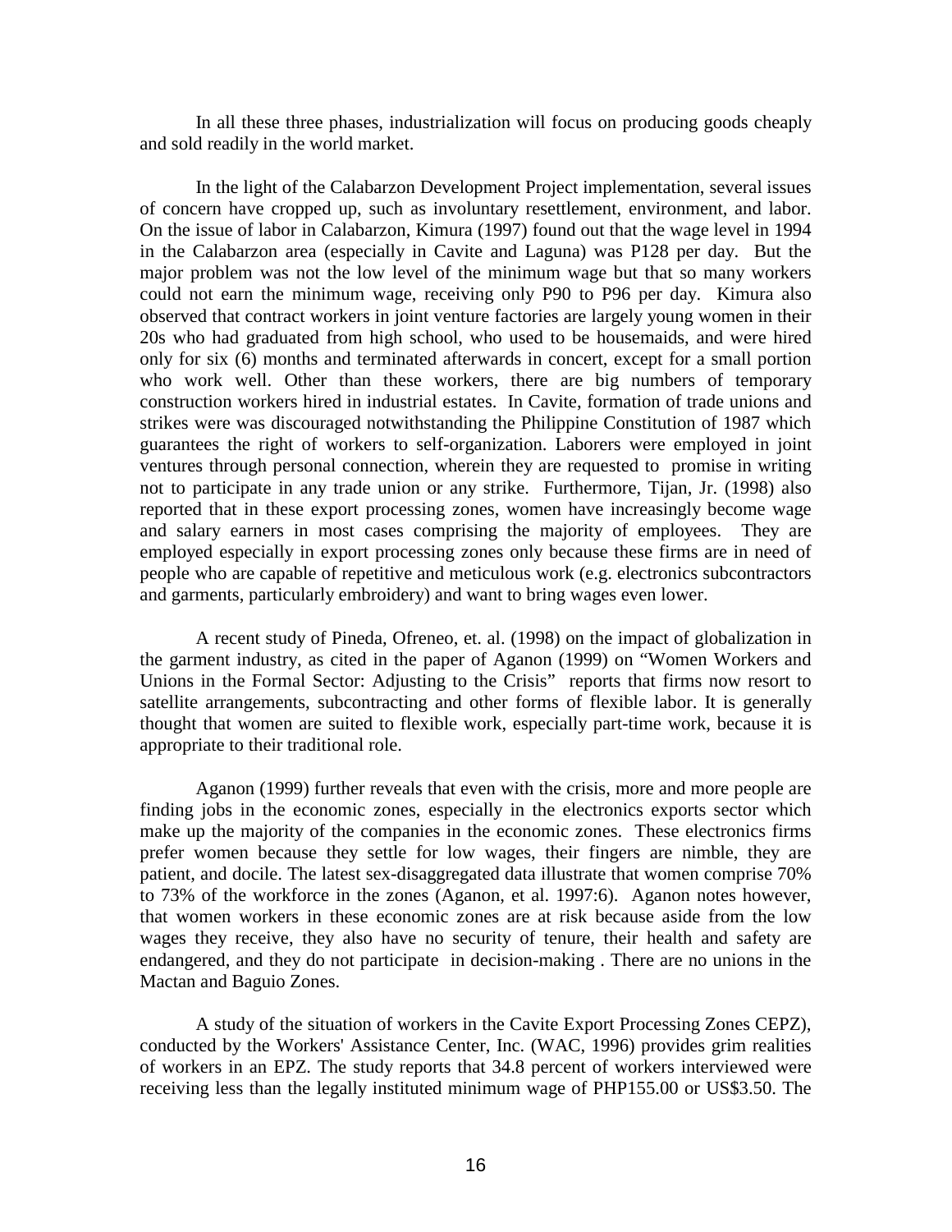In all these three phases, industrialization will focus on producing goods cheaply and sold readily in the world market.

In the light of the Calabarzon Development Project implementation, several issues of concern have cropped up, such as involuntary resettlement, environment, and labor. On the issue of labor in Calabarzon, Kimura (1997) found out that the wage level in 1994 in the Calabarzon area (especially in Cavite and Laguna) was P128 per day. But the major problem was not the low level of the minimum wage but that so many workers could not earn the minimum wage, receiving only P90 to P96 per day. Kimura also observed that contract workers in joint venture factories are largely young women in their 20s who had graduated from high school, who used to be housemaids, and were hired only for six (6) months and terminated afterwards in concert, except for a small portion who work well. Other than these workers, there are big numbers of temporary construction workers hired in industrial estates. In Cavite, formation of trade unions and strikes were was discouraged notwithstanding the Philippine Constitution of 1987 which guarantees the right of workers to self-organization. Laborers were employed in joint ventures through personal connection, wherein they are requested to promise in writing not to participate in any trade union or any strike. Furthermore, Tijan, Jr. (1998) also reported that in these export processing zones, women have increasingly become wage and salary earners in most cases comprising the majority of employees. They are employed especially in export processing zones only because these firms are in need of people who are capable of repetitive and meticulous work (e.g. electronics subcontractors and garments, particularly embroidery) and want to bring wages even lower.

A recent study of Pineda, Ofreneo, et. al. (1998) on the impact of globalization in the garment industry, as cited in the paper of Aganon (1999) on "Women Workers and Unions in the Formal Sector: Adjusting to the Crisis" reports that firms now resort to satellite arrangements, subcontracting and other forms of flexible labor. It is generally thought that women are suited to flexible work, especially part-time work, because it is appropriate to their traditional role.

Aganon (1999) further reveals that even with the crisis, more and more people are finding jobs in the economic zones, especially in the electronics exports sector which make up the majority of the companies in the economic zones. These electronics firms prefer women because they settle for low wages, their fingers are nimble, they are patient, and docile. The latest sex-disaggregated data illustrate that women comprise 70% to 73% of the workforce in the zones (Aganon, et al. 1997:6). Aganon notes however, that women workers in these economic zones are at risk because aside from the low wages they receive, they also have no security of tenure, their health and safety are endangered, and they do not participate in decision-making . There are no unions in the Mactan and Baguio Zones.

A study of the situation of workers in the Cavite Export Processing Zones CEPZ), conducted by the Workers' Assistance Center, Inc. (WAC, 1996) provides grim realities of workers in an EPZ. The study reports that 34.8 percent of workers interviewed were receiving less than the legally instituted minimum wage of PHP155.00 or US$3.50. The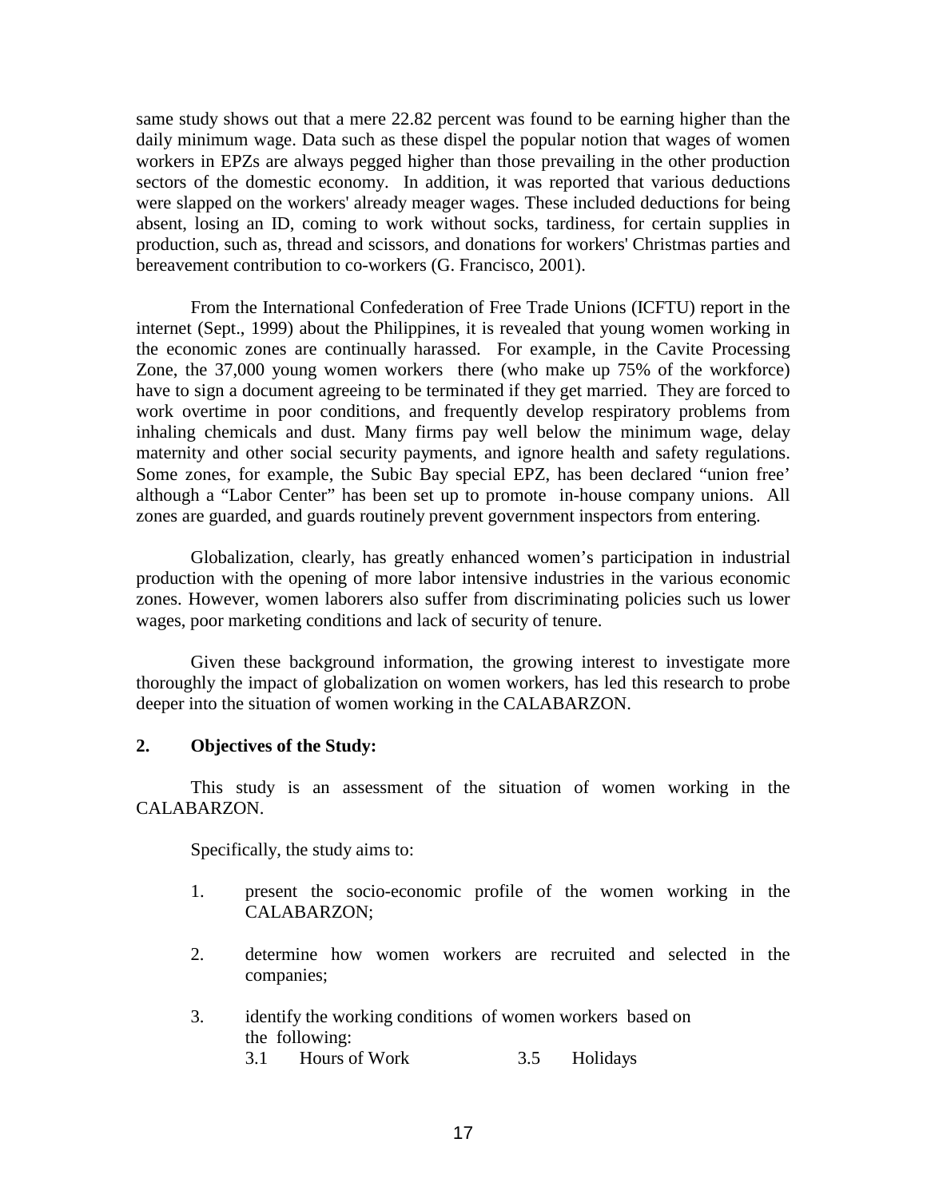same study shows out that a mere 22.82 percent was found to be earning higher than the daily minimum wage. Data such as these dispel the popular notion that wages of women workers in EPZs are always pegged higher than those prevailing in the other production sectors of the domestic economy. In addition, it was reported that various deductions were slapped on the workers' already meager wages. These included deductions for being absent, losing an ID, coming to work without socks, tardiness, for certain supplies in production, such as, thread and scissors, and donations for workers' Christmas parties and bereavement contribution to co-workers (G. Francisco, 2001).

From the International Confederation of Free Trade Unions (ICFTU) report in the internet (Sept., 1999) about the Philippines, it is revealed that young women working in the economic zones are continually harassed. For example, in the Cavite Processing Zone, the 37,000 young women workers there (who make up 75% of the workforce) have to sign a document agreeing to be terminated if they get married. They are forced to work overtime in poor conditions, and frequently develop respiratory problems from inhaling chemicals and dust. Many firms pay well below the minimum wage, delay maternity and other social security payments, and ignore health and safety regulations. Some zones, for example, the Subic Bay special EPZ, has been declared "union free' although a "Labor Center" has been set up to promote in-house company unions. All zones are guarded, and guards routinely prevent government inspectors from entering.

Globalization, clearly, has greatly enhanced women's participation in industrial production with the opening of more labor intensive industries in the various economic zones. However, women laborers also suffer from discriminating policies such us lower wages, poor marketing conditions and lack of security of tenure.

Given these background information, the growing interest to investigate more thoroughly the impact of globalization on women workers, has led this research to probe deeper into the situation of women working in the CALABARZON.

**2. Objectives of the Study:**

This study is an assessment of the situation of women working in the CALABARZON.

Specifically, the study aims to:

1. present the socio-economic profile of the women working in the CALABARZON;

2. determine how women workers are recruited and selected in the companies;

3. identify the working conditions of women workers based on the following:

   3.1 Hours of Work        3.5 Holidays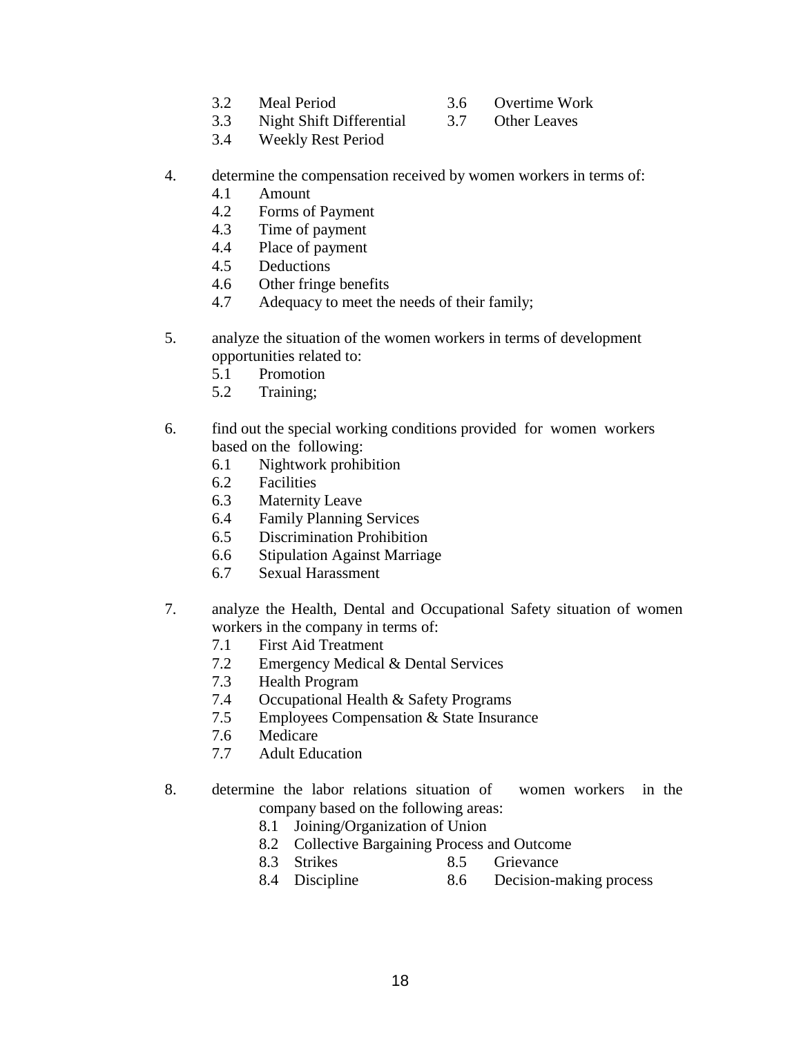3.2 Meal Period
3.3 Night Shift Differential
3.4 Weekly Rest Period
3.6 Overtime Work
3.7 Other Leaves

4. determine the compensation received by women workers in terms of:
   4.1 Amount
   4.2 Forms of Payment
   4.3 Time of payment
   4.4 Place of payment
   4.5 Deductions
   4.6 Other fringe benefits
   4.7 Adequacy to meet the needs of their family;

5. analyze the situation of the women workers in terms of development opportunities related to:
   5.1 Promotion
   5.2 Training;

6. find out the special working conditions provided for women workers based on the following:
   6.1 Nightwork prohibition
   6.2 Facilities
   6.3 Maternity Leave
   6.4 Family Planning Services
   6.5 Discrimination Prohibition
   6.6 Stipulation Against Marriage
   6.7 Sexual Harassment

7. analyze the Health, Dental and Occupational Safety situation of women workers in the company in terms of:
   7.1 First Aid Treatment
   7.2 Emergency Medical & Dental Services
   7.3 Health Program
   7.4 Occupational Health & Safety Programs
   7.5 Employees Compensation & State Insurance
   7.6 Medicare
   7.7 Adult Education

8. determine the labor relations situation of women workers in the company based on the following areas:
   8.1 Joining/Organization of Union
   8.2 Collective Bargaining Process and Outcome
   8.3 Strikes
   8.4 Discipline
   8.5 Grievance
   8.6 Decision-making process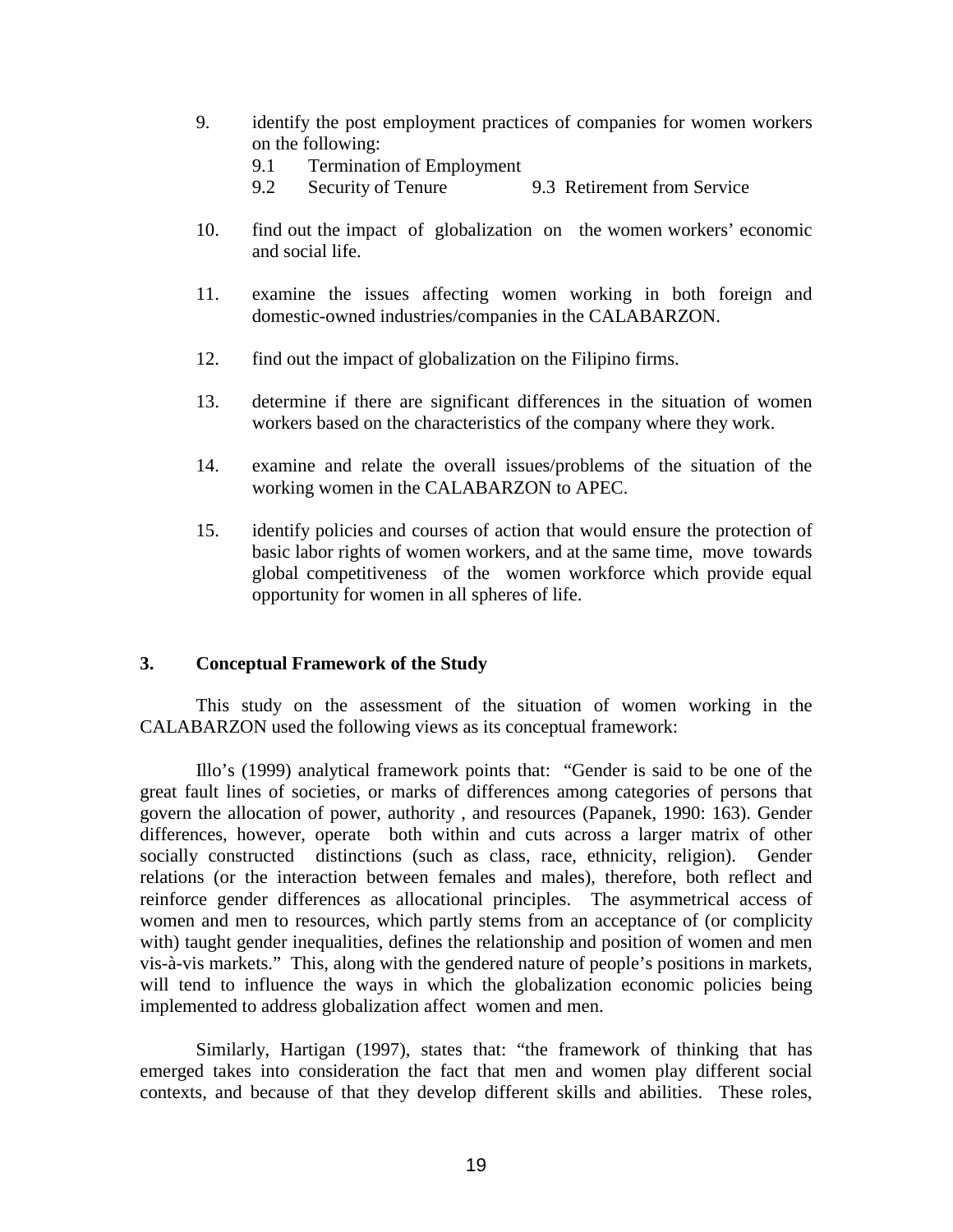9. identify the post employment practices of companies for women workers on the following:
   - 9.1 Termination of Employment
   - 9.2 Security of Tenure
   - 9.3 Retirement from Service

10. find out the impact of globalization on the women workers' economic and social life.

11. examine the issues affecting women working in both foreign and domestic-owned industries/companies in the CALABARZON.

12. find out the impact of globalization on the Filipino firms.

13. determine if there are significant differences in the situation of women workers based on the characteristics of the company where they work.

14. examine and relate the overall issues/problems of the situation of the working women in the CALABARZON to APEC.

15. identify policies and courses of action that would ensure the protection of basic labor rights of women workers, and at the same time, move towards global competitiveness of the women workforce which provide equal opportunity for women in all spheres of life.

## 3. Conceptual Framework of the Study

This study on the assessment of the situation of women working in the CALABARZON used the following views as its conceptual framework:

Illo's (1999) analytical framework points that: "Gender is said to be one of the great fault lines of societies, or marks of differences among categories of persons that govern the allocation of power, authority , and resources (Papanek, 1990: 163). Gender differences, however, operate both within and cuts across a larger matrix of other socially constructed distinctions (such as class, race, ethnicity, religion). Gender relations (or the interaction between females and males), therefore, both reflect and reinforce gender differences as allocational principles. The asymmetrical access of women and men to resources, which partly stems from an acceptance of (or complicity with) taught gender inequalities, defines the relationship and position of women and men vis-à-vis markets." This, along with the gendered nature of people's positions in markets, will tend to influence the ways in which the globalization economic policies being implemented to address globalization affect women and men.

Similarly, Hartigan (1997), states that: "the framework of thinking that has emerged takes into consideration the fact that men and women play different social contexts, and because of that they develop different skills and abilities. These roles,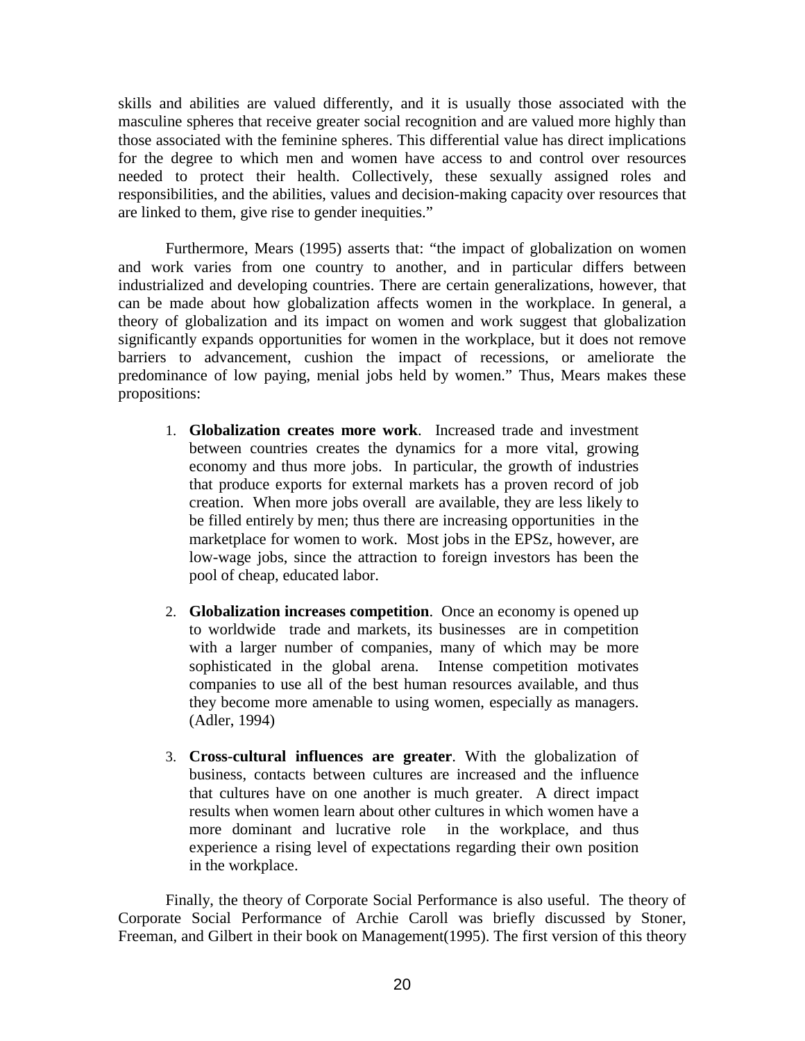skills and abilities are valued differently, and it is usually those associated with the masculine spheres that receive greater social recognition and are valued more highly than those associated with the feminine spheres. This differential value has direct implications for the degree to which men and women have access to and control over resources needed to protect their health. Collectively, these sexually assigned roles and responsibilities, and the abilities, values and decision-making capacity over resources that are linked to them, give rise to gender inequities."

Furthermore, Mears (1995) asserts that: "the impact of globalization on women and work varies from one country to another, and in particular differs between industrialized and developing countries. There are certain generalizations, however, that can be made about how globalization affects women in the workplace. In general, a theory of globalization and its impact on women and work suggest that globalization significantly expands opportunities for women in the workplace, but it does not remove barriers to advancement, cushion the impact of recessions, or ameliorate the predominance of low paying, menial jobs held by women." Thus, Mears makes these propositions:

1. **Globalization creates more work**. Increased trade and investment between countries creates the dynamics for a more vital, growing economy and thus more jobs. In particular, the growth of industries that produce exports for external markets has a proven record of job creation. When more jobs overall are available, they are less likely to be filled entirely by men; thus there are increasing opportunities in the marketplace for women to work. Most jobs in the EPSz, however, are low-wage jobs, since the attraction to foreign investors has been the pool of cheap, educated labor.

2. **Globalization increases competition**. Once an economy is opened up to worldwide trade and markets, its businesses are in competition with a larger number of companies, many of which may be more sophisticated in the global arena. Intense competition motivates companies to use all of the best human resources available, and thus they become more amenable to using women, especially as managers. (Adler, 1994)

3. **Cross-cultural influences are greater**. With the globalization of business, contacts between cultures are increased and the influence that cultures have on one another is much greater. A direct impact results when women learn about other cultures in which women have a more dominant and lucrative role in the workplace, and thus experience a rising level of expectations regarding their own position in the workplace.

Finally, the theory of Corporate Social Performance is also useful. The theory of Corporate Social Performance of Archie Caroll was briefly discussed by Stoner, Freeman, and Gilbert in their book on Management(1995). The first version of this theory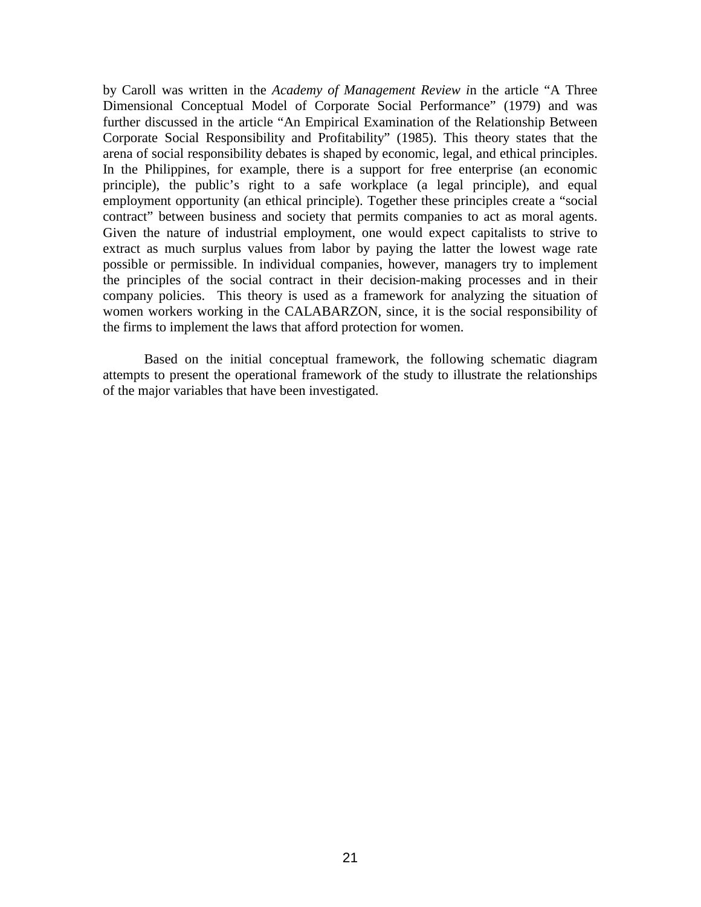by Caroll was written in the *Academy of Management Review i*n the article "A Three Dimensional Conceptual Model of Corporate Social Performance" (1979) and was further discussed in the article "An Empirical Examination of the Relationship Between Corporate Social Responsibility and Profitability" (1985). This theory states that the arena of social responsibility debates is shaped by economic, legal, and ethical principles. In the Philippines, for example, there is a support for free enterprise (an economic principle), the public's right to a safe workplace (a legal principle), and equal employment opportunity (an ethical principle). Together these principles create a "social contract" between business and society that permits companies to act as moral agents. Given the nature of industrial employment, one would expect capitalists to strive to extract as much surplus values from labor by paying the latter the lowest wage rate possible or permissible. In individual companies, however, managers try to implement the principles of the social contract in their decision-making processes and in their company policies. This theory is used as a framework for analyzing the situation of women workers working in the CALABARZON, since, it is the social responsibility of the firms to implement the laws that afford protection for women.

Based on the initial conceptual framework, the following schematic diagram attempts to present the operational framework of the study to illustrate the relationships of the major variables that have been investigated.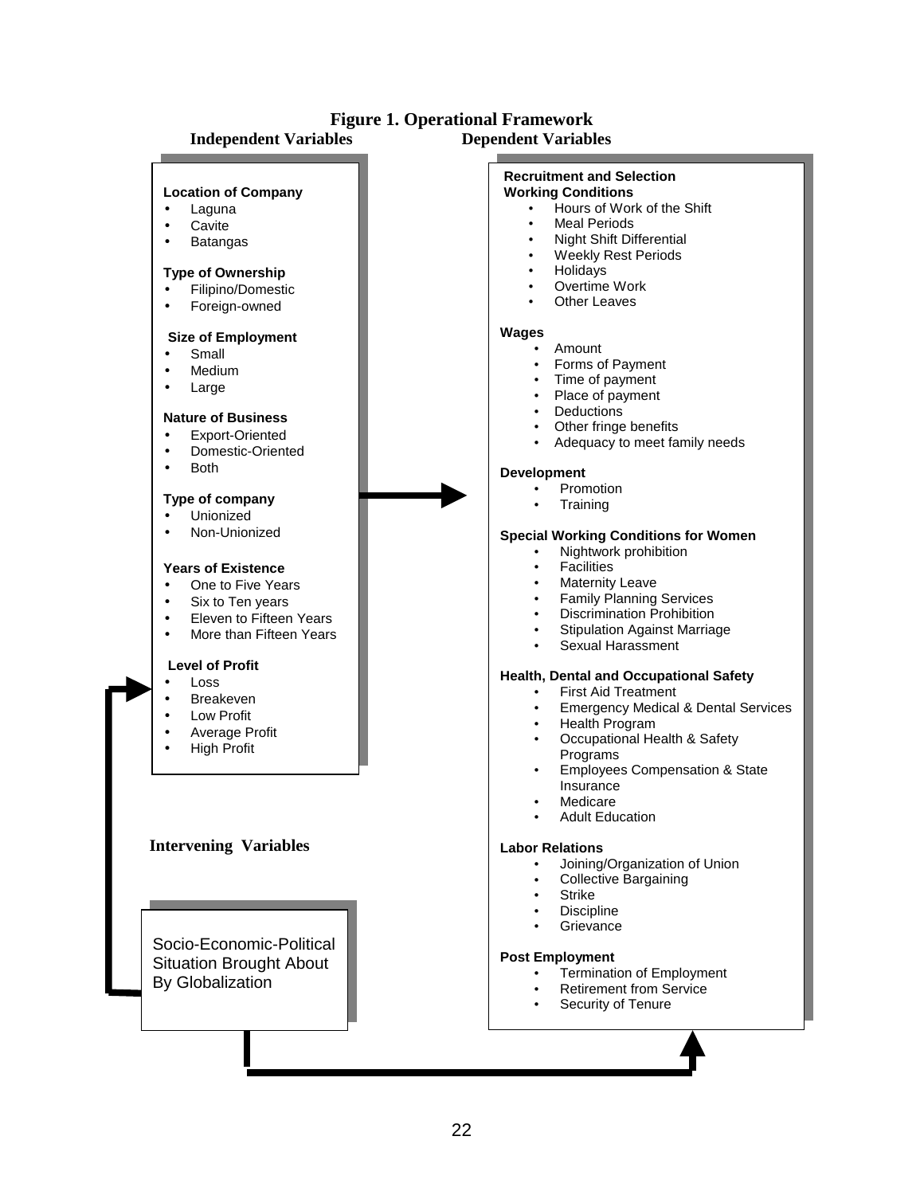## Figure 1. Operational Framework

### Independent Variables

**Location of Company**
- Laguna
- Cavite
- Batangas

**Type of Ownership**
- Filipino/Domestic
- Foreign-owned

**Size of Employment**
- Small
- Medium
- Large

**Nature of Business**
- Export-Oriented
- Domestic-Oriented
- Both

**Type of company**
- Unionized
- Non-Unionized

**Years of Existence**
- One to Five Years
- Six to Ten years
- Eleven to Fifteen Years
- More than Fifteen Years

**Level of Profit**
- Loss
- Breakeven
- Low Profit
- Average Profit
- High Profit

### Intervening Variables

Socio-Economic-Political Situation Brought About By Globalization

### Dependent Variables

**Recruitment and Selection**

**Working Conditions**
- Hours of Work of the Shift
- Meal Periods
- Night Shift Differential
- Weekly Rest Periods
- Holidays
- Overtime Work
- Other Leaves

**Wages**
- Amount
- Forms of Payment
- Time of payment
- Place of payment
- Deductions
- Other fringe benefits
- Adequacy to meet family needs

**Development**
- Promotion
- Training

**Special Working Conditions for Women**
- Nightwork prohibition
- Facilities
- Maternity Leave
- Family Planning Services
- Discrimination Prohibition
- Stipulation Against Marriage
- Sexual Harassment

**Health, Dental and Occupational Safety**
- First Aid Treatment
- Emergency Medical & Dental Services
- Health Program
- Occupational Health & Safety Programs
- Employees Compensation & State Insurance
- Medicare
- Adult Education

**Labor Relations**
- Joining/Organization of Union
- Collective Bargaining
- Strike
- Discipline
- Grievance

**Post Employment**
- Termination of Employment
- Retirement from Service
- Security of Tenure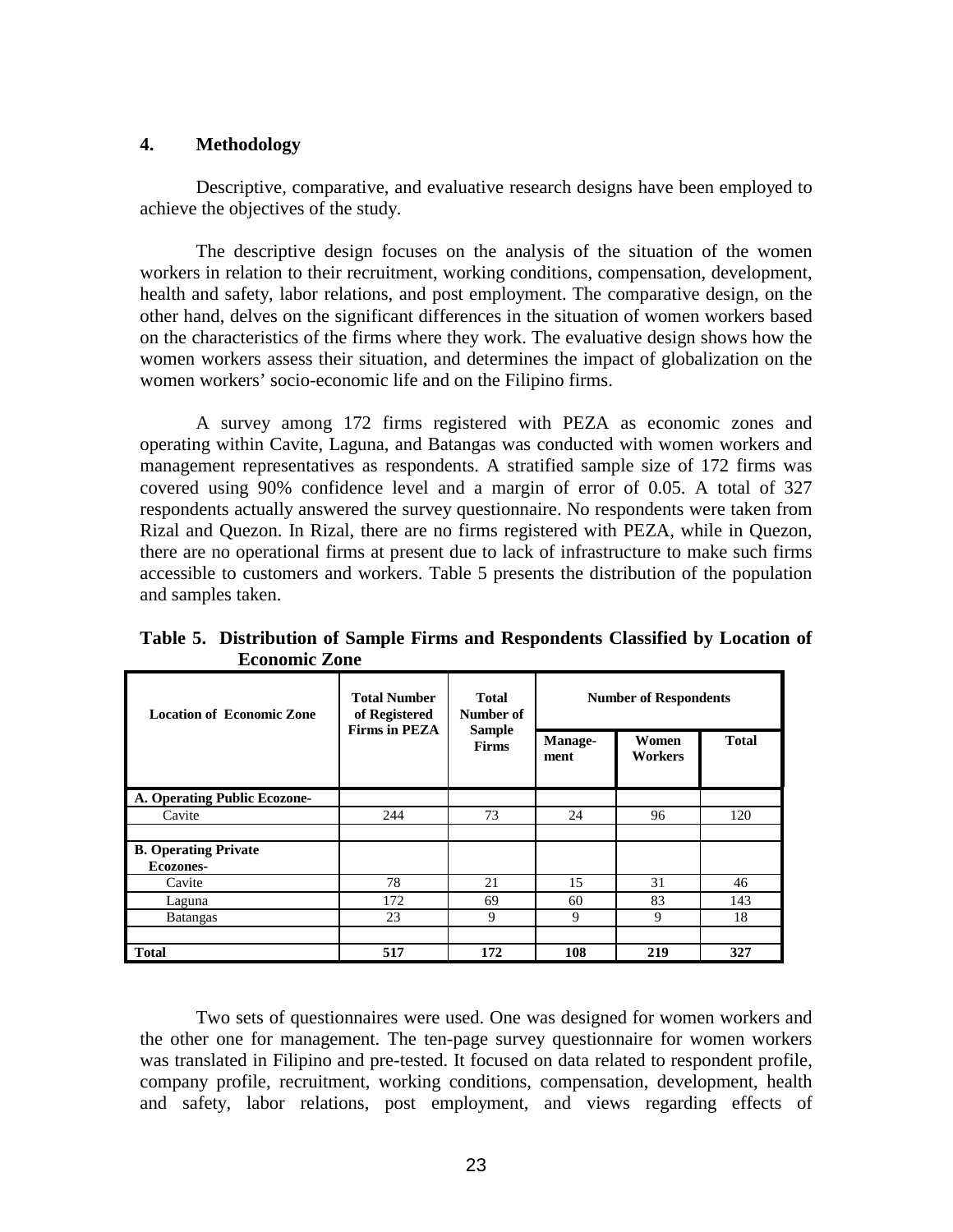## 4. Methodology

Descriptive, comparative, and evaluative research designs have been employed to achieve the objectives of the study.

The descriptive design focuses on the analysis of the situation of the women workers in relation to their recruitment, working conditions, compensation, development, health and safety, labor relations, and post employment. The comparative design, on the other hand, delves on the significant differences in the situation of women workers based on the characteristics of the firms where they work. The evaluative design shows how the women workers assess their situation, and determines the impact of globalization on the women workers' socio-economic life and on the Filipino firms.

A survey among 172 firms registered with PEZA as economic zones and operating within Cavite, Laguna, and Batangas was conducted with women workers and management representatives as respondents. A stratified sample size of 172 firms was covered using 90% confidence level and a margin of error of 0.05. A total of 327 respondents actually answered the survey questionnaire. No respondents were taken from Rizal and Quezon. In Rizal, there are no firms registered with PEZA, while in Quezon, there are no operational firms at present due to lack of infrastructure to make such firms accessible to customers and workers. Table 5 presents the distribution of the population and samples taken.

**Table 5. Distribution of Sample Firms and Respondents Classified by Location of Economic Zone**

| Location of Economic Zone | Total Number of Registered Firms in PEZA | Total Number of Sample Firms | Number of Respondents | | |
|---|---|---|---|---|---|
| | | | Manage-ment | Women Workers | Total |
| **A. Operating Public Ecozone-** | | | | | |
| Cavite | 244 | 73 | 24 | 96 | 120 |
| | | | | | |
| **B. Operating Private Ecozones-** | | | | | |
| Cavite | 78 | 21 | 15 | 31 | 46 |
| Laguna | 172 | 69 | 60 | 83 | 143 |
| Batangas | 23 | 9 | 9 | 9 | 18 |
| | | | | | |
| **Total** | **517** | **172** | **108** | **219** | **327** |

Two sets of questionnaires were used. One was designed for women workers and the other one for management. The ten-page survey questionnaire for women workers was translated in Filipino and pre-tested. It focused on data related to respondent profile, company profile, recruitment, working conditions, compensation, development, health and safety, labor relations, post employment, and views regarding effects of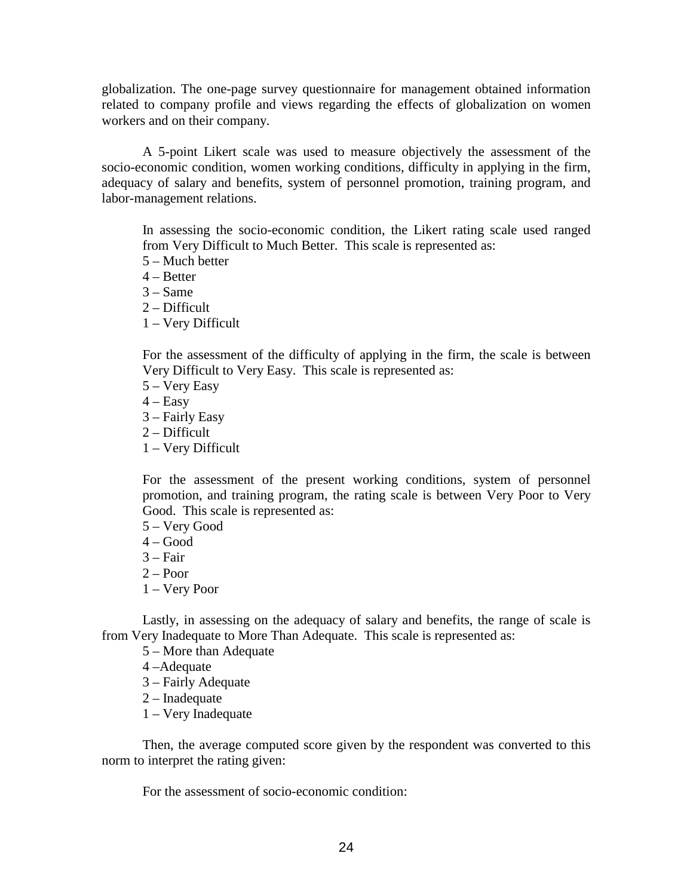globalization. The one-page survey questionnaire for management obtained information related to company profile and views regarding the effects of globalization on women workers and on their company.

A 5-point Likert scale was used to measure objectively the assessment of the socio-economic condition, women working conditions, difficulty in applying in the firm, adequacy of salary and benefits, system of personnel promotion, training program, and labor-management relations.

In assessing the socio-economic condition, the Likert rating scale used ranged from Very Difficult to Much Better. This scale is represented as:

5 – Much better
4 – Better
3 – Same
2 – Difficult
1 – Very Difficult

For the assessment of the difficulty of applying in the firm, the scale is between Very Difficult to Very Easy. This scale is represented as:

5 – Very Easy
4 – Easy
3 – Fairly Easy
2 – Difficult
1 – Very Difficult

For the assessment of the present working conditions, system of personnel promotion, and training program, the rating scale is between Very Poor to Very Good. This scale is represented as:

5 – Very Good
4 – Good
3 – Fair
2 – Poor
1 – Very Poor

Lastly, in assessing on the adequacy of salary and benefits, the range of scale is from Very Inadequate to More Than Adequate. This scale is represented as:

5 – More than Adequate
4 –Adequate
3 – Fairly Adequate
2 – Inadequate
1 – Very Inadequate

Then, the average computed score given by the respondent was converted to this norm to interpret the rating given:

For the assessment of socio-economic condition: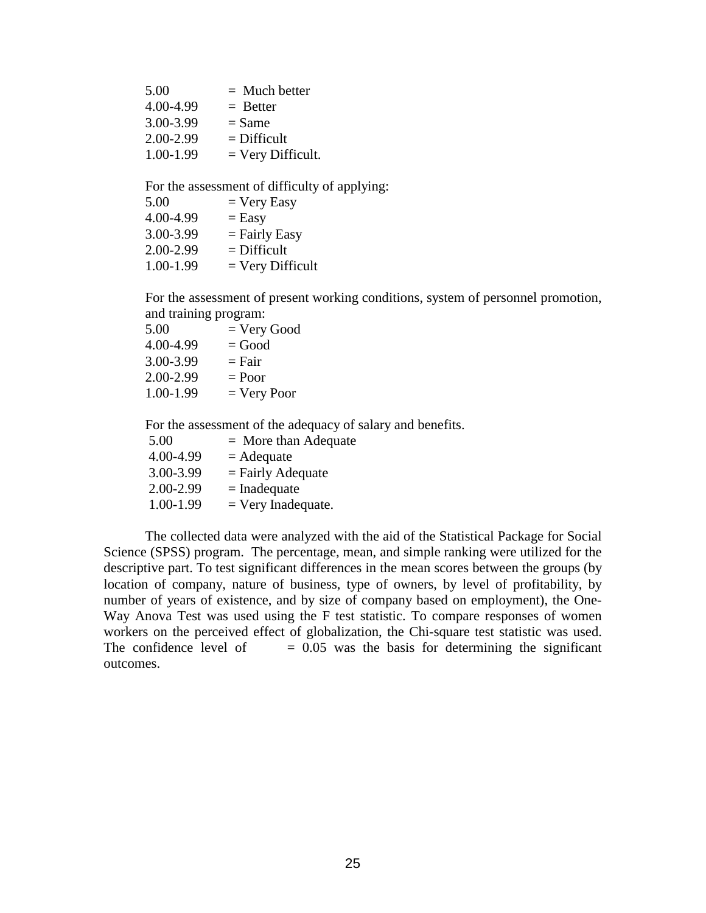| | |
|---|---|
| 5.00 | = Much better |
| 4.00-4.99 | = Better |
| 3.00-3.99 | = Same |
| 2.00-2.99 | = Difficult |
| 1.00-1.99 | = Very Difficult. |

For the assessment of difficulty of applying:

| | |
|---|---|
| 5.00 | = Very Easy |
| 4.00-4.99 | = Easy |
| 3.00-3.99 | = Fairly Easy |
| 2.00-2.99 | = Difficult |
| 1.00-1.99 | = Very Difficult |

For the assessment of present working conditions, system of personnel promotion, and training program:

| | |
|---|---|
| 5.00 | = Very Good |
| 4.00-4.99 | = Good |
| 3.00-3.99 | = Fair |
| 2.00-2.99 | = Poor |
| 1.00-1.99 | = Very Poor |

For the assessment of the adequacy of salary and benefits.

| | |
|---|---|
| 5.00 | = More than Adequate |
| 4.00-4.99 | = Adequate |
| 3.00-3.99 | = Fairly Adequate |
| 2.00-2.99 | = Inadequate |
| 1.00-1.99 | = Very Inadequate. |

The collected data were analyzed with the aid of the Statistical Package for Social Science (SPSS) program. The percentage, mean, and simple ranking were utilized for the descriptive part. To test significant differences in the mean scores between the groups (by location of company, nature of business, type of owners, by level of profitability, by number of years of existence, and by size of company based on employment), the One-Way Anova Test was used using the F test statistic. To compare responses of women workers on the perceived effect of globalization, the Chi-square test statistic was used. The confidence level of = 0.05 was the basis for determining the significant outcomes.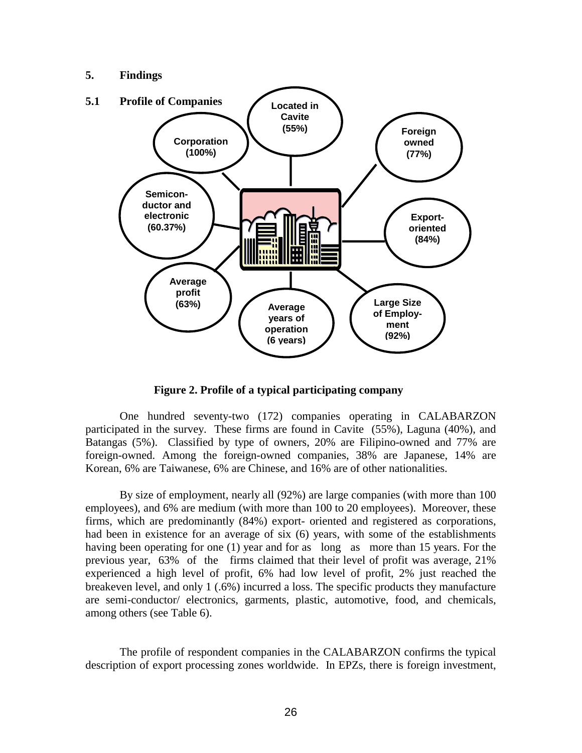## 5. Findings

### 5.1 Profile of Companies

Located in Cavite (55%)

Foreign owned (77%)

Corporation (100%)

Semiconductor and electronic (60.37%)

Export-oriented (84%)

Average profit (63%)

Average years of operation (6 years)

Large Size of Employment (92%)

**Figure 2. Profile of a typical participating company**

One hundred seventy-two (172) companies operating in CALABARZON participated in the survey. These firms are found in Cavite (55%), Laguna (40%), and Batangas (5%). Classified by type of owners, 20% are Filipino-owned and 77% are foreign-owned. Among the foreign-owned companies, 38% are Japanese, 14% are Korean, 6% are Taiwanese, 6% are Chinese, and 16% are of other nationalities.

By size of employment, nearly all (92%) are large companies (with more than 100 employees), and 6% are medium (with more than 100 to 20 employees). Moreover, these firms, which are predominantly (84%) export- oriented and registered as corporations, had been in existence for an average of six (6) years, with some of the establishments having been operating for one (1) year and for as long as more than 15 years. For the previous year, 63% of the firms claimed that their level of profit was average, 21% experienced a high level of profit, 6% had low level of profit, 2% just reached the breakeven level, and only 1 (.6%) incurred a loss. The specific products they manufacture are semi-conductor/ electronics, garments, plastic, automotive, food, and chemicals, among others (see Table 6).

The profile of respondent companies in the CALABARZON confirms the typical description of export processing zones worldwide. In EPZs, there is foreign investment,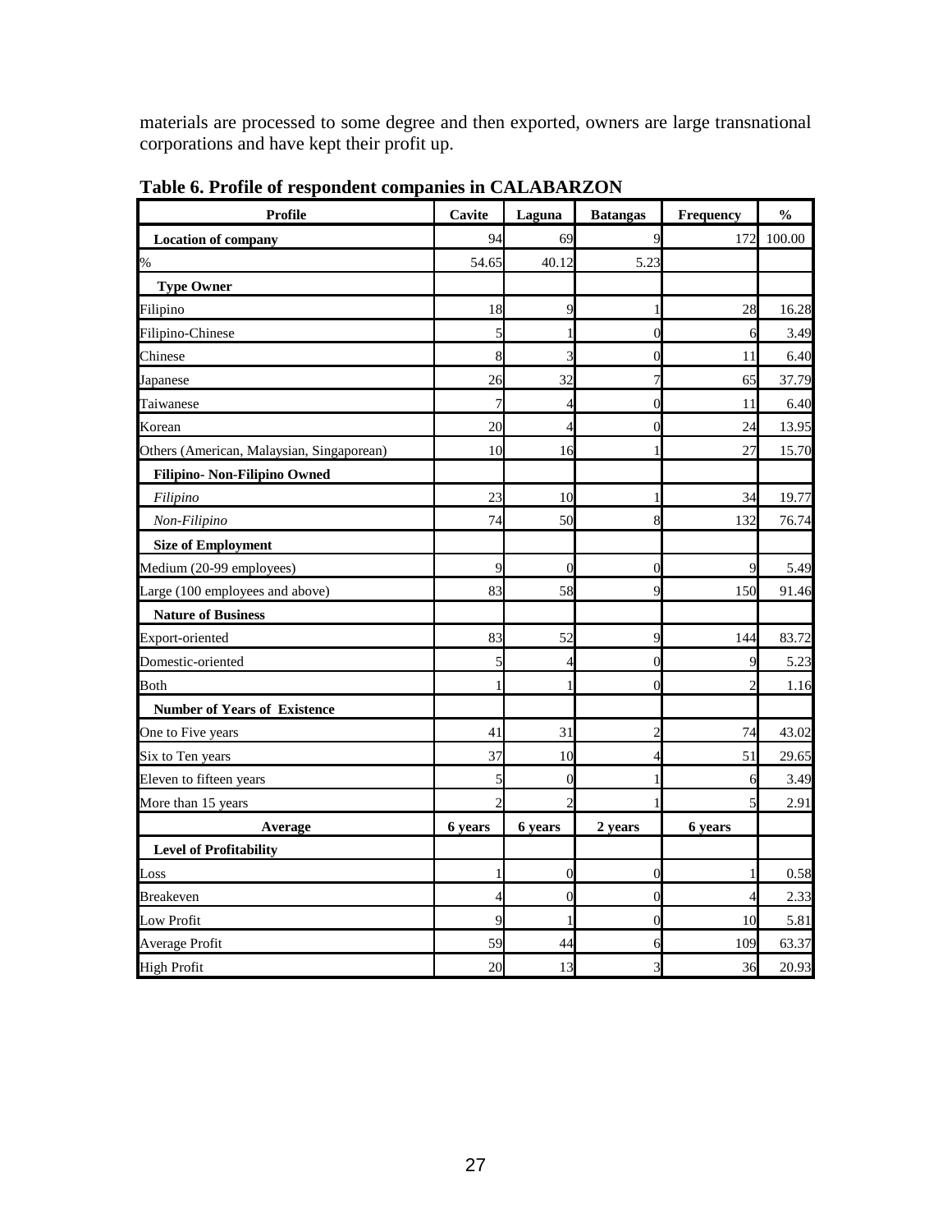materials are processed to some degree and then exported, owners are large transnational corporations and have kept their profit up.

**Table 6. Profile of respondent companies in CALABARZON**

| Profile | Cavite | Laguna | Batangas | Frequency | % |
|---|---|---|---|---|---|
| **Location of company** | 94 | 69 | 9 | 172 | 100.00 |
| % | 54.65 | 40.12 | 5.23 | | |
| **Type Owner** | | | | | |
| Filipino | 18 | 9 | 1 | 28 | 16.28 |
| Filipino-Chinese | 5 | 1 | 0 | 6 | 3.49 |
| Chinese | 8 | 3 | 0 | 11 | 6.40 |
| Japanese | 26 | 32 | 7 | 65 | 37.79 |
| Taiwanese | 7 | 4 | 0 | 11 | 6.40 |
| Korean | 20 | 4 | 0 | 24 | 13.95 |
| Others (American, Malaysian, Singaporean) | 10 | 16 | 1 | 27 | 15.70 |
| **Filipino- Non-Filipino Owned** | | | | | |
| *Filipino* | 23 | 10 | 1 | 34 | 19.77 |
| *Non-Filipino* | 74 | 50 | 8 | 132 | 76.74 |
| **Size of Employment** | | | | | |
| Medium (20-99 employees) | 9 | 0 | 0 | 9 | 5.49 |
| Large (100 employees and above) | 83 | 58 | 9 | 150 | 91.46 |
| **Nature of Business** | | | | | |
| Export-oriented | 83 | 52 | 9 | 144 | 83.72 |
| Domestic-oriented | 5 | 4 | 0 | 9 | 5.23 |
| Both | 1 | 1 | 0 | 2 | 1.16 |
| **Number of Years of Existence** | | | | | |
| One to Five years | 41 | 31 | 2 | 74 | 43.02 |
| Six to Ten years | 37 | 10 | 4 | 51 | 29.65 |
| Eleven to fifteen years | 5 | 0 | 1 | 6 | 3.49 |
| More than 15 years | 2 | 2 | 1 | 5 | 2.91 |
| **Average** | **6 years** | **6 years** | **2 years** | **6 years** | |
| **Level of Profitability** | | | | | |
| Loss | 1 | 0 | 0 | 1 | 0.58 |
| Breakeven | 4 | 0 | 0 | 4 | 2.33 |
| Low Profit | 9 | 1 | 0 | 10 | 5.81 |
| Average Profit | 59 | 44 | 6 | 109 | 63.37 |
| High Profit | 20 | 13 | 3 | 36 | 20.93 |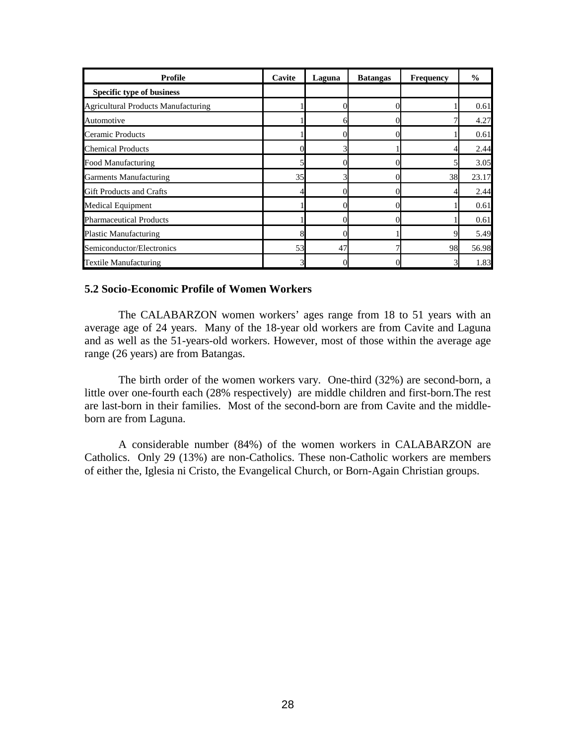| Profile | Cavite | Laguna | Batangas | Frequency | % |
|---|---|---|---|---|---|
| **Specific type of business** | | | | | |
| Agricultural Products Manufacturing | 1 | 0 | 0 | 1 | 0.61 |
| Automotive | 1 | 6 | 0 | 7 | 4.27 |
| Ceramic Products | 1 | 0 | 0 | 1 | 0.61 |
| Chemical Products | 0 | 3 | 1 | 4 | 2.44 |
| Food Manufacturing | 5 | 0 | 0 | 5 | 3.05 |
| Garments Manufacturing | 35 | 3 | 0 | 38 | 23.17 |
| Gift Products and Crafts | 4 | 0 | 0 | 4 | 2.44 |
| Medical Equipment | 1 | 0 | 0 | 1 | 0.61 |
| Pharmaceutical Products | 1 | 0 | 0 | 1 | 0.61 |
| Plastic Manufacturing | 8 | 0 | 1 | 9 | 5.49 |
| Semiconductor/Electronics | 53 | 47 | 7 | 98 | 56.98 |
| Textile Manufacturing | 3 | 0 | 0 | 3 | 1.83 |

### 5.2 Socio-Economic Profile of Women Workers

The CALABARZON women workers' ages range from 18 to 51 years with an average age of 24 years. Many of the 18-year old workers are from Cavite and Laguna and as well as the 51-years-old workers. However, most of those within the average age range (26 years) are from Batangas.

The birth order of the women workers vary. One-third (32%) are second-born, a little over one-fourth each (28% respectively) are middle children and first-born.The rest are last-born in their families. Most of the second-born are from Cavite and the middle-born are from Laguna.

A considerable number (84%) of the women workers in CALABARZON are Catholics. Only 29 (13%) are non-Catholics. These non-Catholic workers are members of either the, Iglesia ni Cristo, the Evangelical Church, or Born-Again Christian groups.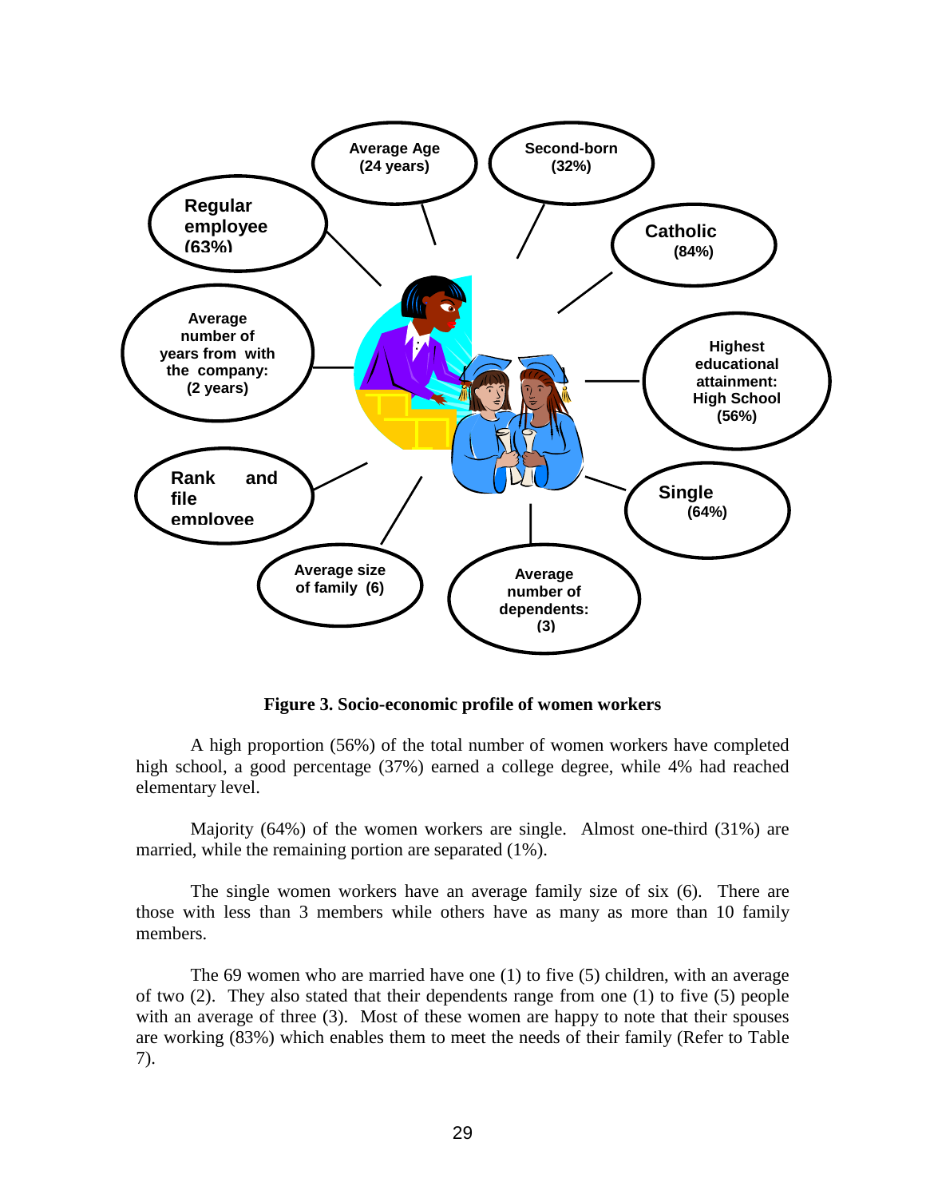Figure 3. Socio-economic profile of women workers

A high proportion (56%) of the total number of women workers have completed high school, a good percentage (37%) earned a college degree, while 4% had reached elementary level.

Majority (64%) of the women workers are single. Almost one-third (31%) are married, while the remaining portion are separated (1%).

The single women workers have an average family size of six (6). There are those with less than 3 members while others have as many as more than 10 family members.

The 69 women who are married have one (1) to five (5) children, with an average of two (2). They also stated that their dependents range from one (1) to five (5) people with an average of three (3). Most of these women are happy to note that their spouses are working (83%) which enables them to meet the needs of their family (Refer to Table 7).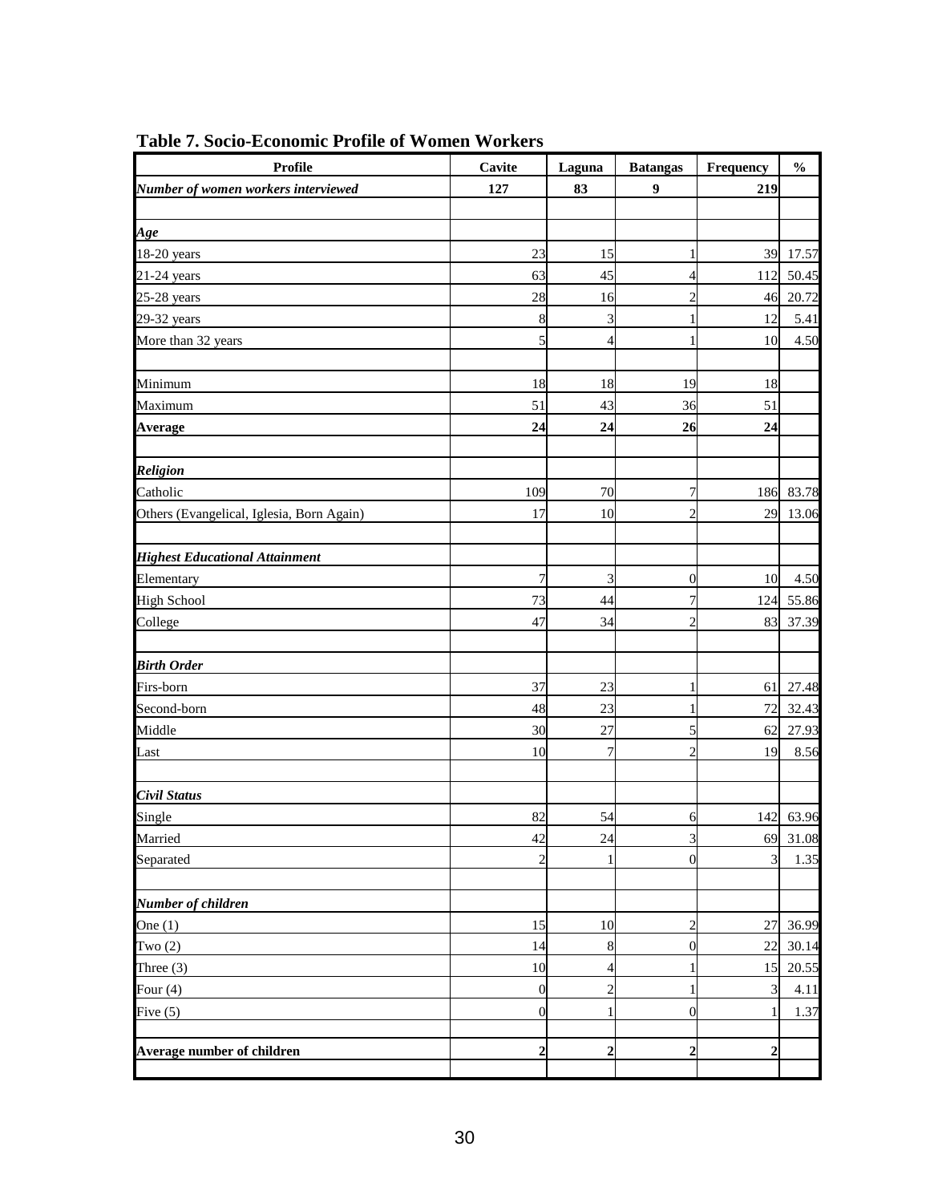**Table 7. Socio-Economic Profile of Women Workers**

| Profile | Cavite | Laguna | Batangas | Frequency | % |
|---|---|---|---|---|---|
| ***Number of women workers interviewed*** | **127** | **83** | **9** | **219** | |
| | | | | | |
| ***Age*** | | | | | |
| 18-20 years | 23 | 15 | 1 | 39 | 17.57 |
| 21-24 years | 63 | 45 | 4 | 112 | 50.45 |
| 25-28 years | 28 | 16 | 2 | 46 | 20.72 |
| 29-32 years | 8 | 3 | 1 | 12 | 5.41 |
| More than 32 years | 5 | 4 | 1 | 10 | 4.50 |
| | | | | | |
| Minimum | 18 | 18 | 19 | 18 | |
| Maximum | 51 | 43 | 36 | 51 | |
| **Average** | **24** | **24** | **26** | **24** | |
| | | | | | |
| ***Religion*** | | | | | |
| Catholic | 109 | 70 | 7 | 186 | 83.78 |
| Others (Evangelical, Iglesia, Born Again) | 17 | 10 | 2 | 29 | 13.06 |
| | | | | | |
| ***Highest Educational Attainment*** | | | | | |
| Elementary | 7 | 3 | 0 | 10 | 4.50 |
| High School | 73 | 44 | 7 | 124 | 55.86 |
| College | 47 | 34 | 2 | 83 | 37.39 |
| | | | | | |
| ***Birth Order*** | | | | | |
| Firs-born | 37 | 23 | 1 | 61 | 27.48 |
| Second-born | 48 | 23 | 1 | 72 | 32.43 |
| Middle | 30 | 27 | 5 | 62 | 27.93 |
| Last | 10 | 7 | 2 | 19 | 8.56 |
| | | | | | |
| ***Civil Status*** | | | | | |
| Single | 82 | 54 | 6 | 142 | 63.96 |
| Married | 42 | 24 | 3 | 69 | 31.08 |
| Separated | 2 | 1 | 0 | 3 | 1.35 |
| | | | | | |
| ***Number of children*** | | | | | |
| One (1) | 15 | 10 | 2 | 27 | 36.99 |
| Two (2) | 14 | 8 | 0 | 22 | 30.14 |
| Three (3) | 10 | 4 | 1 | 15 | 20.55 |
| Four (4) | 0 | 2 | 1 | 3 | 4.11 |
| Five (5) | 0 | 1 | 0 | 1 | 1.37 |
| | | | | | |
| **Average number of children** | **2** | **2** | **2** | **2** | |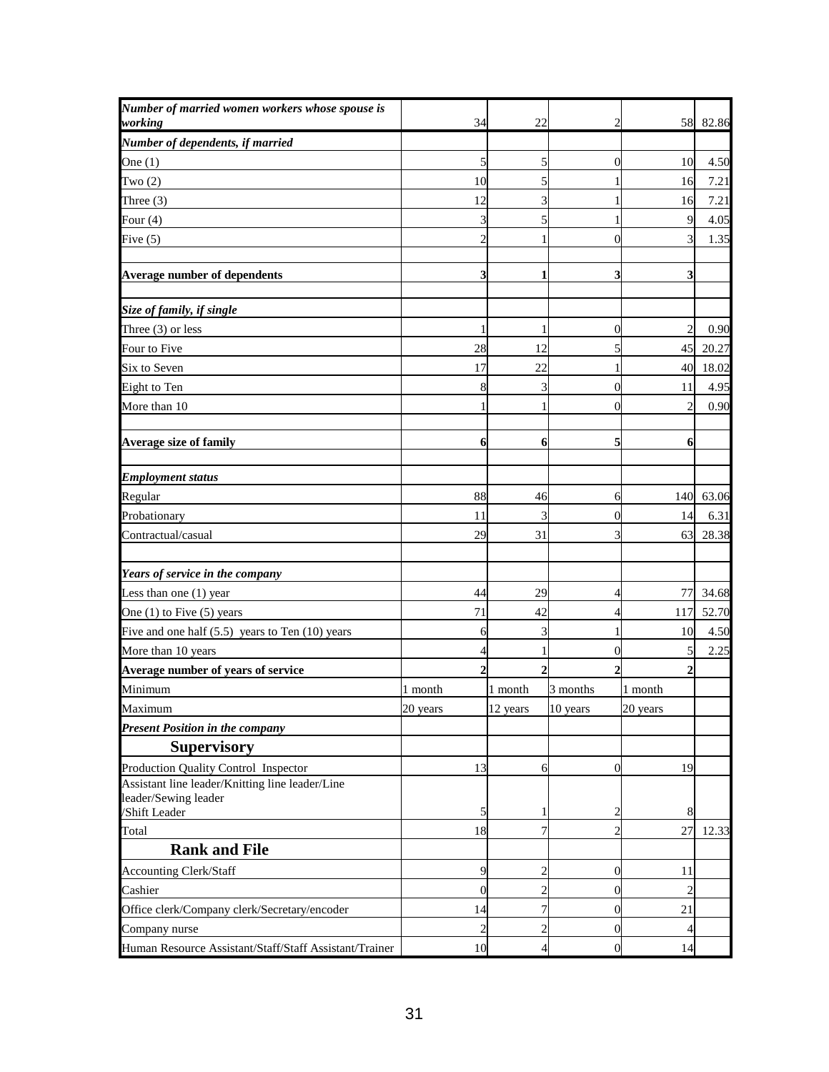| | | | | | |
|---|---|---|---|---|---|
| ***Number of married women workers whose spouse is working*** | 34 | 22 | 2 | 58 | 82.86 |
| ***Number of dependents, if married*** | | | | | |
| One (1) | 5 | 5 | 0 | 10 | 4.50 |
| Two (2) | 10 | 5 | 1 | 16 | 7.21 |
| Three (3) | 12 | 3 | 1 | 16 | 7.21 |
| Four (4) | 3 | 5 | 1 | 9 | 4.05 |
| Five (5) | 2 | 1 | 0 | 3 | 1.35 |
| | | | | | |
| **Average number of dependents** | **3** | **1** | **3** | **3** | |
| | | | | | |
| ***Size of family, if single*** | | | | | |
| Three (3) or less | 1 | 1 | 0 | 2 | 0.90 |
| Four to Five | 28 | 12 | 5 | 45 | 20.27 |
| Six to Seven | 17 | 22 | 1 | 40 | 18.02 |
| Eight to Ten | 8 | 3 | 0 | 11 | 4.95 |
| More than 10 | 1 | 1 | 0 | 2 | 0.90 |
| | | | | | |
| **Average size of family** | **6** | **6** | **5** | **6** | |
| | | | | | |
| ***Employment status*** | | | | | |
| Regular | 88 | 46 | 6 | 140 | 63.06 |
| Probationary | 11 | 3 | 0 | 14 | 6.31 |
| Contractual/casual | 29 | 31 | 3 | 63 | 28.38 |
| | | | | | |
| ***Years of service in the company*** | | | | | |
| Less than one (1) year | 44 | 29 | 4 | 77 | 34.68 |
| One (1) to Five (5) years | 71 | 42 | 4 | 117 | 52.70 |
| Five and one half (5.5) years to Ten (10) years | 6 | 3 | 1 | 10 | 4.50 |
| More than 10 years | 4 | 1 | 0 | 5 | 2.25 |
| **Average number of years of service** | **2** | **2** | **2** | **2** | |
| Minimum | 1 month | 1 month | 3 months | 1 month | |
| Maximum | 20 years | 12 years | 10 years | 20 years | |
| ***Present Position in the company*** | | | | | |
| **Supervisory** | | | | | |
| Production Quality Control Inspector | 13 | 6 | 0 | 19 | |
| Assistant line leader/Knitting line leader/Line leader/Sewing leader /Shift Leader | 5 | 1 | 2 | 8 | |
| Total | 18 | 7 | 2 | 27 | 12.33 |
| **Rank and File** | | | | | |
| Accounting Clerk/Staff | 9 | 2 | 0 | 11 | |
| Cashier | 0 | 2 | 0 | 2 | |
| Office clerk/Company clerk/Secretary/encoder | 14 | 7 | 0 | 21 | |
| Company nurse | 2 | 2 | 0 | 4 | |
| Human Resource Assistant/Staff/Staff Assistant/Trainer | 10 | 4 | 0 | 14 | |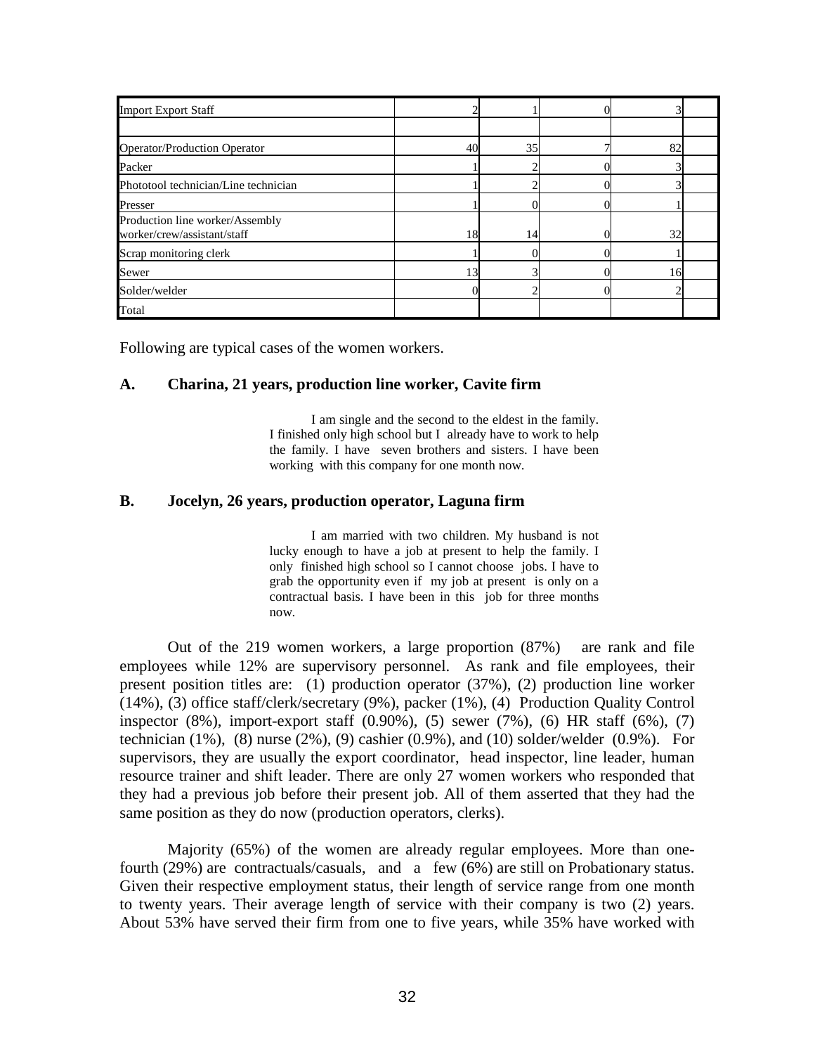| | | | | | |
|---|---|---|---|---|---|
| Import Export Staff | 2 | 1 | 0 | 3 | |
| | | | | | |
| Operator/Production Operator | 40 | 35 | 7 | 82 | |
| Packer | 1 | 2 | 0 | 3 | |
| Phototool technician/Line technician | 1 | 2 | 0 | 3 | |
| Presser | 1 | 0 | 0 | 1 | |
| Production line worker/Assembly worker/crew/assistant/staff | 18 | 14 | 0 | 32 | |
| Scrap monitoring clerk | 1 | 0 | 0 | 1 | |
| Sewer | 13 | 3 | 0 | 16 | |
| Solder/welder | 0 | 2 | 0 | 2 | |
| Total | | | | | |

Following are typical cases of the women workers.

**A. Charina, 21 years, production line worker, Cavite firm**

> I am single and the second to the eldest in the family. I finished only high school but I already have to work to help the family. I have seven brothers and sisters. I have been working with this company for one month now.

**B. Jocelyn, 26 years, production operator, Laguna firm**

> I am married with two children. My husband is not lucky enough to have a job at present to help the family. I only finished high school so I cannot choose jobs. I have to grab the opportunity even if my job at present is only on a contractual basis. I have been in this job for three months now.

Out of the 219 women workers, a large proportion (87%) are rank and file employees while 12% are supervisory personnel. As rank and file employees, their present position titles are: (1) production operator (37%), (2) production line worker (14%), (3) office staff/clerk/secretary (9%), packer (1%), (4) Production Quality Control inspector (8%), import-export staff (0.90%), (5) sewer (7%), (6) HR staff (6%), (7) technician (1%), (8) nurse (2%), (9) cashier (0.9%), and (10) solder/welder (0.9%). For supervisors, they are usually the export coordinator, head inspector, line leader, human resource trainer and shift leader. There are only 27 women workers who responded that they had a previous job before their present job. All of them asserted that they had the same position as they do now (production operators, clerks).

Majority (65%) of the women are already regular employees. More than one-fourth (29%) are contractuals/casuals, and a few (6%) are still on Probationary status. Given their respective employment status, their length of service range from one month to twenty years. Their average length of service with their company is two (2) years. About 53% have served their firm from one to five years, while 35% have worked with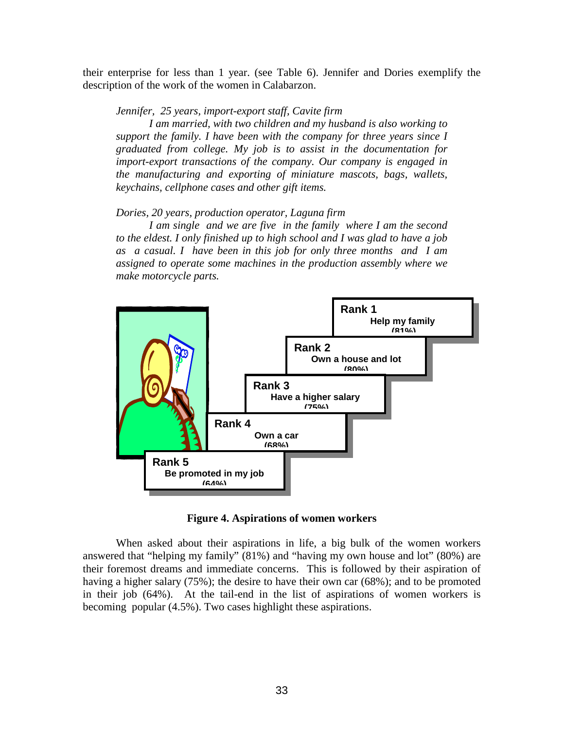their enterprise for less than 1 year. (see Table 6). Jennifer and Dories exemplify the description of the work of the women in Calabarzon.

> *Jennifer, 25 years, import-export staff, Cavite firm*
>
> *I am married, with two children and my husband is also working to support the family. I have been with the company for three years since I graduated from college. My job is to assist in the documentation for import-export transactions of the company. Our company is engaged in the manufacturing and exporting of miniature mascots, bags, wallets, keychains, cellphone cases and other gift items.*

> *Dories, 20 years, production operator, Laguna firm*
>
> *I am single and we are five in the family where I am the second to the eldest. I only finished up to high school and I was glad to have a job as a casual. I have been in this job for only three months and I am assigned to operate some machines in the production assembly where we make motorcycle parts.*

Rank 1 — Help my family (81%)

Rank 2 — Own a house and lot (80%)

Rank 3 — Have a higher salary (75%)

Rank 4 — Own a car (68%)

Rank 5 — Be promoted in my job (64%)

**Figure 4. Aspirations of women workers**

When asked about their aspirations in life, a big bulk of the women workers answered that "helping my family" (81%) and "having my own house and lot" (80%) are their foremost dreams and immediate concerns. This is followed by their aspiration of having a higher salary (75%); the desire to have their own car (68%); and to be promoted in their job (64%). At the tail-end in the list of aspirations of women workers is becoming popular (4.5%). Two cases highlight these aspirations.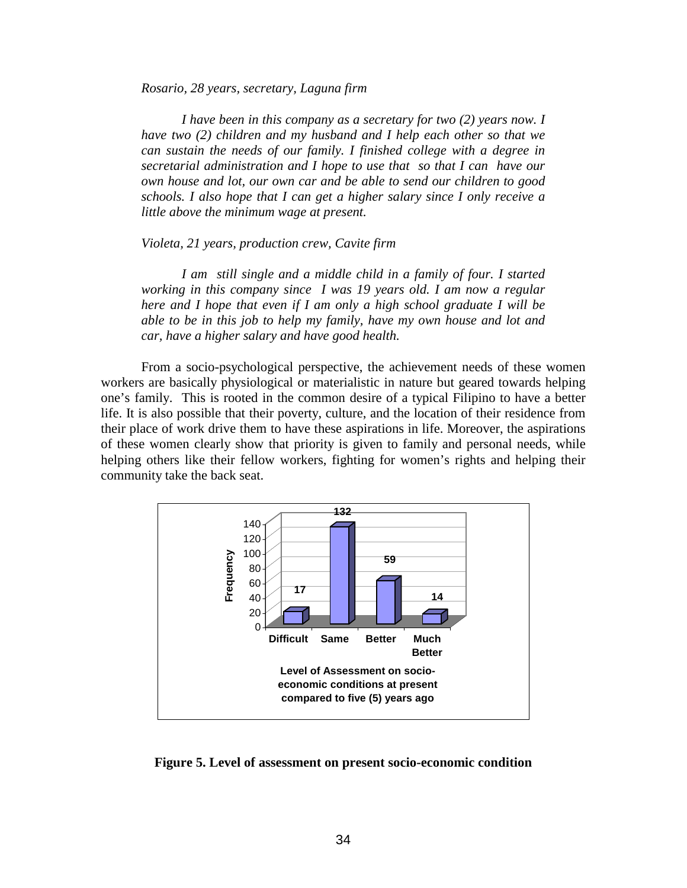*Rosario, 28 years, secretary, Laguna firm*

*I have been in this company as a secretary for two (2) years now. I have two (2) children and my husband and I help each other so that we can sustain the needs of our family. I finished college with a degree in secretarial administration and I hope to use that so that I can have our own house and lot, our own car and be able to send our children to good schools. I also hope that I can get a higher salary since I only receive a little above the minimum wage at present.*

*Violeta, 21 years, production crew, Cavite firm*

*I am still single and a middle child in a family of four. I started working in this company since I was 19 years old. I am now a regular here and I hope that even if I am only a high school graduate I will be able to be in this job to help my family, have my own house and lot and car, have a higher salary and have good health.*

From a socio-psychological perspective, the achievement needs of these women workers are basically physiological or materialistic in nature but geared towards helping one's family. This is rooted in the common desire of a typical Filipino to have a better life. It is also possible that their poverty, culture, and the location of their residence from their place of work drive them to have these aspirations in life. Moreover, the aspirations of these women clearly show that priority is given to family and personal needs, while helping others like their fellow workers, fighting for women's rights and helping their community take the back seat.

**Figure 5. Level of assessment on present socio-economic condition**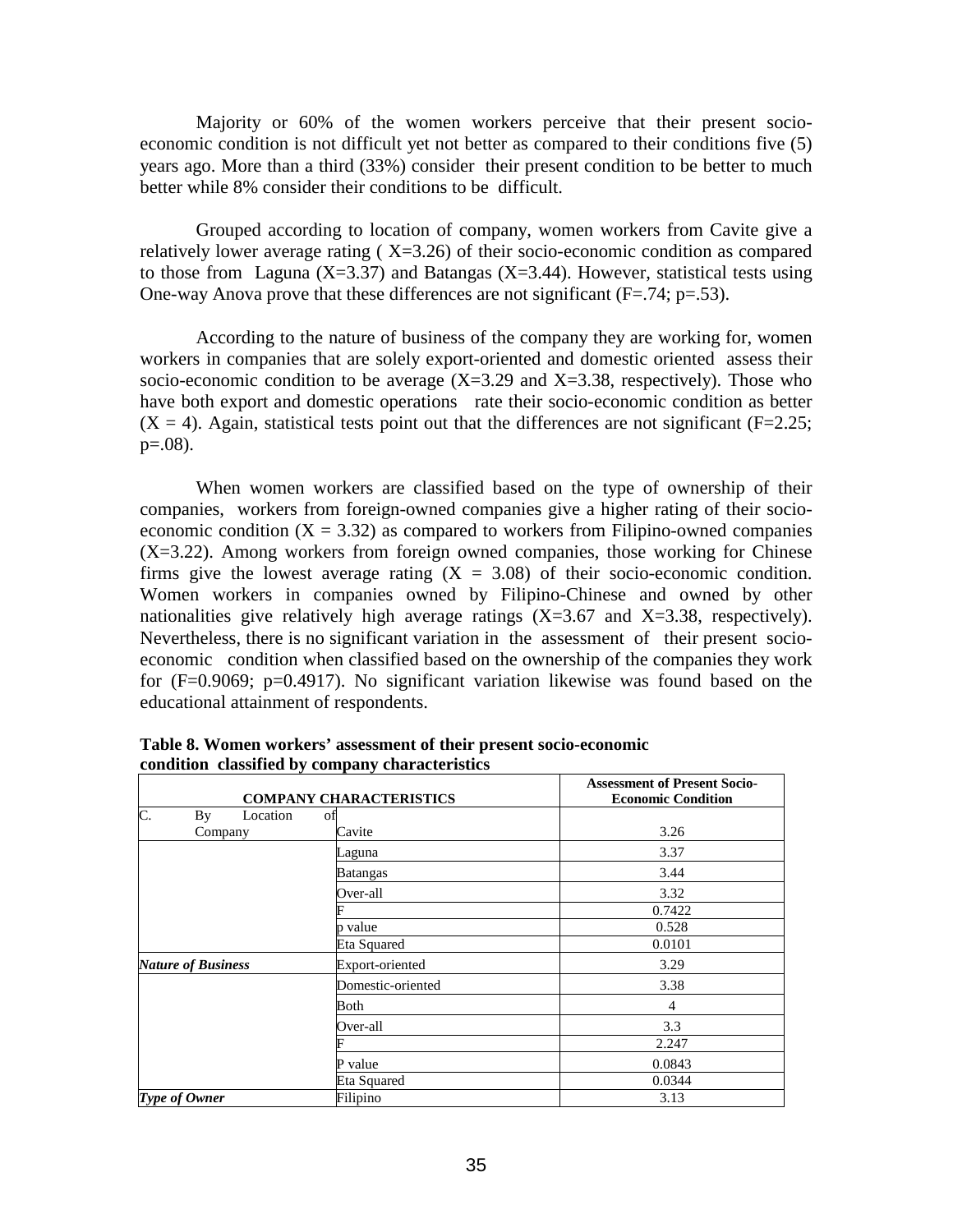Majority or 60% of the women workers perceive that their present socio-economic condition is not difficult yet not better as compared to their conditions five (5) years ago. More than a third (33%) consider their present condition to be better to much better while 8% consider their conditions to be difficult.

Grouped according to location of company, women workers from Cavite give a relatively lower average rating ( X=3.26) of their socio-economic condition as compared to those from Laguna (X=3.37) and Batangas (X=3.44). However, statistical tests using One-way Anova prove that these differences are not significant (F=.74; p=.53).

According to the nature of business of the company they are working for, women workers in companies that are solely export-oriented and domestic oriented assess their socio-economic condition to be average (X=3.29 and X=3.38, respectively). Those who have both export and domestic operations rate their socio-economic condition as better (X = 4). Again, statistical tests point out that the differences are not significant (F=2.25; p=.08).

When women workers are classified based on the type of ownership of their companies, workers from foreign-owned companies give a higher rating of their socio-economic condition (X = 3.32) as compared to workers from Filipino-owned companies (X=3.22). Among workers from foreign owned companies, those working for Chinese firms give the lowest average rating (X = 3.08) of their socio-economic condition. Women workers in companies owned by Filipino-Chinese and owned by other nationalities give relatively high average ratings (X=3.67 and X=3.38, respectively). Nevertheless, there is no significant variation in the assessment of their present socio-economic condition when classified based on the ownership of the companies they work for (F=0.9069; p=0.4917). No significant variation likewise was found based on the educational attainment of respondents.

**Table 8. Women workers' assessment of their present socio-economic condition classified by company characteristics**

| COMPANY CHARACTERISTICS | | Assessment of Present Socio-Economic Condition |
|---|---|---|
| C. By Location of Company | Cavite | 3.26 |
| | Laguna | 3.37 |
| | Batangas | 3.44 |
| | Over-all | 3.32 |
| | F | 0.7422 |
| | p value | 0.528 |
| | Eta Squared | 0.0101 |
| ***Nature of Business*** | Export-oriented | 3.29 |
| | Domestic-oriented | 3.38 |
| | Both | 4 |
| | Over-all | 3.3 |
| | F | 2.247 |
| | P value | 0.0843 |
| | Eta Squared | 0.0344 |
| ***Type of Owner*** | Filipino | 3.13 |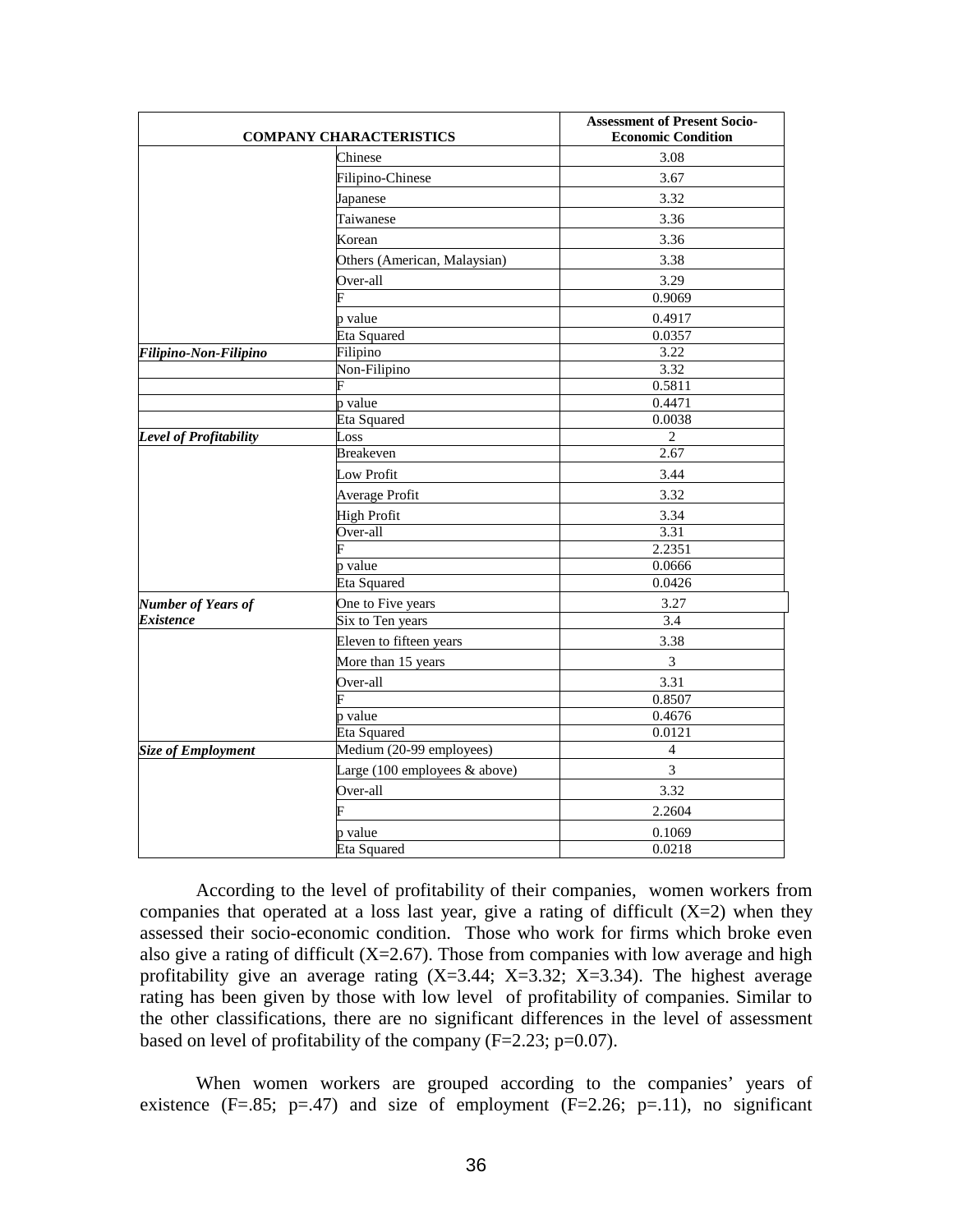| COMPANY CHARACTERISTICS | | Assessment of Present Socio-Economic Condition |
|---|---|---|
| | Chinese | 3.08 |
| | Filipino-Chinese | 3.67 |
| | Japanese | 3.32 |
| | Taiwanese | 3.36 |
| | Korean | 3.36 |
| | Others (American, Malaysian) | 3.38 |
| | Over-all | 3.29 |
| | F | 0.9069 |
| | p value | 0.4917 |
| | Eta Squared | 0.0357 |
| ***Filipino-Non-Filipino*** | Filipino | 3.22 |
| | Non-Filipino | 3.32 |
| | F | 0.5811 |
| | p value | 0.4471 |
| | Eta Squared | 0.0038 |
| ***Level of Profitability*** | Loss | 2 |
| | Breakeven | 2.67 |
| | Low Profit | 3.44 |
| | Average Profit | 3.32 |
| | High Profit | 3.34 |
| | Over-all | 3.31 |
| | F | 2.2351 |
| | p value | 0.0666 |
| | Eta Squared | 0.0426 |
| ***Number of Years of Existence*** | One to Five years | 3.27 |
| | Six to Ten years | 3.4 |
| | Eleven to fifteen years | 3.38 |
| | More than 15 years | 3 |
| | Over-all | 3.31 |
| | F | 0.8507 |
| | p value | 0.4676 |
| | Eta Squared | 0.0121 |
| ***Size of Employment*** | Medium (20-99 employees) | 4 |
| | Large (100 employees & above) | 3 |
| | Over-all | 3.32 |
| | F | 2.2604 |
| | p value | 0.1069 |
| | Eta Squared | 0.0218 |

According to the level of profitability of their companies, women workers from companies that operated at a loss last year, give a rating of difficult (X=2) when they assessed their socio-economic condition. Those who work for firms which broke even also give a rating of difficult (X=2.67). Those from companies with low average and high profitability give an average rating (X=3.44; X=3.32; X=3.34). The highest average rating has been given by those with low level of profitability of companies. Similar to the other classifications, there are no significant differences in the level of assessment based on level of profitability of the company (F=2.23; p=0.07).

When women workers are grouped according to the companies' years of existence (F=.85; p=.47) and size of employment (F=2.26; p=.11), no significant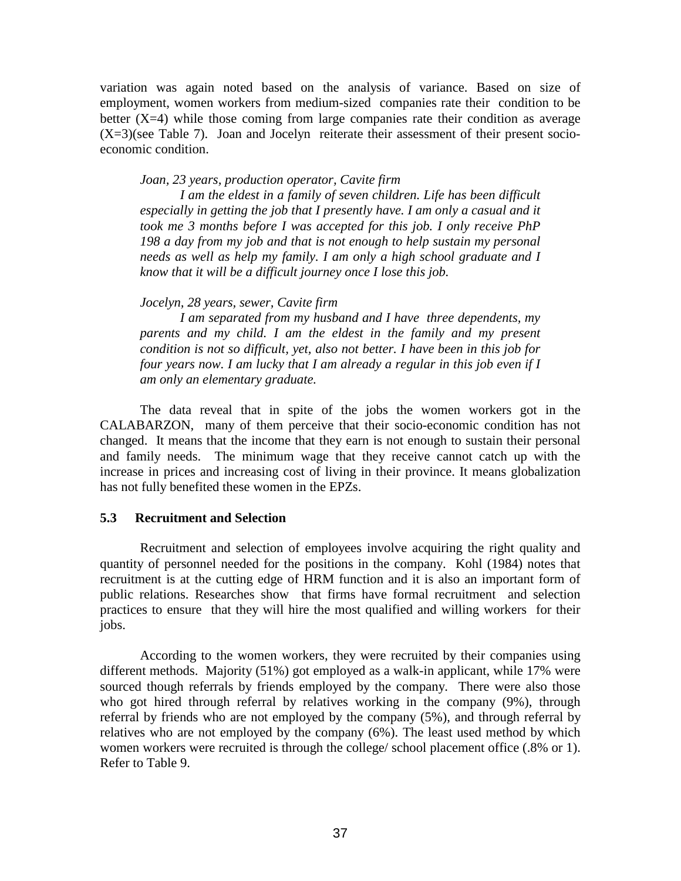variation was again noted based on the analysis of variance. Based on size of employment, women workers from medium-sized companies rate their condition to be better ($X=4$) while those coming from large companies rate their condition as average ($X=3$)(see Table 7). Joan and Jocelyn reiterate their assessment of their present socio-economic condition.

*Joan, 23 years, production operator, Cavite firm*

*I am the eldest in a family of seven children. Life has been difficult especially in getting the job that I presently have. I am only a casual and it took me 3 months before I was accepted for this job. I only receive PhP 198 a day from my job and that is not enough to help sustain my personal needs as well as help my family. I am only a high school graduate and I know that it will be a difficult journey once I lose this job.*

*Jocelyn, 28 years, sewer, Cavite firm*

*I am separated from my husband and I have three dependents, my parents and my child. I am the eldest in the family and my present condition is not so difficult, yet, also not better. I have been in this job for four years now. I am lucky that I am already a regular in this job even if I am only an elementary graduate.*

The data reveal that in spite of the jobs the women workers got in the CALABARZON, many of them perceive that their socio-economic condition has not changed. It means that the income that they earn is not enough to sustain their personal and family needs. The minimum wage that they receive cannot catch up with the increase in prices and increasing cost of living in their province. It means globalization has not fully benefited these women in the EPZs.

### 5.3 Recruitment and Selection

Recruitment and selection of employees involve acquiring the right quality and quantity of personnel needed for the positions in the company. Kohl (1984) notes that recruitment is at the cutting edge of HRM function and it is also an important form of public relations. Researches show that firms have formal recruitment and selection practices to ensure that they will hire the most qualified and willing workers for their jobs.

According to the women workers, they were recruited by their companies using different methods. Majority (51%) got employed as a walk-in applicant, while 17% were sourced though referrals by friends employed by the company. There were also those who got hired through referral by relatives working in the company (9%), through referral by friends who are not employed by the company (5%), and through referral by relatives who are not employed by the company (6%). The least used method by which women workers were recruited is through the college/ school placement office (.8% or 1). Refer to Table 9.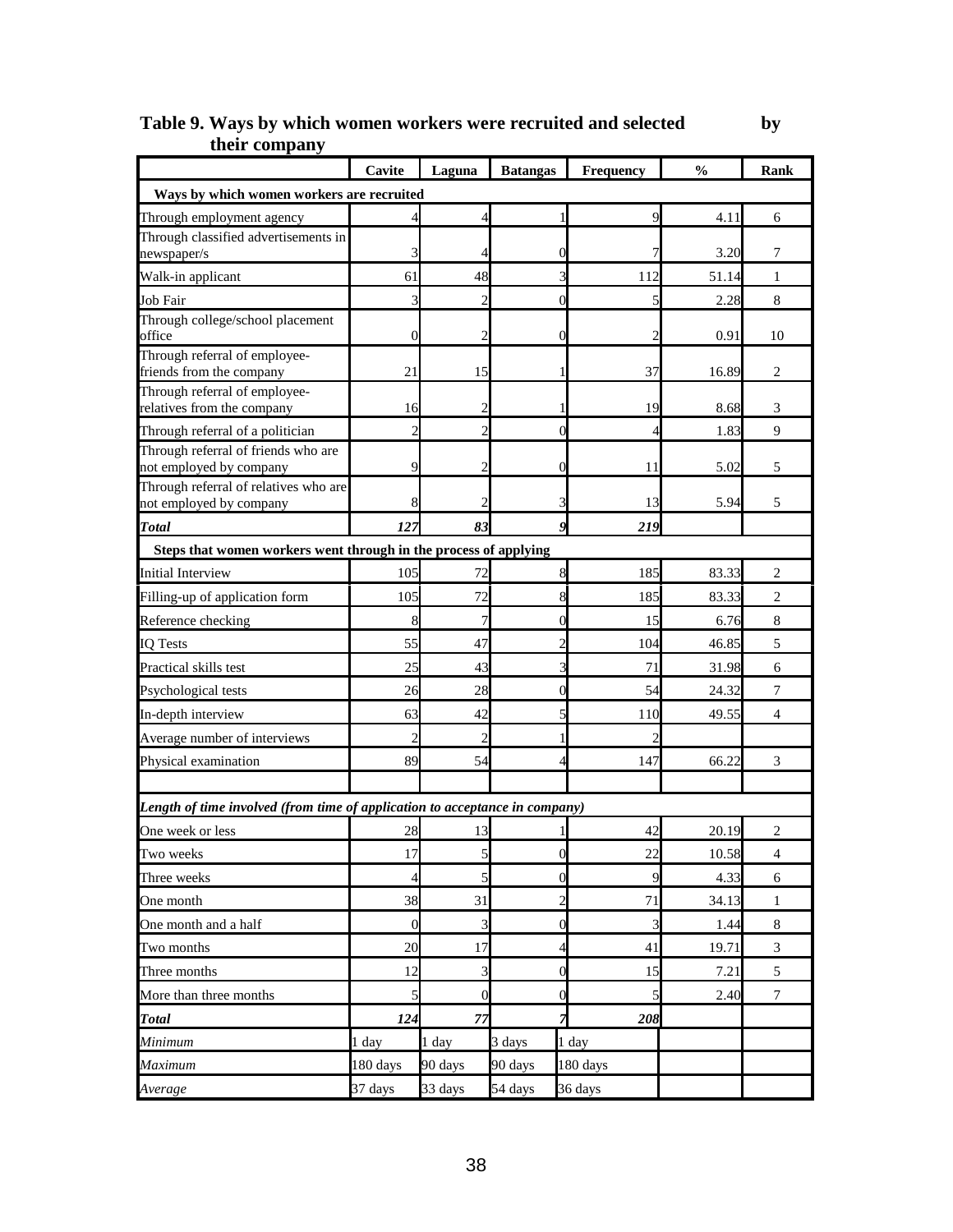**Table 9. Ways by which women workers were recruited and selected by their company**

| | Cavite | Laguna | Batangas | Frequency | % | Rank |
|---|---|---|---|---|---|---|
| **Ways by which women workers are recruited** | | | | | | |
| Through employment agency | 4 | 4 | 1 | 9 | 4.11 | 6 |
| Through classified advertisements in newspaper/s | 3 | 4 | 0 | 7 | 3.20 | 7 |
| Walk-in applicant | 61 | 48 | 3 | 112 | 51.14 | 1 |
| Job Fair | 3 | 2 | 0 | 5 | 2.28 | 8 |
| Through college/school placement office | 0 | 2 | 0 | 2 | 0.91 | 10 |
| Through referral of employee-friends from the company | 21 | 15 | 1 | 37 | 16.89 | 2 |
| Through referral of employee-relatives from the company | 16 | 2 | 1 | 19 | 8.68 | 3 |
| Through referral of a politician | 2 | 2 | 0 | 4 | 1.83 | 9 |
| Through referral of friends who are not employed by company | 9 | 2 | 0 | 11 | 5.02 | 5 |
| Through referral of relatives who are not employed by company | 8 | 2 | 3 | 13 | 5.94 | 5 |
| ***Total*** | ***127*** | ***83*** | ***9*** | ***219*** | | |
| **Steps that women workers went through in the process of applying** | | | | | | |
| Initial Interview | 105 | 72 | 8 | 185 | 83.33 | 2 |
| Filling-up of application form | 105 | 72 | 8 | 185 | 83.33 | 2 |
| Reference checking | 8 | 7 | 0 | 15 | 6.76 | 8 |
| IQ Tests | 55 | 47 | 2 | 104 | 46.85 | 5 |
| Practical skills test | 25 | 43 | 3 | 71 | 31.98 | 6 |
| Psychological tests | 26 | 28 | 0 | 54 | 24.32 | 7 |
| In-depth interview | 63 | 42 | 5 | 110 | 49.55 | 4 |
| Average number of interviews | 2 | 2 | 1 | 2 | | |
| Physical examination | 89 | 54 | 4 | 147 | 66.22 | 3 |
| | | | | | | |
| ***Length of time involved (from time of application to acceptance in company)*** | | | | | | |
| One week or less | 28 | 13 | 1 | 42 | 20.19 | 2 |
| Two weeks | 17 | 5 | 0 | 22 | 10.58 | 4 |
| Three weeks | 4 | 5 | 0 | 9 | 4.33 | 6 |
| One month | 38 | 31 | 2 | 71 | 34.13 | 1 |
| One month and a half | 0 | 3 | 0 | 3 | 1.44 | 8 |
| Two months | 20 | 17 | 4 | 41 | 19.71 | 3 |
| Three months | 12 | 3 | 0 | 15 | 7.21 | 5 |
| More than three months | 5 | 0 | 0 | 5 | 2.40 | 7 |
| ***Total*** | ***124*** | ***77*** | ***7*** | ***208*** | | |
| *Minimum* | 1 day | 1 day | 3 days | 1 day | | |
| *Maximum* | 180 days | 90 days | 90 days | 180 days | | |
| *Average* | 37 days | 33 days | 54 days | 36 days | | |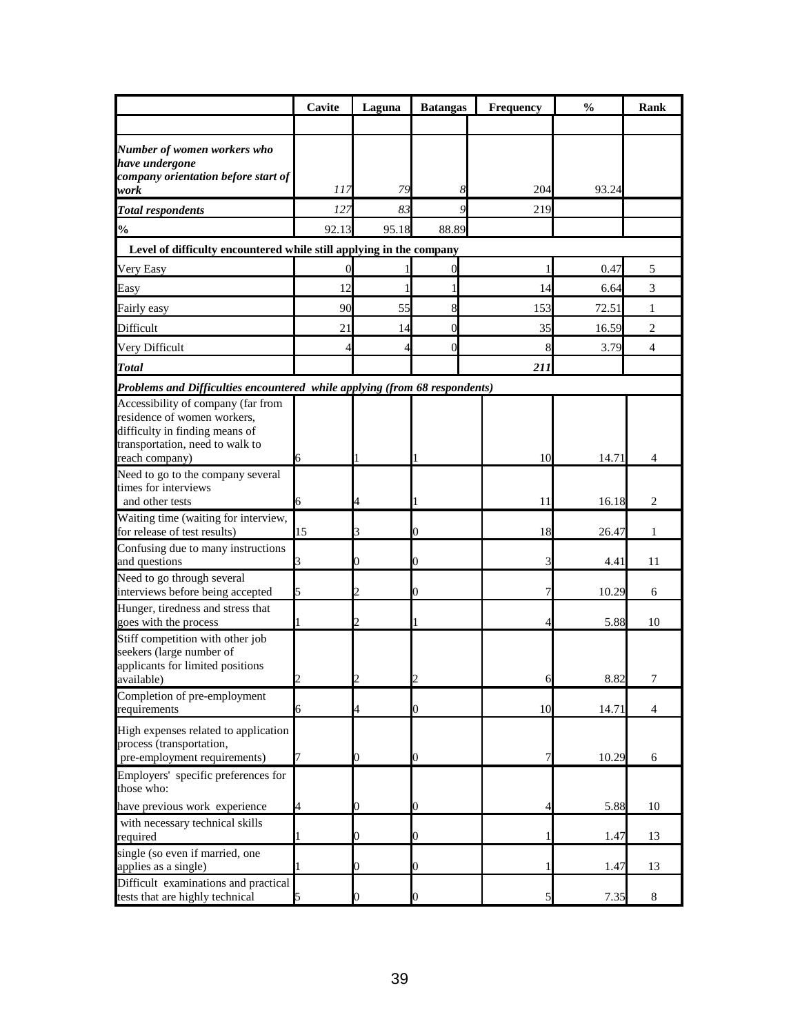| | Cavite | Laguna | Batangas | Frequency | % | Rank |
|---|---|---|---|---|---|---|
| | | | | | | |
| ***Number of women workers who have undergone company orientation before start of work*** | *117* | *79* | *8* | 204 | 93.24 | |
| ***Total respondents*** | *127* | *83* | *9* | 219 | | |
| ***%*** | 92.13 | 95.18 | 88.89 | | | |
| **Level of difficulty encountered while still applying in the company** | | | | | | |
| Very Easy | 0 | 1 | 0 | 1 | 0.47 | 5 |
| Easy | 12 | 1 | 1 | 14 | 6.64 | 3 |
| Fairly easy | 90 | 55 | 8 | 153 | 72.51 | 1 |
| Difficult | 21 | 14 | 0 | 35 | 16.59 | 2 |
| Very Difficult | 4 | 4 | 0 | 8 | 3.79 | 4 |
| ***Total*** | | | | ***211*** | | |
| ***Problems and Difficulties encountered while applying (from 68 respondents)*** | | | | | | |
| Accessibility of company (far from residence of women workers, difficulty in finding means of transportation, need to walk to reach company) | 6 | 1 | 1 | 10 | 14.71 | 4 |
| Need to go to the company several times for interviews and other tests | 6 | 4 | 1 | 11 | 16.18 | 2 |
| Waiting time (waiting for interview, for release of test results) | 15 | 3 | 0 | 18 | 26.47 | 1 |
| Confusing due to many instructions and questions | 3 | 0 | 0 | 3 | 4.41 | 11 |
| Need to go through several interviews before being accepted | 5 | 2 | 0 | 7 | 10.29 | 6 |
| Hunger, tiredness and stress that goes with the process | 1 | 2 | 1 | 4 | 5.88 | 10 |
| Stiff competition with other job seekers (large number of applicants for limited positions available) | 2 | 2 | 2 | 6 | 8.82 | 7 |
| Completion of pre-employment requirements | 6 | 4 | 0 | 10 | 14.71 | 4 |
| High expenses related to application process (transportation, pre-employment requirements) | 7 | 0 | 0 | 7 | 10.29 | 6 |
| Employers' specific preferences for those who: | | | | | | |
| have previous work experience | 4 | 0 | 0 | 4 | 5.88 | 10 |
| with necessary technical skills required | 1 | 0 | 0 | 1 | 1.47 | 13 |
| single (so even if married, one applies as a single) | 1 | 0 | 0 | 1 | 1.47 | 13 |
| Difficult examinations and practical tests that are highly technical | 5 | 0 | 0 | 5 | 7.35 | 8 |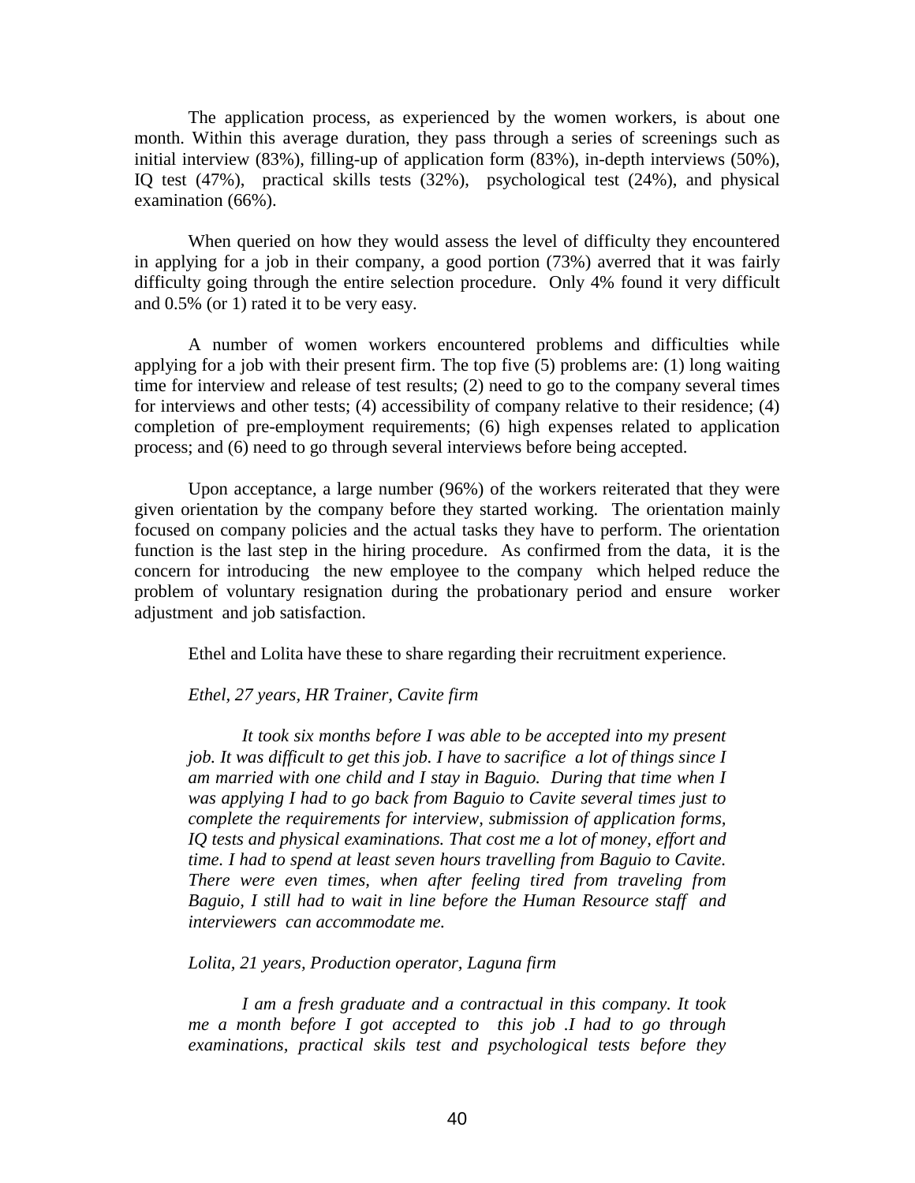The application process, as experienced by the women workers, is about one month. Within this average duration, they pass through a series of screenings such as initial interview (83%), filling-up of application form (83%), in-depth interviews (50%), IQ test (47%), practical skills tests (32%), psychological test (24%), and physical examination (66%).

When queried on how they would assess the level of difficulty they encountered in applying for a job in their company, a good portion (73%) averred that it was fairly difficulty going through the entire selection procedure. Only 4% found it very difficult and 0.5% (or 1) rated it to be very easy.

A number of women workers encountered problems and difficulties while applying for a job with their present firm. The top five (5) problems are: (1) long waiting time for interview and release of test results; (2) need to go to the company several times for interviews and other tests; (4) accessibility of company relative to their residence; (4) completion of pre-employment requirements; (6) high expenses related to application process; and (6) need to go through several interviews before being accepted.

Upon acceptance, a large number (96%) of the workers reiterated that they were given orientation by the company before they started working. The orientation mainly focused on company policies and the actual tasks they have to perform. The orientation function is the last step in the hiring procedure. As confirmed from the data, it is the concern for introducing the new employee to the company which helped reduce the problem of voluntary resignation during the probationary period and ensure worker adjustment and job satisfaction.

Ethel and Lolita have these to share regarding their recruitment experience.

*Ethel, 27 years, HR Trainer, Cavite firm*

> *It took six months before I was able to be accepted into my present job. It was difficult to get this job. I have to sacrifice a lot of things since I am married with one child and I stay in Baguio. During that time when I was applying I had to go back from Baguio to Cavite several times just to complete the requirements for interview, submission of application forms, IQ tests and physical examinations. That cost me a lot of money, effort and time. I had to spend at least seven hours travelling from Baguio to Cavite. There were even times, when after feeling tired from traveling from Baguio, I still had to wait in line before the Human Resource staff and interviewers can accommodate me.*

*Lolita, 21 years, Production operator, Laguna firm*

> *I am a fresh graduate and a contractual in this company. It took me a month before I got accepted to this job .I had to go through examinations, practical skils test and psychological tests before they*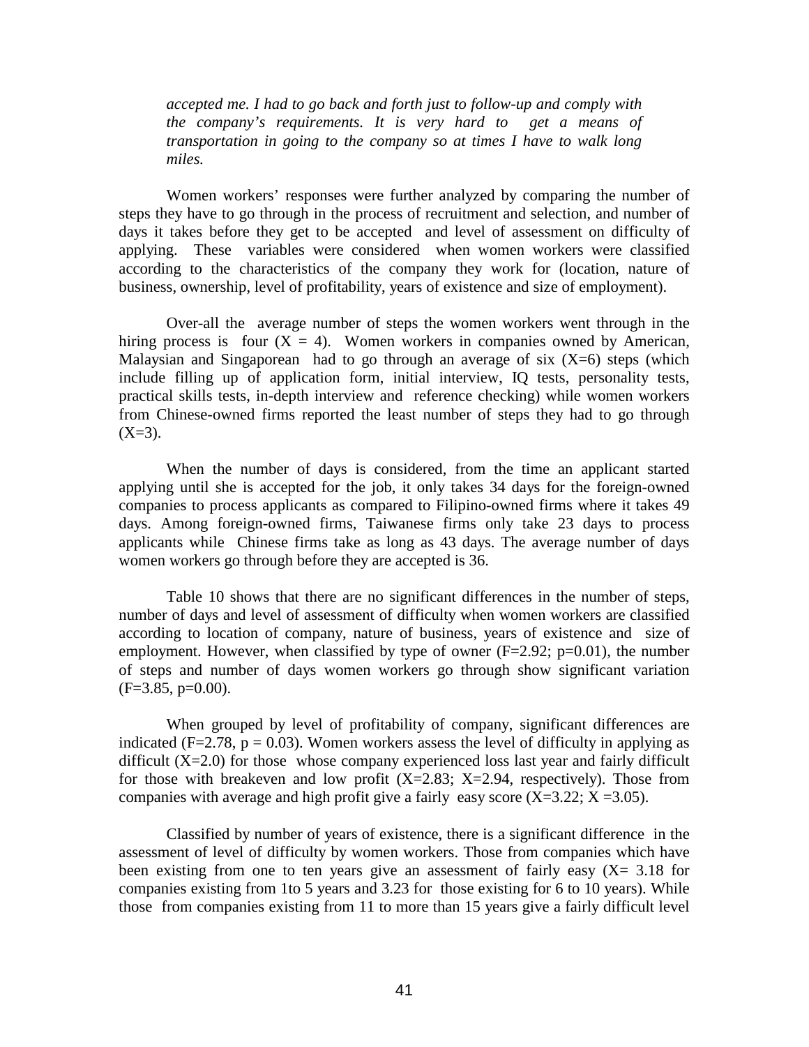> *accepted me. I had to go back and forth just to follow-up and comply with the company's requirements. It is very hard to get a means of transportation in going to the company so at times I have to walk long miles.*

Women workers' responses were further analyzed by comparing the number of steps they have to go through in the process of recruitment and selection, and number of days it takes before they get to be accepted and level of assessment on difficulty of applying. These variables were considered when women workers were classified according to the characteristics of the company they work for (location, nature of business, ownership, level of profitability, years of existence and size of employment).

Over-all the average number of steps the women workers went through in the hiring process is four ($X = 4$). Women workers in companies owned by American, Malaysian and Singaporean had to go through an average of six ($X=6$) steps (which include filling up of application form, initial interview, IQ tests, personality tests, practical skills tests, in-depth interview and reference checking) while women workers from Chinese-owned firms reported the least number of steps they had to go through ($X=3$).

When the number of days is considered, from the time an applicant started applying until she is accepted for the job, it only takes 34 days for the foreign-owned companies to process applicants as compared to Filipino-owned firms where it takes 49 days. Among foreign-owned firms, Taiwanese firms only take 23 days to process applicants while Chinese firms take as long as 43 days. The average number of days women workers go through before they are accepted is 36.

Table 10 shows that there are no significant differences in the number of steps, number of days and level of assessment of difficulty when women workers are classified according to location of company, nature of business, years of existence and size of employment. However, when classified by type of owner ($F=2.92$; $p=0.01$), the number of steps and number of days women workers go through show significant variation ($F=3.85$, $p=0.00$).

When grouped by level of profitability of company, significant differences are indicated ($F=2.78$, $p = 0.03$). Women workers assess the level of difficulty in applying as difficult ($X=2.0$) for those whose company experienced loss last year and fairly difficult for those with breakeven and low profit ($X=2.83$; $X=2.94$, respectively). Those from companies with average and high profit give a fairly easy score ($X=3.22$; $X =3.05$).

Classified by number of years of existence, there is a significant difference in the assessment of level of difficulty by women workers. Those from companies which have been existing from one to ten years give an assessment of fairly easy ($X= 3.18$ for companies existing from 1to 5 years and 3.23 for those existing for 6 to 10 years). While those from companies existing from 11 to more than 15 years give a fairly difficult level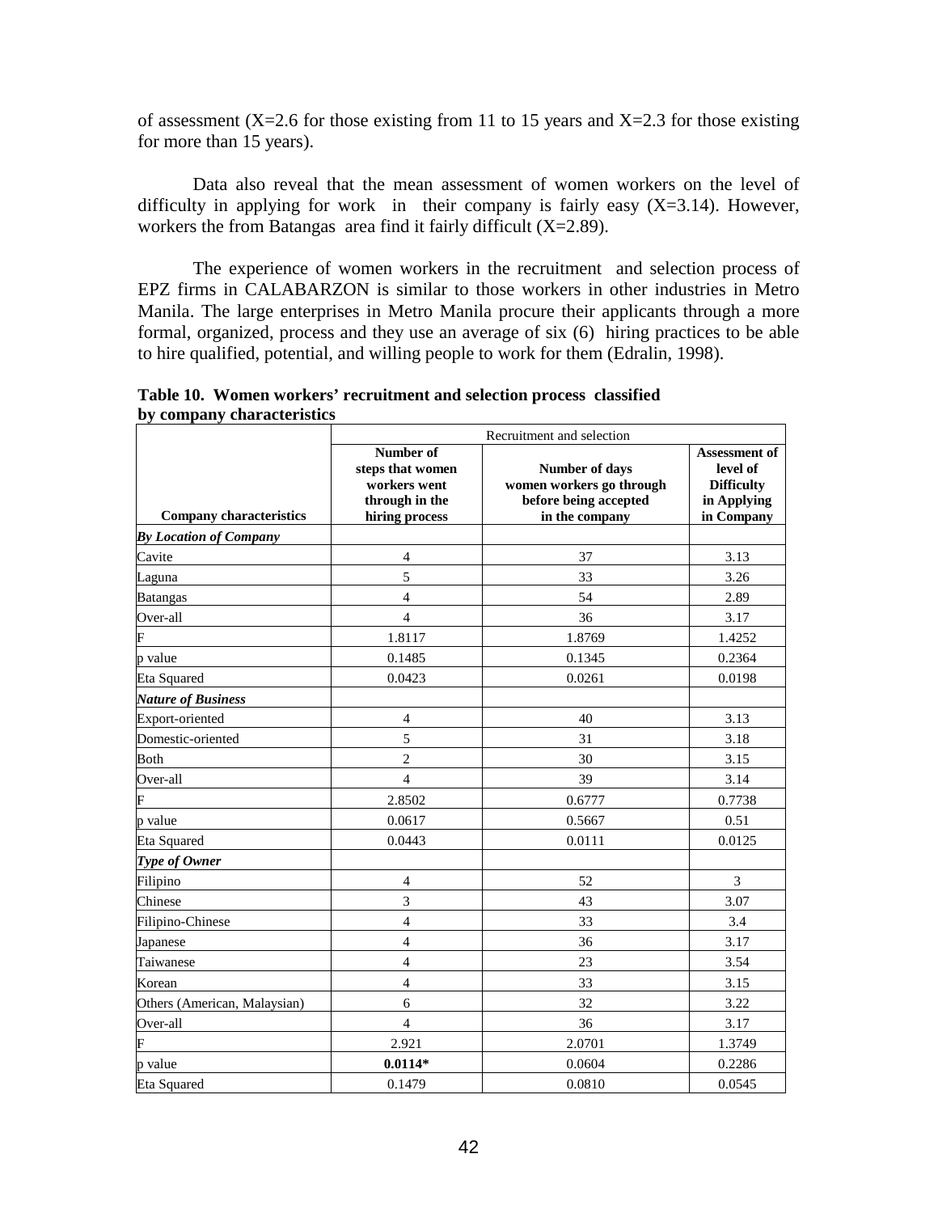of assessment (X=2.6 for those existing from 11 to 15 years and X=2.3 for those existing for more than 15 years).

Data also reveal that the mean assessment of women workers on the level of difficulty in applying for work in their company is fairly easy (X=3.14). However, workers the from Batangas area find it fairly difficult (X=2.89).

The experience of women workers in the recruitment and selection process of EPZ firms in CALABARZON is similar to those workers in other industries in Metro Manila. The large enterprises in Metro Manila procure their applicants through a more formal, organized, process and they use an average of six (6) hiring practices to be able to hire qualified, potential, and willing people to work for them (Edralin, 1998).

**Table 10. Women workers' recruitment and selection process classified by company characteristics**

| | Recruitment and selection | | |
|---|---|---|---|
| **Company characteristics** | **Number of steps that women workers went through in the hiring process** | **Number of days women workers go through before being accepted in the company** | **Assessment of level of Difficulty in Applying in Company** |
| ***By Location of Company*** | | | |
| Cavite | 4 | 37 | 3.13 |
| Laguna | 5 | 33 | 3.26 |
| Batangas | 4 | 54 | 2.89 |
| Over-all | 4 | 36 | 3.17 |
| F | 1.8117 | 1.8769 | 1.4252 |
| p value | 0.1485 | 0.1345 | 0.2364 |
| Eta Squared | 0.0423 | 0.0261 | 0.0198 |
| ***Nature of Business*** | | | |
| Export-oriented | 4 | 40 | 3.13 |
| Domestic-oriented | 5 | 31 | 3.18 |
| Both | 2 | 30 | 3.15 |
| Over-all | 4 | 39 | 3.14 |
| F | 2.8502 | 0.6777 | 0.7738 |
| p value | 0.0617 | 0.5667 | 0.51 |
| Eta Squared | 0.0443 | 0.0111 | 0.0125 |
| ***Type of Owner*** | | | |
| Filipino | 4 | 52 | 3 |
| Chinese | 3 | 43 | 3.07 |
| Filipino-Chinese | 4 | 33 | 3.4 |
| Japanese | 4 | 36 | 3.17 |
| Taiwanese | 4 | 23 | 3.54 |
| Korean | 4 | 33 | 3.15 |
| Others (American, Malaysian) | 6 | 32 | 3.22 |
| Over-all | 4 | 36 | 3.17 |
| F | 2.921 | 2.0701 | 1.3749 |
| p value | **0.0114*** | 0.0604 | 0.2286 |
| Eta Squared | 0.1479 | 0.0810 | 0.0545 |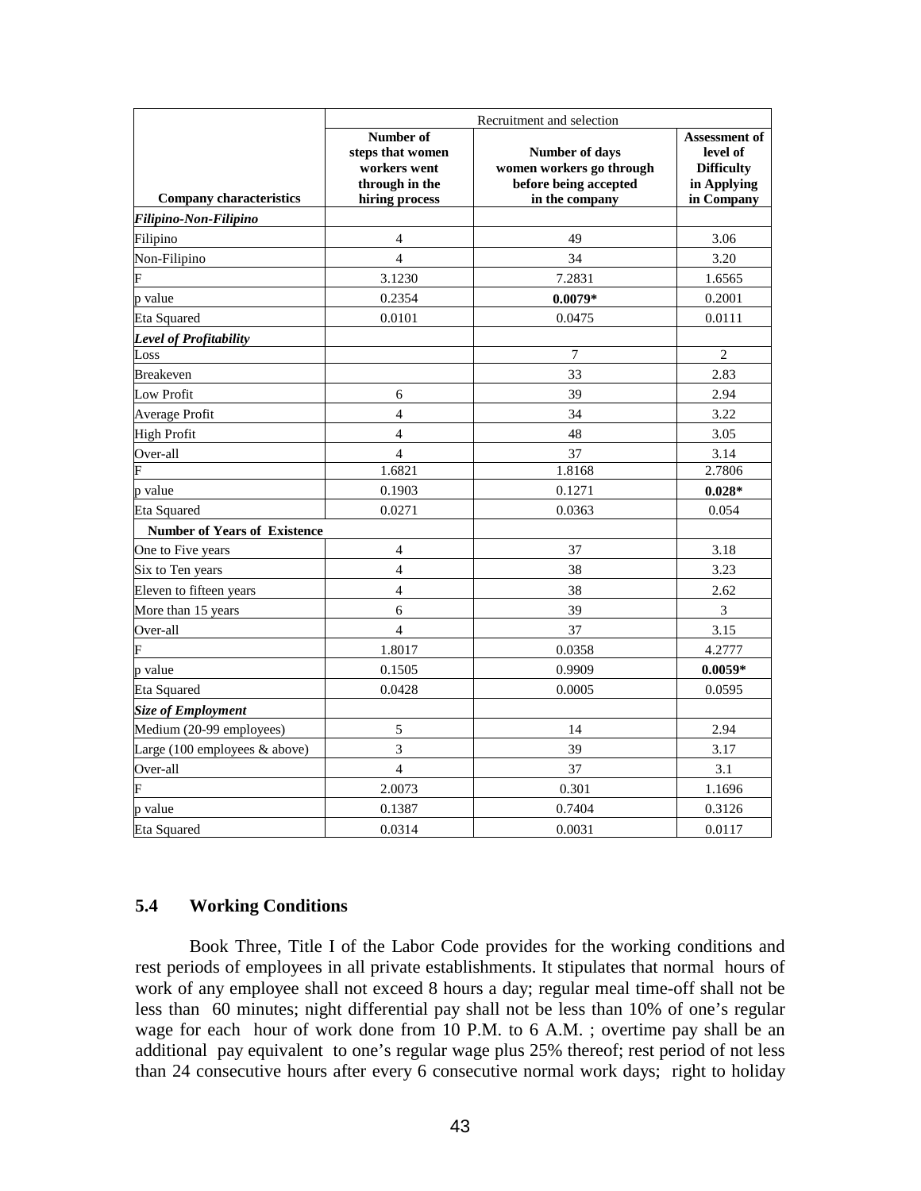| Company characteristics | Recruitment and selection | | |
|---|---|---|---|
| | **Number of steps that women workers went through in the hiring process** | **Number of days women workers go through before being accepted in the company** | **Assessment of level of Difficulty in Applying in Company** |
| ***Filipino-Non-Filipino*** | | | |
| Filipino | 4 | 49 | 3.06 |
| Non-Filipino | 4 | 34 | 3.20 |
| F | 3.1230 | 7.2831 | 1.6565 |
| p value | 0.2354 | **0.0079*** | 0.2001 |
| Eta Squared | 0.0101 | 0.0475 | 0.0111 |
| ***Level of Profitability*** | | | |
| Loss | | 7 | 2 |
| Breakeven | | 33 | 2.83 |
| Low Profit | 6 | 39 | 2.94 |
| Average Profit | 4 | 34 | 3.22 |
| High Profit | 4 | 48 | 3.05 |
| Over-all | 4 | 37 | 3.14 |
| F | 1.6821 | 1.8168 | 2.7806 |
| p value | 0.1903 | 0.1271 | **0.028*** |
| Eta Squared | 0.0271 | 0.0363 | 0.054 |
| **Number of Years of Existence** | | | |
| One to Five years | 4 | 37 | 3.18 |
| Six to Ten years | 4 | 38 | 3.23 |
| Eleven to fifteen years | 4 | 38 | 2.62 |
| More than 15 years | 6 | 39 | 3 |
| Over-all | 4 | 37 | 3.15 |
| F | 1.8017 | 0.0358 | 4.2777 |
| p value | 0.1505 | 0.9909 | **0.0059*** |
| Eta Squared | 0.0428 | 0.0005 | 0.0595 |
| ***Size of Employment*** | | | |
| Medium (20-99 employees) | 5 | 14 | 2.94 |
| Large (100 employees & above) | 3 | 39 | 3.17 |
| Over-all | 4 | 37 | 3.1 |
| F | 2.0073 | 0.301 | 1.1696 |
| p value | 0.1387 | 0.7404 | 0.3126 |
| Eta Squared | 0.0314 | 0.0031 | 0.0117 |

### 5.4 Working Conditions

Book Three, Title I of the Labor Code provides for the working conditions and rest periods of employees in all private establishments. It stipulates that normal hours of work of any employee shall not exceed 8 hours a day; regular meal time-off shall not be less than 60 minutes; night differential pay shall not be less than 10% of one's regular wage for each hour of work done from 10 P.M. to 6 A.M. ; overtime pay shall be an additional pay equivalent to one's regular wage plus 25% thereof; rest period of not less than 24 consecutive hours after every 6 consecutive normal work days; right to holiday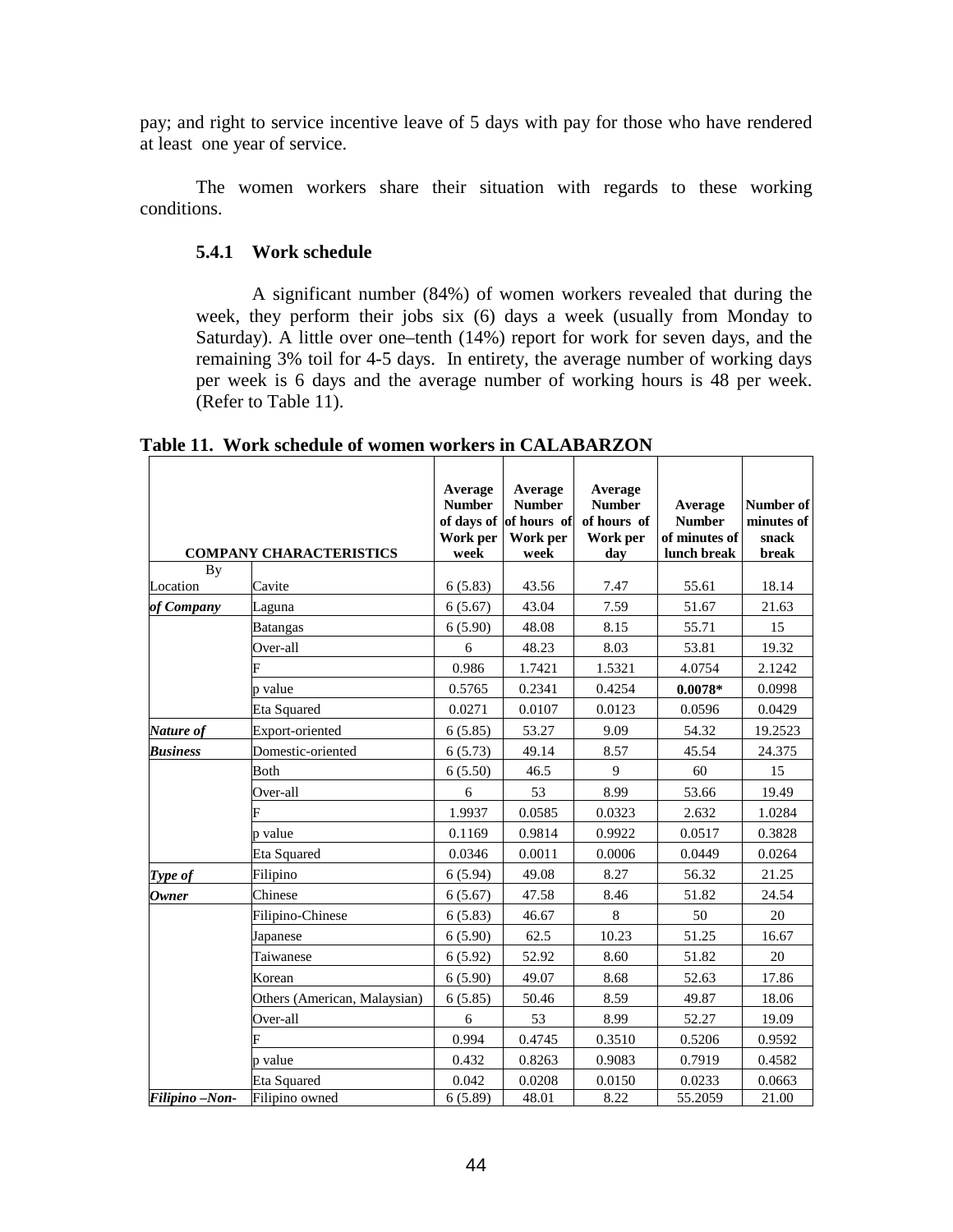pay; and right to service incentive leave of 5 days with pay for those who have rendered at least one year of service.

The women workers share their situation with regards to these working conditions.

### 5.4.1 Work schedule

A significant number (84%) of women workers revealed that during the week, they perform their jobs six (6) days a week (usually from Monday to Saturday). A little over one–tenth (14%) report for work for seven days, and the remaining 3% toil for 4-5 days. In entirety, the average number of working days per week is 6 days and the average number of working hours is 48 per week. (Refer to Table 11).

**Table 11. Work schedule of women workers in CALABARZON**

| COMPANY CHARACTERISTICS | | Average Number of days of Work per week | Average Number of hours of Work per week | Average Number of hours of Work per day | Average Number of minutes of lunch break | Number of minutes of snack break |
|---|---|---|---|---|---|---|
| By Location | Cavite | 6 (5.83) | 43.56 | 7.47 | 55.61 | 18.14 |
| ***of Company*** | Laguna | 6 (5.67) | 43.04 | 7.59 | 51.67 | 21.63 |
| | Batangas | 6 (5.90) | 48.08 | 8.15 | 55.71 | 15 |
| | Over-all | 6 | 48.23 | 8.03 | 53.81 | 19.32 |
| | F | 0.986 | 1.7421 | 1.5321 | 4.0754 | 2.1242 |
| | p value | 0.5765 | 0.2341 | 0.4254 | **0.0078*** | 0.0998 |
| | Eta Squared | 0.0271 | 0.0107 | 0.0123 | 0.0596 | 0.0429 |
| ***Nature of*** | Export-oriented | 6 (5.85) | 53.27 | 9.09 | 54.32 | 19.2523 |
| ***Business*** | Domestic-oriented | 6 (5.73) | 49.14 | 8.57 | 45.54 | 24.375 |
| | Both | 6 (5.50) | 46.5 | 9 | 60 | 15 |
| | Over-all | 6 | 53 | 8.99 | 53.66 | 19.49 |
| | F | 1.9937 | 0.0585 | 0.0323 | 2.632 | 1.0284 |
| | p value | 0.1169 | 0.9814 | 0.9922 | 0.0517 | 0.3828 |
| | Eta Squared | 0.0346 | 0.0011 | 0.0006 | 0.0449 | 0.0264 |
| ***Type of*** | Filipino | 6 (5.94) | 49.08 | 8.27 | 56.32 | 21.25 |
| ***Owner*** | Chinese | 6 (5.67) | 47.58 | 8.46 | 51.82 | 24.54 |
| | Filipino-Chinese | 6 (5.83) | 46.67 | 8 | 50 | 20 |
| | Japanese | 6 (5.90) | 62.5 | 10.23 | 51.25 | 16.67 |
| | Taiwanese | 6 (5.92) | 52.92 | 8.60 | 51.82 | 20 |
| | Korean | 6 (5.90) | 49.07 | 8.68 | 52.63 | 17.86 |
| | Others (American, Malaysian) | 6 (5.85) | 50.46 | 8.59 | 49.87 | 18.06 |
| | Over-all | 6 | 53 | 8.99 | 52.27 | 19.09 |
| | F | 0.994 | 0.4745 | 0.3510 | 0.5206 | 0.9592 |
| | p value | 0.432 | 0.8263 | 0.9083 | 0.7919 | 0.4582 |
| | Eta Squared | 0.042 | 0.0208 | 0.0150 | 0.0233 | 0.0663 |
| ***Filipino –Non-*** | Filipino owned | 6 (5.89) | 48.01 | 8.22 | 55.2059 | 21.00 |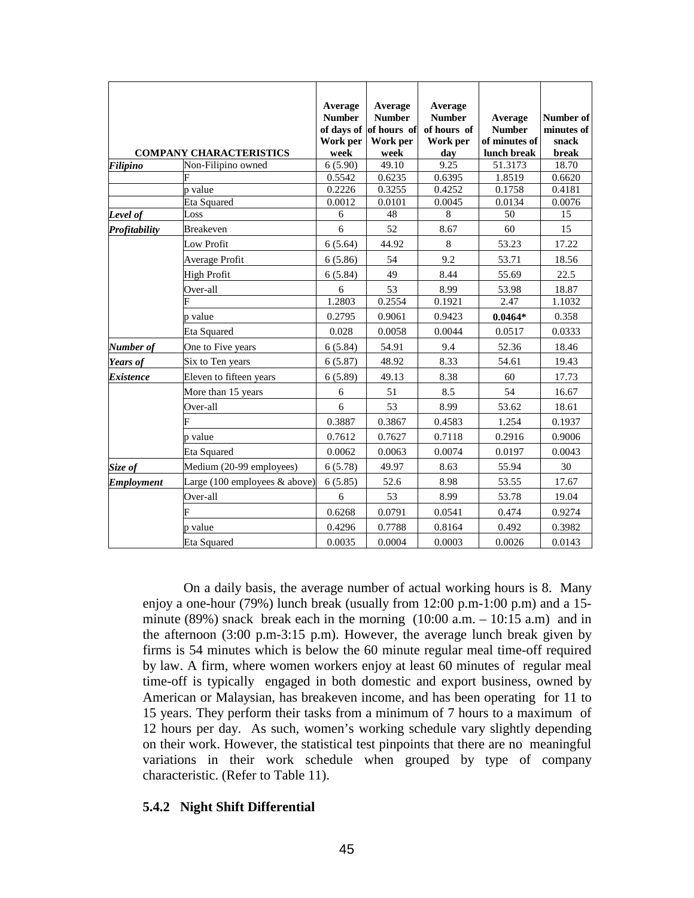| COMPANY CHARACTERISTICS | | Average Number of days of Work per week | Average Number of hours of Work per week | Average Number of hours of Work per day | Average Number of minutes of lunch break | Number of minutes of snack break |
|---|---|---|---|---|---|---|
| ***Filipino*** | Non-Filipino owned | 6 (5.90) | 49.10 | 9.25 | 51.3173 | 18.70 |
| | F | 0.5542 | 0.6235 | 0.6395 | 1.8519 | 0.6620 |
| | p value | 0.2226 | 0.3255 | 0.4252 | 0.1758 | 0.4181 |
| | Eta Squared | 0.0012 | 0.0101 | 0.0045 | 0.0134 | 0.0076 |
| ***Level of*** | Loss | 6 | 48 | 8 | 50 | 15 |
| ***Profitability*** | Breakeven | 6 | 52 | 8.67 | 60 | 15 |
| | Low Profit | 6 (5.64) | 44.92 | 8 | 53.23 | 17.22 |
| | Average Profit | 6 (5.86) | 54 | 9.2 | 53.71 | 18.56 |
| | High Profit | 6 (5.84) | 49 | 8.44 | 55.69 | 22.5 |
| | Over-all | 6 | 53 | 8.99 | 53.98 | 18.87 |
| | F | 1.2803 | 0.2554 | 0.1921 | 2.47 | 1.1032 |
| | p value | 0.2795 | 0.9061 | 0.9423 | **0.0464*** | 0.358 |
| | Eta Squared | 0.028 | 0.0058 | 0.0044 | 0.0517 | 0.0333 |
| ***Number of*** | One to Five years | 6 (5.84) | 54.91 | 9.4 | 52.36 | 18.46 |
| ***Years of*** | Six to Ten years | 6 (5.87) | 48.92 | 8.33 | 54.61 | 19.43 |
| ***Existence*** | Eleven to fifteen years | 6 (5.89) | 49.13 | 8.38 | 60 | 17.73 |
| | More than 15 years | 6 | 51 | 8.5 | 54 | 16.67 |
| | Over-all | 6 | 53 | 8.99 | 53.62 | 18.61 |
| | F | 0.3887 | 0.3867 | 0.4583 | 1.254 | 0.1937 |
| | p value | 0.7612 | 0.7627 | 0.7118 | 0.2916 | 0.9006 |
| | Eta Squared | 0.0062 | 0.0063 | 0.0074 | 0.0197 | 0.0043 |
| ***Size of*** | Medium (20-99 employees) | 6 (5.78) | 49.97 | 8.63 | 55.94 | 30 |
| ***Employment*** | Large (100 employees & above) | 6 (5.85) | 52.6 | 8.98 | 53.55 | 17.67 |
| | Over-all | 6 | 53 | 8.99 | 53.78 | 19.04 |
| | F | 0.6268 | 0.0791 | 0.0541 | 0.474 | 0.9274 |
| | p value | 0.4296 | 0.7788 | 0.8164 | 0.492 | 0.3982 |
| | Eta Squared | 0.0035 | 0.0004 | 0.0003 | 0.0026 | 0.0143 |

On a daily basis, the average number of actual working hours is 8. Many enjoy a one-hour (79%) lunch break (usually from 12:00 p.m-1:00 p.m) and a 15-minute (89%) snack break each in the morning (10:00 a.m. – 10:15 a.m) and in the afternoon (3:00 p.m-3:15 p.m). However, the average lunch break given by firms is 54 minutes which is below the 60 minute regular meal time-off required by law. A firm, where women workers enjoy at least 60 minutes of regular meal time-off is typically engaged in both domestic and export business, owned by American or Malaysian, has breakeven income, and has been operating for 11 to 15 years. They perform their tasks from a minimum of 7 hours to a maximum of 12 hours per day. As such, women's working schedule vary slightly depending on their work. However, the statistical test pinpoints that there are no meaningful variations in their work schedule when grouped by type of company characteristic. (Refer to Table 11).

### 5.4.2 Night Shift Differential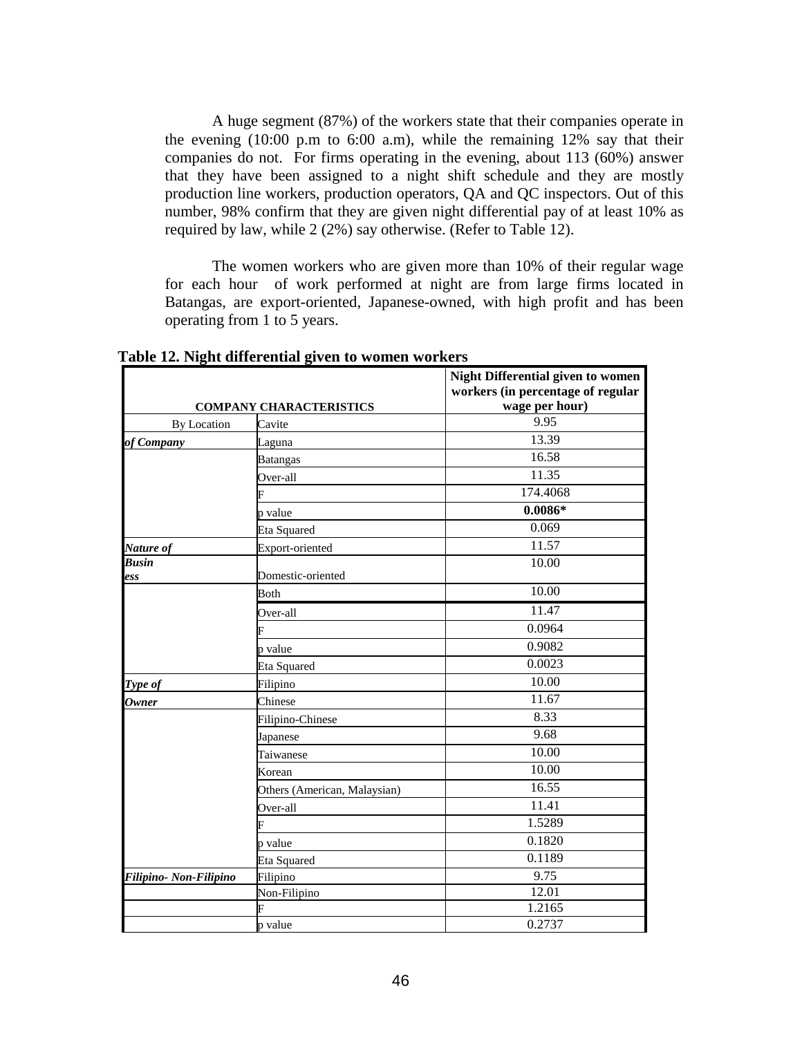A huge segment (87%) of the workers state that their companies operate in the evening (10:00 p.m to 6:00 a.m), while the remaining 12% say that their companies do not. For firms operating in the evening, about 113 (60%) answer that they have been assigned to a night shift schedule and they are mostly production line workers, production operators, QA and QC inspectors. Out of this number, 98% confirm that they are given night differential pay of at least 10% as required by law, while 2 (2%) say otherwise. (Refer to Table 12).

The women workers who are given more than 10% of their regular wage for each hour of work performed at night are from large firms located in Batangas, are export-oriented, Japanese-owned, with high profit and has been operating from 1 to 5 years.

**Table 12. Night differential given to women workers**

| COMPANY CHARACTERISTICS | | Night Differential given to women workers (in percentage of regular wage per hour) |
|---|---|---|
| By Location | Cavite | 9.95 |
| ***of Company*** | Laguna | 13.39 |
| | Batangas | 16.58 |
| | Over-all | 11.35 |
| | F | 174.4068 |
| | p value | **0.0086*** |
| | Eta Squared | 0.069 |
| ***Nature of*** | Export-oriented | 11.57 |
| ***Business*** | Domestic-oriented | 10.00 |
| | Both | 10.00 |
| | Over-all | 11.47 |
| | F | 0.0964 |
| | p value | 0.9082 |
| | Eta Squared | 0.0023 |
| ***Type of*** | Filipino | 10.00 |
| ***Owner*** | Chinese | 11.67 |
| | Filipino-Chinese | 8.33 |
| | Japanese | 9.68 |
| | Taiwanese | 10.00 |
| | Korean | 10.00 |
| | Others (American, Malaysian) | 16.55 |
| | Over-all | 11.41 |
| | F | 1.5289 |
| | p value | 0.1820 |
| | Eta Squared | 0.1189 |
| ***Filipino- Non-Filipino*** | Filipino | 9.75 |
| | Non-Filipino | 12.01 |
| | F | 1.2165 |
| | p value | 0.2737 |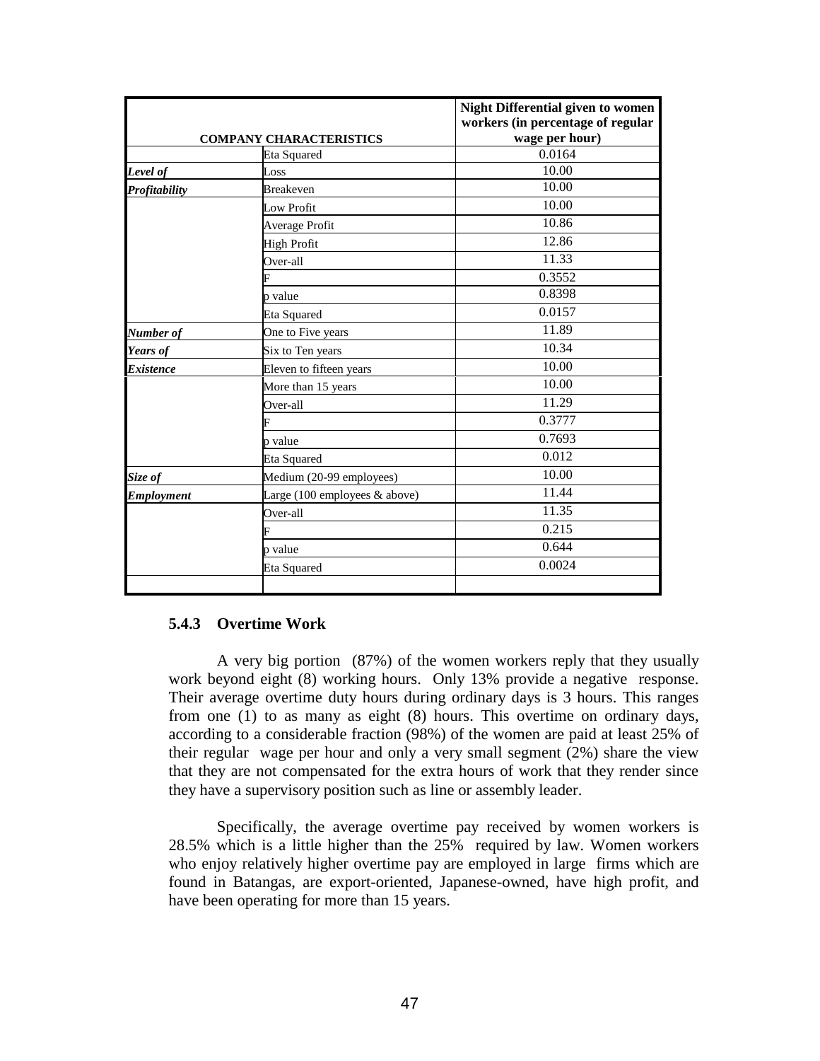| COMPANY CHARACTERISTICS | | Night Differential given to women workers (in percentage of regular wage per hour) |
|---|---|---|
| | Eta Squared | 0.0164 |
| ***Level of Profitability*** | Loss | 10.00 |
| | Breakeven | 10.00 |
| | Low Profit | 10.00 |
| | Average Profit | 10.86 |
| | High Profit | 12.86 |
| | Over-all | 11.33 |
| | F | 0.3552 |
| | p value | 0.8398 |
| | Eta Squared | 0.0157 |
| ***Number of Years of Existence*** | One to Five years | 11.89 |
| | Six to Ten years | 10.34 |
| | Eleven to fifteen years | 10.00 |
| | More than 15 years | 10.00 |
| | Over-all | 11.29 |
| | F | 0.3777 |
| | p value | 0.7693 |
| | Eta Squared | 0.012 |
| ***Size of Employment*** | Medium (20-99 employees) | 10.00 |
| | Large (100 employees & above) | 11.44 |
| | Over-all | 11.35 |
| | F | 0.215 |
| | p value | 0.644 |
| | Eta Squared | 0.0024 |

### 5.4.3 Overtime Work

A very big portion (87%) of the women workers reply that they usually work beyond eight (8) working hours. Only 13% provide a negative response. Their average overtime duty hours during ordinary days is 3 hours. This ranges from one (1) to as many as eight (8) hours. This overtime on ordinary days, according to a considerable fraction (98%) of the women are paid at least 25% of their regular wage per hour and only a very small segment (2%) share the view that they are not compensated for the extra hours of work that they render since they have a supervisory position such as line or assembly leader.

Specifically, the average overtime pay received by women workers is 28.5% which is a little higher than the 25% required by law. Women workers who enjoy relatively higher overtime pay are employed in large firms which are found in Batangas, are export-oriented, Japanese-owned, have high profit, and have been operating for more than 15 years.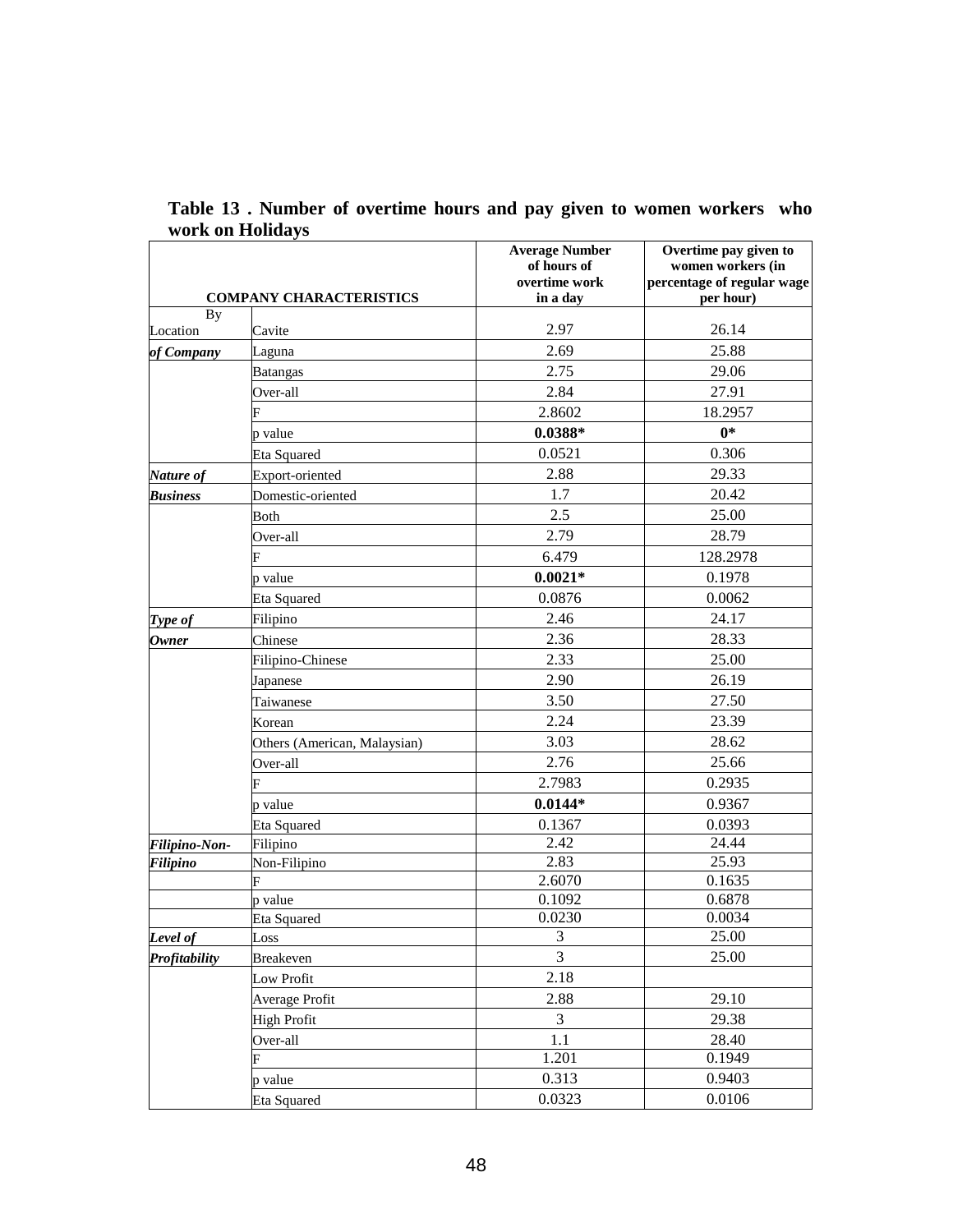**Table 13 . Number of overtime hours and pay given to women workers who work on Holidays**

| COMPANY CHARACTERISTICS | | Average Number of hours of overtime work in a day | Overtime pay given to women workers (in percentage of regular wage per hour) |
|---|---|---|---|
| By Location | Cavite | 2.97 | 26.14 |
| *of Company* | Laguna | 2.69 | 25.88 |
| | Batangas | 2.75 | 29.06 |
| | Over-all | 2.84 | 27.91 |
| | F | 2.8602 | 18.2957 |
| | p value | **0.0388*** | **0*** |
| | Eta Squared | 0.0521 | 0.306 |
| ***Nature of*** | Export-oriented | 2.88 | 29.33 |
| ***Business*** | Domestic-oriented | 1.7 | 20.42 |
| | Both | 2.5 | 25.00 |
| | Over-all | 2.79 | 28.79 |
| | F | 6.479 | 128.2978 |
| | p value | **0.0021*** | 0.1978 |
| | Eta Squared | 0.0876 | 0.0062 |
| ***Type of*** | Filipino | 2.46 | 24.17 |
| ***Owner*** | Chinese | 2.36 | 28.33 |
| | Filipino-Chinese | 2.33 | 25.00 |
| | Japanese | 2.90 | 26.19 |
| | Taiwanese | 3.50 | 27.50 |
| | Korean | 2.24 | 23.39 |
| | Others (American, Malaysian) | 3.03 | 28.62 |
| | Over-all | 2.76 | 25.66 |
| | F | 2.7983 | 0.2935 |
| | p value | **0.0144*** | 0.9367 |
| | Eta Squared | 0.1367 | 0.0393 |
| ***Filipino-Non-*** | Filipino | 2.42 | 24.44 |
| ***Filipino*** | Non-Filipino | 2.83 | 25.93 |
| | F | 2.6070 | 0.1635 |
| | p value | 0.1092 | 0.6878 |
| | Eta Squared | 0.0230 | 0.0034 |
| ***Level of*** | Loss | 3 | 25.00 |
| ***Profitability*** | Breakeven | 3 | 25.00 |
| | Low Profit | 2.18 | |
| | Average Profit | 2.88 | 29.10 |
| | High Profit | 3 | 29.38 |
| | Over-all | 1.1 | 28.40 |
| | F | 1.201 | 0.1949 |
| | p value | 0.313 | 0.9403 |
| | Eta Squared | 0.0323 | 0.0106 |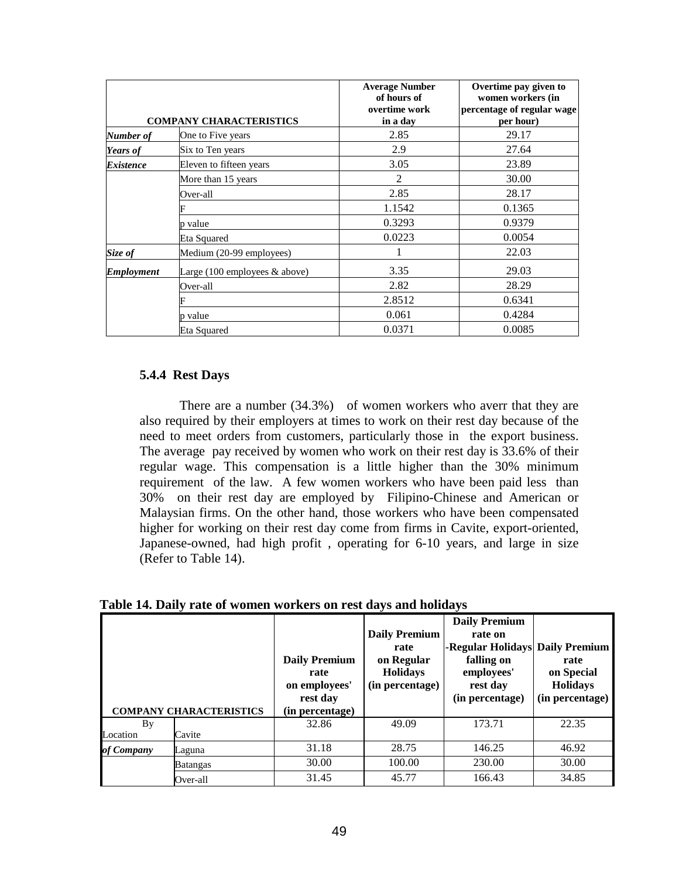| COMPANY CHARACTERISTICS | | Average Number of hours of overtime work in a day | Overtime pay given to women workers (in percentage of regular wage per hour) |
|---|---|---|---|
| ***Number of*** | One to Five years | 2.85 | 29.17 |
| ***Years of*** | Six to Ten years | 2.9 | 27.64 |
| ***Existence*** | Eleven to fifteen years | 3.05 | 23.89 |
| | More than 15 years | 2 | 30.00 |
| | Over-all | 2.85 | 28.17 |
| | F | 1.1542 | 0.1365 |
| | p value | 0.3293 | 0.9379 |
| | Eta Squared | 0.0223 | 0.0054 |
| ***Size of*** | Medium (20-99 employees) | 1 | 22.03 |
| ***Employment*** | Large (100 employees & above) | 3.35 | 29.03 |
| | Over-all | 2.82 | 28.29 |
| | F | 2.8512 | 0.6341 |
| | p value | 0.061 | 0.4284 |
| | Eta Squared | 0.0371 | 0.0085 |

### 5.4.4 Rest Days

There are a number (34.3%) of women workers who averr that they are also required by their employers at times to work on their rest day because of the need to meet orders from customers, particularly those in the export business. The average pay received by women who work on their rest day is 33.6% of their regular wage. This compensation is a little higher than the 30% minimum requirement of the law. A few women workers who have been paid less than 30% on their rest day are employed by Filipino-Chinese and American or Malaysian firms. On the other hand, those workers who have been compensated higher for working on their rest day come from firms in Cavite, export-oriented, Japanese-owned, had high profit , operating for 6-10 years, and large in size (Refer to Table 14).

**Table 14. Daily rate of women workers on rest days and holidays**

| COMPANY CHARACTERISTICS | | Daily Premium rate on employees' rest day (in percentage) | Daily Premium rate on Regular Holidays (in percentage) | Daily Premium rate on -Regular Holidays falling on employees' rest day (in percentage) | Daily Premium rate on Special Holidays (in percentage) |
|---|---|---|---|---|---|
| By Location | Cavite | 32.86 | 49.09 | 173.71 | 22.35 |
| ***of Company*** | Laguna | 31.18 | 28.75 | 146.25 | 46.92 |
| | Batangas | 30.00 | 100.00 | 230.00 | 30.00 |
| | Over-all | 31.45 | 45.77 | 166.43 | 34.85 |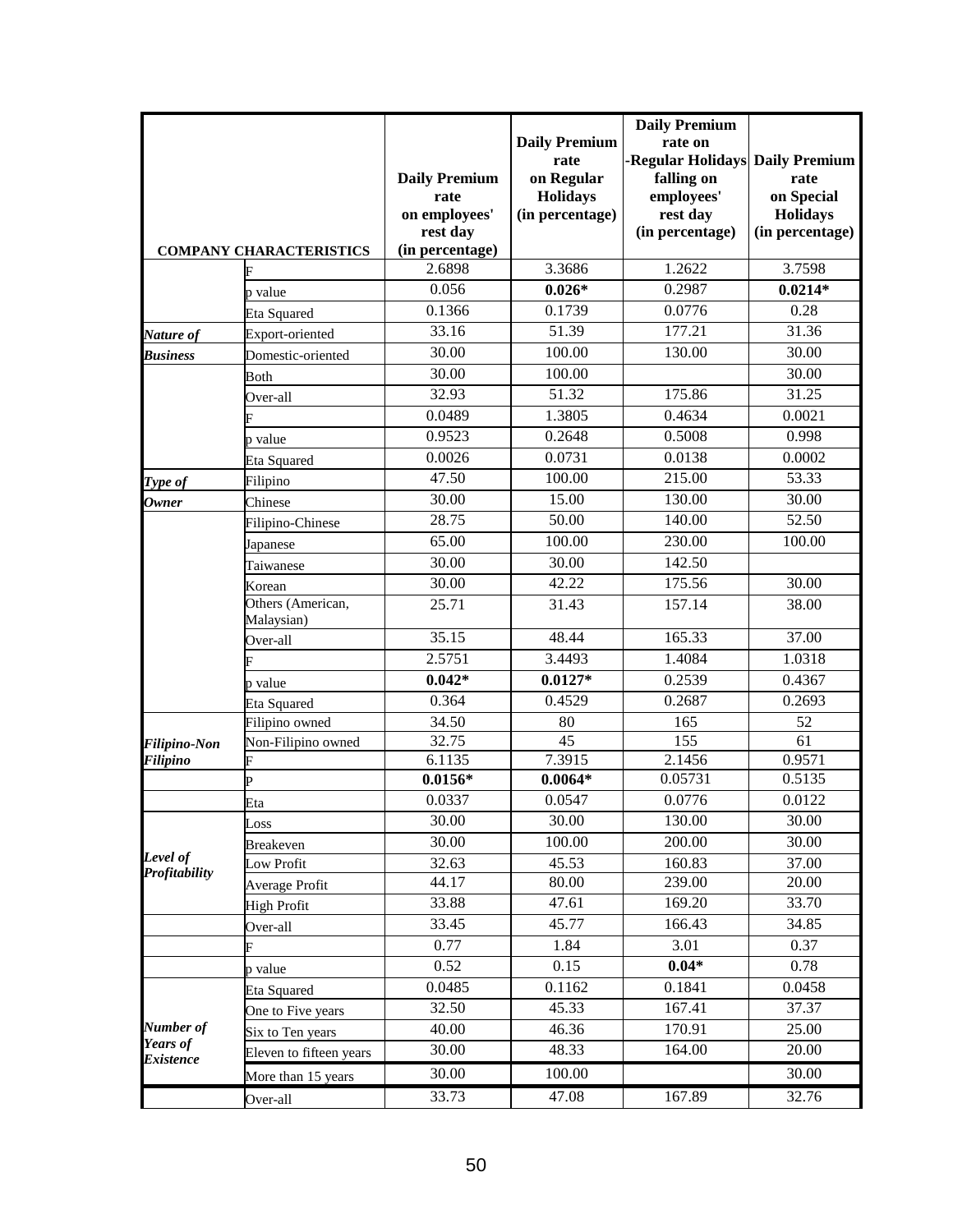| COMPANY CHARACTERISTICS | | Daily Premium rate on employees' rest day (in percentage) | Daily Premium rate on Regular Holidays (in percentage) | Daily Premium rate on -Regular Holidays falling on employees' rest day (in percentage) | Daily Premium rate on Special Holidays (in percentage) |
|---|---|---|---|---|---|
| | F | 2.6898 | 3.3686 | 1.2622 | 3.7598 |
| | p value | 0.056 | **0.026*** | 0.2987 | **0.0214*** |
| | Eta Squared | 0.1366 | 0.1739 | 0.0776 | 0.28 |
| ***Nature of*** | Export-oriented | 33.16 | 51.39 | 177.21 | 31.36 |
| ***Business*** | Domestic-oriented | 30.00 | 100.00 | 130.00 | 30.00 |
| | Both | 30.00 | 100.00 | | 30.00 |
| | Over-all | 32.93 | 51.32 | 175.86 | 31.25 |
| | F | 0.0489 | 1.3805 | 0.4634 | 0.0021 |
| | p value | 0.9523 | 0.2648 | 0.5008 | 0.998 |
| | Eta Squared | 0.0026 | 0.0731 | 0.0138 | 0.0002 |
| ***Type of*** | Filipino | 47.50 | 100.00 | 215.00 | 53.33 |
| ***Owner*** | Chinese | 30.00 | 15.00 | 130.00 | 30.00 |
| | Filipino-Chinese | 28.75 | 50.00 | 140.00 | 52.50 |
| | Japanese | 65.00 | 100.00 | 230.00 | 100.00 |
| | Taiwanese | 30.00 | 30.00 | 142.50 | |
| | Korean | 30.00 | 42.22 | 175.56 | 30.00 |
| | Others (American, Malaysian) | 25.71 | 31.43 | 157.14 | 38.00 |
| | Over-all | 35.15 | 48.44 | 165.33 | 37.00 |
| | F | 2.5751 | 3.4493 | 1.4084 | 1.0318 |
| | p value | **0.042*** | **0.0127*** | 0.2539 | 0.4367 |
| | Eta Squared | 0.364 | 0.4529 | 0.2687 | 0.2693 |
| | Filipino owned | 34.50 | 80 | 165 | 52 |
| ***Filipino-Non*** | Non-Filipino owned | 32.75 | 45 | 155 | 61 |
| ***Filipino*** | F | 6.1135 | 7.3915 | 2.1456 | 0.9571 |
| | P | **0.0156*** | **0.0064*** | 0.05731 | 0.5135 |
| | Eta | 0.0337 | 0.0547 | 0.0776 | 0.0122 |
| | Loss | 30.00 | 30.00 | 130.00 | 30.00 |
| | Breakeven | 30.00 | 100.00 | 200.00 | 30.00 |
| ***Level of Profitability*** | Low Profit | 32.63 | 45.53 | 160.83 | 37.00 |
| | Average Profit | 44.17 | 80.00 | 239.00 | 20.00 |
| | High Profit | 33.88 | 47.61 | 169.20 | 33.70 |
| | Over-all | 33.45 | 45.77 | 166.43 | 34.85 |
| | F | 0.77 | 1.84 | 3.01 | 0.37 |
| | p value | 0.52 | 0.15 | **0.04*** | 0.78 |
| | Eta Squared | 0.0485 | 0.1162 | 0.1841 | 0.0458 |
| | One to Five years | 32.50 | 45.33 | 167.41 | 37.37 |
| ***Number of*** | Six to Ten years | 40.00 | 46.36 | 170.91 | 25.00 |
| ***Years of Existence*** | Eleven to fifteen years | 30.00 | 48.33 | 164.00 | 20.00 |
| | More than 15 years | 30.00 | 100.00 | | 30.00 |
| | Over-all | 33.73 | 47.08 | 167.89 | 32.76 |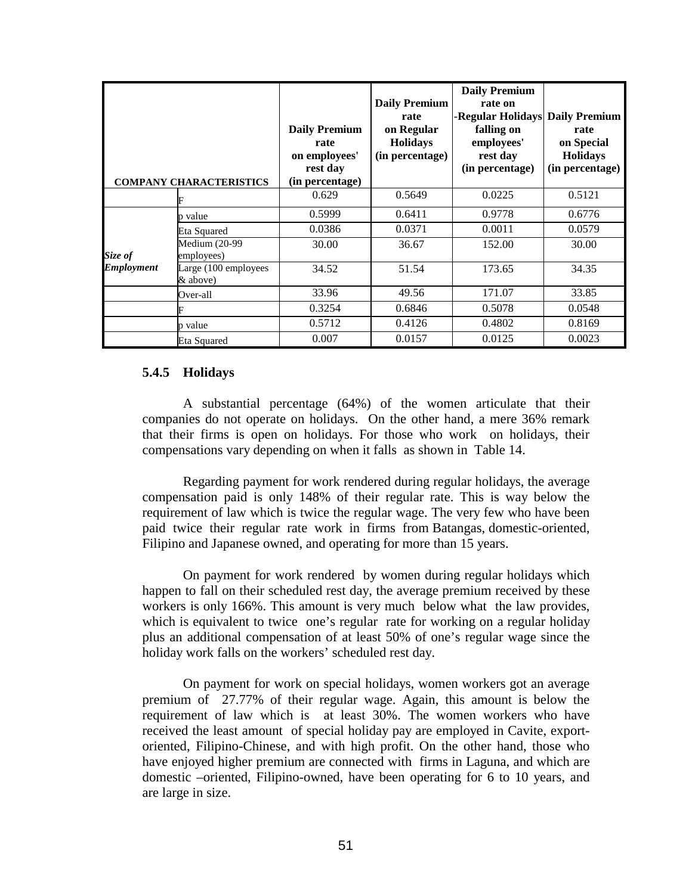| COMPANY CHARACTERISTICS | | Daily Premium rate on employees' rest day (in percentage) | Daily Premium rate on Regular Holidays (in percentage) | Daily Premium rate on -Regular Holidays falling on employees' rest day (in percentage) | Daily Premium rate on Special Holidays (in percentage) |
|---|---|---|---|---|---|
| | F | 0.629 | 0.5649 | 0.0225 | 0.5121 |
| | p value | 0.5999 | 0.6411 | 0.9778 | 0.6776 |
| | Eta Squared | 0.0386 | 0.0371 | 0.0011 | 0.0579 |
| ***Size of Employment*** | Medium (20-99 employees) | 30.00 | 36.67 | 152.00 | 30.00 |
| | Large (100 employees & above) | 34.52 | 51.54 | 173.65 | 34.35 |
| | Over-all | 33.96 | 49.56 | 171.07 | 33.85 |
| | F | 0.3254 | 0.6846 | 0.5078 | 0.0548 |
| | p value | 0.5712 | 0.4126 | 0.4802 | 0.8169 |
| | Eta Squared | 0.007 | 0.0157 | 0.0125 | 0.0023 |

### 5.4.5 Holidays

A substantial percentage (64%) of the women articulate that their companies do not operate on holidays. On the other hand, a mere 36% remark that their firms is open on holidays. For those who work on holidays, their compensations vary depending on when it falls as shown in Table 14.

Regarding payment for work rendered during regular holidays, the average compensation paid is only 148% of their regular rate. This is way below the requirement of law which is twice the regular wage. The very few who have been paid twice their regular rate work in firms from Batangas, domestic-oriented, Filipino and Japanese owned, and operating for more than 15 years.

On payment for work rendered by women during regular holidays which happen to fall on their scheduled rest day, the average premium received by these workers is only 166%. This amount is very much below what the law provides, which is equivalent to twice one's regular rate for working on a regular holiday plus an additional compensation of at least 50% of one's regular wage since the holiday work falls on the workers' scheduled rest day.

On payment for work on special holidays, women workers got an average premium of 27.77% of their regular wage. Again, this amount is below the requirement of law which is at least 30%. The women workers who have received the least amount of special holiday pay are employed in Cavite, export-oriented, Filipino-Chinese, and with high profit. On the other hand, those who have enjoyed higher premium are connected with firms in Laguna, and which are domestic –oriented, Filipino-owned, have been operating for 6 to 10 years, and are large in size.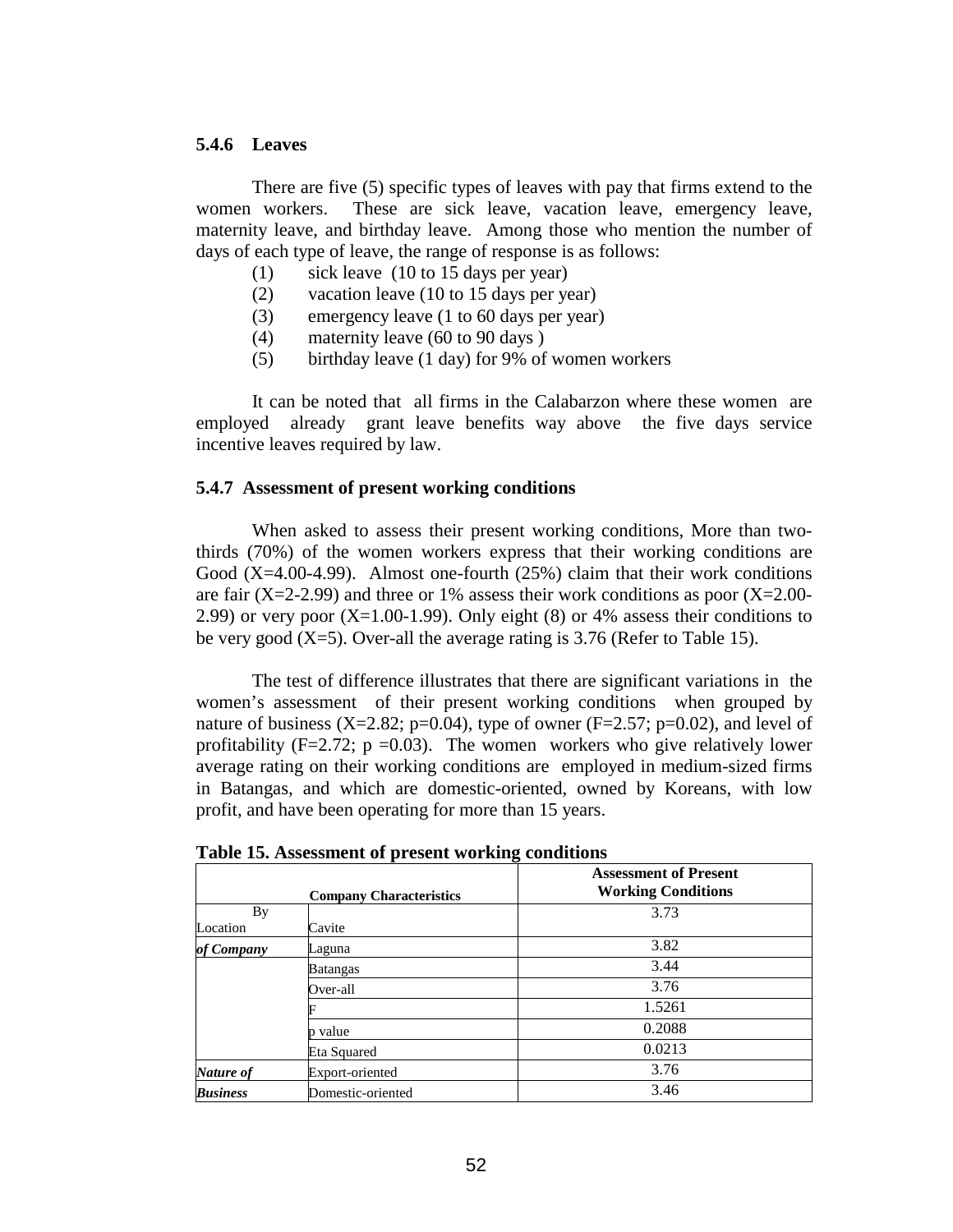### 5.4.6 Leaves

There are five (5) specific types of leaves with pay that firms extend to the women workers. These are sick leave, vacation leave, emergency leave, maternity leave, and birthday leave. Among those who mention the number of days of each type of leave, the range of response is as follows:

(1) sick leave (10 to 15 days per year)
(2) vacation leave (10 to 15 days per year)
(3) emergency leave (1 to 60 days per year)
(4) maternity leave (60 to 90 days )
(5) birthday leave (1 day) for 9% of women workers

It can be noted that all firms in the Calabarzon where these women are employed already grant leave benefits way above the five days service incentive leaves required by law.

### 5.4.7 Assessment of present working conditions

When asked to assess their present working conditions, More than two-thirds (70%) of the women workers express that their working conditions are Good (X=4.00-4.99). Almost one-fourth (25%) claim that their work conditions are fair (X=2-2.99) and three or 1% assess their work conditions as poor (X=2.00-2.99) or very poor (X=1.00-1.99). Only eight (8) or 4% assess their conditions to be very good (X=5). Over-all the average rating is 3.76 (Refer to Table 15).

The test of difference illustrates that there are significant variations in the women's assessment of their present working conditions when grouped by nature of business (X=2.82; p=0.04), type of owner (F=2.57; p=0.02), and level of profitability (F=2.72; p =0.03). The women workers who give relatively lower average rating on their working conditions are employed in medium-sized firms in Batangas, and which are domestic-oriented, owned by Koreans, with low profit, and have been operating for more than 15 years.

**Table 15. Assessment of present working conditions**

| Company Characteristics | | Assessment of Present Working Conditions |
|---|---|---|
| By Location | Cavite | 3.73 |
| ***of Company*** | Laguna | 3.82 |
| | Batangas | 3.44 |
| | Over-all | 3.76 |
| | F | 1.5261 |
| | p value | 0.2088 |
| | Eta Squared | 0.0213 |
| ***Nature of*** | Export-oriented | 3.76 |
| ***Business*** | Domestic-oriented | 3.46 |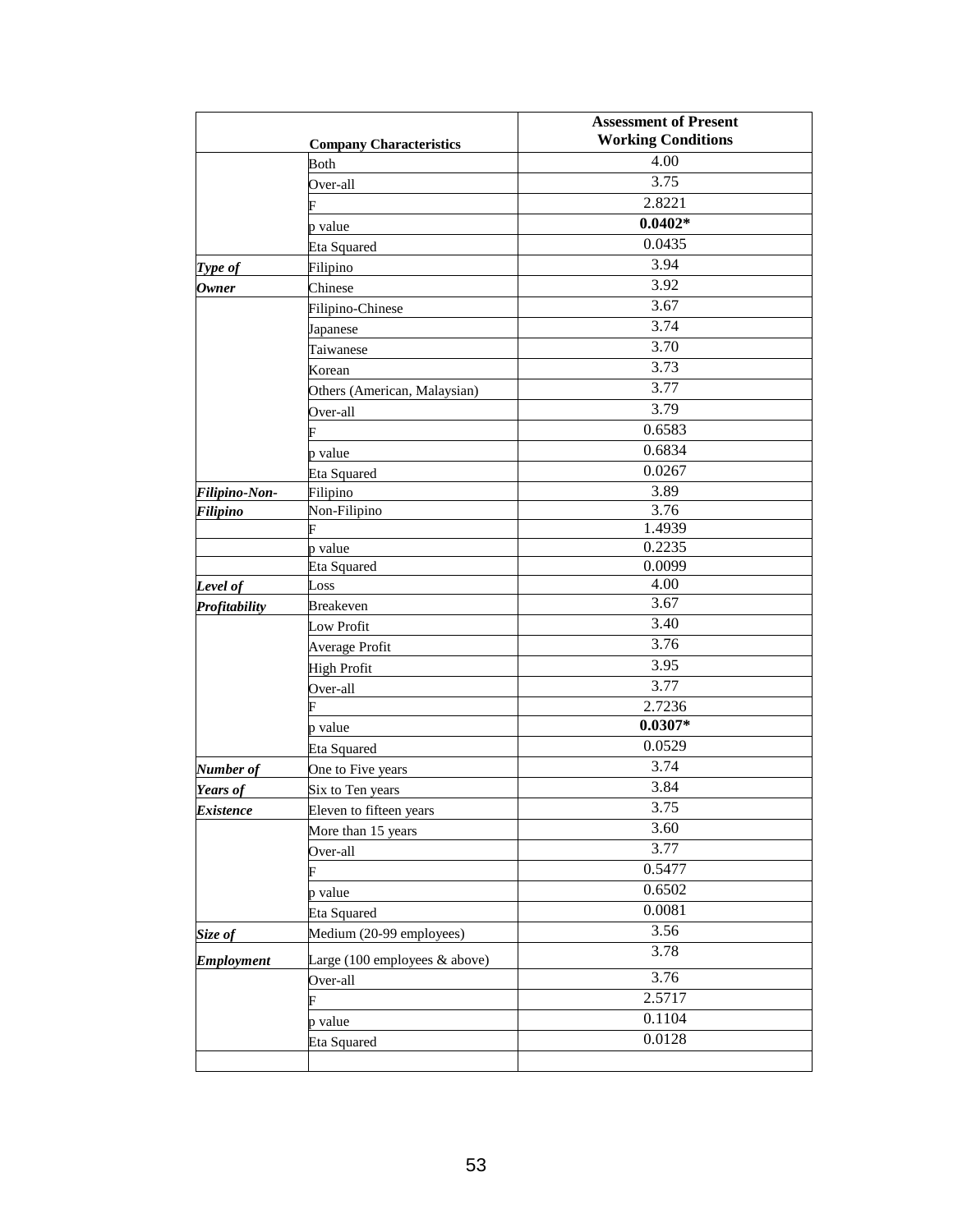| Company Characteristics | | Assessment of Present Working Conditions |
|---|---|---|
| | Both | 4.00 |
| | Over-all | 3.75 |
| | F | 2.8221 |
| | p value | **0.0402*** |
| | Eta Squared | 0.0435 |
| ***Type of Owner*** | Filipino | 3.94 |
| | Chinese | 3.92 |
| | Filipino-Chinese | 3.67 |
| | Japanese | 3.74 |
| | Taiwanese | 3.70 |
| | Korean | 3.73 |
| | Others (American, Malaysian) | 3.77 |
| | Over-all | 3.79 |
| | F | 0.6583 |
| | p value | 0.6834 |
| | Eta Squared | 0.0267 |
| ***Filipino-Non-Filipino*** | Filipino | 3.89 |
| | Non-Filipino | 3.76 |
| | F | 1.4939 |
| | p value | 0.2235 |
| | Eta Squared | 0.0099 |
| ***Level of Profitability*** | Loss | 4.00 |
| | Breakeven | 3.67 |
| | Low Profit | 3.40 |
| | Average Profit | 3.76 |
| | High Profit | 3.95 |
| | Over-all | 3.77 |
| | F | 2.7236 |
| | p value | **0.0307*** |
| | Eta Squared | 0.0529 |
| ***Number of Years of Existence*** | One to Five years | 3.74 |
| | Six to Ten years | 3.84 |
| | Eleven to fifteen years | 3.75 |
| | More than 15 years | 3.60 |
| | Over-all | 3.77 |
| | F | 0.5477 |
| | p value | 0.6502 |
| | Eta Squared | 0.0081 |
| ***Size of Employment*** | Medium (20-99 employees) | 3.56 |
| | Large (100 employees & above) | 3.78 |
| | Over-all | 3.76 |
| | F | 2.5717 |
| | p value | 0.1104 |
| | Eta Squared | 0.0128 |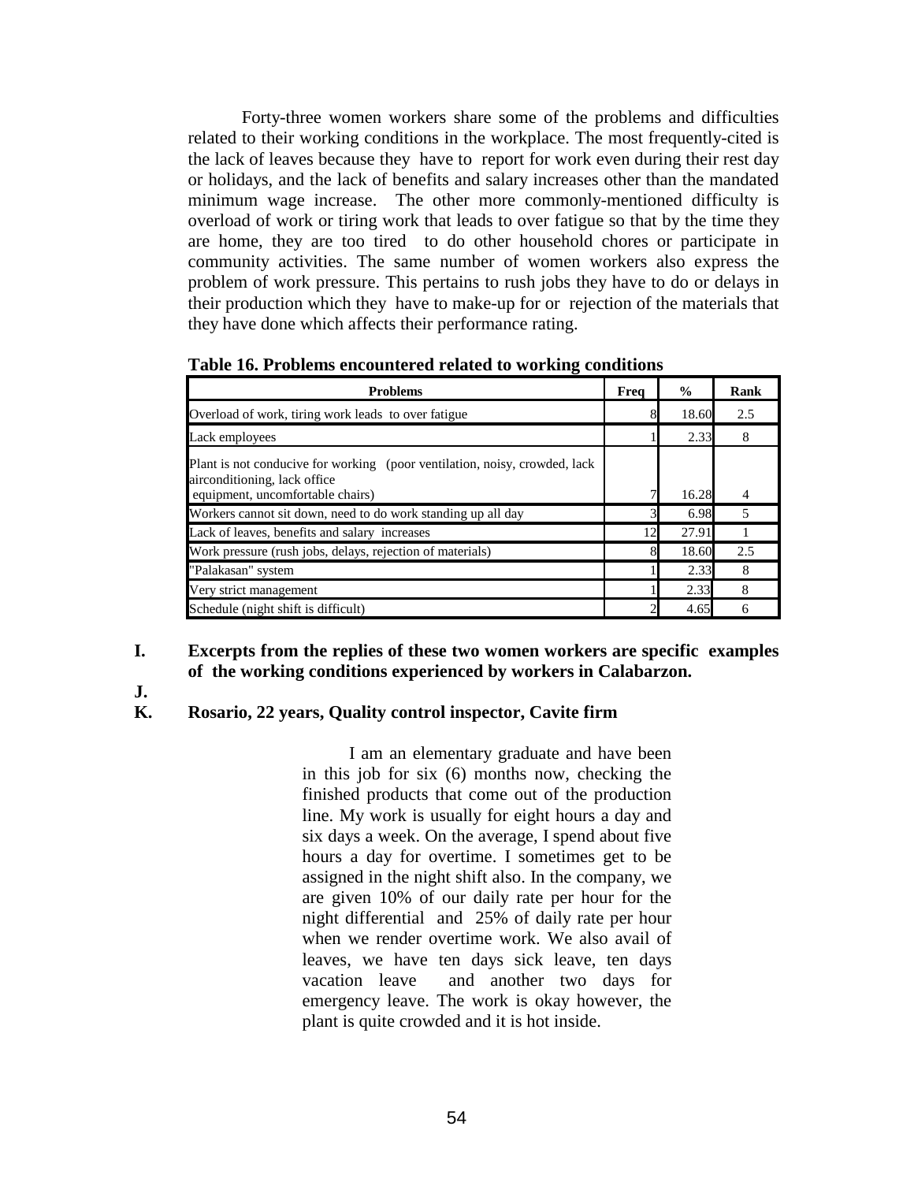Forty-three women workers share some of the problems and difficulties related to their working conditions in the workplace. The most frequently-cited is the lack of leaves because they have to report for work even during their rest day or holidays, and the lack of benefits and salary increases other than the mandated minimum wage increase. The other more commonly-mentioned difficulty is overload of work or tiring work that leads to over fatigue so that by the time they are home, they are too tired to do other household chores or participate in community activities. The same number of women workers also express the problem of work pressure. This pertains to rush jobs they have to do or delays in their production which they have to make-up for or rejection of the materials that they have done which affects their performance rating.

**Table 16. Problems encountered related to working conditions**

| Problems | Freq | % | Rank |
|---|---|---|---|
| Overload of work, tiring work leads to over fatigue | 8 | 18.60 | 2.5 |
| Lack employees | 1 | 2.33 | 8 |
| Plant is not conducive for working (poor ventilation, noisy, crowded, lack airconditioning, lack office equipment, uncomfortable chairs) | 7 | 16.28 | 4 |
| Workers cannot sit down, need to do work standing up all day | 3 | 6.98 | 5 |
| Lack of leaves, benefits and salary increases | 12 | 27.91 | 1 |
| Work pressure (rush jobs, delays, rejection of materials) | 8 | 18.60 | 2.5 |
| "Palakasan" system | 1 | 2.33 | 8 |
| Very strict management | 1 | 2.33 | 8 |
| Schedule (night shift is difficult) | 2 | 4.65 | 6 |

**I. Excerpts from the replies of these two women workers are specific examples of the working conditions experienced by workers in Calabarzon.**

**J.**

**K. Rosario, 22 years, Quality control inspector, Cavite firm**

> I am an elementary graduate and have been in this job for six (6) months now, checking the finished products that come out of the production line. My work is usually for eight hours a day and six days a week. On the average, I spend about five hours a day for overtime. I sometimes get to be assigned in the night shift also. In the company, we are given 10% of our daily rate per hour for the night differential and 25% of daily rate per hour when we render overtime work. We also avail of leaves, we have ten days sick leave, ten days vacation leave and another two days for emergency leave. The work is okay however, the plant is quite crowded and it is hot inside.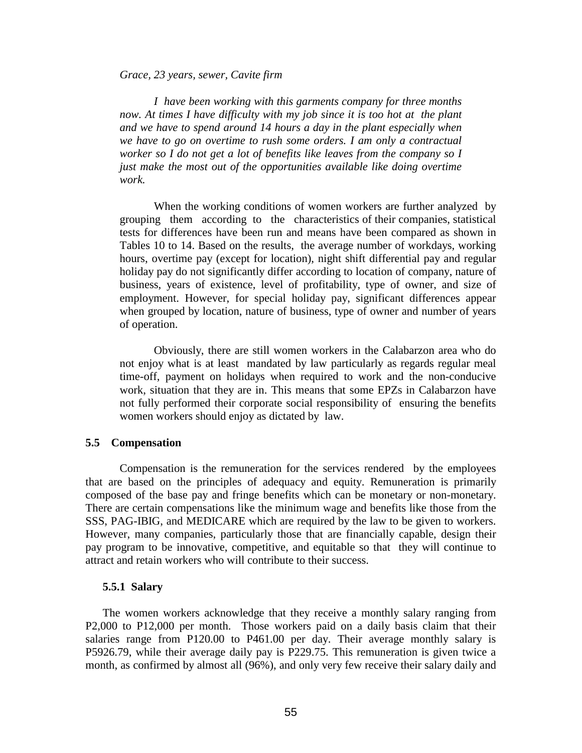*Grace, 23 years, sewer, Cavite firm*

> *I have been working with this garments company for three months now. At times I have difficulty with my job since it is too hot at the plant and we have to spend around 14 hours a day in the plant especially when we have to go on overtime to rush some orders. I am only a contractual worker so I do not get a lot of benefits like leaves from the company so I just make the most out of the opportunities available like doing overtime work.*

When the working conditions of women workers are further analyzed by grouping them according to the characteristics of their companies, statistical tests for differences have been run and means have been compared as shown in Tables 10 to 14. Based on the results, the average number of workdays, working hours, overtime pay (except for location), night shift differential pay and regular holiday pay do not significantly differ according to location of company, nature of business, years of existence, level of profitability, type of owner, and size of employment. However, for special holiday pay, significant differences appear when grouped by location, nature of business, type of owner and number of years of operation.

Obviously, there are still women workers in the Calabarzon area who do not enjoy what is at least mandated by law particularly as regards regular meal time-off, payment on holidays when required to work and the non-conducive work, situation that they are in. This means that some EPZs in Calabarzon have not fully performed their corporate social responsibility of ensuring the benefits women workers should enjoy as dictated by law.

## 5.5 Compensation

Compensation is the remuneration for the services rendered by the employees that are based on the principles of adequacy and equity. Remuneration is primarily composed of the base pay and fringe benefits which can be monetary or non-monetary. There are certain compensations like the minimum wage and benefits like those from the SSS, PAG-IBIG, and MEDICARE which are required by the law to be given to workers. However, many companies, particularly those that are financially capable, design their pay program to be innovative, competitive, and equitable so that they will continue to attract and retain workers who will contribute to their success.

### 5.5.1 Salary

The women workers acknowledge that they receive a monthly salary ranging from P2,000 to P12,000 per month. Those workers paid on a daily basis claim that their salaries range from P120.00 to P461.00 per day. Their average monthly salary is P5926.79, while their average daily pay is P229.75. This remuneration is given twice a month, as confirmed by almost all (96%), and only very few receive their salary daily and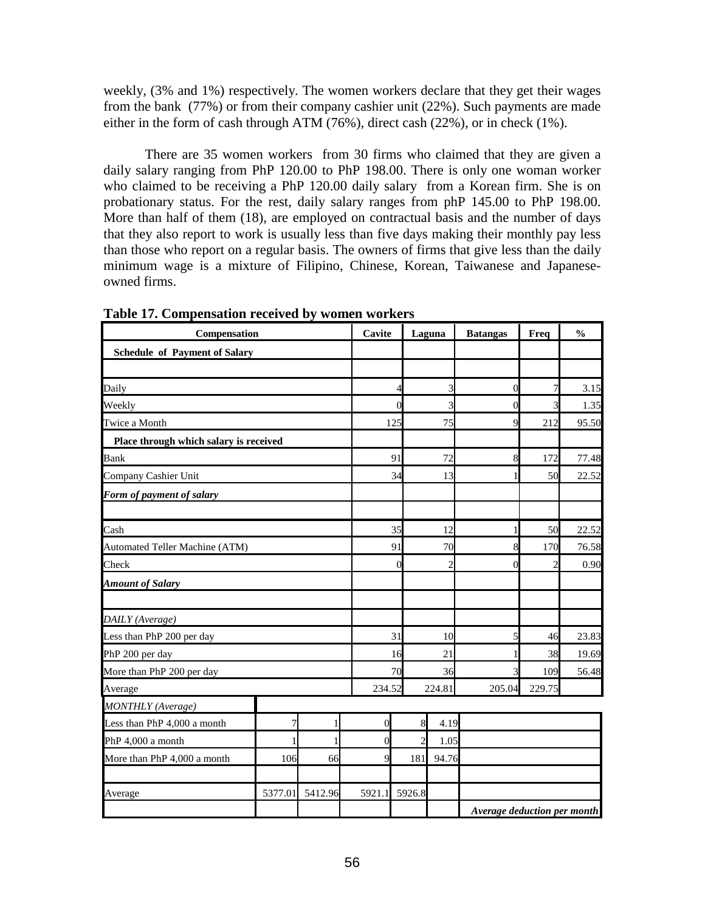weekly, (3% and 1%) respectively. The women workers declare that they get their wages from the bank (77%) or from their company cashier unit (22%). Such payments are made either in the form of cash through ATM (76%), direct cash (22%), or in check (1%).

There are 35 women workers from 30 firms who claimed that they are given a daily salary ranging from PhP 120.00 to PhP 198.00. There is only one woman worker who claimed to be receiving a PhP 120.00 daily salary from a Korean firm. She is on probationary status. For the rest, daily salary ranges from phP 145.00 to PhP 198.00. More than half of them (18), are employed on contractual basis and the number of days that they also report to work is usually less than five days making their monthly pay less than those who report on a regular basis. The owners of firms that give less than the daily minimum wage is a mixture of Filipino, Chinese, Korean, Taiwanese and Japanese-owned firms.

**Table 17. Compensation received by women workers**

| Compensation | Cavite | Laguna | Batangas | Freq | % |
|---|---|---|---|---|---|
| **Schedule of Payment of Salary** | | | | | |
| | | | | | |
| Daily | 4 | 3 | 0 | 7 | 3.15 |
| Weekly | 0 | 3 | 0 | 3 | 1.35 |
| Twice a Month | 125 | 75 | 9 | 212 | 95.50 |
| **Place through which salary is received** | | | | | |
| Bank | 91 | 72 | 8 | 172 | 77.48 |
| Company Cashier Unit | 34 | 13 | 1 | 50 | 22.52 |
| ***Form of payment of salary*** | | | | | |
| | | | | | |
| Cash | 35 | 12 | 1 | 50 | 22.52 |
| Automated Teller Machine (ATM) | 91 | 70 | 8 | 170 | 76.58 |
| Check | 0 | 2 | 0 | 2 | 0.90 |
| ***Amount of Salary*** | | | | | |
| | | | | | |
| *DAILY (Average)* | | | | | |
| Less than PhP 200 per day | 31 | 10 | 5 | 46 | 23.83 |
| PhP 200 per day | 16 | 21 | 1 | 38 | 19.69 |
| More than PhP 200 per day | 70 | 36 | 3 | 109 | 56.48 |
| Average | 234.52 | 224.81 | 205.04 | 229.75 | |
| *MONTHLY (Average)* | | | | | |
| Less than PhP 4,000 a month | 7 | 1 | 0 | 8 | 4.19 |
| PhP 4,000 a month | 1 | 1 | 0 | 2 | 1.05 |
| More than PhP 4,000 a month | 106 | 66 | 9 | 181 | 94.76 |
| | | | | | |
| Average | 5377.01 | 5412.96 | 5921.1 | 5926.8 | |
| | | | | | *Average deduction per month* |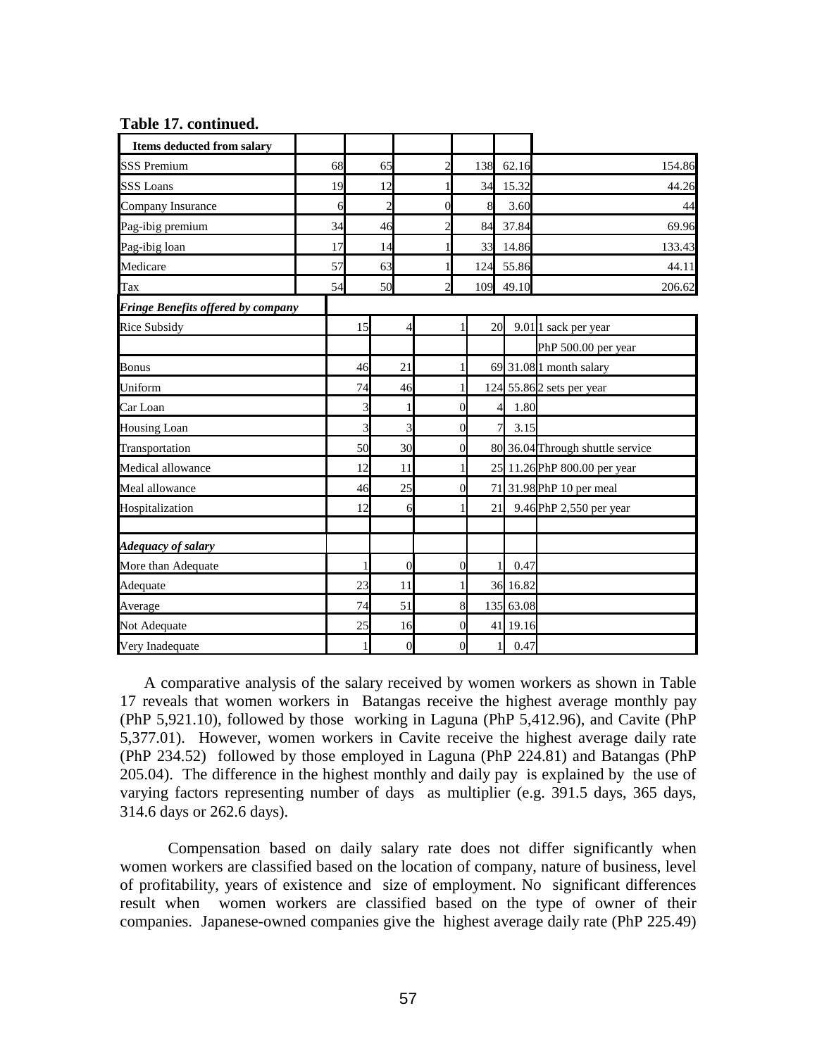**Table 17. continued.**

| Items deducted from salary | | | | | | |
|---|---|---|---|---|---|---|
| SSS Premium | 68 | 65 | 2 | 138 | 62.16 | 154.86 |
| SSS Loans | 19 | 12 | 1 | 34 | 15.32 | 44.26 |
| Company Insurance | 6 | 2 | 0 | 8 | 3.60 | 44 |
| Pag-ibig premium | 34 | 46 | 2 | 84 | 37.84 | 69.96 |
| Pag-ibig loan | 17 | 14 | 1 | 33 | 14.86 | 133.43 |
| Medicare | 57 | 63 | 1 | 124 | 55.86 | 44.11 |
| Tax | 54 | 50 | 2 | 109 | 49.10 | 206.62 |
| ***Fringe Benefits offered by company*** | | | | | | |
| Rice Subsidy | 15 | 4 | 1 | 20 | 9.01 | 1 sack per year |
| | | | | | | PhP 500.00 per year |
| Bonus | 46 | 21 | 1 | 69 | 31.08 | 1 month salary |
| Uniform | 74 | 46 | 1 | 124 | 55.86 | 2 sets per year |
| Car Loan | 3 | 1 | 0 | 4 | 1.80 | |
| Housing Loan | 3 | 3 | 0 | 7 | 3.15 | |
| Transportation | 50 | 30 | 0 | 80 | 36.04 | Through shuttle service |
| Medical allowance | 12 | 11 | 1 | 25 | 11.26 | PhP 800.00 per year |
| Meal allowance | 46 | 25 | 0 | 71 | 31.98 | PhP 10 per meal |
| Hospitalization | 12 | 6 | 1 | 21 | 9.46 | PhP 2,550 per year |
| | | | | | | |
| ***Adequacy of salary*** | | | | | | |
| More than Adequate | 1 | 0 | 0 | 1 | 0.47 | |
| Adequate | 23 | 11 | 1 | 36 | 16.82 | |
| Average | 74 | 51 | 8 | 135 | 63.08 | |
| Not Adequate | 25 | 16 | 0 | 41 | 19.16 | |
| Very Inadequate | 1 | 0 | 0 | 1 | 0.47 | |

A comparative analysis of the salary received by women workers as shown in Table 17 reveals that women workers in Batangas receive the highest average monthly pay (PhP 5,921.10), followed by those working in Laguna (PhP 5,412.96), and Cavite (PhP 5,377.01). However, women workers in Cavite receive the highest average daily rate (PhP 234.52) followed by those employed in Laguna (PhP 224.81) and Batangas (PhP 205.04). The difference in the highest monthly and daily pay is explained by the use of varying factors representing number of days as multiplier (e.g. 391.5 days, 365 days, 314.6 days or 262.6 days).

Compensation based on daily salary rate does not differ significantly when women workers are classified based on the location of company, nature of business, level of profitability, years of existence and size of employment. No significant differences result when women workers are classified based on the type of owner of their companies. Japanese-owned companies give the highest average daily rate (PhP 225.49)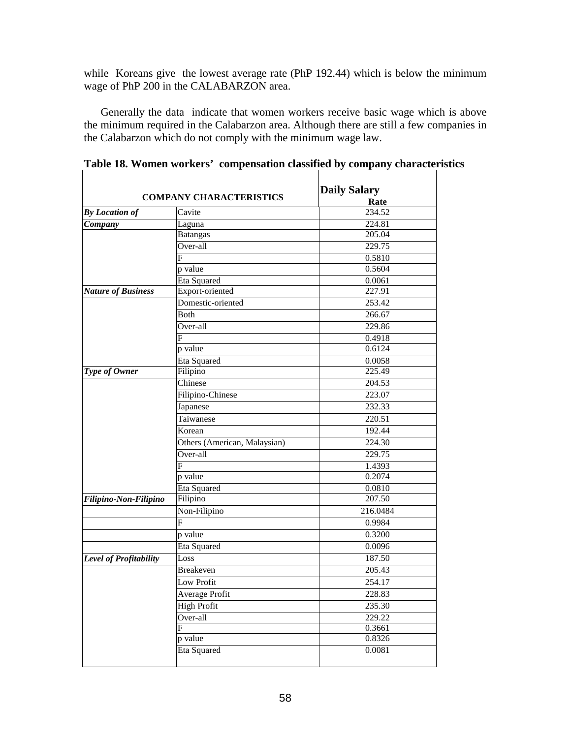while Koreans give the lowest average rate (PhP 192.44) which is below the minimum wage of PhP 200 in the CALABARZON area.

Generally the data indicate that women workers receive basic wage which is above the minimum required in the Calabarzon area. Although there are still a few companies in the Calabarzon which do not comply with the minimum wage law.

**Table 18. Women workers' compensation classified by company characteristics**

| COMPANY CHARACTERISTICS | | Daily Salary Rate |
|---|---|---|
| ***By Location of Company*** | Cavite | 234.52 |
| | Laguna | 224.81 |
| | Batangas | 205.04 |
| | Over-all | 229.75 |
| | F | 0.5810 |
| | p value | 0.5604 |
| | Eta Squared | 0.0061 |
| ***Nature of Business*** | Export-oriented | 227.91 |
| | Domestic-oriented | 253.42 |
| | Both | 266.67 |
| | Over-all | 229.86 |
| | F | 0.4918 |
| | p value | 0.6124 |
| | Eta Squared | 0.0058 |
| ***Type of Owner*** | Filipino | 225.49 |
| | Chinese | 204.53 |
| | Filipino-Chinese | 223.07 |
| | Japanese | 232.33 |
| | Taiwanese | 220.51 |
| | Korean | 192.44 |
| | Others (American, Malaysian) | 224.30 |
| | Over-all | 229.75 |
| | F | 1.4393 |
| | p value | 0.2074 |
| | Eta Squared | 0.0810 |
| ***Filipino-Non-Filipino*** | Filipino | 207.50 |
| | Non-Filipino | 216.0484 |
| | F | 0.9984 |
| | p value | 0.3200 |
| | Eta Squared | 0.0096 |
| ***Level of Profitability*** | Loss | 187.50 |
| | Breakeven | 205.43 |
| | Low Profit | 254.17 |
| | Average Profit | 228.83 |
| | High Profit | 235.30 |
| | Over-all | 229.22 |
| | F | 0.3661 |
| | p value | 0.8326 |
| | Eta Squared | 0.0081 |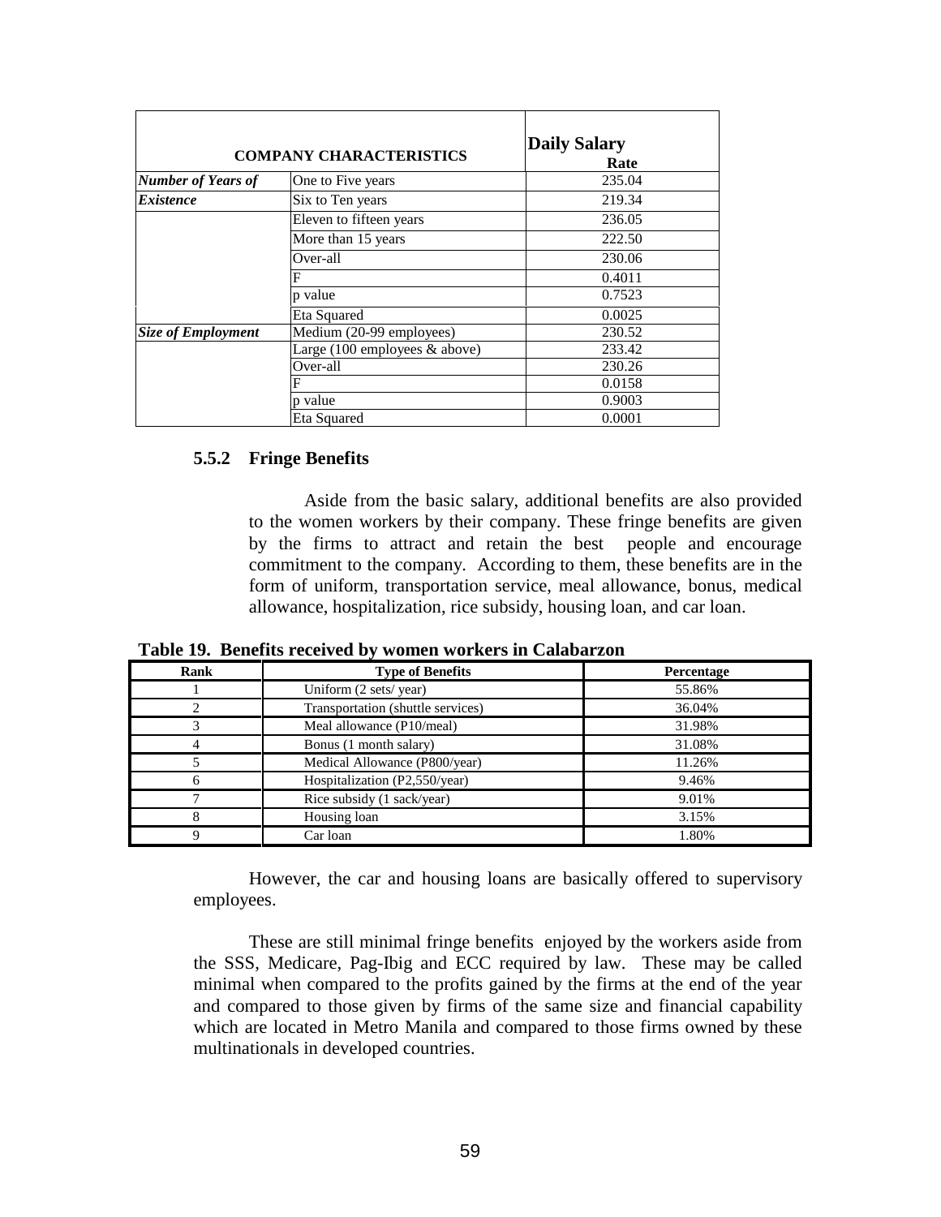| COMPANY CHARACTERISTICS | | Daily Salary Rate |
|---|---|---|
| ***Number of Years of Existence*** | One to Five years | 235.04 |
| | Six to Ten years | 219.34 |
| | Eleven to fifteen years | 236.05 |
| | More than 15 years | 222.50 |
| | Over-all | 230.06 |
| | F | 0.4011 |
| | p value | 0.7523 |
| | Eta Squared | 0.0025 |
| ***Size of Employment*** | Medium (20-99 employees) | 230.52 |
| | Large (100 employees & above) | 233.42 |
| | Over-all | 230.26 |
| | F | 0.0158 |
| | p value | 0.9003 |
| | Eta Squared | 0.0001 |

### 5.5.2 Fringe Benefits

Aside from the basic salary, additional benefits are also provided to the women workers by their company. These fringe benefits are given by the firms to attract and retain the best people and encourage commitment to the company. According to them, these benefits are in the form of uniform, transportation service, meal allowance, bonus, medical allowance, hospitalization, rice subsidy, housing loan, and car loan.

**Table 19. Benefits received by women workers in Calabarzon**

| Rank | Type of Benefits | Percentage |
|---|---|---|
| 1 | Uniform (2 sets/ year) | 55.86% |
| 2 | Transportation (shuttle services) | 36.04% |
| 3 | Meal allowance (P10/meal) | 31.98% |
| 4 | Bonus (1 month salary) | 31.08% |
| 5 | Medical Allowance (P800/year) | 11.26% |
| 6 | Hospitalization (P2,550/year) | 9.46% |
| 7 | Rice subsidy (1 sack/year) | 9.01% |
| 8 | Housing loan | 3.15% |
| 9 | Car loan | 1.80% |

However, the car and housing loans are basically offered to supervisory employees.

These are still minimal fringe benefits enjoyed by the workers aside from the SSS, Medicare, Pag-Ibig and ECC required by law. These may be called minimal when compared to the profits gained by the firms at the end of the year and compared to those given by firms of the same size and financial capability which are located in Metro Manila and compared to those firms owned by these multinationals in developed countries.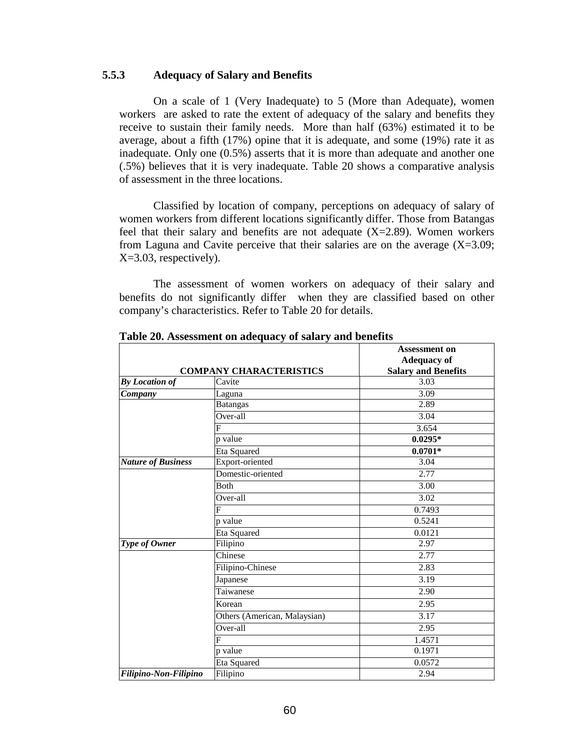### 5.5.3 Adequacy of Salary and Benefits

On a scale of 1 (Very Inadequate) to 5 (More than Adequate), women workers are asked to rate the extent of adequacy of the salary and benefits they receive to sustain their family needs. More than half (63%) estimated it to be average, about a fifth (17%) opine that it is adequate, and some (19%) rate it as inadequate. Only one (0.5%) asserts that it is more than adequate and another one (.5%) believes that it is very inadequate. Table 20 shows a comparative analysis of assessment in the three locations.

Classified by location of company, perceptions on adequacy of salary of women workers from different locations significantly differ. Those from Batangas feel that their salary and benefits are not adequate (X=2.89). Women workers from Laguna and Cavite perceive that their salaries are on the average (X=3.09; X=3.03, respectively).

The assessment of women workers on adequacy of their salary and benefits do not significantly differ when they are classified based on other company's characteristics. Refer to Table 20 for details.

**Table 20. Assessment on adequacy of salary and benefits**

| COMPANY CHARACTERISTICS | | Assessment on Adequacy of Salary and Benefits |
|---|---|---|
| ***By Location of Company*** | Cavite | 3.03 |
| | Laguna | 3.09 |
| | Batangas | 2.89 |
| | Over-all | 3.04 |
| | F | 3.654 |
| | p value | **0.0295*** |
| | Eta Squared | **0.0701*** |
| ***Nature of Business*** | Export-oriented | 3.04 |
| | Domestic-oriented | 2.77 |
| | Both | 3.00 |
| | Over-all | 3.02 |
| | F | 0.7493 |
| | p value | 0.5241 |
| | Eta Squared | 0.0121 |
| ***Type of Owner*** | Filipino | 2.97 |
| | Chinese | 2.77 |
| | Filipino-Chinese | 2.83 |
| | Japanese | 3.19 |
| | Taiwanese | 2.90 |
| | Korean | 2.95 |
| | Others (American, Malaysian) | 3.17 |
| | Over-all | 2.95 |
| | F | 1.4571 |
| | p value | 0.1971 |
| | Eta Squared | 0.0572 |
| ***Filipino-Non-Filipino*** | Filipino | 2.94 |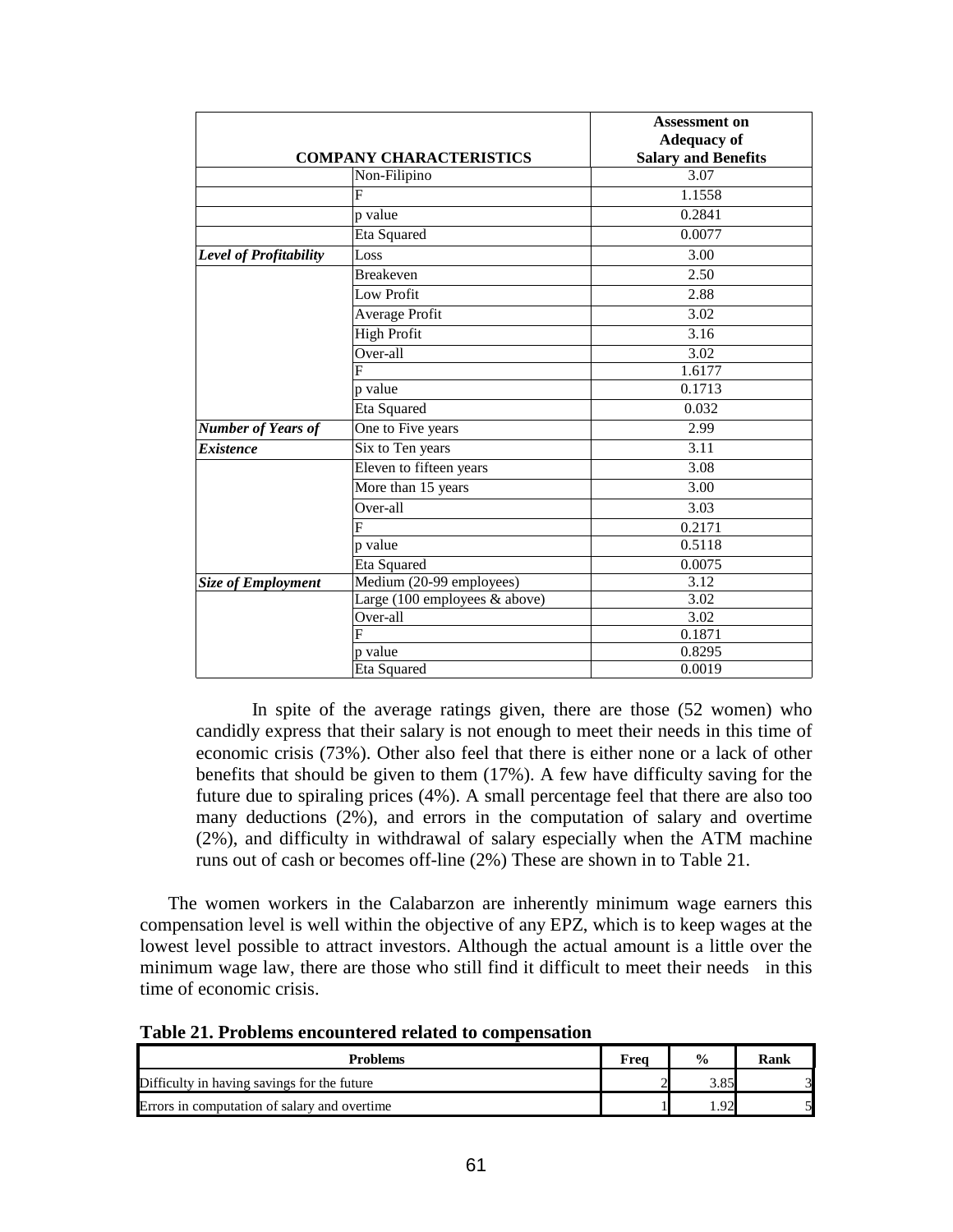| COMPANY CHARACTERISTICS | | Assessment on Adequacy of Salary and Benefits |
|---|---|---|
| | Non-Filipino | 3.07 |
| | F | 1.1558 |
| | p value | 0.2841 |
| | Eta Squared | 0.0077 |
| ***Level of Profitability*** | Loss | 3.00 |
| | Breakeven | 2.50 |
| | Low Profit | 2.88 |
| | Average Profit | 3.02 |
| | High Profit | 3.16 |
| | Over-all | 3.02 |
| | F | 1.6177 |
| | p value | 0.1713 |
| | Eta Squared | 0.032 |
| ***Number of Years of Existence*** | One to Five years | 2.99 |
| | Six to Ten years | 3.11 |
| | Eleven to fifteen years | 3.08 |
| | More than 15 years | 3.00 |
| | Over-all | 3.03 |
| | F | 0.2171 |
| | p value | 0.5118 |
| | Eta Squared | 0.0075 |
| ***Size of Employment*** | Medium (20-99 employees) | 3.12 |
| | Large (100 employees & above) | 3.02 |
| | Over-all | 3.02 |
| | F | 0.1871 |
| | p value | 0.8295 |
| | Eta Squared | 0.0019 |

In spite of the average ratings given, there are those (52 women) who candidly express that their salary is not enough to meet their needs in this time of economic crisis (73%). Other also feel that there is either none or a lack of other benefits that should be given to them (17%). A few have difficulty saving for the future due to spiraling prices (4%). A small percentage feel that there are also too many deductions (2%), and errors in the computation of salary and overtime (2%), and difficulty in withdrawal of salary especially when the ATM machine runs out of cash or becomes off-line (2%) These are shown in to Table 21.

The women workers in the Calabarzon are inherently minimum wage earners this compensation level is well within the objective of any EPZ, which is to keep wages at the lowest level possible to attract investors. Although the actual amount is a little over the minimum wage law, there are those who still find it difficult to meet their needs in this time of economic crisis.

**Table 21. Problems encountered related to compensation**

| Problems | Freq | % | Rank |
|---|---|---|---|
| Difficulty in having savings for the future | 2 | 3.85 | 3 |
| Errors in computation of salary and overtime | 1 | 1.92 | 5 |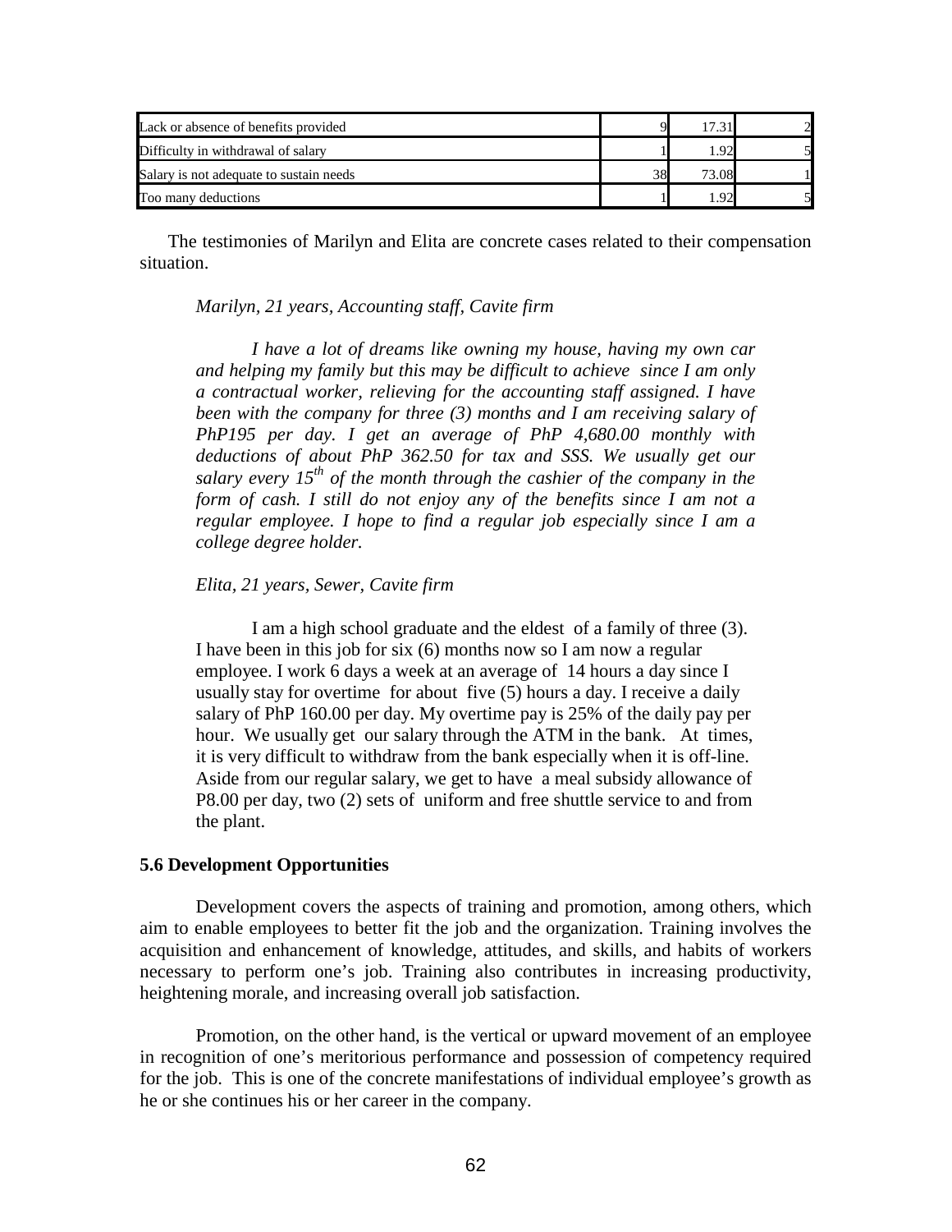| | | | |
|---|---|---|---|
| Lack or absence of benefits provided | 9 | 17.31 | 2 |
| Difficulty in withdrawal of salary | 1 | 1.92 | 5 |
| Salary is not adequate to sustain needs | 38 | 73.08 | 1 |
| Too many deductions | 1 | 1.92 | 5 |

The testimonies of Marilyn and Elita are concrete cases related to their compensation situation.

*Marilyn, 21 years, Accounting staff, Cavite firm*

*I have a lot of dreams like owning my house, having my own car and helping my family but this may be difficult to achieve since I am only a contractual worker, relieving for the accounting staff assigned. I have been with the company for three (3) months and I am receiving salary of PhP195 per day. I get an average of PhP 4,680.00 monthly with deductions of about PhP 362.50 for tax and SSS. We usually get our salary every 15th of the month through the cashier of the company in the form of cash. I still do not enjoy any of the benefits since I am not a regular employee. I hope to find a regular job especially since I am a college degree holder.*

*Elita, 21 years, Sewer, Cavite firm*

I am a high school graduate and the eldest of a family of three (3). I have been in this job for six (6) months now so I am now a regular employee. I work 6 days a week at an average of 14 hours a day since I usually stay for overtime for about five (5) hours a day. I receive a daily salary of PhP 160.00 per day. My overtime pay is 25% of the daily pay per hour. We usually get our salary through the ATM in the bank. At times, it is very difficult to withdraw from the bank especially when it is off-line. Aside from our regular salary, we get to have a meal subsidy allowance of P8.00 per day, two (2) sets of uniform and free shuttle service to and from the plant.

**5.6 Development Opportunities**

Development covers the aspects of training and promotion, among others, which aim to enable employees to better fit the job and the organization. Training involves the acquisition and enhancement of knowledge, attitudes, and skills, and habits of workers necessary to perform one's job. Training also contributes in increasing productivity, heightening morale, and increasing overall job satisfaction.

Promotion, on the other hand, is the vertical or upward movement of an employee in recognition of one's meritorious performance and possession of competency required for the job. This is one of the concrete manifestations of individual employee's growth as he or she continues his or her career in the company.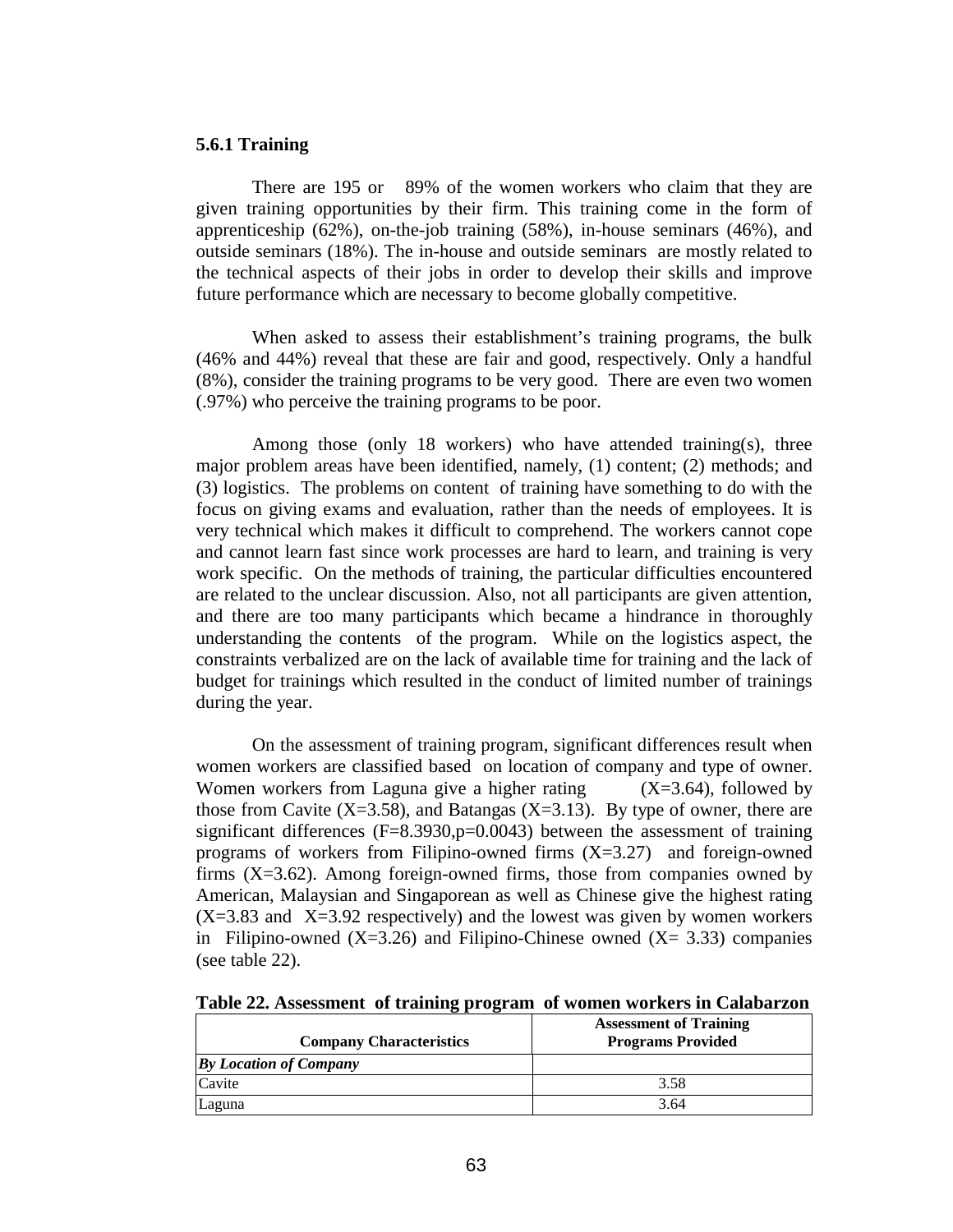### 5.6.1 Training

There are 195 or 89% of the women workers who claim that they are given training opportunities by their firm. This training come in the form of apprenticeship (62%), on-the-job training (58%), in-house seminars (46%), and outside seminars (18%). The in-house and outside seminars are mostly related to the technical aspects of their jobs in order to develop their skills and improve future performance which are necessary to become globally competitive.

When asked to assess their establishment's training programs, the bulk (46% and 44%) reveal that these are fair and good, respectively. Only a handful (8%), consider the training programs to be very good. There are even two women (.97%) who perceive the training programs to be poor.

Among those (only 18 workers) who have attended training(s), three major problem areas have been identified, namely, (1) content; (2) methods; and (3) logistics. The problems on content of training have something to do with the focus on giving exams and evaluation, rather than the needs of employees. It is very technical which makes it difficult to comprehend. The workers cannot cope and cannot learn fast since work processes are hard to learn, and training is very work specific. On the methods of training, the particular difficulties encountered are related to the unclear discussion. Also, not all participants are given attention, and there are too many participants which became a hindrance in thoroughly understanding the contents of the program. While on the logistics aspect, the constraints verbalized are on the lack of available time for training and the lack of budget for trainings which resulted in the conduct of limited number of trainings during the year.

On the assessment of training program, significant differences result when women workers are classified based on location of company and type of owner. Women workers from Laguna give a higher rating (X=3.64), followed by those from Cavite (X=3.58), and Batangas (X=3.13). By type of owner, there are significant differences (F=8.3930,p=0.0043) between the assessment of training programs of workers from Filipino-owned firms (X=3.27) and foreign-owned firms (X=3.62). Among foreign-owned firms, those from companies owned by American, Malaysian and Singaporean as well as Chinese give the highest rating (X=3.83 and X=3.92 respectively) and the lowest was given by women workers in Filipino-owned (X=3.26) and Filipino-Chinese owned (X= 3.33) companies (see table 22).

**Table 22. Assessment of training program of women workers in Calabarzon**

| Company Characteristics | Assessment of Training Programs Provided |
|---|---|
| ***By Location of Company*** | |
| Cavite | 3.58 |
| Laguna | 3.64 |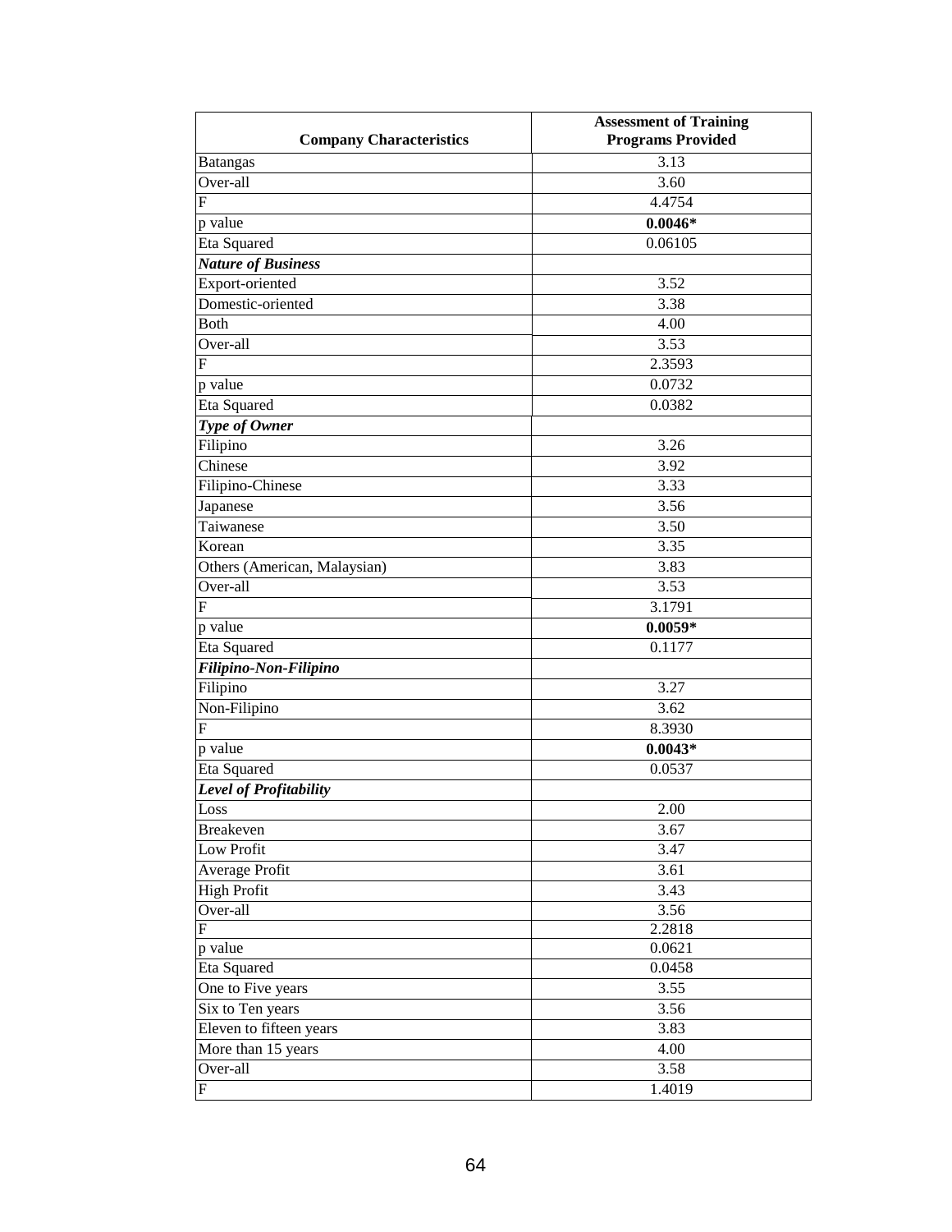| Company Characteristics | Assessment of Training Programs Provided |
|---|---|
| Batangas | 3.13 |
| Over-all | 3.60 |
| F | 4.4754 |
| p value | **0.0046*** |
| Eta Squared | 0.06105 |
| ***Nature of Business*** | |
| Export-oriented | 3.52 |
| Domestic-oriented | 3.38 |
| Both | 4.00 |
| Over-all | 3.53 |
| F | 2.3593 |
| p value | 0.0732 |
| Eta Squared | 0.0382 |
| ***Type of Owner*** | |
| Filipino | 3.26 |
| Chinese | 3.92 |
| Filipino-Chinese | 3.33 |
| Japanese | 3.56 |
| Taiwanese | 3.50 |
| Korean | 3.35 |
| Others (American, Malaysian) | 3.83 |
| Over-all | 3.53 |
| F | 3.1791 |
| p value | **0.0059*** |
| Eta Squared | 0.1177 |
| ***Filipino-Non-Filipino*** | |
| Filipino | 3.27 |
| Non-Filipino | 3.62 |
| F | 8.3930 |
| p value | **0.0043*** |
| Eta Squared | 0.0537 |
| ***Level of Profitability*** | |
| Loss | 2.00 |
| Breakeven | 3.67 |
| Low Profit | 3.47 |
| Average Profit | 3.61 |
| High Profit | 3.43 |
| Over-all | 3.56 |
| F | 2.2818 |
| p value | 0.0621 |
| Eta Squared | 0.0458 |
| One to Five years | 3.55 |
| Six to Ten years | 3.56 |
| Eleven to fifteen years | 3.83 |
| More than 15 years | 4.00 |
| Over-all | 3.58 |
| F | 1.4019 |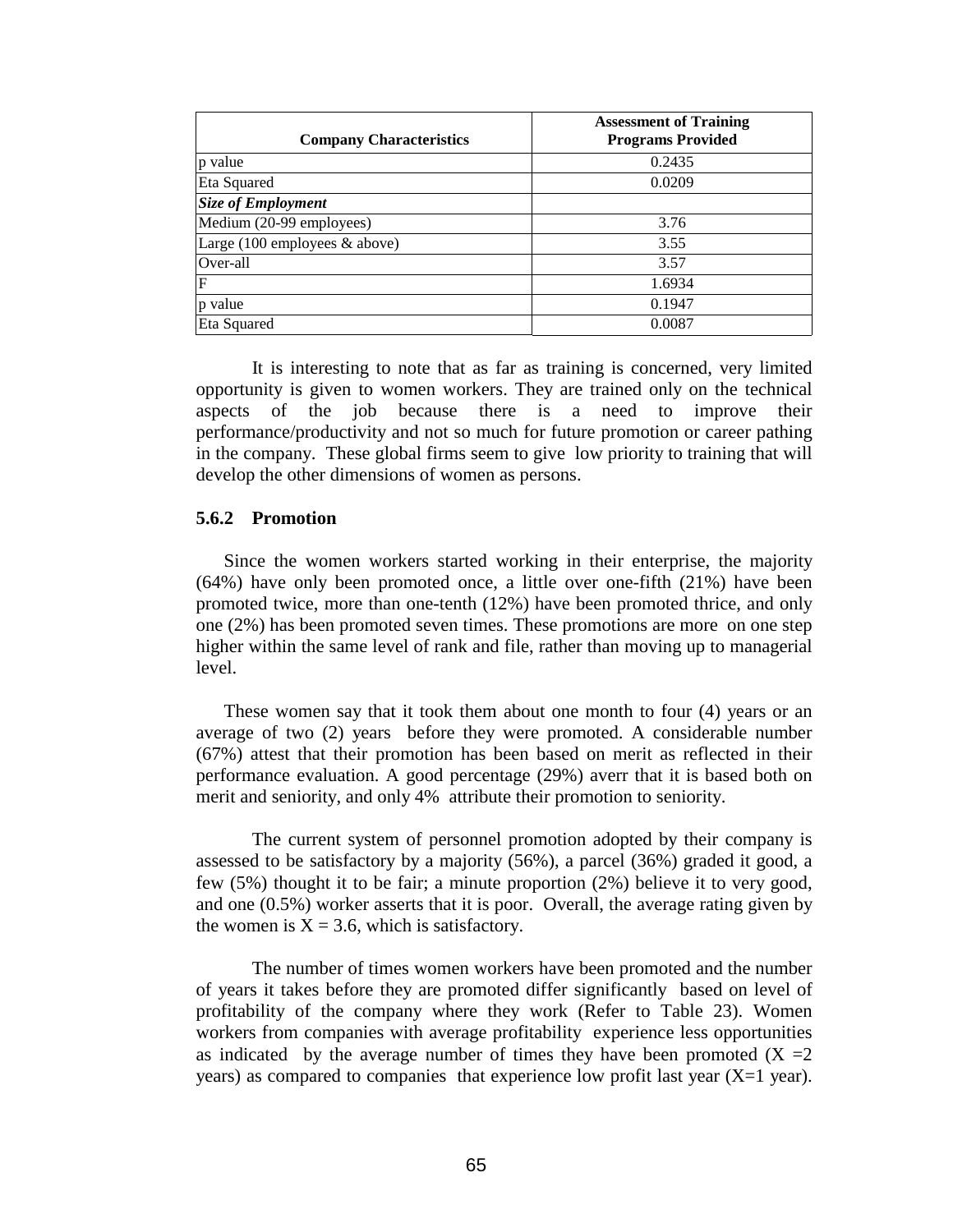| Company Characteristics | Assessment of Training Programs Provided |
|---|---|
| p value | 0.2435 |
| Eta Squared | 0.0209 |
| ***Size of Employment*** | |
| Medium (20-99 employees) | 3.76 |
| Large (100 employees & above) | 3.55 |
| Over-all | 3.57 |
| F | 1.6934 |
| p value | 0.1947 |
| Eta Squared | 0.0087 |

It is interesting to note that as far as training is concerned, very limited opportunity is given to women workers. They are trained only on the technical aspects of the job because there is a need to improve their performance/productivity and not so much for future promotion or career pathing in the company. These global firms seem to give low priority to training that will develop the other dimensions of women as persons.

### 5.6.2 Promotion

Since the women workers started working in their enterprise, the majority (64%) have only been promoted once, a little over one-fifth (21%) have been promoted twice, more than one-tenth (12%) have been promoted thrice, and only one (2%) has been promoted seven times. These promotions are more on one step higher within the same level of rank and file, rather than moving up to managerial level.

These women say that it took them about one month to four (4) years or an average of two (2) years before they were promoted. A considerable number (67%) attest that their promotion has been based on merit as reflected in their performance evaluation. A good percentage (29%) averr that it is based both on merit and seniority, and only 4% attribute their promotion to seniority.

The current system of personnel promotion adopted by their company is assessed to be satisfactory by a majority (56%), a parcel (36%) graded it good, a few (5%) thought it to be fair; a minute proportion (2%) believe it to very good, and one (0.5%) worker asserts that it is poor. Overall, the average rating given by the women is $X = 3.6$, which is satisfactory.

The number of times women workers have been promoted and the number of years it takes before they are promoted differ significantly based on level of profitability of the company where they work (Refer to Table 23). Women workers from companies with average profitability experience less opportunities as indicated by the average number of times they have been promoted ($X = 2$ years) as compared to companies that experience low profit last year ($X = 1$ year).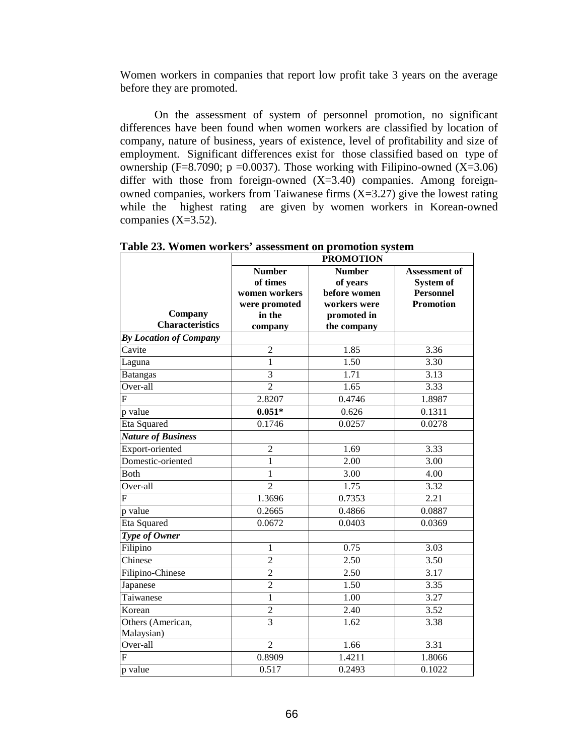Women workers in companies that report low profit take 3 years on the average before they are promoted.

On the assessment of system of personnel promotion, no significant differences have been found when women workers are classified by location of company, nature of business, years of existence, level of profitability and size of employment. Significant differences exist for those classified based on type of ownership (F=8.7090; p =0.0037). Those working with Filipino-owned (X=3.06) differ with those from foreign-owned (X=3.40) companies. Among foreign-owned companies, workers from Taiwanese firms (X=3.27) give the lowest rating while the highest rating are given by women workers in Korean-owned companies (X=3.52).

**Table 23. Women workers' assessment on promotion system**

| Company Characteristics | PROMOTION | | |
|---|---|---|---|
| | **Number of times women workers were promoted in the company** | **Number of years before women workers were promoted in the company** | **Assessment of System of Personnel Promotion** |
| ***By Location of Company*** | | | |
| Cavite | 2 | 1.85 | 3.36 |
| Laguna | 1 | 1.50 | 3.30 |
| Batangas | 3 | 1.71 | 3.13 |
| Over-all | 2 | 1.65 | 3.33 |
| F | 2.8207 | 0.4746 | 1.8987 |
| p value | **0.051*** | 0.626 | 0.1311 |
| Eta Squared | 0.1746 | 0.0257 | 0.0278 |
| ***Nature of Business*** | | | |
| Export-oriented | 2 | 1.69 | 3.33 |
| Domestic-oriented | 1 | 2.00 | 3.00 |
| Both | 1 | 3.00 | 4.00 |
| Over-all | 2 | 1.75 | 3.32 |
| F | 1.3696 | 0.7353 | 2.21 |
| p value | 0.2665 | 0.4866 | 0.0887 |
| Eta Squared | 0.0672 | 0.0403 | 0.0369 |
| ***Type of Owner*** | | | |
| Filipino | 1 | 0.75 | 3.03 |
| Chinese | 2 | 2.50 | 3.50 |
| Filipino-Chinese | 2 | 2.50 | 3.17 |
| Japanese | 2 | 1.50 | 3.35 |
| Taiwanese | 1 | 1.00 | 3.27 |
| Korean | 2 | 2.40 | 3.52 |
| Others (American, Malaysian) | 3 | 1.62 | 3.38 |
| Over-all | 2 | 1.66 | 3.31 |
| F | 0.8909 | 1.4211 | 1.8066 |
| p value | 0.517 | 0.2493 | 0.1022 |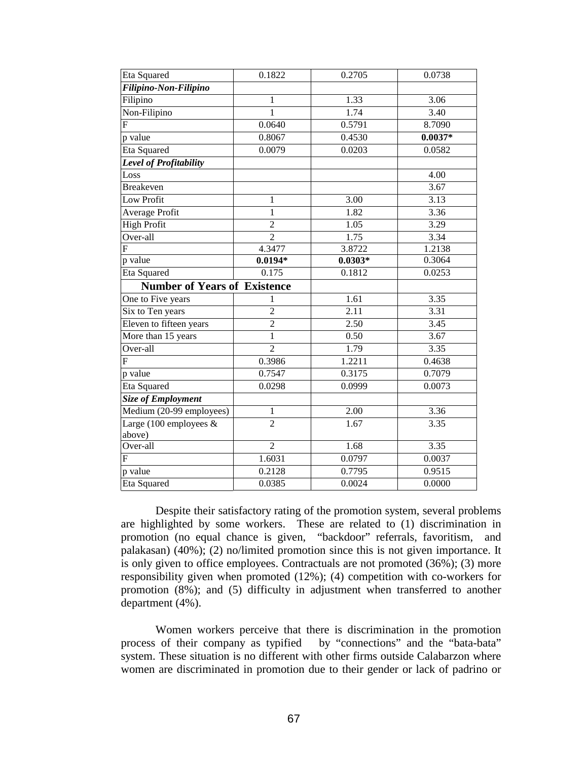| | | | |
|---|---|---|---|
| Eta Squared | 0.1822 | 0.2705 | 0.0738 |
| ***Filipino-Non-Filipino*** | | | |
| Filipino | 1 | 1.33 | 3.06 |
| Non-Filipino | 1 | 1.74 | 3.40 |
| F | 0.0640 | 0.5791 | 8.7090 |
| p value | 0.8067 | 0.4530 | **0.0037*** |
| Eta Squared | 0.0079 | 0.0203 | 0.0582 |
| ***Level of Profitability*** | | | |
| Loss | | | 4.00 |
| Breakeven | | | 3.67 |
| Low Profit | 1 | 3.00 | 3.13 |
| Average Profit | 1 | 1.82 | 3.36 |
| High Profit | 2 | 1.05 | 3.29 |
| Over-all | 2 | 1.75 | 3.34 |
| F | 4.3477 | 3.8722 | 1.2138 |
| p value | **0.0194*** | **0.0303*** | 0.3064 |
| Eta Squared | 0.175 | 0.1812 | 0.0253 |
| **Number of Years of Existence** | | | |
| One to Five years | 1 | 1.61 | 3.35 |
| Six to Ten years | 2 | 2.11 | 3.31 |
| Eleven to fifteen years | 2 | 2.50 | 3.45 |
| More than 15 years | 1 | 0.50 | 3.67 |
| Over-all | 2 | 1.79 | 3.35 |
| F | 0.3986 | 1.2211 | 0.4638 |
| p value | 0.7547 | 0.3175 | 0.7079 |
| Eta Squared | 0.0298 | 0.0999 | 0.0073 |
| ***Size of Employment*** | | | |
| Medium (20-99 employees) | 1 | 2.00 | 3.36 |
| Large (100 employees & above) | 2 | 1.67 | 3.35 |
| Over-all | 2 | 1.68 | 3.35 |
| F | 1.6031 | 0.0797 | 0.0037 |
| p value | 0.2128 | 0.7795 | 0.9515 |
| Eta Squared | 0.0385 | 0.0024 | 0.0000 |

Despite their satisfactory rating of the promotion system, several problems are highlighted by some workers. These are related to (1) discrimination in promotion (no equal chance is given, "backdoor" referrals, favoritism, and palakasan) (40%); (2) no/limited promotion since this is not given importance. It is only given to office employees. Contractuals are not promoted (36%); (3) more responsibility given when promoted (12%); (4) competition with co-workers for promotion (8%); and (5) difficulty in adjustment when transferred to another department (4%).

Women workers perceive that there is discrimination in the promotion process of their company as typified by "connections" and the "bata-bata" system. These situation is no different with other firms outside Calabarzon where women are discriminated in promotion due to their gender or lack of padrino or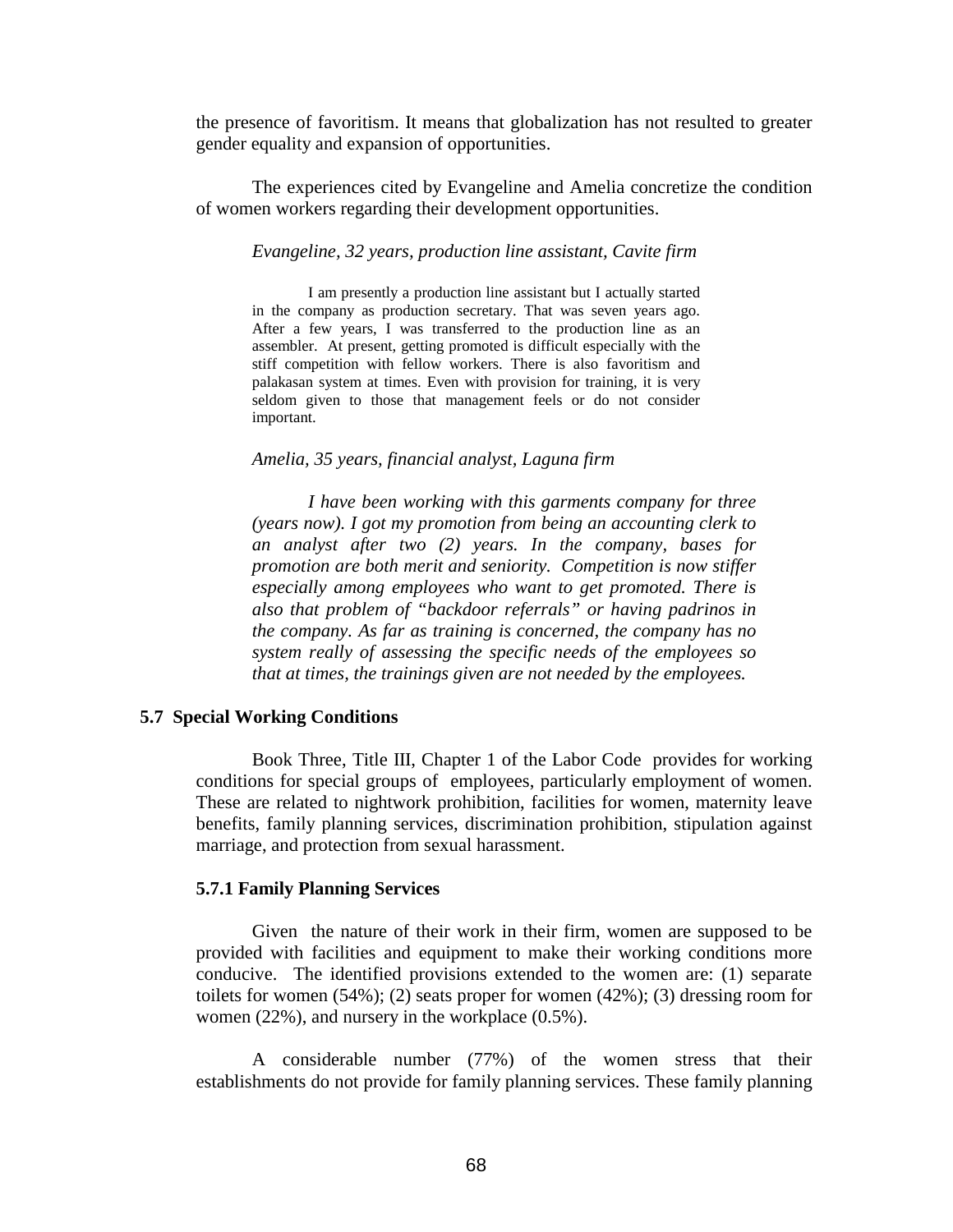the presence of favoritism. It means that globalization has not resulted to greater gender equality and expansion of opportunities.

The experiences cited by Evangeline and Amelia concretize the condition of women workers regarding their development opportunities.

*Evangeline, 32 years, production line assistant, Cavite firm*

> I am presently a production line assistant but I actually started in the company as production secretary. That was seven years ago. After a few years, I was transferred to the production line as an assembler. At present, getting promoted is difficult especially with the stiff competition with fellow workers. There is also favoritism and palakasan system at times. Even with provision for training, it is very seldom given to those that management feels or do not consider important.

*Amelia, 35 years, financial analyst, Laguna firm*

> *I have been working with this garments company for three (years now). I got my promotion from being an accounting clerk to an analyst after two (2) years. In the company, bases for promotion are both merit and seniority. Competition is now stiffer especially among employees who want to get promoted. There is also that problem of "backdoor referrals" or having padrinos in the company. As far as training is concerned, the company has no system really of assessing the specific needs of the employees so that at times, the trainings given are not needed by the employees.*

## 5.7 Special Working Conditions

Book Three, Title III, Chapter 1 of the Labor Code provides for working conditions for special groups of employees, particularly employment of women. These are related to nightwork prohibition, facilities for women, maternity leave benefits, family planning services, discrimination prohibition, stipulation against marriage, and protection from sexual harassment.

### 5.7.1 Family Planning Services

Given the nature of their work in their firm, women are supposed to be provided with facilities and equipment to make their working conditions more conducive. The identified provisions extended to the women are: (1) separate toilets for women (54%); (2) seats proper for women (42%); (3) dressing room for women (22%), and nursery in the workplace (0.5%).

A considerable number (77%) of the women stress that their establishments do not provide for family planning services. These family planning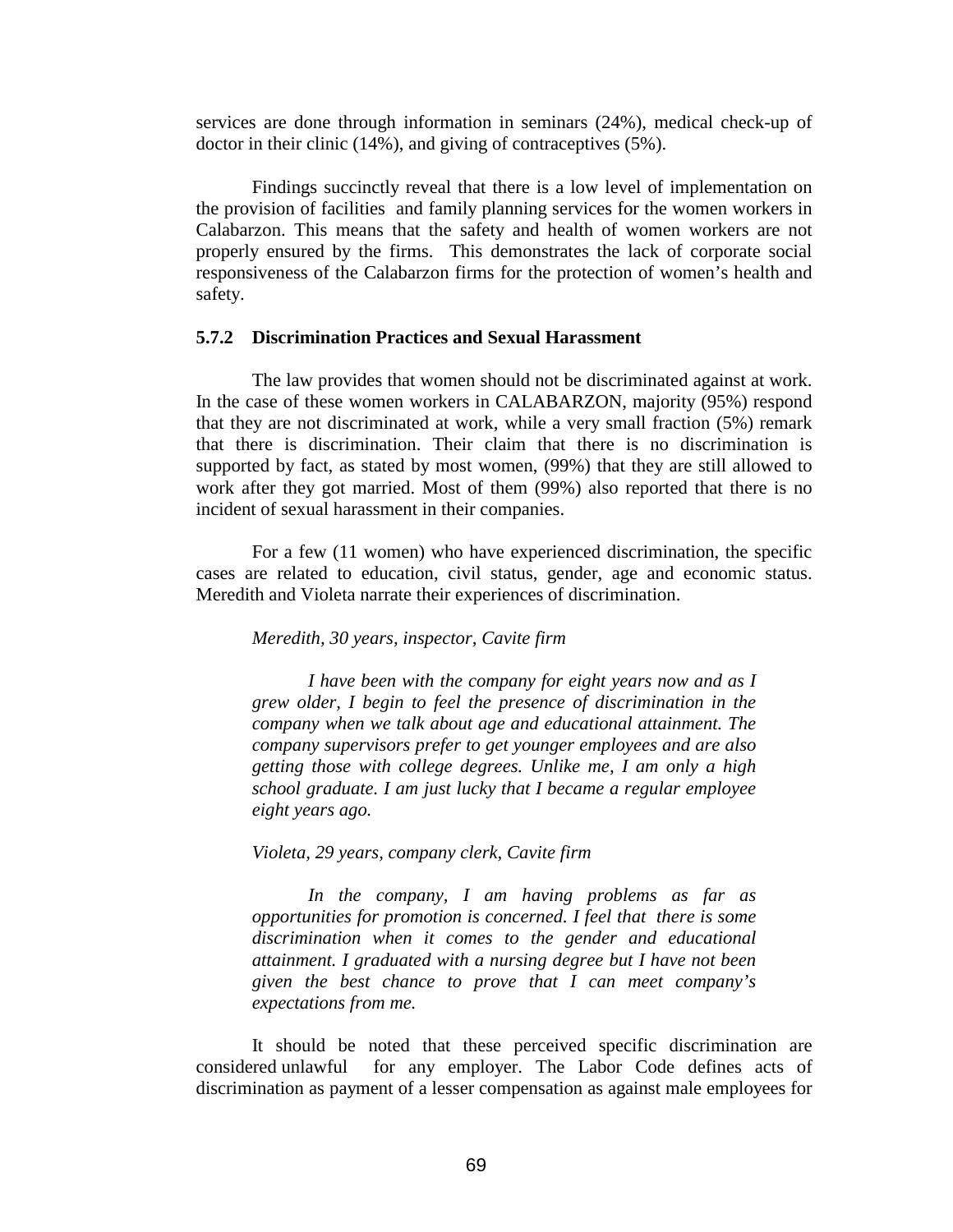services are done through information in seminars (24%), medical check-up of doctor in their clinic (14%), and giving of contraceptives (5%).

Findings succinctly reveal that there is a low level of implementation on the provision of facilities and family planning services for the women workers in Calabarzon. This means that the safety and health of women workers are not properly ensured by the firms. This demonstrates the lack of corporate social responsiveness of the Calabarzon firms for the protection of women's health and safety.

### 5.7.2 Discrimination Practices and Sexual Harassment

The law provides that women should not be discriminated against at work. In the case of these women workers in CALABARZON, majority (95%) respond that they are not discriminated at work, while a very small fraction (5%) remark that there is discrimination. Their claim that there is no discrimination is supported by fact, as stated by most women, (99%) that they are still allowed to work after they got married. Most of them (99%) also reported that there is no incident of sexual harassment in their companies.

For a few (11 women) who have experienced discrimination, the specific cases are related to education, civil status, gender, age and economic status. Meredith and Violeta narrate their experiences of discrimination.

*Meredith, 30 years, inspector, Cavite firm*

> *I have been with the company for eight years now and as I grew older, I begin to feel the presence of discrimination in the company when we talk about age and educational attainment. The company supervisors prefer to get younger employees and are also getting those with college degrees. Unlike me, I am only a high school graduate. I am just lucky that I became a regular employee eight years ago.*

*Violeta, 29 years, company clerk, Cavite firm*

> *In the company, I am having problems as far as opportunities for promotion is concerned. I feel that there is some discrimination when it comes to the gender and educational attainment. I graduated with a nursing degree but I have not been given the best chance to prove that I can meet company's expectations from me.*

It should be noted that these perceived specific discrimination are considered unlawful for any employer. The Labor Code defines acts of discrimination as payment of a lesser compensation as against male employees for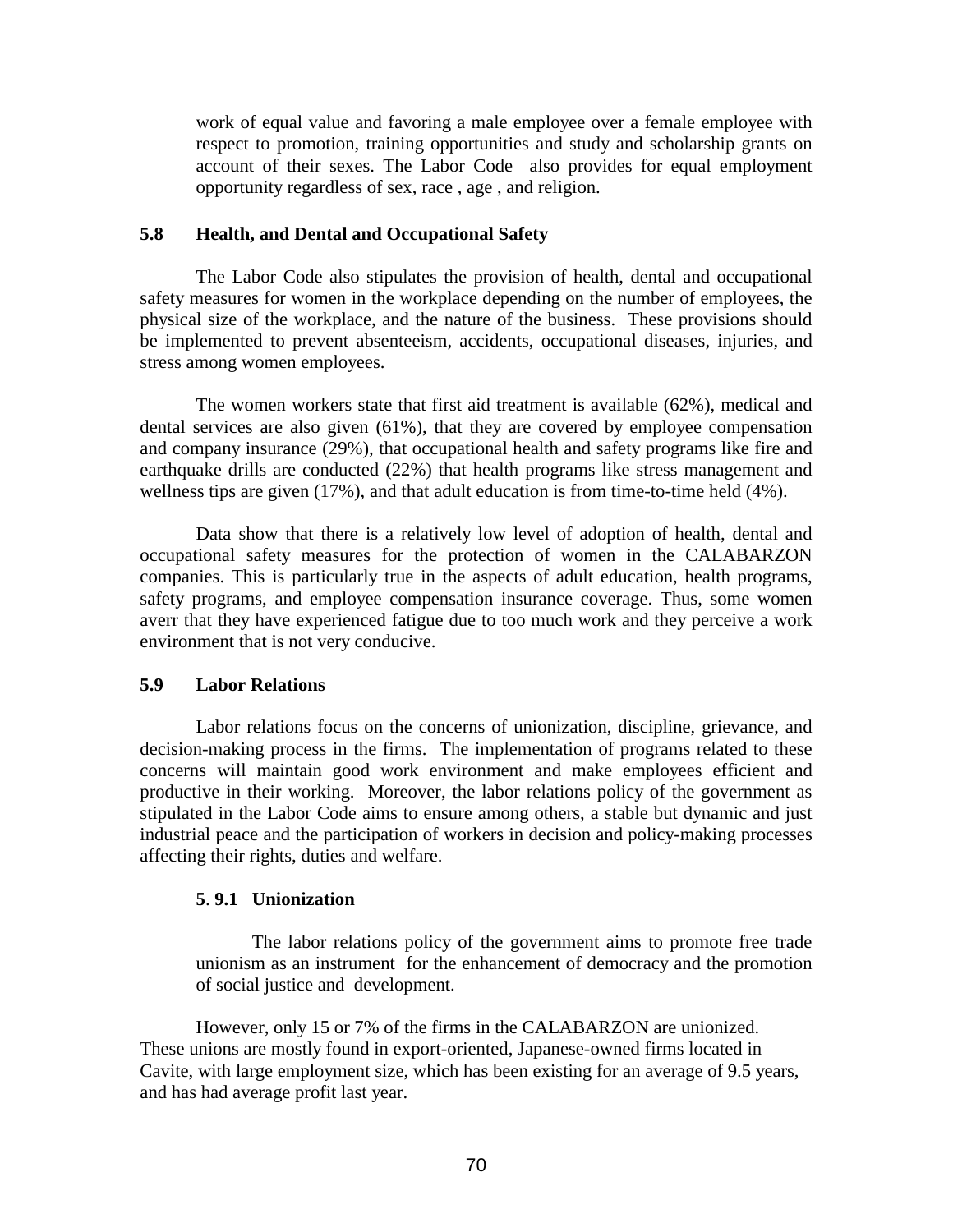work of equal value and favoring a male employee over a female employee with respect to promotion, training opportunities and study and scholarship grants on account of their sexes. The Labor Code also provides for equal employment opportunity regardless of sex, race , age , and religion.

### 5.8 Health, and Dental and Occupational Safety

The Labor Code also stipulates the provision of health, dental and occupational safety measures for women in the workplace depending on the number of employees, the physical size of the workplace, and the nature of the business. These provisions should be implemented to prevent absenteeism, accidents, occupational diseases, injuries, and stress among women employees.

The women workers state that first aid treatment is available (62%), medical and dental services are also given (61%), that they are covered by employee compensation and company insurance (29%), that occupational health and safety programs like fire and earthquake drills are conducted (22%) that health programs like stress management and wellness tips are given (17%), and that adult education is from time-to-time held (4%).

Data show that there is a relatively low level of adoption of health, dental and occupational safety measures for the protection of women in the CALABARZON companies. This is particularly true in the aspects of adult education, health programs, safety programs, and employee compensation insurance coverage. Thus, some women averr that they have experienced fatigue due to too much work and they perceive a work environment that is not very conducive.

### 5.9 Labor Relations

Labor relations focus on the concerns of unionization, discipline, grievance, and decision-making process in the firms. The implementation of programs related to these concerns will maintain good work environment and make employees efficient and productive in their working. Moreover, the labor relations policy of the government as stipulated in the Labor Code aims to ensure among others, a stable but dynamic and just industrial peace and the participation of workers in decision and policy-making processes affecting their rights, duties and welfare.

#### 5. 9.1 Unionization

The labor relations policy of the government aims to promote free trade unionism as an instrument for the enhancement of democracy and the promotion of social justice and development.

However, only 15 or 7% of the firms in the CALABARZON are unionized. These unions are mostly found in export-oriented, Japanese-owned firms located in Cavite, with large employment size, which has been existing for an average of 9.5 years, and has had average profit last year.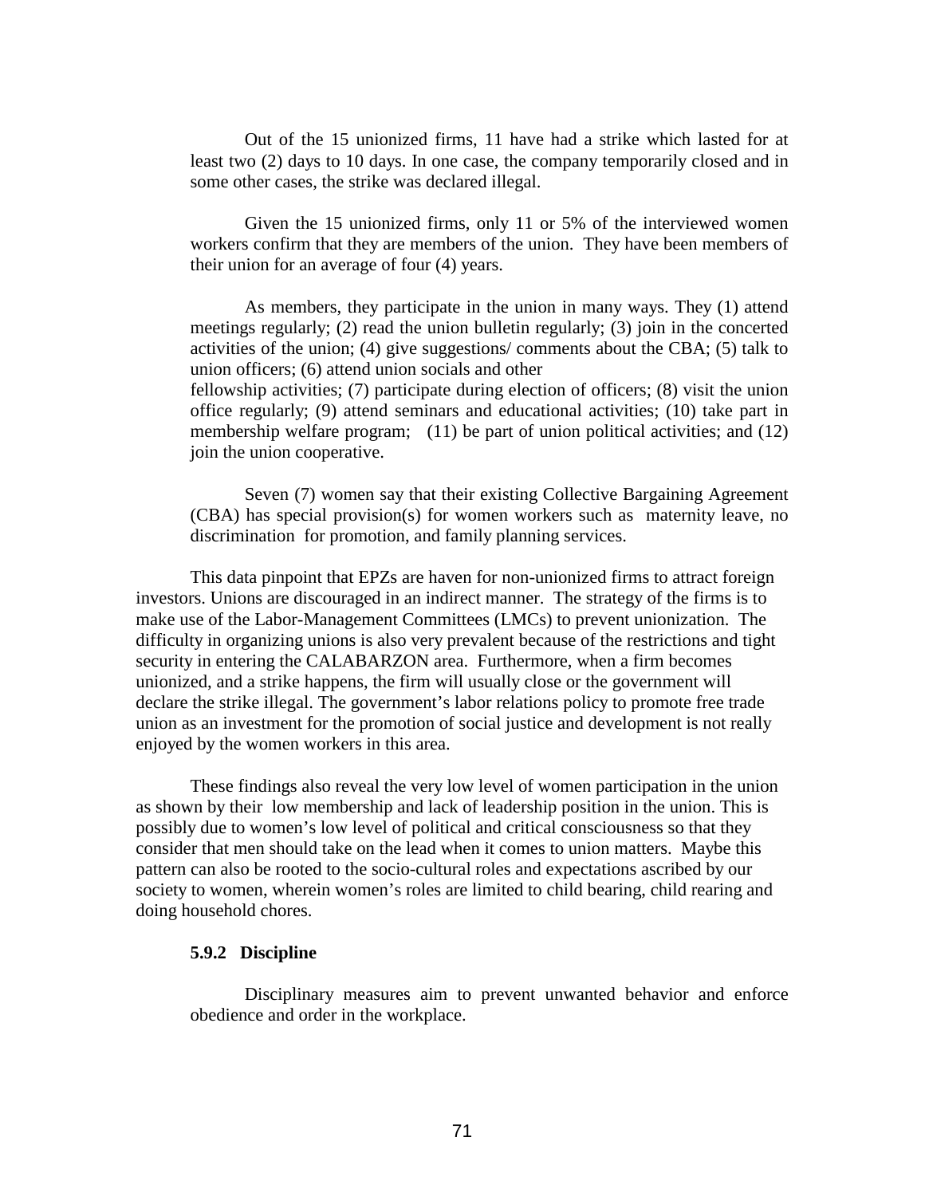Out of the 15 unionized firms, 11 have had a strike which lasted for at least two (2) days to 10 days. In one case, the company temporarily closed and in some other cases, the strike was declared illegal.

Given the 15 unionized firms, only 11 or 5% of the interviewed women workers confirm that they are members of the union. They have been members of their union for an average of four (4) years.

As members, they participate in the union in many ways. They (1) attend meetings regularly; (2) read the union bulletin regularly; (3) join in the concerted activities of the union; (4) give suggestions/ comments about the CBA; (5) talk to union officers; (6) attend union socials and other fellowship activities; (7) participate during election of officers; (8) visit the union office regularly; (9) attend seminars and educational activities; (10) take part in membership welfare program; (11) be part of union political activities; and (12) join the union cooperative.

Seven (7) women say that their existing Collective Bargaining Agreement (CBA) has special provision(s) for women workers such as maternity leave, no discrimination for promotion, and family planning services.

This data pinpoint that EPZs are haven for non-unionized firms to attract foreign investors. Unions are discouraged in an indirect manner. The strategy of the firms is to make use of the Labor-Management Committees (LMCs) to prevent unionization. The difficulty in organizing unions is also very prevalent because of the restrictions and tight security in entering the CALABARZON area. Furthermore, when a firm becomes unionized, and a strike happens, the firm will usually close or the government will declare the strike illegal. The government's labor relations policy to promote free trade union as an investment for the promotion of social justice and development is not really enjoyed by the women workers in this area.

These findings also reveal the very low level of women participation in the union as shown by their low membership and lack of leadership position in the union. This is possibly due to women's low level of political and critical consciousness so that they consider that men should take on the lead when it comes to union matters. Maybe this pattern can also be rooted to the socio-cultural roles and expectations ascribed by our society to women, wherein women's roles are limited to child bearing, child rearing and doing household chores.

#### 5.9.2 Discipline

Disciplinary measures aim to prevent unwanted behavior and enforce obedience and order in the workplace.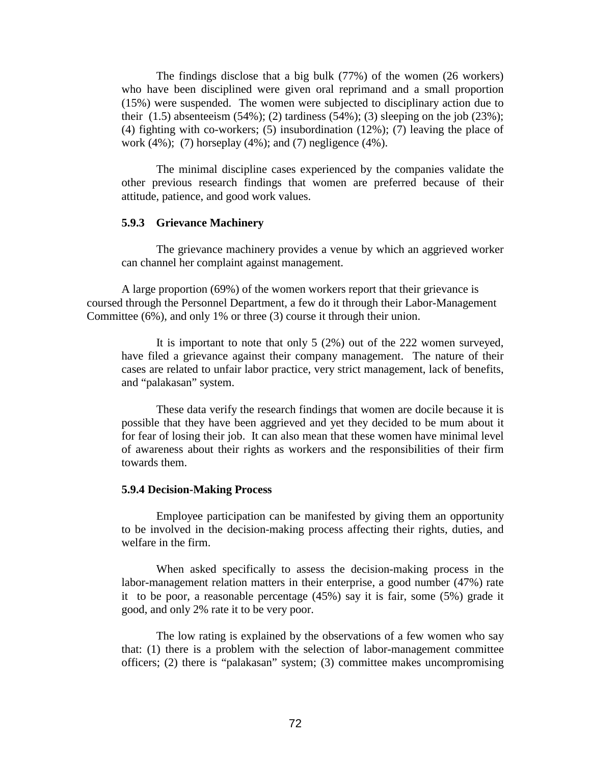The findings disclose that a big bulk (77%) of the women (26 workers) who have been disciplined were given oral reprimand and a small proportion (15%) were suspended. The women were subjected to disciplinary action due to their (1.5) absenteeism (54%); (2) tardiness (54%); (3) sleeping on the job (23%); (4) fighting with co-workers; (5) insubordination (12%); (7) leaving the place of work (4%); (7) horseplay (4%); and (7) negligence (4%).

The minimal discipline cases experienced by the companies validate the other previous research findings that women are preferred because of their attitude, patience, and good work values.

### 5.9.3 Grievance Machinery

The grievance machinery provides a venue by which an aggrieved worker can channel her complaint against management.

A large proportion (69%) of the women workers report that their grievance is coursed through the Personnel Department, a few do it through their Labor-Management Committee (6%), and only 1% or three (3) course it through their union.

It is important to note that only 5 (2%) out of the 222 women surveyed, have filed a grievance against their company management. The nature of their cases are related to unfair labor practice, very strict management, lack of benefits, and "palakasan" system.

These data verify the research findings that women are docile because it is possible that they have been aggrieved and yet they decided to be mum about it for fear of losing their job. It can also mean that these women have minimal level of awareness about their rights as workers and the responsibilities of their firm towards them.

### 5.9.4 Decision-Making Process

Employee participation can be manifested by giving them an opportunity to be involved in the decision-making process affecting their rights, duties, and welfare in the firm.

When asked specifically to assess the decision-making process in the labor-management relation matters in their enterprise, a good number (47%) rate it to be poor, a reasonable percentage (45%) say it is fair, some (5%) grade it good, and only 2% rate it to be very poor.

The low rating is explained by the observations of a few women who say that: (1) there is a problem with the selection of labor-management committee officers; (2) there is "palakasan" system; (3) committee makes uncompromising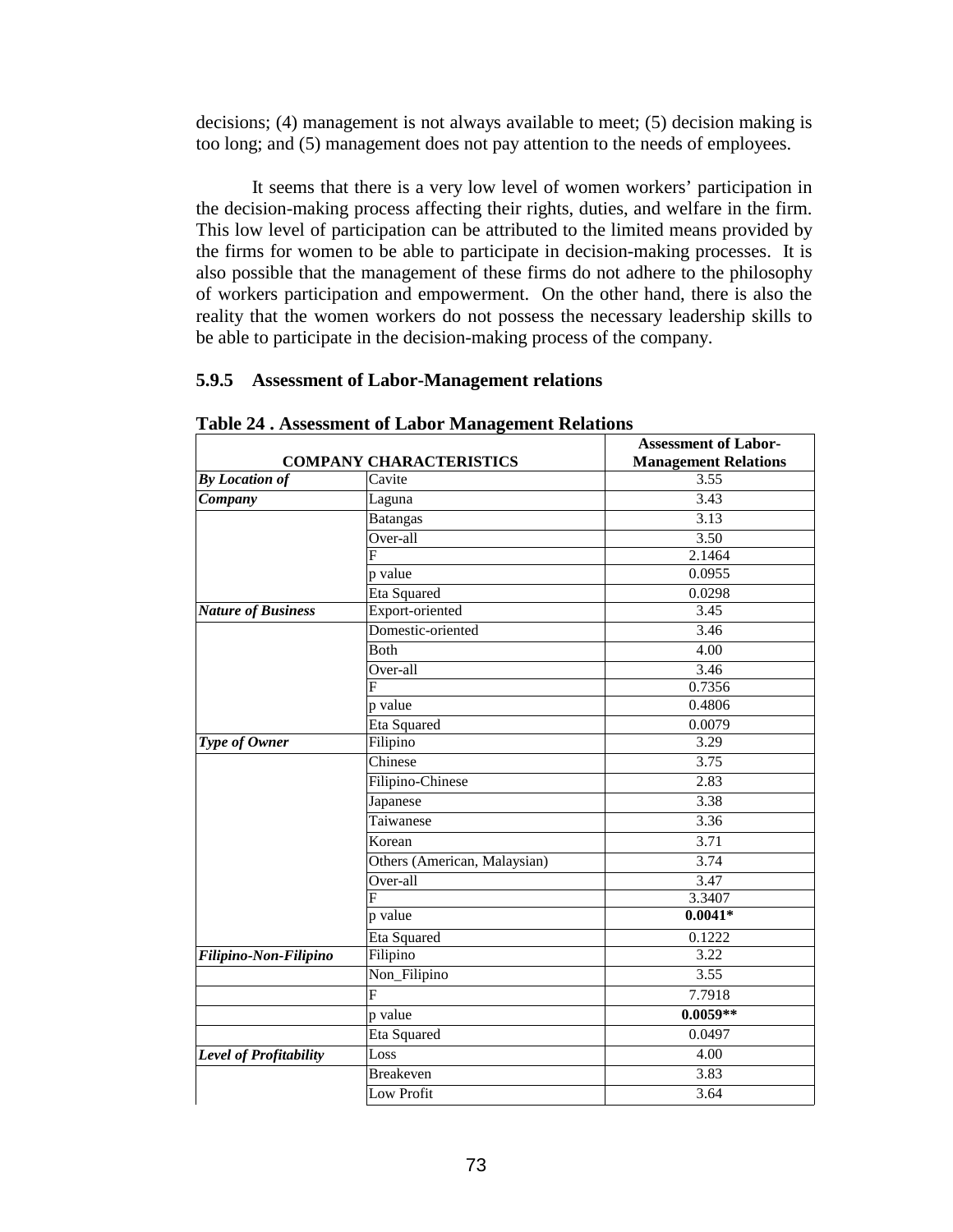decisions; (4) management is not always available to meet; (5) decision making is too long; and (5) management does not pay attention to the needs of employees.

It seems that there is a very low level of women workers' participation in the decision-making process affecting their rights, duties, and welfare in the firm. This low level of participation can be attributed to the limited means provided by the firms for women to be able to participate in decision-making processes. It is also possible that the management of these firms do not adhere to the philosophy of workers participation and empowerment. On the other hand, there is also the reality that the women workers do not possess the necessary leadership skills to be able to participate in the decision-making process of the company.

### 5.9.5 Assessment of Labor-Management relations

**Table 24 . Assessment of Labor Management Relations**

| COMPANY CHARACTERISTICS | | Assessment of Labor-Management Relations |
|---|---|---|
| ***By Location of Company*** | Cavite | 3.55 |
| | Laguna | 3.43 |
| | Batangas | 3.13 |
| | Over-all | 3.50 |
| | F | 2.1464 |
| | p value | 0.0955 |
| | Eta Squared | 0.0298 |
| ***Nature of Business*** | Export-oriented | 3.45 |
| | Domestic-oriented | 3.46 |
| | Both | 4.00 |
| | Over-all | 3.46 |
| | F | 0.7356 |
| | p value | 0.4806 |
| | Eta Squared | 0.0079 |
| ***Type of Owner*** | Filipino | 3.29 |
| | Chinese | 3.75 |
| | Filipino-Chinese | 2.83 |
| | Japanese | 3.38 |
| | Taiwanese | 3.36 |
| | Korean | 3.71 |
| | Others (American, Malaysian) | 3.74 |
| | Over-all | 3.47 |
| | F | 3.3407 |
| | p value | **0.0041*** |
| | Eta Squared | 0.1222 |
| ***Filipino-Non-Filipino*** | Filipino | 3.22 |
| | Non_Filipino | 3.55 |
| | F | 7.7918 |
| | p value | **0.0059**** |
| | Eta Squared | 0.0497 |
| ***Level of Profitability*** | Loss | 4.00 |
| | Breakeven | 3.83 |
| | Low Profit | 3.64 |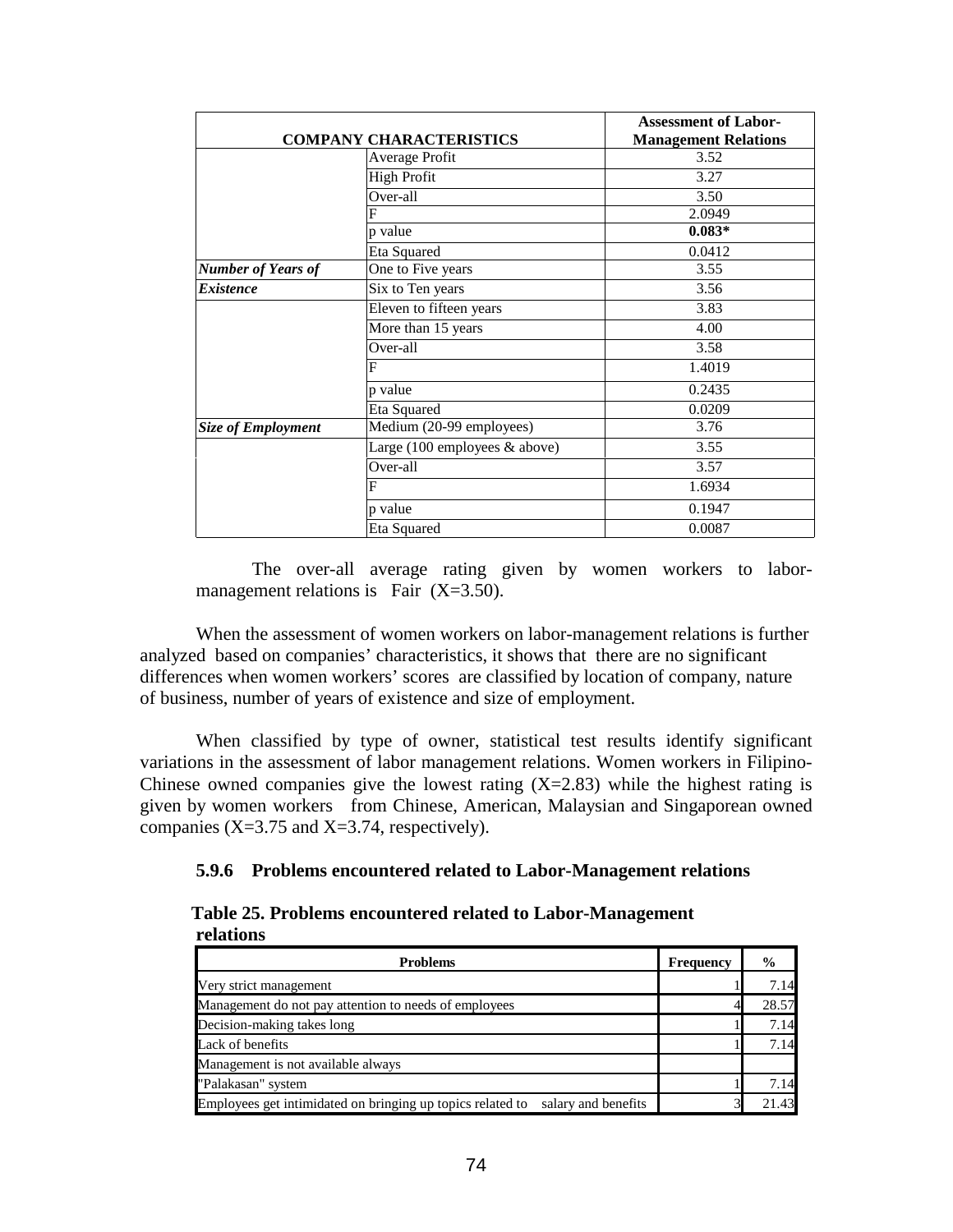| COMPANY CHARACTERISTICS | | Assessment of Labor-Management Relations |
|---|---|---|
| | Average Profit | 3.52 |
| | High Profit | 3.27 |
| | Over-all | 3.50 |
| | F | 2.0949 |
| | p value | **0.083*** |
| | Eta Squared | 0.0412 |
| ***Number of Years of Existence*** | One to Five years | 3.55 |
| | Six to Ten years | 3.56 |
| | Eleven to fifteen years | 3.83 |
| | More than 15 years | 4.00 |
| | Over-all | 3.58 |
| | F | 1.4019 |
| | p value | 0.2435 |
| | Eta Squared | 0.0209 |
| ***Size of Employment*** | Medium (20-99 employees) | 3.76 |
| | Large (100 employees & above) | 3.55 |
| | Over-all | 3.57 |
| | F | 1.6934 |
| | p value | 0.1947 |
| | Eta Squared | 0.0087 |

The over-all average rating given by women workers to labor-management relations is Fair (X=3.50).

When the assessment of women workers on labor-management relations is further analyzed based on companies' characteristics, it shows that there are no significant differences when women workers' scores are classified by location of company, nature of business, number of years of existence and size of employment.

When classified by type of owner, statistical test results identify significant variations in the assessment of labor management relations. Women workers in Filipino-Chinese owned companies give the lowest rating (X=2.83) while the highest rating is given by women workers from Chinese, American, Malaysian and Singaporean owned companies (X=3.75 and X=3.74, respectively).

### 5.9.6 Problems encountered related to Labor-Management relations

**Table 25. Problems encountered related to Labor-Management relations**

| Problems | Frequency | % |
|---|---|---|
| Very strict management | 1 | 7.14 |
| Management do not pay attention to needs of employees | 4 | 28.57 |
| Decision-making takes long | 1 | 7.14 |
| Lack of benefits | 1 | 7.14 |
| Management is not available always | | |
| "Palakasan" system | 1 | 7.14 |
| Employees get intimidated on bringing up topics related to salary and benefits | 3 | 21.43 |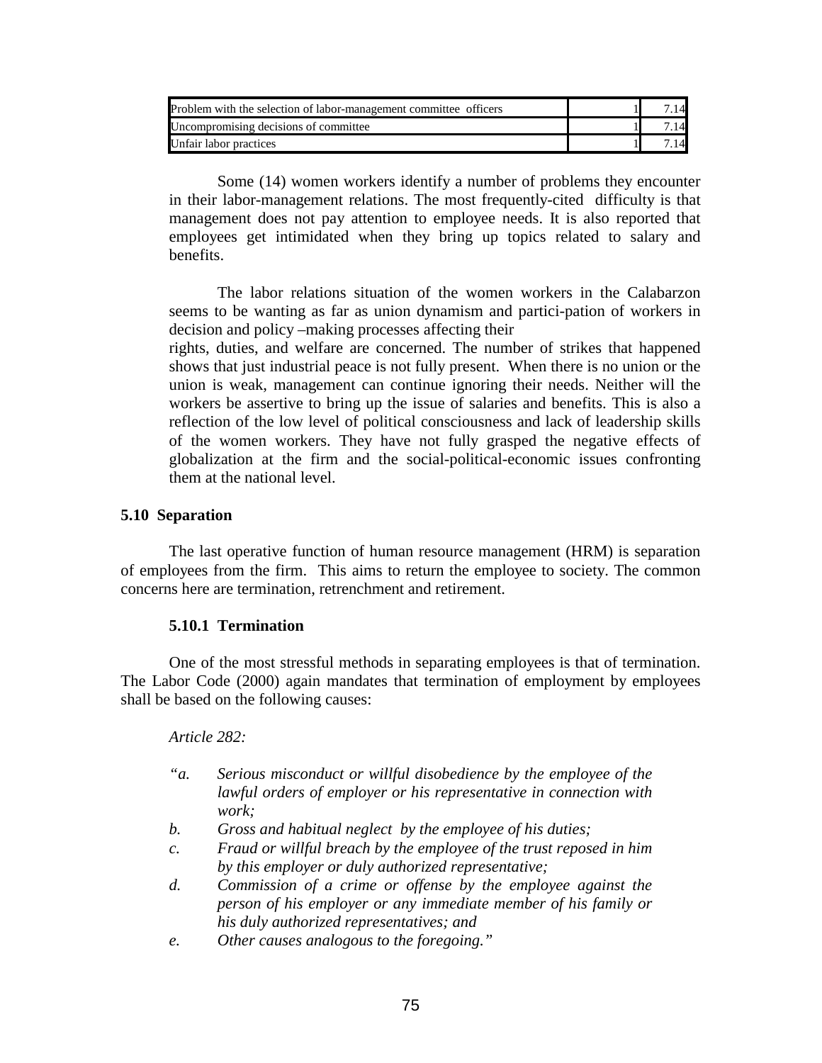| | | |
|---|---|---|
| Problem with the selection of labor-management committee officers | 1 | 7.14 |
| Uncompromising decisions of committee | 1 | 7.14 |
| Unfair labor practices | 1 | 7.14 |

Some (14) women workers identify a number of problems they encounter in their labor-management relations. The most frequently-cited difficulty is that management does not pay attention to employee needs. It is also reported that employees get intimidated when they bring up topics related to salary and benefits.

The labor relations situation of the women workers in the Calabarzon seems to be wanting as far as union dynamism and partici-pation of workers in decision and policy –making processes affecting their rights, duties, and welfare are concerned. The number of strikes that happened shows that just industrial peace is not fully present. When there is no union or the union is weak, management can continue ignoring their needs. Neither will the workers be assertive to bring up the issue of salaries and benefits. This is also a reflection of the low level of political consciousness and lack of leadership skills of the women workers. They have not fully grasped the negative effects of globalization at the firm and the social-political-economic issues confronting them at the national level.

## 5.10 Separation

The last operative function of human resource management (HRM) is separation of employees from the firm. This aims to return the employee to society. The common concerns here are termination, retrenchment and retirement.

### 5.10.1 Termination

One of the most stressful methods in separating employees is that of termination. The Labor Code (2000) again mandates that termination of employment by employees shall be based on the following causes:

*Article 282:*

*"a. Serious misconduct or willful disobedience by the employee of the lawful orders of employer or his representative in connection with work;*

*b. Gross and habitual neglect by the employee of his duties;*

*c. Fraud or willful breach by the employee of the trust reposed in him by this employer or duly authorized representative;*

*d. Commission of a crime or offense by the employee against the person of his employer or any immediate member of his family or his duly authorized representatives; and*

*e. Other causes analogous to the foregoing."*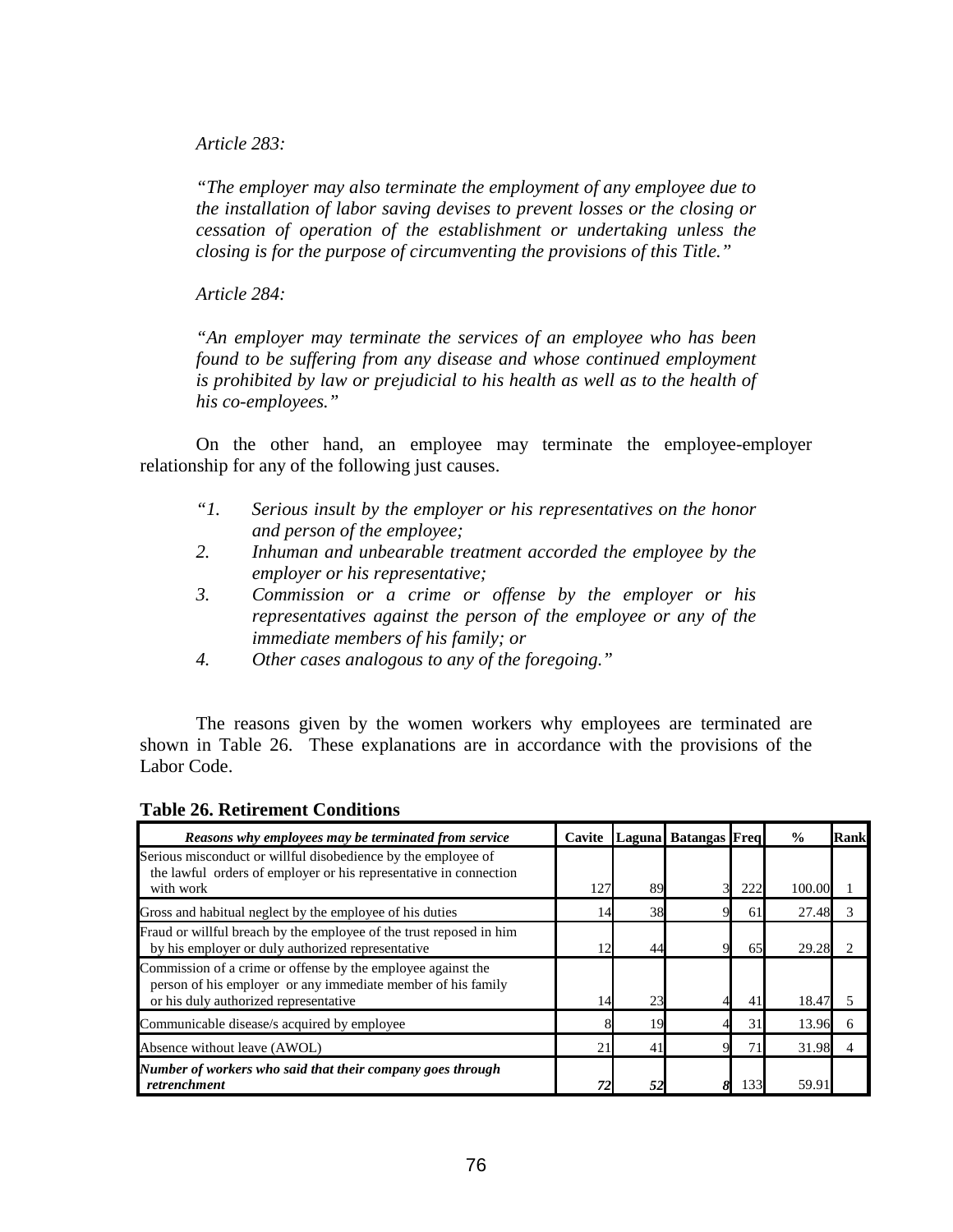*Article 283:*

*"The employer may also terminate the employment of any employee due to the installation of labor saving devises to prevent losses or the closing or cessation of operation of the establishment or undertaking unless the closing is for the purpose of circumventing the provisions of this Title."*

*Article 284:*

*"An employer may terminate the services of an employee who has been found to be suffering from any disease and whose continued employment is prohibited by law or prejudicial to his health as well as to the health of his co-employees."*

On the other hand, an employee may terminate the employee-employer relationship for any of the following just causes.

*"1. Serious insult by the employer or his representatives on the honor and person of the employee;*
*2. Inhuman and unbearable treatment accorded the employee by the employer or his representative;*
*3. Commission or a crime or offense by the employer or his representatives against the person of the employee or any of the immediate members of his family; or*
*4. Other cases analogous to any of the foregoing."*

The reasons given by the women workers why employees are terminated are shown in Table 26. These explanations are in accordance with the provisions of the Labor Code.

**Table 26. Retirement Conditions**

| *Reasons why employees may be terminated from service* | Cavite | Laguna | Batangas | Freq | % | Rank |
|---|---|---|---|---|---|---|
| Serious misconduct or willful disobedience by the employee of the lawful orders of employer or his representative in connection with work | 127 | 89 | 3 | 222 | 100.00 | 1 |
| Gross and habitual neglect by the employee of his duties | 14 | 38 | 9 | 61 | 27.48 | 3 |
| Fraud or willful breach by the employee of the trust reposed in him by his employer or duly authorized representative | 12 | 44 | 9 | 65 | 29.28 | 2 |
| Commission of a crime or offense by the employee against the person of his employer or any immediate member of his family or his duly authorized representative | 14 | 23 | 4 | 41 | 18.47 | 5 |
| Communicable disease/s acquired by employee | 8 | 19 | 4 | 31 | 13.96 | 6 |
| Absence without leave (AWOL) | 21 | 41 | 9 | 71 | 31.98 | 4 |
| ***Number of workers who said that their company goes through retrenchment*** | ***72*** | ***52*** | ***8*** | 133 | 59.91 | |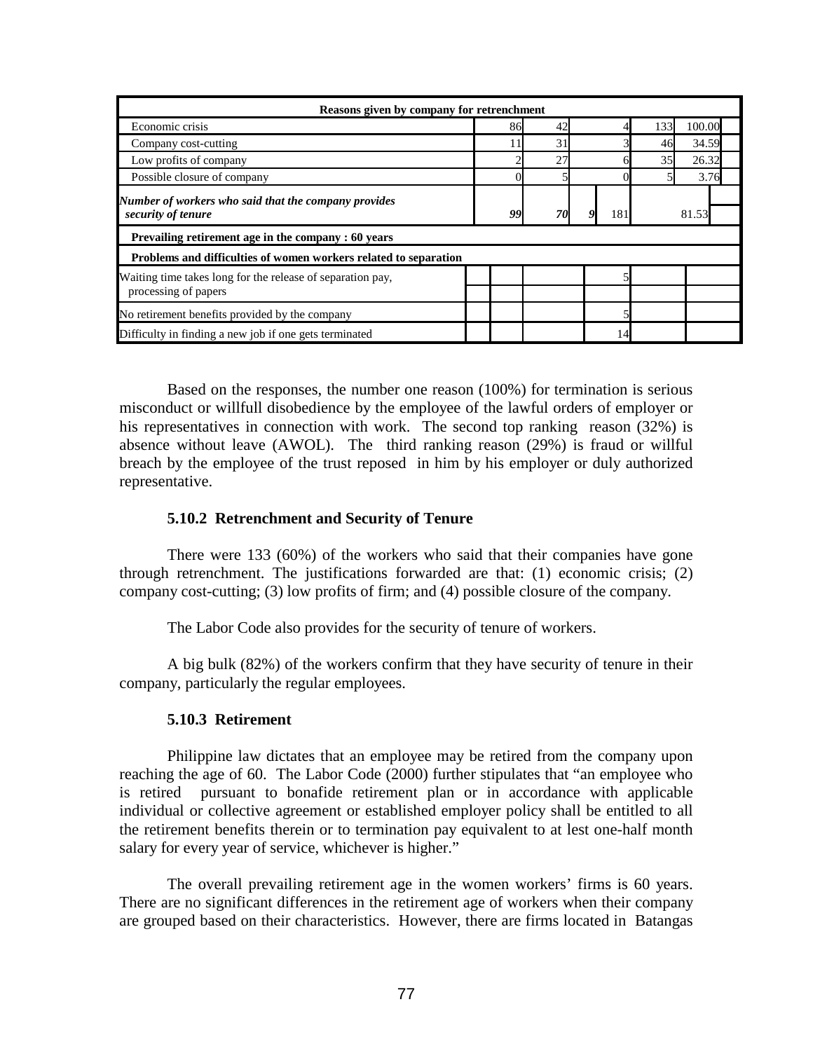| Reasons given by company for retrenchment | | | | | | |
|---|---|---|---|---|---|---|
| Economic crisis | 86 | 42 | | 4 | 133 | 100.00 |
| Company cost-cutting | 11 | 31 | | 3 | 46 | 34.59 |
| Low profits of company | 2 | 27 | | 6 | 35 | 26.32 |
| Possible closure of company | 0 | 5 | | 0 | 5 | 3.76 |
| ***Number of workers who said that the company provides security of tenure*** | ***99*** | ***70*** | ***9*** | 181 | | 81.53 |
| **Prevailing retirement age in the company : 60 years** | | | | | | |
| **Problems and difficulties of women workers related to separation** | | | | | | |
| Waiting time takes long for the release of separation pay, processing of papers | | | | 5 | | |
| No retirement benefits provided by the company | | | | 5 | | |
| Difficulty in finding a new job if one gets terminated | | | | 14 | | |

Based on the responses, the number one reason (100%) for termination is serious misconduct or willfull disobedience by the employee of the lawful orders of employer or his representatives in connection with work. The second top ranking reason (32%) is absence without leave (AWOL). The third ranking reason (29%) is fraud or willful breach by the employee of the trust reposed in him by his employer or duly authorized representative.

### 5.10.2 Retrenchment and Security of Tenure

There were 133 (60%) of the workers who said that their companies have gone through retrenchment. The justifications forwarded are that: (1) economic crisis; (2) company cost-cutting; (3) low profits of firm; and (4) possible closure of the company.

The Labor Code also provides for the security of tenure of workers.

A big bulk (82%) of the workers confirm that they have security of tenure in their company, particularly the regular employees.

### 5.10.3 Retirement

Philippine law dictates that an employee may be retired from the company upon reaching the age of 60. The Labor Code (2000) further stipulates that "an employee who is retired pursuant to bonafide retirement plan or in accordance with applicable individual or collective agreement or established employer policy shall be entitled to all the retirement benefits therein or to termination pay equivalent to at lest one-half month salary for every year of service, whichever is higher."

The overall prevailing retirement age in the women workers' firms is 60 years. There are no significant differences in the retirement age of workers when their company are grouped based on their characteristics. However, there are firms located in Batangas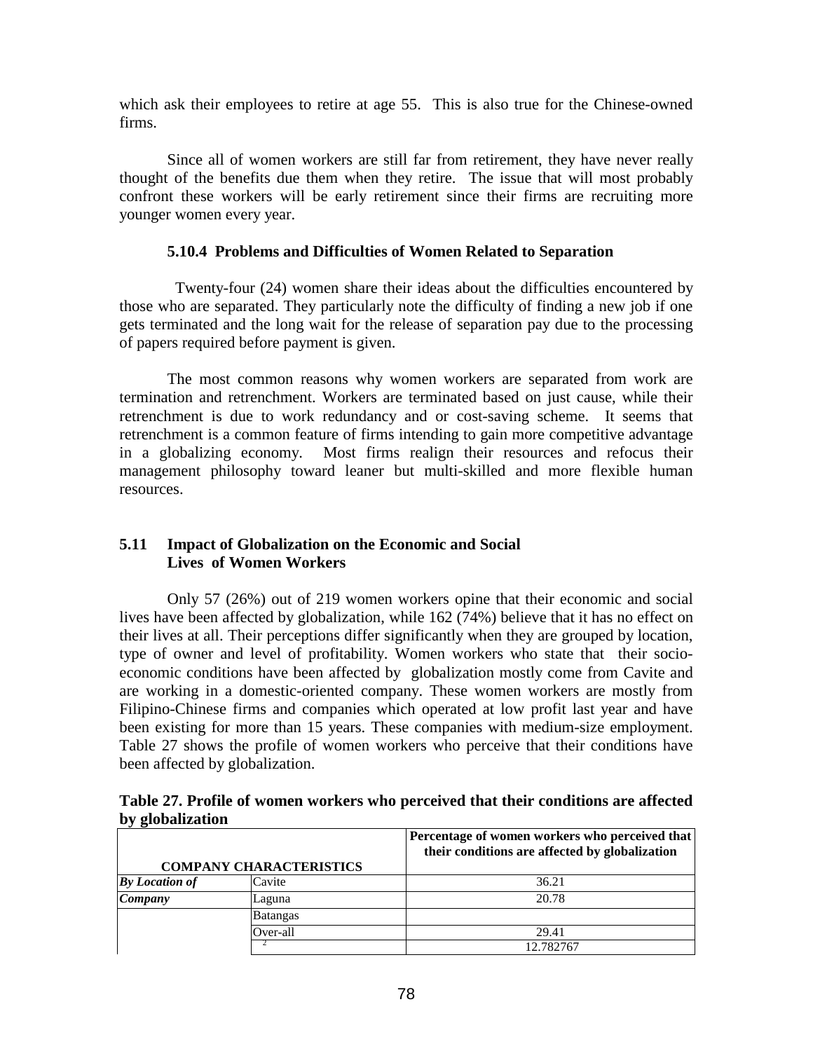which ask their employees to retire at age 55. This is also true for the Chinese-owned firms.

Since all of women workers are still far from retirement, they have never really thought of the benefits due them when they retire. The issue that will most probably confront these workers will be early retirement since their firms are recruiting more younger women every year.

### 5.10.4 Problems and Difficulties of Women Related to Separation

Twenty-four (24) women share their ideas about the difficulties encountered by those who are separated. They particularly note the difficulty of finding a new job if one gets terminated and the long wait for the release of separation pay due to the processing of papers required before payment is given.

The most common reasons why women workers are separated from work are termination and retrenchment. Workers are terminated based on just cause, while their retrenchment is due to work redundancy and or cost-saving scheme. It seems that retrenchment is a common feature of firms intending to gain more competitive advantage in a globalizing economy. Most firms realign their resources and refocus their management philosophy toward leaner but multi-skilled and more flexible human resources.

## 5.11 Impact of Globalization on the Economic and Social Lives of Women Workers

Only 57 (26%) out of 219 women workers opine that their economic and social lives have been affected by globalization, while 162 (74%) believe that it has no effect on their lives at all. Their perceptions differ significantly when they are grouped by location, type of owner and level of profitability. Women workers who state that their socio-economic conditions have been affected by globalization mostly come from Cavite and are working in a domestic-oriented company. These women workers are mostly from Filipino-Chinese firms and companies which operated at low profit last year and have been existing for more than 15 years. These companies with medium-size employment. Table 27 shows the profile of women workers who perceive that their conditions have been affected by globalization.

**Table 27. Profile of women workers who perceived that their conditions are affected by globalization**

| COMPANY CHARACTERISTICS | | Percentage of women workers who perceived that their conditions are affected by globalization |
|---|---|---|
| ***By Location of Company*** | Cavite | 36.21 |
| | Laguna | 20.78 |
| | Batangas | |
| | Over-all | 29.41 |
| | $\chi^2$ | 12.782767 |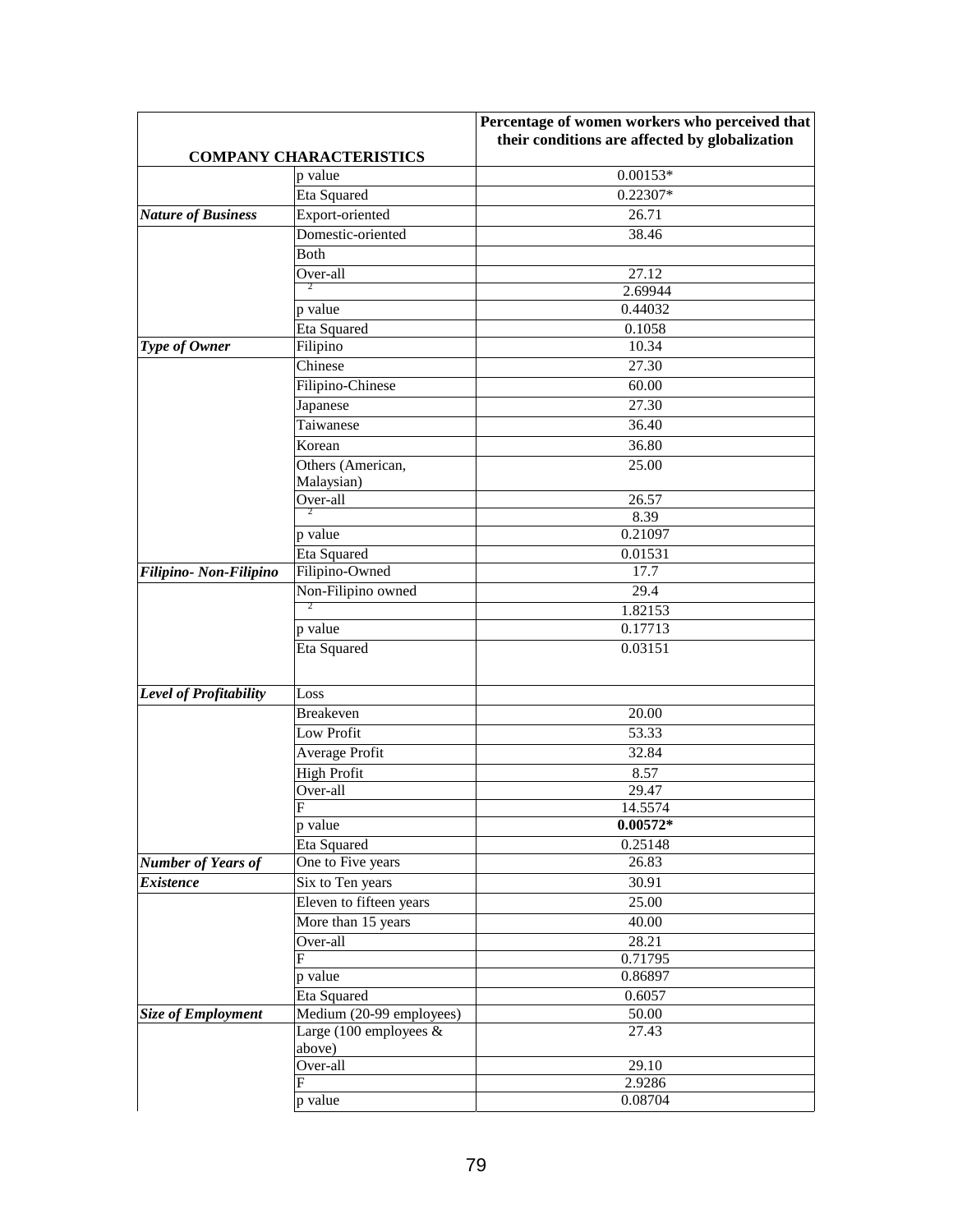| COMPANY CHARACTERISTICS | | Percentage of women workers who perceived that their conditions are affected by globalization |
|---|---|---|
| | p value | 0.00153* |
| | Eta Squared | 0.22307* |
| ***Nature of Business*** | Export-oriented | 26.71 |
| | Domestic-oriented | 38.46 |
| | Both | |
| | Over-all | 27.12 |
| | $^2$ | 2.69944 |
| | p value | 0.44032 |
| | Eta Squared | 0.1058 |
| ***Type of Owner*** | Filipino | 10.34 |
| | Chinese | 27.30 |
| | Filipino-Chinese | 60.00 |
| | Japanese | 27.30 |
| | Taiwanese | 36.40 |
| | Korean | 36.80 |
| | Others (American, Malaysian) | 25.00 |
| | Over-all | 26.57 |
| | $^2$ | 8.39 |
| | p value | 0.21097 |
| | Eta Squared | 0.01531 |
| ***Filipino- Non-Filipino*** | Filipino-Owned | 17.7 |
| | Non-Filipino owned | 29.4 |
| | $^2$ | 1.82153 |
| | p value | 0.17713 |
| | Eta Squared | 0.03151 |
| ***Level of Profitability*** | Loss | |
| | Breakeven | 20.00 |
| | Low Profit | 53.33 |
| | Average Profit | 32.84 |
| | High Profit | 8.57 |
| | Over-all | 29.47 |
| | F | 14.5574 |
| | p value | **0.00572*** |
| | Eta Squared | 0.25148 |
| ***Number of Years of Existence*** | One to Five years | 26.83 |
| | Six to Ten years | 30.91 |
| | Eleven to fifteen years | 25.00 |
| | More than 15 years | 40.00 |
| | Over-all | 28.21 |
| | F | 0.71795 |
| | p value | 0.86897 |
| | Eta Squared | 0.6057 |
| ***Size of Employment*** | Medium (20-99 employees) | 50.00 |
| | Large (100 employees & above) | 27.43 |
| | Over-all | 29.10 |
| | F | 2.9286 |
| | p value | 0.08704 |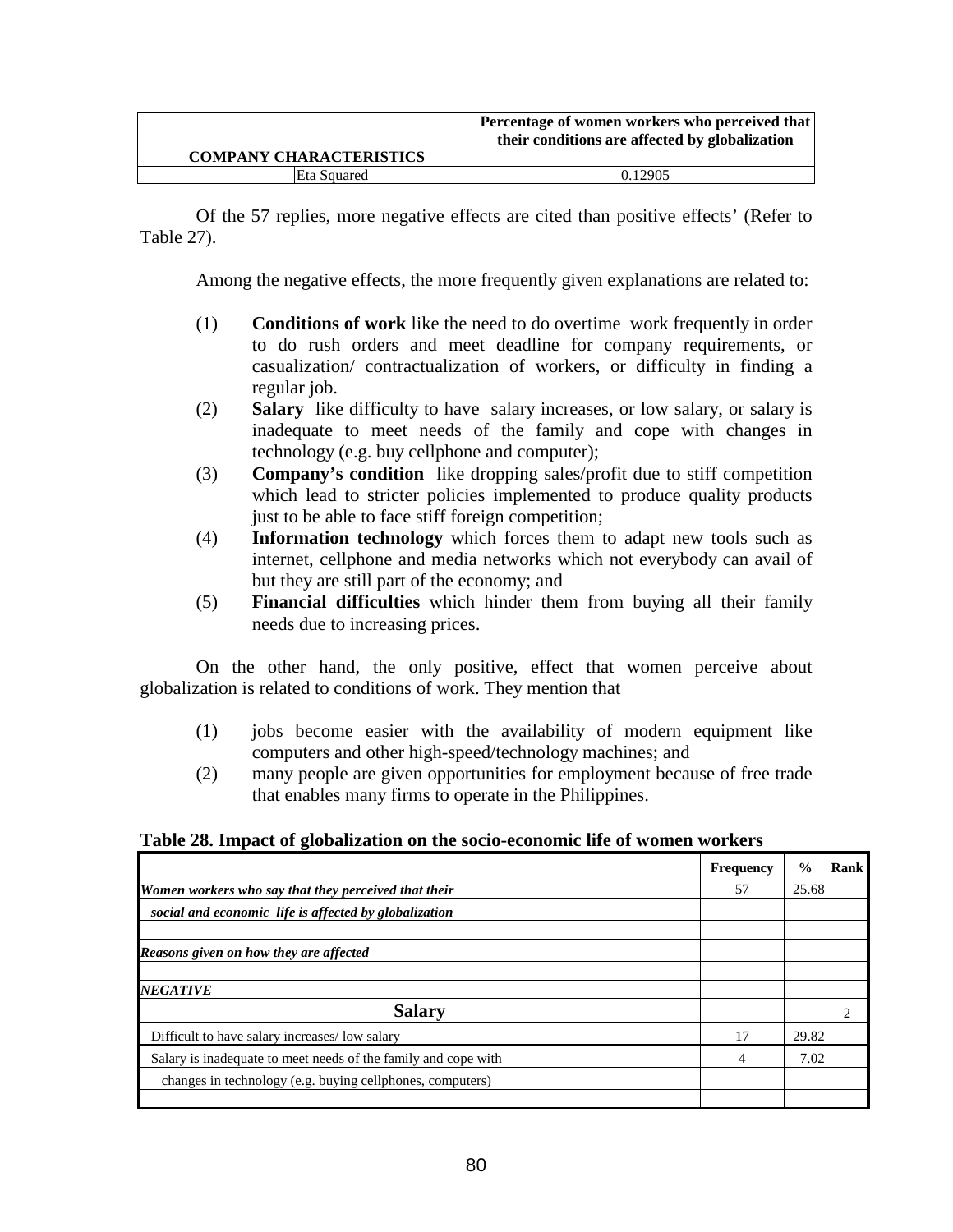| COMPANY CHARACTERISTICS | Percentage of women workers who perceived that their conditions are affected by globalization |
|---|---|
| Eta Squared | 0.12905 |

Of the 57 replies, more negative effects are cited than positive effects' (Refer to Table 27).

Among the negative effects, the more frequently given explanations are related to:

(1) **Conditions of work** like the need to do overtime work frequently in order to do rush orders and meet deadline for company requirements, or casualization/ contractualization of workers, or difficulty in finding a regular job.

(2) **Salary** like difficulty to have salary increases, or low salary, or salary is inadequate to meet needs of the family and cope with changes in technology (e.g. buy cellphone and computer);

(3) **Company's condition** like dropping sales/profit due to stiff competition which lead to stricter policies implemented to produce quality products just to be able to face stiff foreign competition;

(4) **Information technology** which forces them to adapt new tools such as internet, cellphone and media networks which not everybody can avail of but they are still part of the economy; and

(5) **Financial difficulties** which hinder them from buying all their family needs due to increasing prices.

On the other hand, the only positive, effect that women perceive about globalization is related to conditions of work. They mention that

(1) jobs become easier with the availability of modern equipment like computers and other high-speed/technology machines; and

(2) many people are given opportunities for employment because of free trade that enables many firms to operate in the Philippines.

**Table 28. Impact of globalization on the socio-economic life of women workers**

| | Frequency | % | Rank |
|---|---|---|---|
| ***Women workers who say that they perceived that their*** | 57 | 25.68 | |
| ***social and economic life is affected by globalization*** | | | |
| | | | |
| ***Reasons given on how they are affected*** | | | |
| | | | |
| ***NEGATIVE*** | | | |
| **Salary** | | | 2 |
| Difficult to have salary increases/ low salary | 17 | 29.82 | |
| Salary is inadequate to meet needs of the family and cope with | 4 | 7.02 | |
| changes in technology (e.g. buying cellphones, computers) | | | |
| | | | |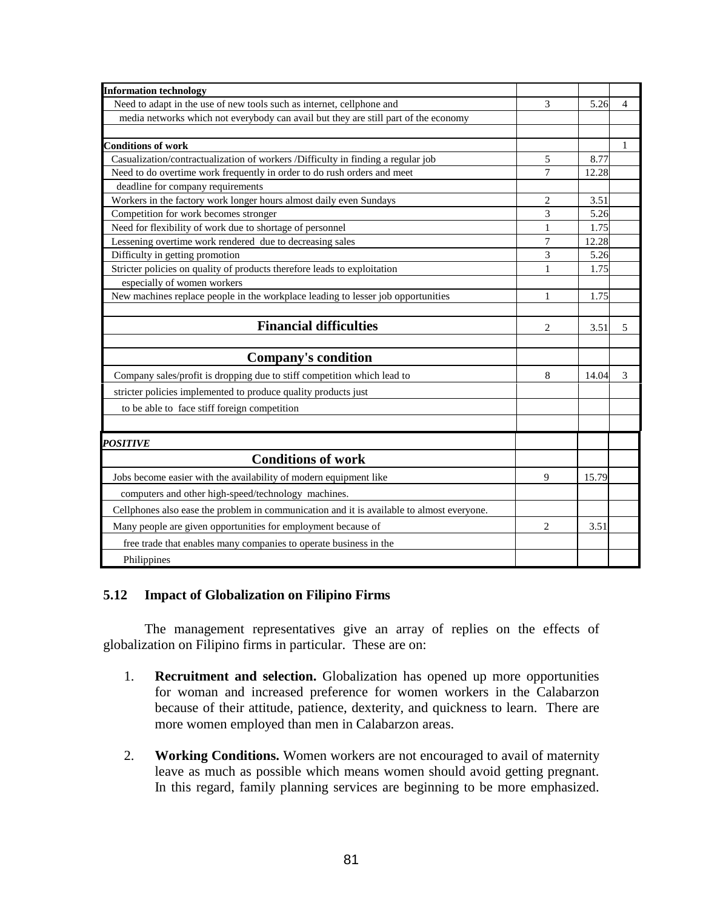| | | | |
|---|---|---|---|
| **Information technology** | | | |
| Need to adapt in the use of new tools such as internet, cellphone and | 3 | 5.26 | 4 |
| media networks which not everybody can avail but they are still part of the economy | | | |
| | | | |
| **Conditions of work** | | | 1 |
| Casualization/contractualization of workers /Difficulty in finding a regular job | 5 | 8.77 | |
| Need to do overtime work frequently in order to do rush orders and meet | 7 | 12.28 | |
| deadline for company requirements | | | |
| Workers in the factory work longer hours almost daily even Sundays | 2 | 3.51 | |
| Competition for work becomes stronger | 3 | 5.26 | |
| Need for flexibility of work due to shortage of personnel | 1 | 1.75 | |
| Lessening overtime work rendered due to decreasing sales | 7 | 12.28 | |
| Difficulty in getting promotion | 3 | 5.26 | |
| Stricter policies on quality of products therefore leads to exploitation | 1 | 1.75 | |
| especially of women workers | | | |
| New machines replace people in the workplace leading to lesser job opportunities | 1 | 1.75 | |
| | | | |
| **Financial difficulties** | 2 | 3.51 | 5 |
| | | | |
| **Company's condition** | | | |
| Company sales/profit is dropping due to stiff competition which lead to | 8 | 14.04 | 3 |
| stricter policies implemented to produce quality products just | | | |
| to be able to face stiff foreign competition | | | |
| | | | |
| ***POSITIVE*** | | | |
| **Conditions of work** | | | |
| Jobs become easier with the availability of modern equipment like | 9 | 15.79 | |
| computers and other high-speed/technology machines. | | | |
| Cellphones also ease the problem in communication and it is available to almost everyone. | | | |
| Many people are given opportunities for employment because of | 2 | 3.51 | |
| free trade that enables many companies to operate business in the | | | |
| Philippines | | | |

### 5.12 Impact of Globalization on Filipino Firms

The management representatives give an array of replies on the effects of globalization on Filipino firms in particular. These are on:

1. **Recruitment and selection.** Globalization has opened up more opportunities for woman and increased preference for women workers in the Calabarzon because of their attitude, patience, dexterity, and quickness to learn. There are more women employed than men in Calabarzon areas.

2. **Working Conditions.** Women workers are not encouraged to avail of maternity leave as much as possible which means women should avoid getting pregnant. In this regard, family planning services are beginning to be more emphasized.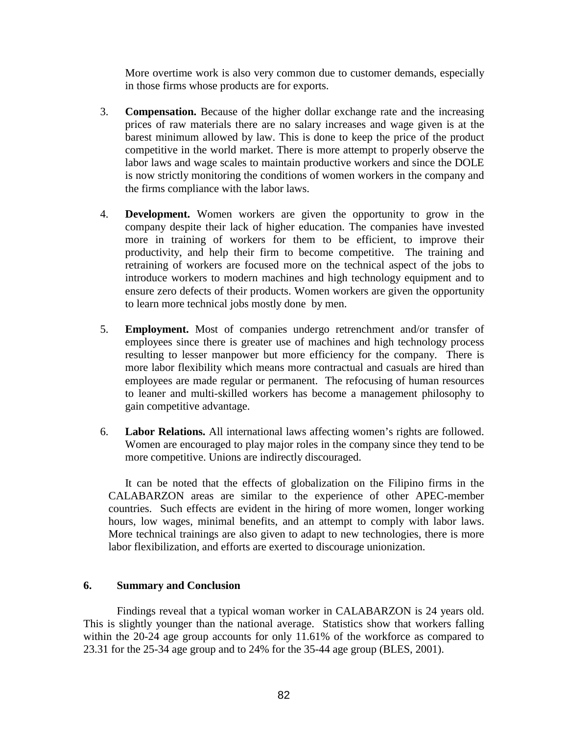More overtime work is also very common due to customer demands, especially in those firms whose products are for exports.

3. **Compensation.** Because of the higher dollar exchange rate and the increasing prices of raw materials there are no salary increases and wage given is at the barest minimum allowed by law. This is done to keep the price of the product competitive in the world market. There is more attempt to properly observe the labor laws and wage scales to maintain productive workers and since the DOLE is now strictly monitoring the conditions of women workers in the company and the firms compliance with the labor laws.

4. **Development.** Women workers are given the opportunity to grow in the company despite their lack of higher education. The companies have invested more in training of workers for them to be efficient, to improve their productivity, and help their firm to become competitive. The training and retraining of workers are focused more on the technical aspect of the jobs to introduce workers to modern machines and high technology equipment and to ensure zero defects of their products. Women workers are given the opportunity to learn more technical jobs mostly done by men.

5. **Employment.** Most of companies undergo retrenchment and/or transfer of employees since there is greater use of machines and high technology process resulting to lesser manpower but more efficiency for the company. There is more labor flexibility which means more contractual and casuals are hired than employees are made regular or permanent. The refocusing of human resources to leaner and multi-skilled workers has become a management philosophy to gain competitive advantage.

6. **Labor Relations.** All international laws affecting women's rights are followed. Women are encouraged to play major roles in the company since they tend to be more competitive. Unions are indirectly discouraged.

It can be noted that the effects of globalization on the Filipino firms in the CALABARZON areas are similar to the experience of other APEC-member countries. Such effects are evident in the hiring of more women, longer working hours, low wages, minimal benefits, and an attempt to comply with labor laws. More technical trainings are also given to adapt to new technologies, there is more labor flexibilization, and efforts are exerted to discourage unionization.

## 6. Summary and Conclusion

Findings reveal that a typical woman worker in CALABARZON is 24 years old. This is slightly younger than the national average. Statistics show that workers falling within the 20-24 age group accounts for only 11.61% of the workforce as compared to 23.31 for the 25-34 age group and to 24% for the 35-44 age group (BLES, 2001).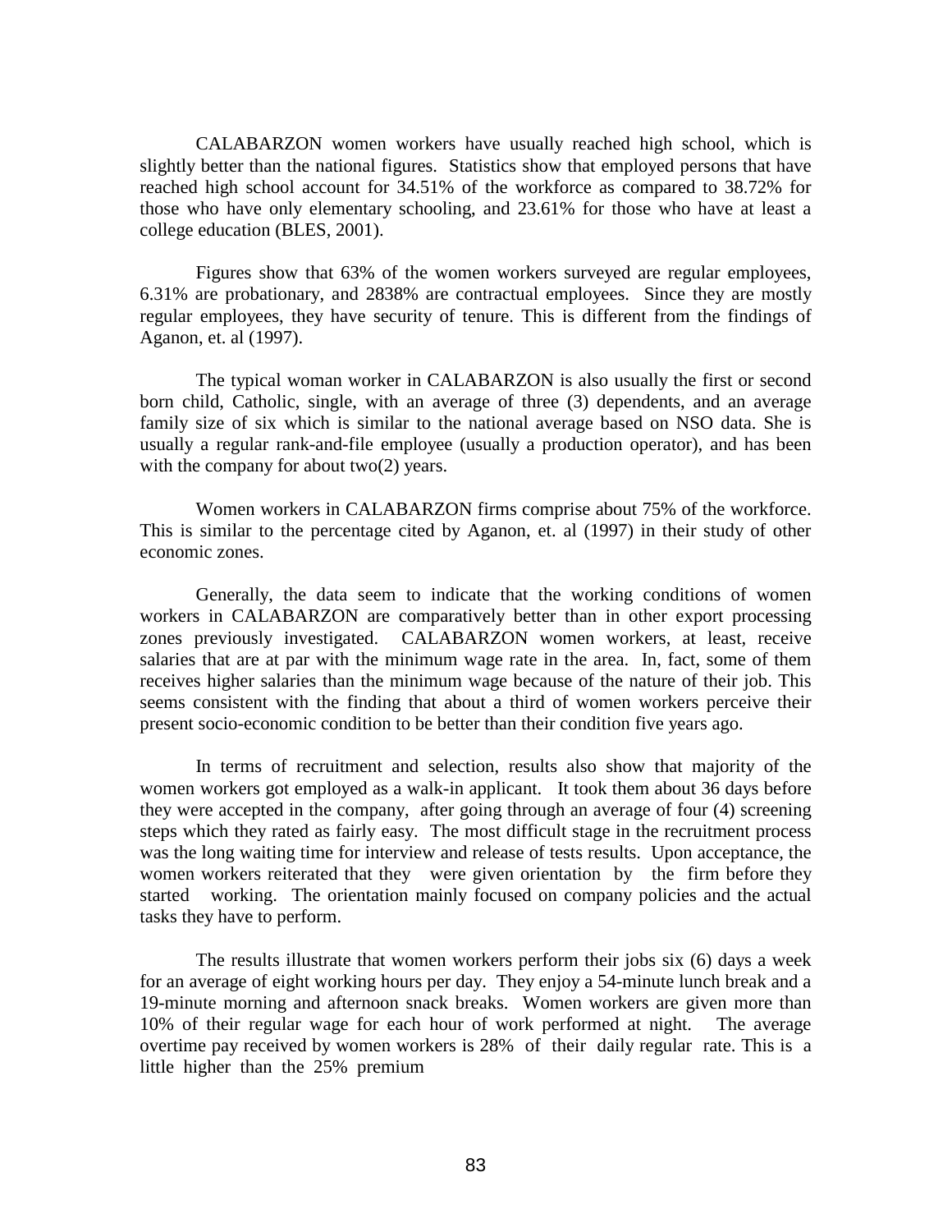CALABARZON women workers have usually reached high school, which is slightly better than the national figures. Statistics show that employed persons that have reached high school account for 34.51% of the workforce as compared to 38.72% for those who have only elementary schooling, and 23.61% for those who have at least a college education (BLES, 2001).

Figures show that 63% of the women workers surveyed are regular employees, 6.31% are probationary, and 2838% are contractual employees. Since they are mostly regular employees, they have security of tenure. This is different from the findings of Aganon, et. al (1997).

The typical woman worker in CALABARZON is also usually the first or second born child, Catholic, single, with an average of three (3) dependents, and an average family size of six which is similar to the national average based on NSO data. She is usually a regular rank-and-file employee (usually a production operator), and has been with the company for about two(2) years.

Women workers in CALABARZON firms comprise about 75% of the workforce. This is similar to the percentage cited by Aganon, et. al (1997) in their study of other economic zones.

Generally, the data seem to indicate that the working conditions of women workers in CALABARZON are comparatively better than in other export processing zones previously investigated. CALABARZON women workers, at least, receive salaries that are at par with the minimum wage rate in the area. In, fact, some of them receives higher salaries than the minimum wage because of the nature of their job. This seems consistent with the finding that about a third of women workers perceive their present socio-economic condition to be better than their condition five years ago.

In terms of recruitment and selection, results also show that majority of the women workers got employed as a walk-in applicant. It took them about 36 days before they were accepted in the company, after going through an average of four (4) screening steps which they rated as fairly easy. The most difficult stage in the recruitment process was the long waiting time for interview and release of tests results. Upon acceptance, the women workers reiterated that they were given orientation by the firm before they started working. The orientation mainly focused on company policies and the actual tasks they have to perform.

The results illustrate that women workers perform their jobs six (6) days a week for an average of eight working hours per day. They enjoy a 54-minute lunch break and a 19-minute morning and afternoon snack breaks. Women workers are given more than 10% of their regular wage for each hour of work performed at night. The average overtime pay received by women workers is 28% of their daily regular rate. This is a little higher than the 25% premium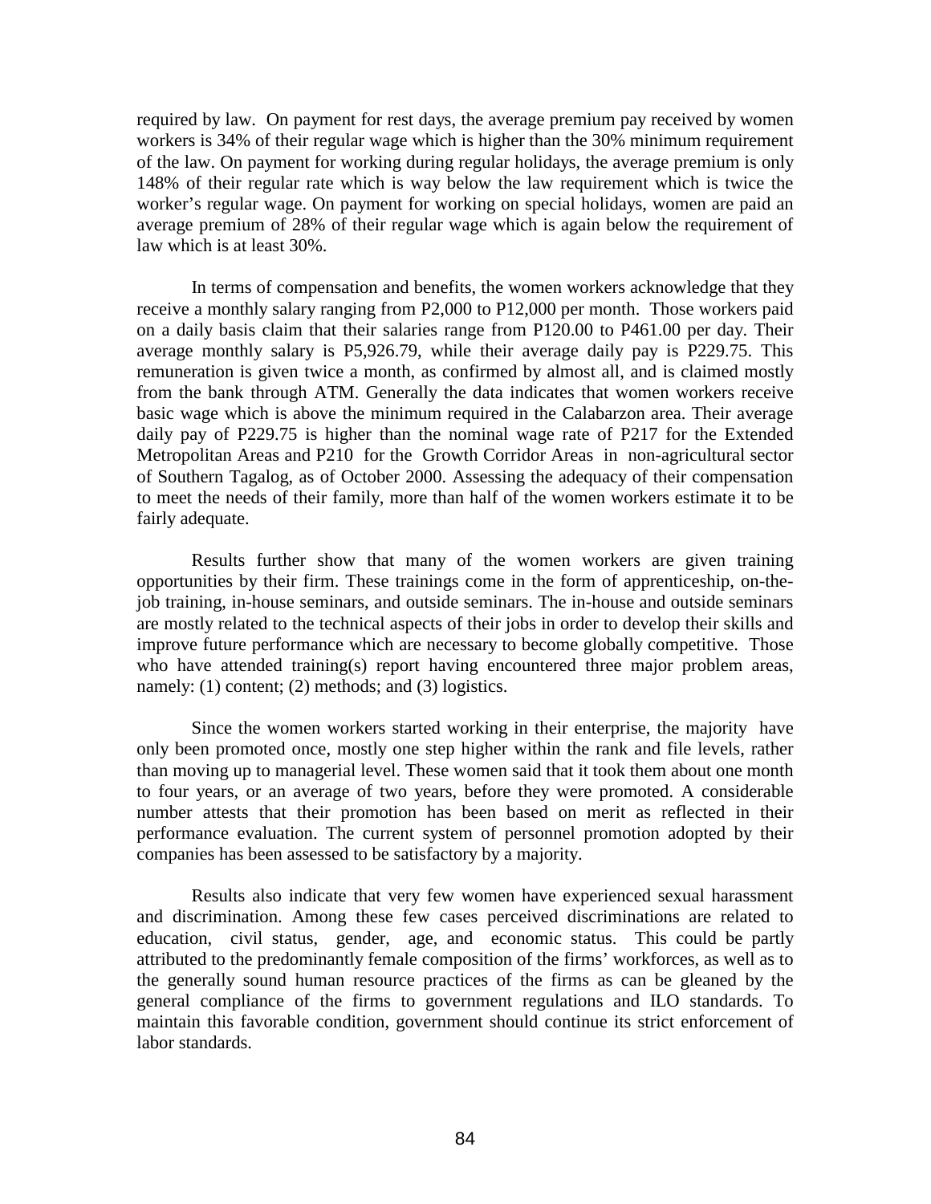required by law. On payment for rest days, the average premium pay received by women workers is 34% of their regular wage which is higher than the 30% minimum requirement of the law. On payment for working during regular holidays, the average premium is only 148% of their regular rate which is way below the law requirement which is twice the worker's regular wage. On payment for working on special holidays, women are paid an average premium of 28% of their regular wage which is again below the requirement of law which is at least 30%.

In terms of compensation and benefits, the women workers acknowledge that they receive a monthly salary ranging from P2,000 to P12,000 per month. Those workers paid on a daily basis claim that their salaries range from P120.00 to P461.00 per day. Their average monthly salary is P5,926.79, while their average daily pay is P229.75. This remuneration is given twice a month, as confirmed by almost all, and is claimed mostly from the bank through ATM. Generally the data indicates that women workers receive basic wage which is above the minimum required in the Calabarzon area. Their average daily pay of P229.75 is higher than the nominal wage rate of P217 for the Extended Metropolitan Areas and P210 for the Growth Corridor Areas in non-agricultural sector of Southern Tagalog, as of October 2000. Assessing the adequacy of their compensation to meet the needs of their family, more than half of the women workers estimate it to be fairly adequate.

Results further show that many of the women workers are given training opportunities by their firm. These trainings come in the form of apprenticeship, on-the-job training, in-house seminars, and outside seminars. The in-house and outside seminars are mostly related to the technical aspects of their jobs in order to develop their skills and improve future performance which are necessary to become globally competitive. Those who have attended training(s) report having encountered three major problem areas, namely: (1) content; (2) methods; and (3) logistics.

Since the women workers started working in their enterprise, the majority have only been promoted once, mostly one step higher within the rank and file levels, rather than moving up to managerial level. These women said that it took them about one month to four years, or an average of two years, before they were promoted. A considerable number attests that their promotion has been based on merit as reflected in their performance evaluation. The current system of personnel promotion adopted by their companies has been assessed to be satisfactory by a majority.

Results also indicate that very few women have experienced sexual harassment and discrimination. Among these few cases perceived discriminations are related to education, civil status, gender, age, and economic status. This could be partly attributed to the predominantly female composition of the firms' workforces, as well as to the generally sound human resource practices of the firms as can be gleaned by the general compliance of the firms to government regulations and ILO standards. To maintain this favorable condition, government should continue its strict enforcement of labor standards.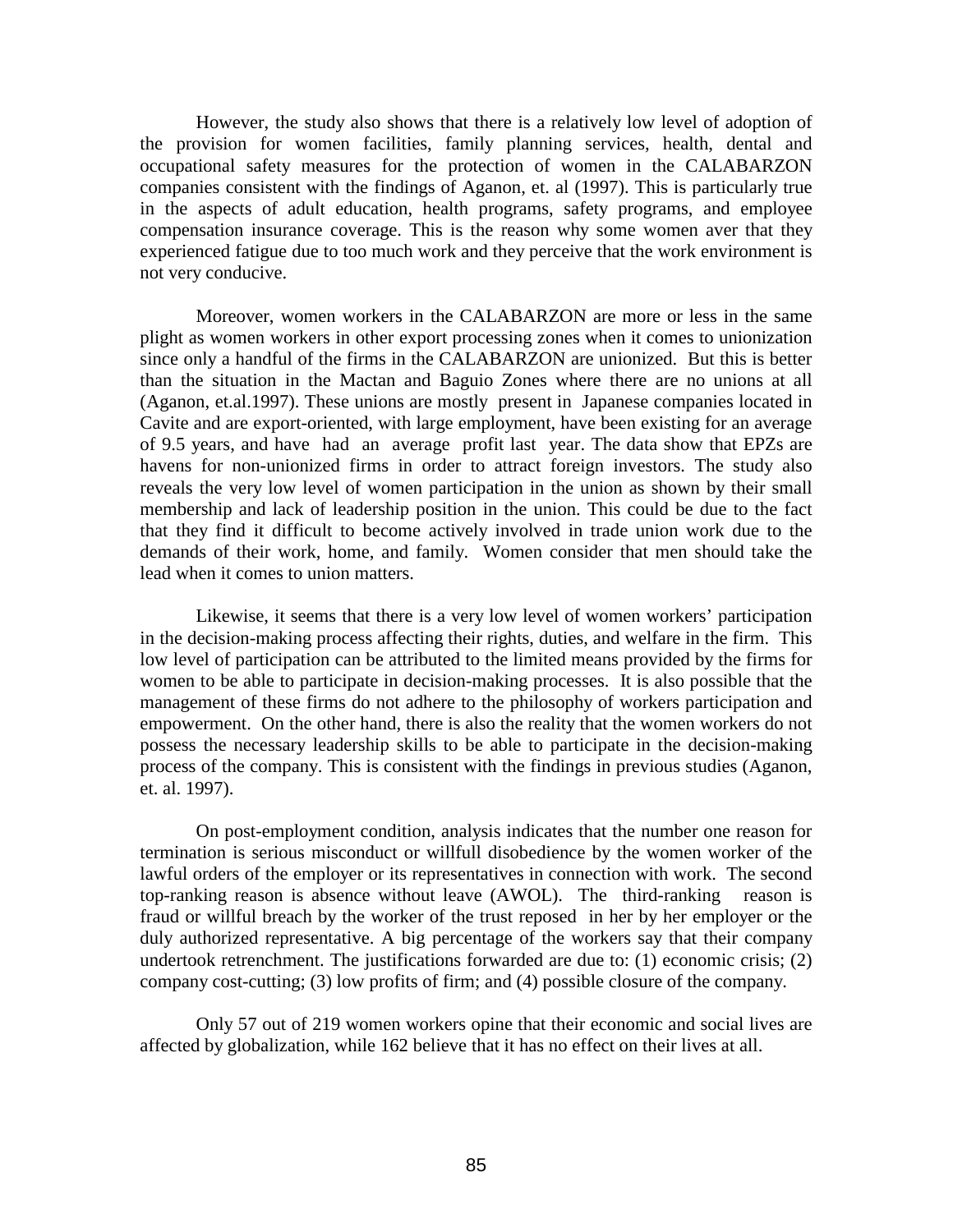However, the study also shows that there is a relatively low level of adoption of the provision for women facilities, family planning services, health, dental and occupational safety measures for the protection of women in the CALABARZON companies consistent with the findings of Aganon, et. al (1997). This is particularly true in the aspects of adult education, health programs, safety programs, and employee compensation insurance coverage. This is the reason why some women aver that they experienced fatigue due to too much work and they perceive that the work environment is not very conducive.

Moreover, women workers in the CALABARZON are more or less in the same plight as women workers in other export processing zones when it comes to unionization since only a handful of the firms in the CALABARZON are unionized. But this is better than the situation in the Mactan and Baguio Zones where there are no unions at all (Aganon, et.al.1997). These unions are mostly present in Japanese companies located in Cavite and are export-oriented, with large employment, have been existing for an average of 9.5 years, and have had an average profit last year. The data show that EPZs are havens for non-unionized firms in order to attract foreign investors. The study also reveals the very low level of women participation in the union as shown by their small membership and lack of leadership position in the union. This could be due to the fact that they find it difficult to become actively involved in trade union work due to the demands of their work, home, and family. Women consider that men should take the lead when it comes to union matters.

Likewise, it seems that there is a very low level of women workers' participation in the decision-making process affecting their rights, duties, and welfare in the firm. This low level of participation can be attributed to the limited means provided by the firms for women to be able to participate in decision-making processes. It is also possible that the management of these firms do not adhere to the philosophy of workers participation and empowerment. On the other hand, there is also the reality that the women workers do not possess the necessary leadership skills to be able to participate in the decision-making process of the company. This is consistent with the findings in previous studies (Aganon, et. al. 1997).

On post-employment condition, analysis indicates that the number one reason for termination is serious misconduct or willfull disobedience by the women worker of the lawful orders of the employer or its representatives in connection with work. The second top-ranking reason is absence without leave (AWOL). The third-ranking reason is fraud or willful breach by the worker of the trust reposed in her by her employer or the duly authorized representative. A big percentage of the workers say that their company undertook retrenchment. The justifications forwarded are due to: (1) economic crisis; (2) company cost-cutting; (3) low profits of firm; and (4) possible closure of the company.

Only 57 out of 219 women workers opine that their economic and social lives are affected by globalization, while 162 believe that it has no effect on their lives at all.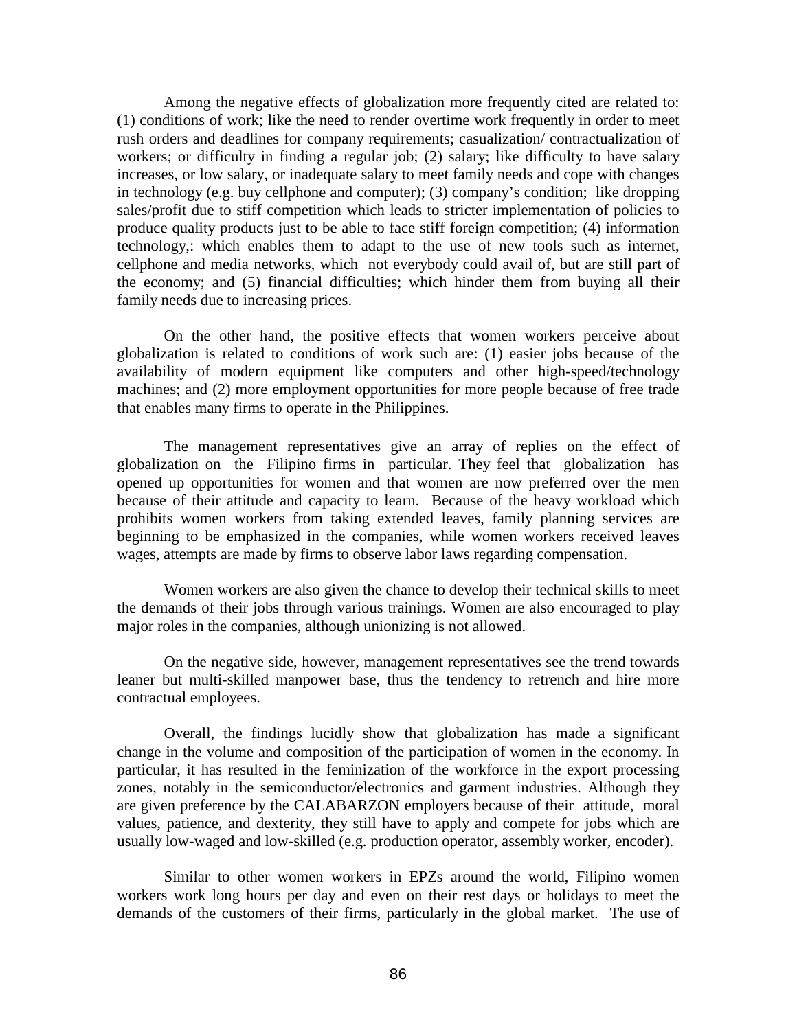Among the negative effects of globalization more frequently cited are related to: (1) conditions of work; like the need to render overtime work frequently in order to meet rush orders and deadlines for company requirements; casualization/ contractualization of workers; or difficulty in finding a regular job; (2) salary; like difficulty to have salary increases, or low salary, or inadequate salary to meet family needs and cope with changes in technology (e.g. buy cellphone and computer); (3) company's condition; like dropping sales/profit due to stiff competition which leads to stricter implementation of policies to produce quality products just to be able to face stiff foreign competition; (4) information technology,: which enables them to adapt to the use of new tools such as internet, cellphone and media networks, which not everybody could avail of, but are still part of the economy; and (5) financial difficulties; which hinder them from buying all their family needs due to increasing prices.

On the other hand, the positive effects that women workers perceive about globalization is related to conditions of work such are: (1) easier jobs because of the availability of modern equipment like computers and other high-speed/technology machines; and (2) more employment opportunities for more people because of free trade that enables many firms to operate in the Philippines.

The management representatives give an array of replies on the effect of globalization on the Filipino firms in particular. They feel that globalization has opened up opportunities for women and that women are now preferred over the men because of their attitude and capacity to learn. Because of the heavy workload which prohibits women workers from taking extended leaves, family planning services are beginning to be emphasized in the companies, while women workers received leaves wages, attempts are made by firms to observe labor laws regarding compensation.

Women workers are also given the chance to develop their technical skills to meet the demands of their jobs through various trainings. Women are also encouraged to play major roles in the companies, although unionizing is not allowed.

On the negative side, however, management representatives see the trend towards leaner but multi-skilled manpower base, thus the tendency to retrench and hire more contractual employees.

Overall, the findings lucidly show that globalization has made a significant change in the volume and composition of the participation of women in the economy. In particular, it has resulted in the feminization of the workforce in the export processing zones, notably in the semiconductor/electronics and garment industries. Although they are given preference by the CALABARZON employers because of their attitude, moral values, patience, and dexterity, they still have to apply and compete for jobs which are usually low-waged and low-skilled (e.g. production operator, assembly worker, encoder).

Similar to other women workers in EPZs around the world, Filipino women workers work long hours per day and even on their rest days or holidays to meet the demands of the customers of their firms, particularly in the global market. The use of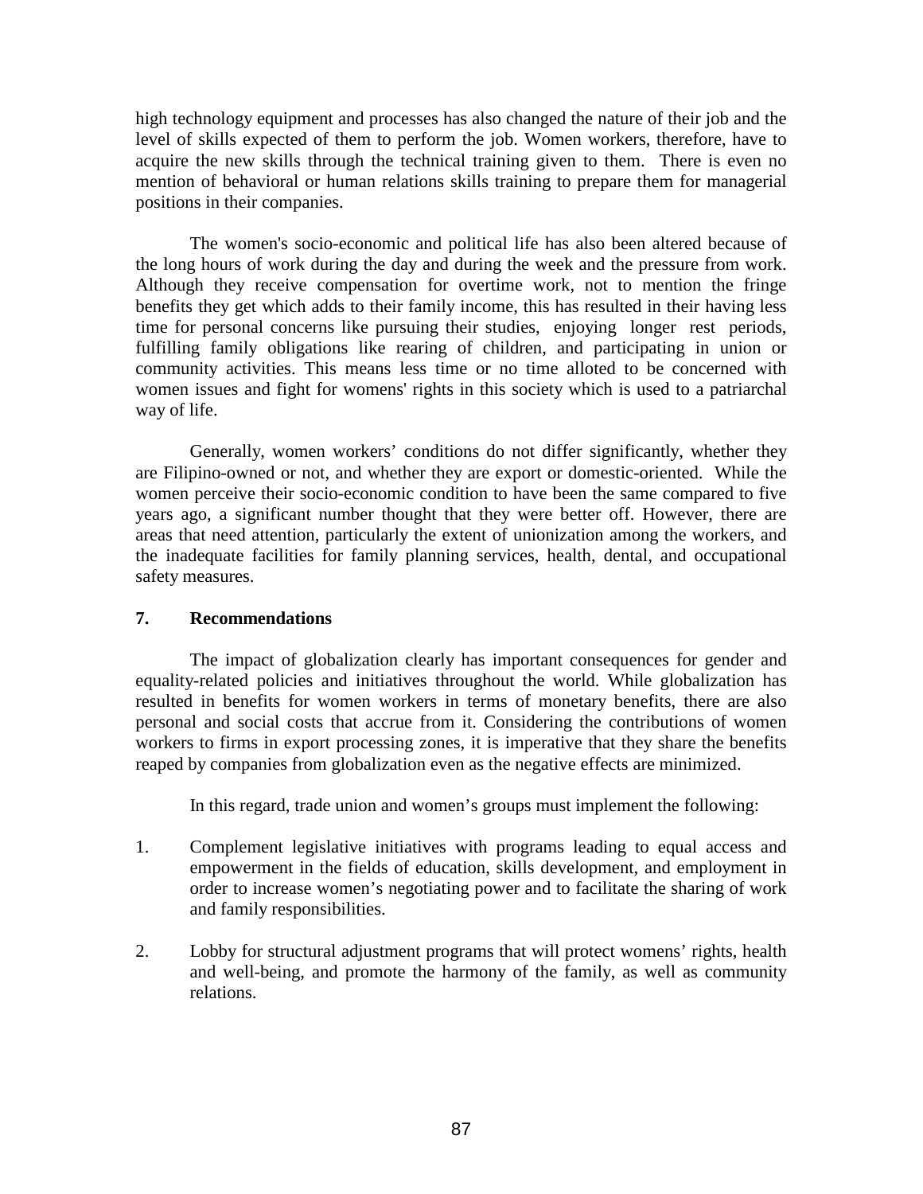high technology equipment and processes has also changed the nature of their job and the level of skills expected of them to perform the job. Women workers, therefore, have to acquire the new skills through the technical training given to them. There is even no mention of behavioral or human relations skills training to prepare them for managerial positions in their companies.

The women's socio-economic and political life has also been altered because of the long hours of work during the day and during the week and the pressure from work. Although they receive compensation for overtime work, not to mention the fringe benefits they get which adds to their family income, this has resulted in their having less time for personal concerns like pursuing their studies, enjoying longer rest periods, fulfilling family obligations like rearing of children, and participating in union or community activities. This means less time or no time alloted to be concerned with women issues and fight for womens' rights in this society which is used to a patriarchal way of life.

Generally, women workers' conditions do not differ significantly, whether they are Filipino-owned or not, and whether they are export or domestic-oriented. While the women perceive their socio-economic condition to have been the same compared to five years ago, a significant number thought that they were better off. However, there are areas that need attention, particularly the extent of unionization among the workers, and the inadequate facilities for family planning services, health, dental, and occupational safety measures.

## 7. Recommendations

The impact of globalization clearly has important consequences for gender and equality-related policies and initiatives throughout the world. While globalization has resulted in benefits for women workers in terms of monetary benefits, there are also personal and social costs that accrue from it. Considering the contributions of women workers to firms in export processing zones, it is imperative that they share the benefits reaped by companies from globalization even as the negative effects are minimized.

In this regard, trade union and women's groups must implement the following:

1. Complement legislative initiatives with programs leading to equal access and empowerment in the fields of education, skills development, and employment in order to increase women's negotiating power and to facilitate the sharing of work and family responsibilities.

2. Lobby for structural adjustment programs that will protect womens' rights, health and well-being, and promote the harmony of the family, as well as community relations.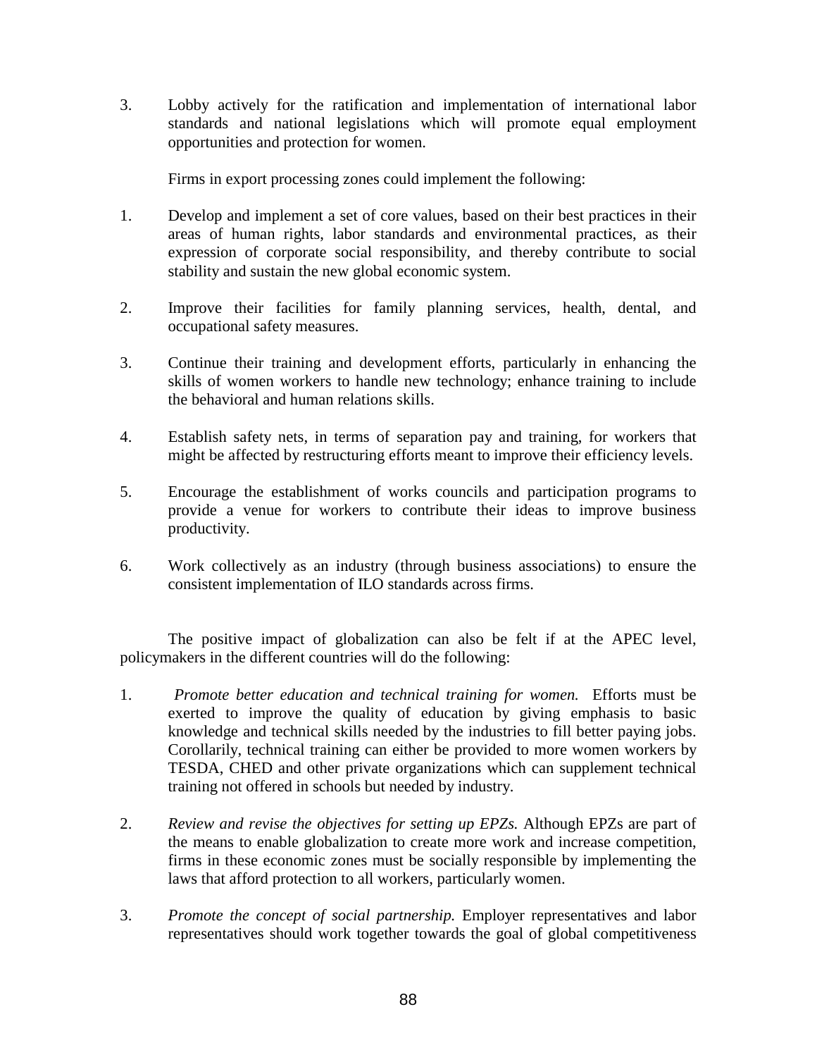3. Lobby actively for the ratification and implementation of international labor standards and national legislations which will promote equal employment opportunities and protection for women.

Firms in export processing zones could implement the following:

1. Develop and implement a set of core values, based on their best practices in their areas of human rights, labor standards and environmental practices, as their expression of corporate social responsibility, and thereby contribute to social stability and sustain the new global economic system.

2. Improve their facilities for family planning services, health, dental, and occupational safety measures.

3. Continue their training and development efforts, particularly in enhancing the skills of women workers to handle new technology; enhance training to include the behavioral and human relations skills.

4. Establish safety nets, in terms of separation pay and training, for workers that might be affected by restructuring efforts meant to improve their efficiency levels.

5. Encourage the establishment of works councils and participation programs to provide a venue for workers to contribute their ideas to improve business productivity.

6. Work collectively as an industry (through business associations) to ensure the consistent implementation of ILO standards across firms.

The positive impact of globalization can also be felt if at the APEC level, policymakers in the different countries will do the following:

1. *Promote better education and technical training for women.* Efforts must be exerted to improve the quality of education by giving emphasis to basic knowledge and technical skills needed by the industries to fill better paying jobs. Corollarily, technical training can either be provided to more women workers by TESDA, CHED and other private organizations which can supplement technical training not offered in schools but needed by industry.

2. *Review and revise the objectives for setting up EPZs.* Although EPZs are part of the means to enable globalization to create more work and increase competition, firms in these economic zones must be socially responsible by implementing the laws that afford protection to all workers, particularly women.

3. *Promote the concept of social partnership.* Employer representatives and labor representatives should work together towards the goal of global competitiveness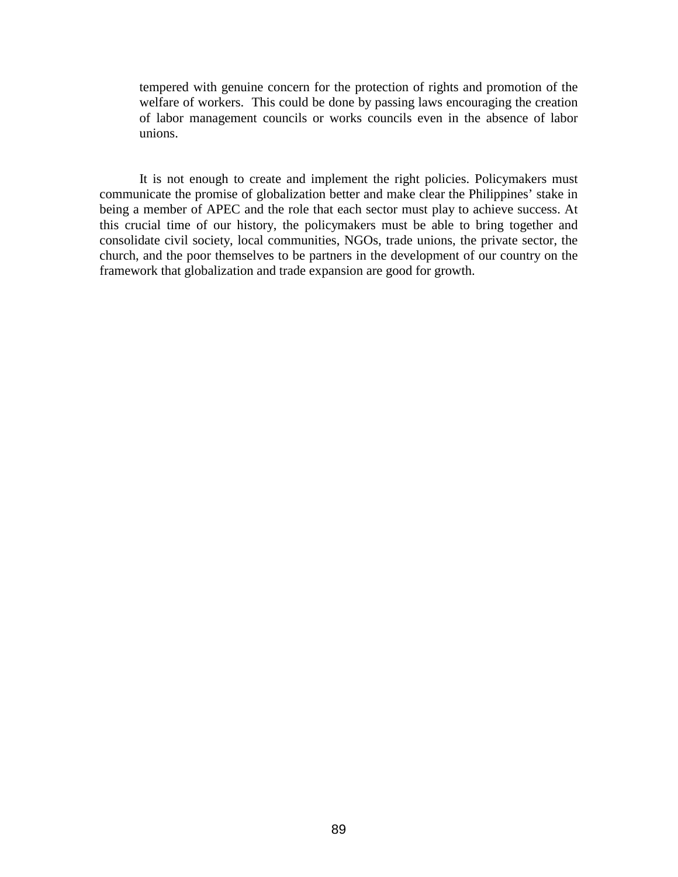tempered with genuine concern for the protection of rights and promotion of the welfare of workers. This could be done by passing laws encouraging the creation of labor management councils or works councils even in the absence of labor unions.

It is not enough to create and implement the right policies. Policymakers must communicate the promise of globalization better and make clear the Philippines' stake in being a member of APEC and the role that each sector must play to achieve success. At this crucial time of our history, the policymakers must be able to bring together and consolidate civil society, local communities, NGOs, trade unions, the private sector, the church, and the poor themselves to be partners in the development of our country on the framework that globalization and trade expansion are good for growth.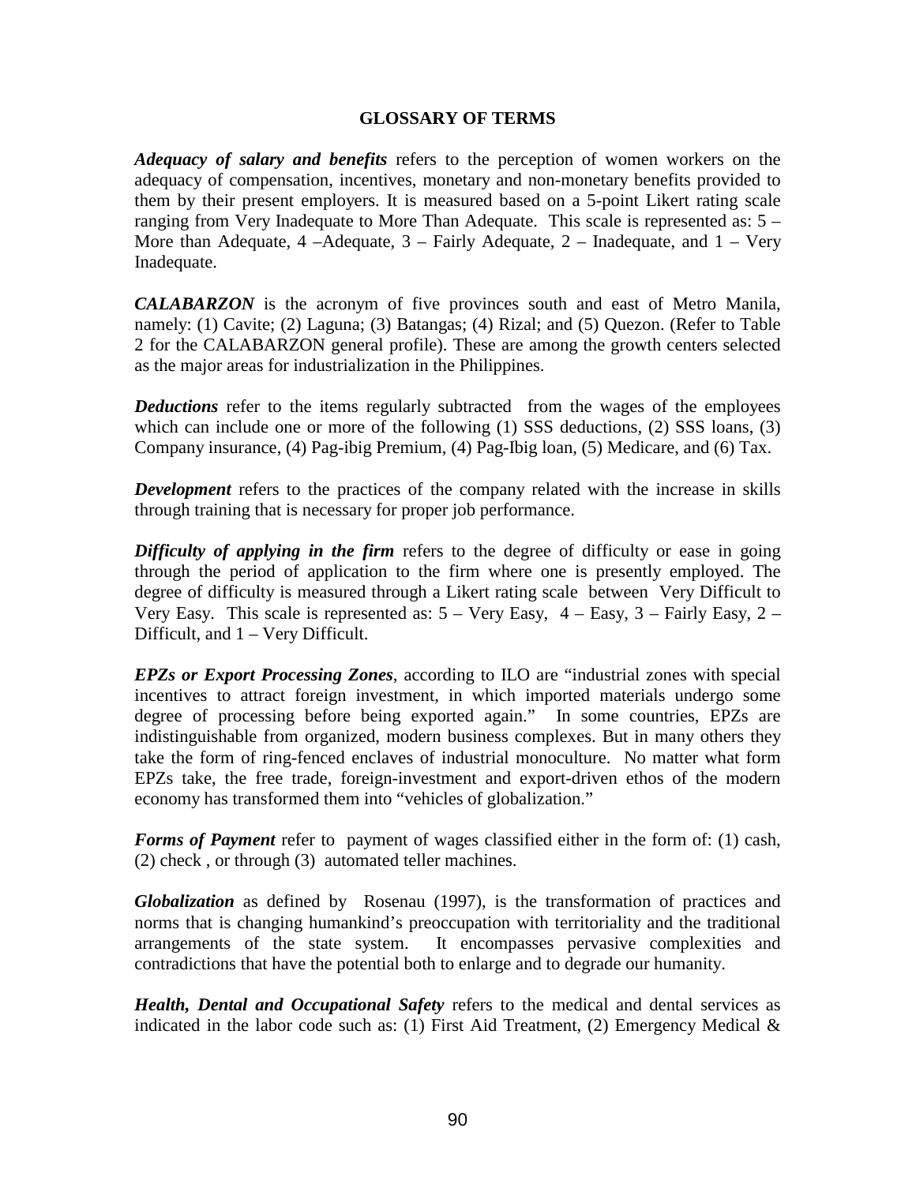## GLOSSARY OF TERMS

***Adequacy of salary and benefits*** refers to the perception of women workers on the adequacy of compensation, incentives, monetary and non-monetary benefits provided to them by their present employers. It is measured based on a 5-point Likert rating scale ranging from Very Inadequate to More Than Adequate. This scale is represented as: 5 – More than Adequate, 4 –Adequate, 3 – Fairly Adequate, 2 – Inadequate, and 1 – Very Inadequate.

***CALABARZON*** is the acronym of five provinces south and east of Metro Manila, namely: (1) Cavite; (2) Laguna; (3) Batangas; (4) Rizal; and (5) Quezon. (Refer to Table 2 for the CALABARZON general profile). These are among the growth centers selected as the major areas for industrialization in the Philippines.

***Deductions*** refer to the items regularly subtracted from the wages of the employees which can include one or more of the following (1) SSS deductions, (2) SSS loans, (3) Company insurance, (4) Pag-ibig Premium, (4) Pag-Ibig loan, (5) Medicare, and (6) Tax.

***Development*** refers to the practices of the company related with the increase in skills through training that is necessary for proper job performance.

***Difficulty of applying in the firm*** refers to the degree of difficulty or ease in going through the period of application to the firm where one is presently employed. The degree of difficulty is measured through a Likert rating scale between Very Difficult to Very Easy. This scale is represented as: 5 – Very Easy, 4 – Easy, 3 – Fairly Easy, 2 – Difficult, and 1 – Very Difficult.

***EPZs or Export Processing Zones***, according to ILO are "industrial zones with special incentives to attract foreign investment, in which imported materials undergo some degree of processing before being exported again." In some countries, EPZs are indistinguishable from organized, modern business complexes. But in many others they take the form of ring-fenced enclaves of industrial monoculture. No matter what form EPZs take, the free trade, foreign-investment and export-driven ethos of the modern economy has transformed them into "vehicles of globalization."

***Forms of Payment*** refer to payment of wages classified either in the form of: (1) cash, (2) check , or through (3) automated teller machines.

***Globalization*** as defined by Rosenau (1997), is the transformation of practices and norms that is changing humankind's preoccupation with territoriality and the traditional arrangements of the state system. It encompasses pervasive complexities and contradictions that have the potential both to enlarge and to degrade our humanity.

***Health, Dental and Occupational Safety*** refers to the medical and dental services as indicated in the labor code such as: (1) First Aid Treatment, (2) Emergency Medical &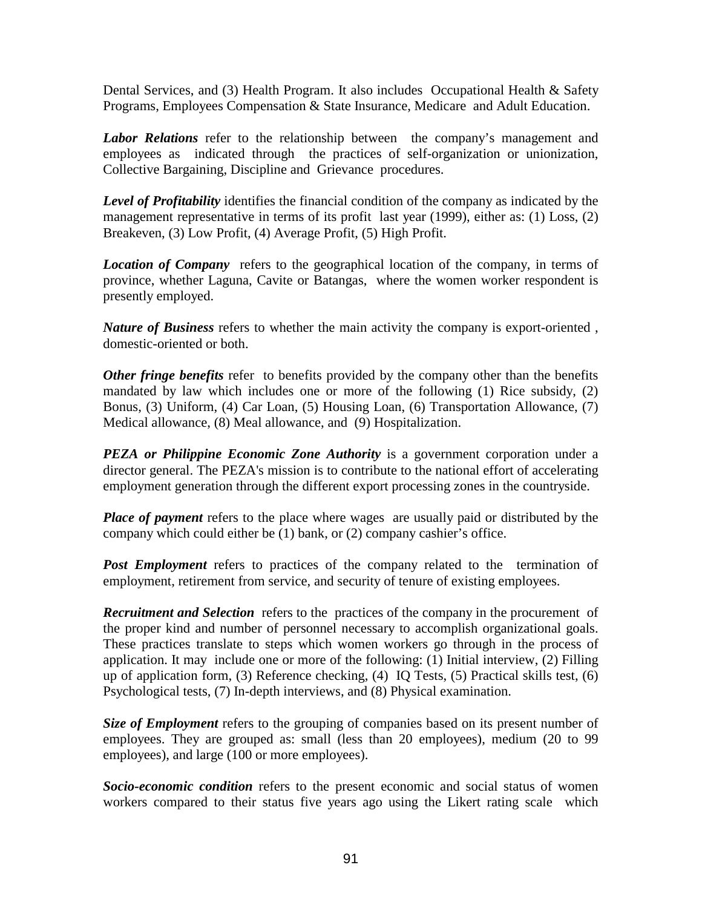Dental Services, and (3) Health Program. It also includes Occupational Health & Safety Programs, Employees Compensation & State Insurance, Medicare and Adult Education.

***Labor Relations*** refer to the relationship between the company's management and employees as indicated through the practices of self-organization or unionization, Collective Bargaining, Discipline and Grievance procedures.

***Level of Profitability*** identifies the financial condition of the company as indicated by the management representative in terms of its profit last year (1999), either as: (1) Loss, (2) Breakeven, (3) Low Profit, (4) Average Profit, (5) High Profit.

***Location of Company*** refers to the geographical location of the company, in terms of province, whether Laguna, Cavite or Batangas, where the women worker respondent is presently employed.

***Nature of Business*** refers to whether the main activity the company is export-oriented , domestic-oriented or both.

***Other fringe benefits*** refer to benefits provided by the company other than the benefits mandated by law which includes one or more of the following (1) Rice subsidy, (2) Bonus, (3) Uniform, (4) Car Loan, (5) Housing Loan, (6) Transportation Allowance, (7) Medical allowance, (8) Meal allowance, and (9) Hospitalization.

***PEZA or Philippine Economic Zone Authority*** is a government corporation under a director general. The PEZA's mission is to contribute to the national effort of accelerating employment generation through the different export processing zones in the countryside.

***Place of payment*** refers to the place where wages are usually paid or distributed by the company which could either be (1) bank, or (2) company cashier's office.

***Post Employment*** refers to practices of the company related to the termination of employment, retirement from service, and security of tenure of existing employees.

***Recruitment and Selection*** refers to the practices of the company in the procurement of the proper kind and number of personnel necessary to accomplish organizational goals. These practices translate to steps which women workers go through in the process of application. It may include one or more of the following: (1) Initial interview, (2) Filling up of application form, (3) Reference checking, (4) IQ Tests, (5) Practical skills test, (6) Psychological tests, (7) In-depth interviews, and (8) Physical examination.

***Size of Employment*** refers to the grouping of companies based on its present number of employees. They are grouped as: small (less than 20 employees), medium (20 to 99 employees), and large (100 or more employees).

***Socio-economic condition*** refers to the present economic and social status of women workers compared to their status five years ago using the Likert rating scale which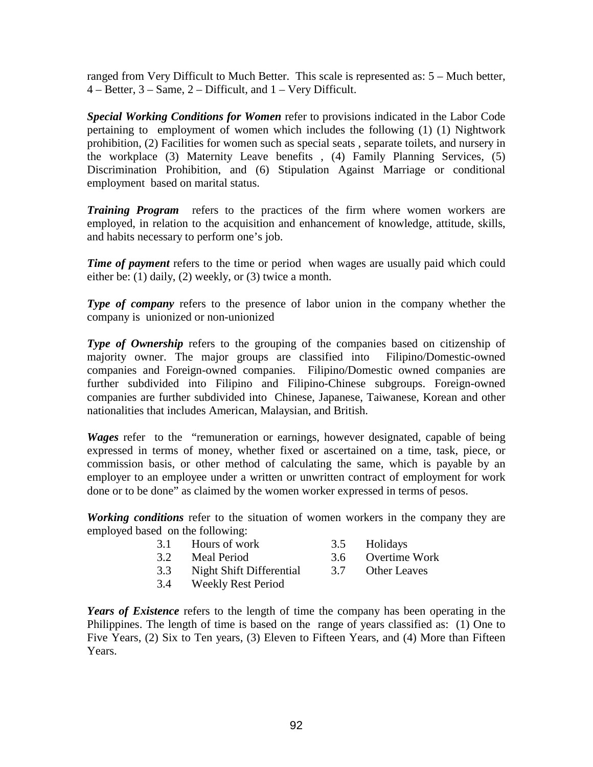ranged from Very Difficult to Much Better. This scale is represented as: 5 – Much better, 4 – Better, 3 – Same, 2 – Difficult, and 1 – Very Difficult.

***Special Working Conditions for Women*** refer to provisions indicated in the Labor Code pertaining to employment of women which includes the following (1) (1) Nightwork prohibition, (2) Facilities for women such as special seats , separate toilets, and nursery in the workplace (3) Maternity Leave benefits , (4) Family Planning Services, (5) Discrimination Prohibition, and (6) Stipulation Against Marriage or conditional employment based on marital status.

***Training Program*** refers to the practices of the firm where women workers are employed, in relation to the acquisition and enhancement of knowledge, attitude, skills, and habits necessary to perform one's job.

***Time of payment*** refers to the time or period when wages are usually paid which could either be: (1) daily, (2) weekly, or (3) twice a month.

***Type of company*** refers to the presence of labor union in the company whether the company is unionized or non-unionized

***Type of Ownership*** refers to the grouping of the companies based on citizenship of majority owner. The major groups are classified into Filipino/Domestic-owned companies and Foreign-owned companies. Filipino/Domestic owned companies are further subdivided into Filipino and Filipino-Chinese subgroups. Foreign-owned companies are further subdivided into Chinese, Japanese, Taiwanese, Korean and other nationalities that includes American, Malaysian, and British.

***Wages*** refer to the "remuneration or earnings, however designated, capable of being expressed in terms of money, whether fixed or ascertained on a time, task, piece, or commission basis, or other method of calculating the same, which is payable by an employer to an employee under a written or unwritten contract of employment for work done or to be done" as claimed by the women worker expressed in terms of pesos.

***Working conditions*** refer to the situation of women workers in the company they are employed based on the following:

- 3.1 Hours of work
- 3.2 Meal Period
- 3.3 Night Shift Differential
- 3.4 Weekly Rest Period
- 3.5 Holidays
- 3.6 Overtime Work
- 3.7 Other Leaves

***Years of Existence*** refers to the length of time the company has been operating in the Philippines. The length of time is based on the range of years classified as: (1) One to Five Years, (2) Six to Ten years, (3) Eleven to Fifteen Years, and (4) More than Fifteen Years.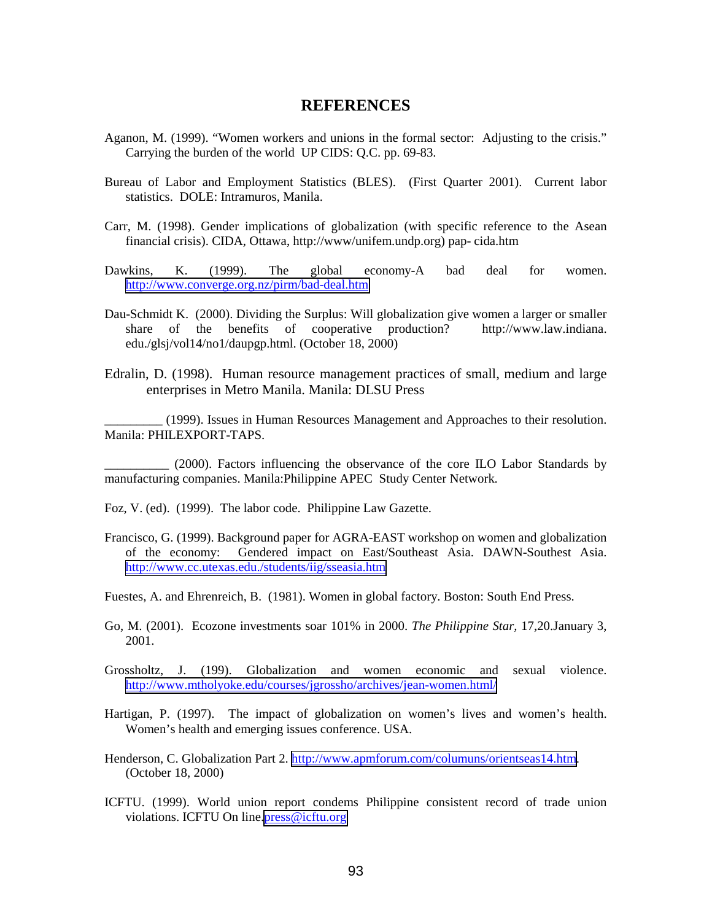# REFERENCES

Aganon, M. (1999). "Women workers and unions in the formal sector: Adjusting to the crisis." Carrying the burden of the world UP CIDS: Q.C. pp. 69-83.

Bureau of Labor and Employment Statistics (BLES). (First Quarter 2001). Current labor statistics. DOLE: Intramuros, Manila.

Carr, M. (1998). Gender implications of globalization (with specific reference to the Asean financial crisis). CIDA, Ottawa, http://www/unifem.undp.org) pap- cida.htm

Dawkins, K. (1999). The global economy-A bad deal for women. http://www.converge.org.nz/pirm/bad-deal.htm

Dau-Schmidt K. (2000). Dividing the Surplus: Will globalization give women a larger or smaller share of the benefits of cooperative production? http://www.law.indiana. edu./glsj/vol14/no1/daupgp.html. (October 18, 2000)

Edralin, D. (1998). Human resource management practices of small, medium and large enterprises in Metro Manila. Manila: DLSU Press

_________ (1999). Issues in Human Resources Management and Approaches to their resolution. Manila: PHILEXPORT-TAPS.

__________ (2000). Factors influencing the observance of the core ILO Labor Standards by manufacturing companies. Manila:Philippine APEC Study Center Network.

Foz, V. (ed). (1999). The labor code. Philippine Law Gazette.

Francisco, G. (1999). Background paper for AGRA-EAST workshop on women and globalization of the economy: Gendered impact on East/Southeast Asia. DAWN-Southest Asia. http://www.cc.utexas.edu./students/iig/sseasia.htm

Fuestes, A. and Ehrenreich, B. (1981). Women in global factory. Boston: South End Press.

Go, M. (2001). Ecozone investments soar 101% in 2000. *The Philippine Star*, 17,20.January 3, 2001.

Grossholtz, J. (199). Globalization and women economic and sexual violence. http://www.mtholyoke.edu/courses/jgrossho/archives/jean-women.html/

Hartigan, P. (1997). The impact of globalization on women's lives and women's health. Women's health and emerging issues conference. USA.

Henderson, C. Globalization Part 2. http://www.apmforum.com/columuns/orientseas14.htm. (October 18, 2000)

ICFTU. (1999). World union report condems Philippine consistent record of trade union violations. ICFTU On line.press@icftu.org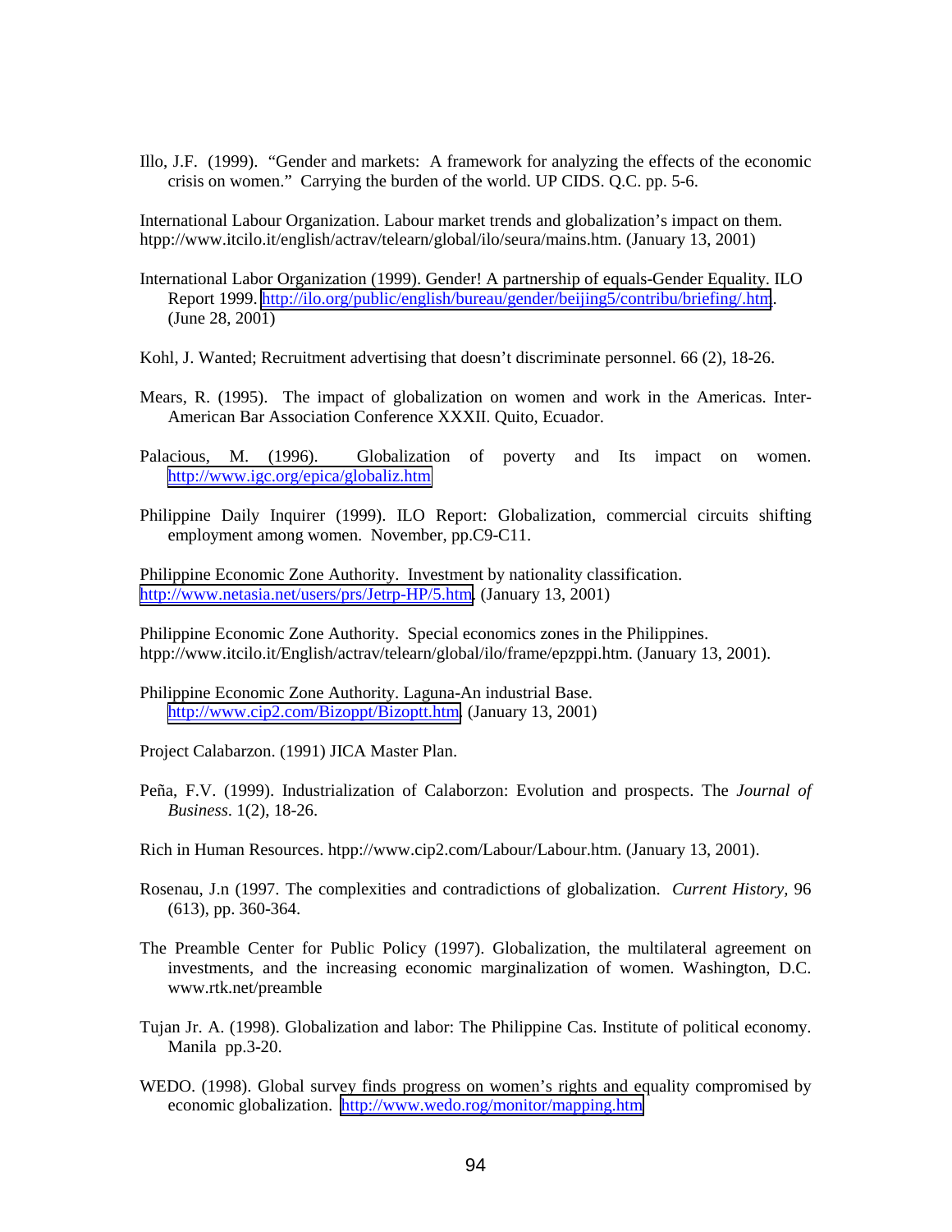Illo, J.F. (1999). "Gender and markets: A framework for analyzing the effects of the economic crisis on women." Carrying the burden of the world. UP CIDS. Q.C. pp. 5-6.

International Labour Organization. Labour market trends and globalization's impact on them. htpp://www.itcilo.it/english/actrav/telearn/global/ilo/seura/mains.htm. (January 13, 2001)

International Labor Organization (1999). Gender! A partnership of equals-Gender Equality. ILO Report 1999. http://ilo.org/public/english/bureau/gender/beijing5/contribu/briefing/.htm. (June 28, 2001)

Kohl, J. Wanted; Recruitment advertising that doesn't discriminate personnel. 66 (2), 18-26.

Mears, R. (1995). The impact of globalization on women and work in the Americas. Inter-American Bar Association Conference XXXII. Quito, Ecuador.

Palacious, M. (1996). Globalization of poverty and Its impact on women. http://www.igc.org/epica/globaliz.htm

Philippine Daily Inquirer (1999). ILO Report: Globalization, commercial circuits shifting employment among women. November, pp.C9-C11.

Philippine Economic Zone Authority. Investment by nationality classification. http://www.netasia.net/users/prs/Jetrp-HP/5.htm. (January 13, 2001)

Philippine Economic Zone Authority. Special economics zones in the Philippines. htpp://www.itcilo.it/English/actrav/telearn/global/ilo/frame/epzppi.htm. (January 13, 2001).

Philippine Economic Zone Authority. Laguna-An industrial Base. http://www.cip2.com/Bizoppt/Bizoptt.htm. (January 13, 2001)

Project Calabarzon. (1991) JICA Master Plan.

Peña, F.V. (1999). Industrialization of Calaborzon: Evolution and prospects. The *Journal of Business*. 1(2), 18-26.

Rich in Human Resources. htpp://www.cip2.com/Labour/Labour.htm. (January 13, 2001).

Rosenau, J.n (1997. The complexities and contradictions of globalization. *Current History*, 96 (613), pp. 360-364.

The Preamble Center for Public Policy (1997). Globalization, the multilateral agreement on investments, and the increasing economic marginalization of women. Washington, D.C. www.rtk.net/preamble

Tujan Jr. A. (1998). Globalization and labor: The Philippine Cas. Institute of political economy. Manila pp.3-20.

WEDO. (1998). Global survey finds progress on women's rights and equality compromised by economic globalization. http://www.wedo.rog/monitor/mapping.htm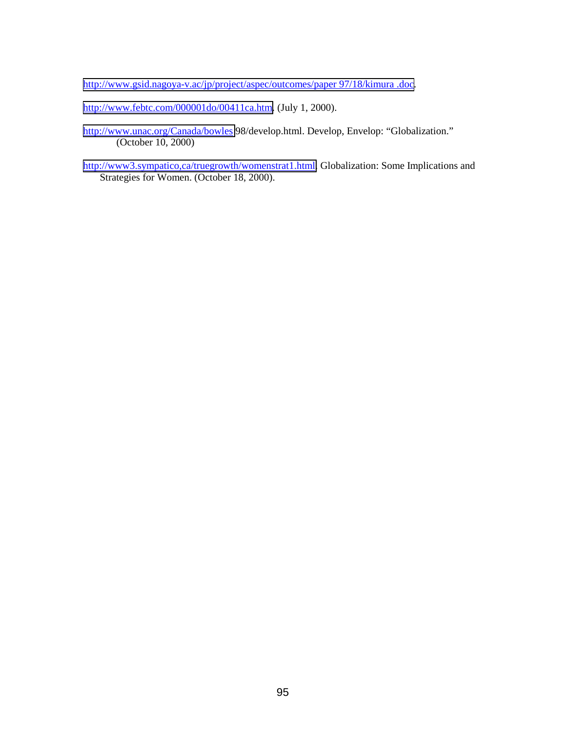http://www.gsid.nagoya-v.ac/jp/project/aspec/outcomes/paper 97/18/kimura .doc.

http://www.febtc.com/000001do/00411ca.htm. (July 1, 2000).

http://www.unac.org/Canada/bowles 98/develop.html. Develop, Envelop: "Globalization." (October 10, 2000)

http://www3.sympatico,ca/truegrowth/womenstrat1.html. Globalization: Some Implications and Strategies for Women. (October 18, 2000).